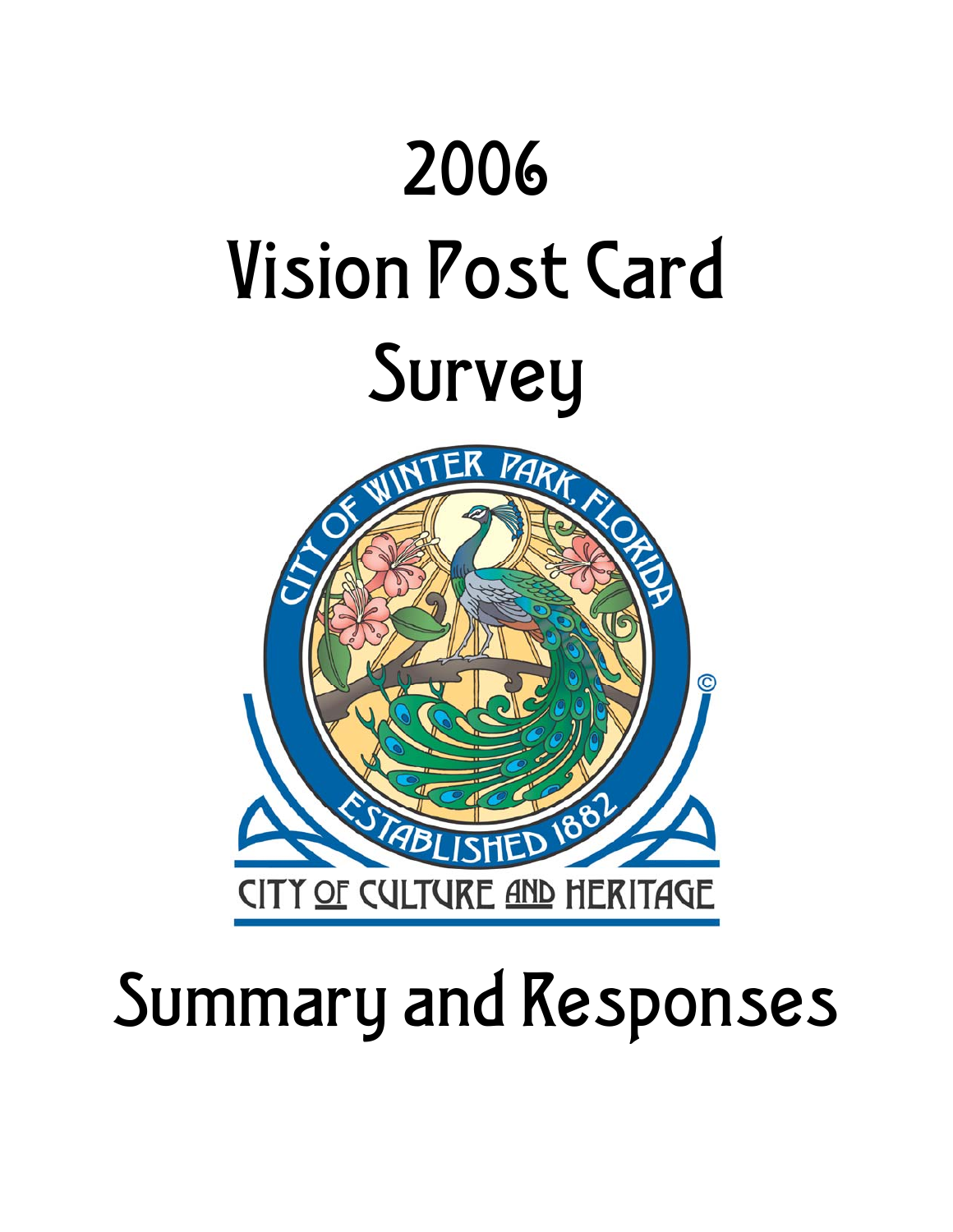# 2006 Vision Post Card Survey

CITY OF WINTER PARK, FLORIDA

ESTABLISHED 1882

CITY OF CULTURE AND HERITAGE

# Summary and Responses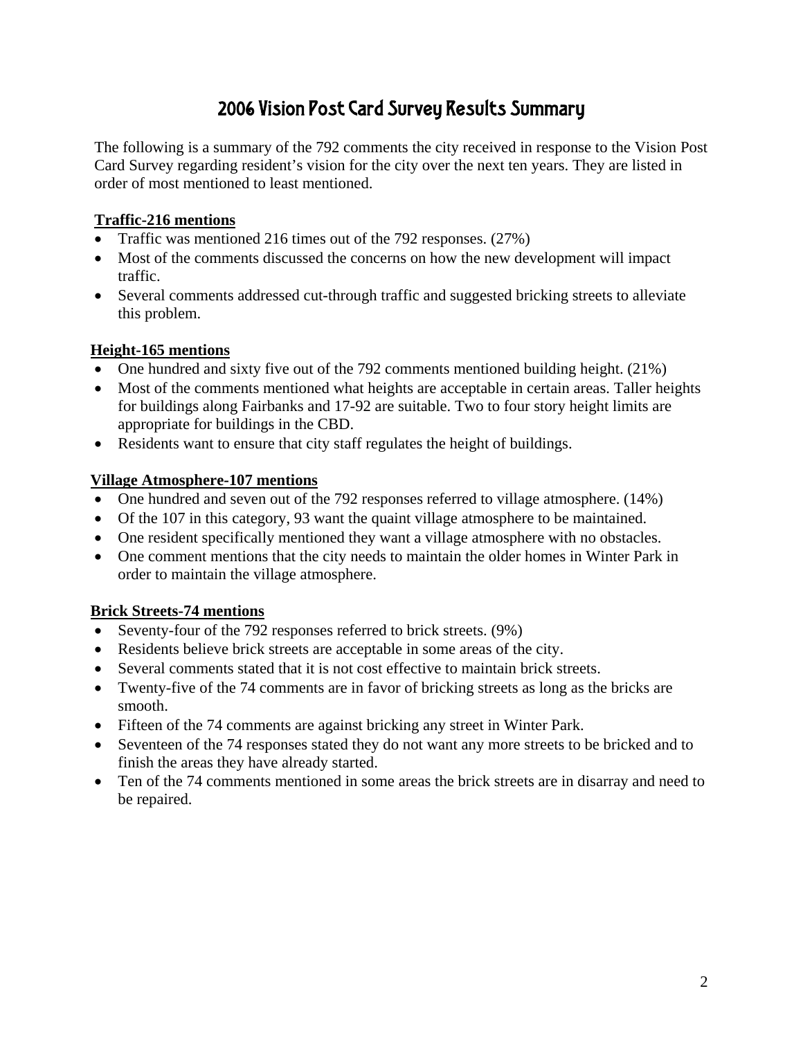# 2006 Vision Post Card Survey Results Summary

The following is a summary of the 792 comments the city received in response to the Vision Post Card Survey regarding resident's vision for the city over the next ten years. They are listed in order of most mentioned to least mentioned.

**Traffic-216 mentions**

- Traffic was mentioned 216 times out of the 792 responses. (27%)
- Most of the comments discussed the concerns on how the new development will impact traffic.
- Several comments addressed cut-through traffic and suggested bricking streets to alleviate this problem.

**Height-165 mentions**

- One hundred and sixty five out of the 792 comments mentioned building height. (21%)
- Most of the comments mentioned what heights are acceptable in certain areas. Taller heights for buildings along Fairbanks and 17-92 are suitable. Two to four story height limits are appropriate for buildings in the CBD.
- Residents want to ensure that city staff regulates the height of buildings.

**Village Atmosphere-107 mentions**

- One hundred and seven out of the 792 responses referred to village atmosphere. (14%)
- Of the 107 in this category, 93 want the quaint village atmosphere to be maintained.
- One resident specifically mentioned they want a village atmosphere with no obstacles.
- One comment mentions that the city needs to maintain the older homes in Winter Park in order to maintain the village atmosphere.

**Brick Streets-74 mentions**

- Seventy-four of the 792 responses referred to brick streets. (9%)
- Residents believe brick streets are acceptable in some areas of the city.
- Several comments stated that it is not cost effective to maintain brick streets.
- Twenty-five of the 74 comments are in favor of bricking streets as long as the bricks are smooth.
- Fifteen of the 74 comments are against bricking any street in Winter Park.
- Seventeen of the 74 responses stated they do not want any more streets to be bricked and to finish the areas they have already started.
- Ten of the 74 comments mentioned in some areas the brick streets are in disarray and need to be repaired.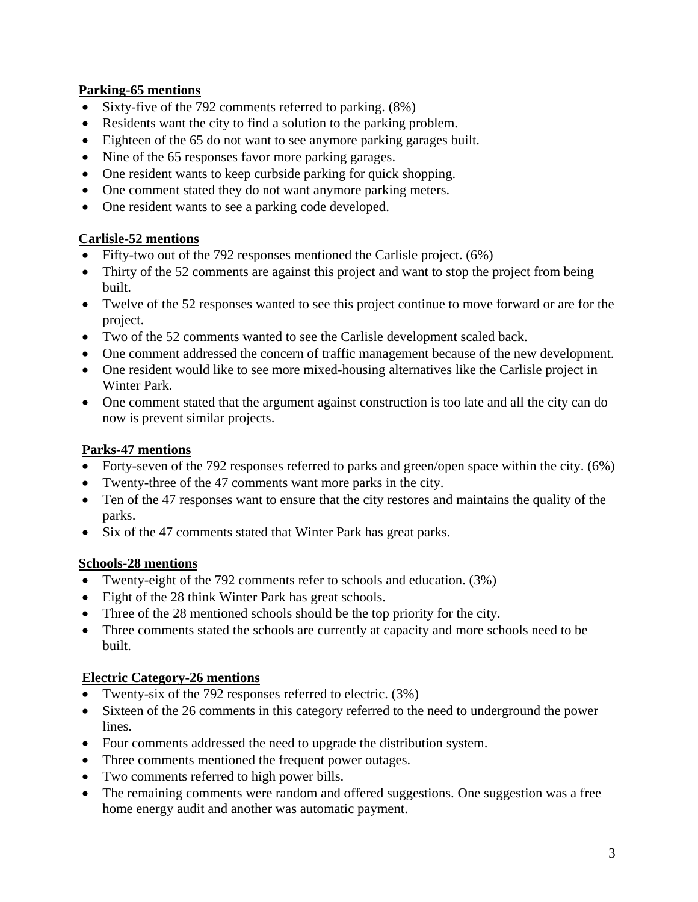**Parking-65 mentions**

- Sixty-five of the 792 comments referred to parking. (8%)
- Residents want the city to find a solution to the parking problem.
- Eighteen of the 65 do not want to see anymore parking garages built.
- Nine of the 65 responses favor more parking garages.
- One resident wants to keep curbside parking for quick shopping.
- One comment stated they do not want anymore parking meters.
- One resident wants to see a parking code developed.

**Carlisle-52 mentions**

- Fifty-two out of the 792 responses mentioned the Carlisle project. (6%)
- Thirty of the 52 comments are against this project and want to stop the project from being built.
- Twelve of the 52 responses wanted to see this project continue to move forward or are for the project.
- Two of the 52 comments wanted to see the Carlisle development scaled back.
- One comment addressed the concern of traffic management because of the new development.
- One resident would like to see more mixed-housing alternatives like the Carlisle project in Winter Park.
- One comment stated that the argument against construction is too late and all the city can do now is prevent similar projects.

**Parks-47 mentions**

- Forty-seven of the 792 responses referred to parks and green/open space within the city. (6%)
- Twenty-three of the 47 comments want more parks in the city.
- Ten of the 47 responses want to ensure that the city restores and maintains the quality of the parks.
- Six of the 47 comments stated that Winter Park has great parks.

**Schools-28 mentions**

- Twenty-eight of the 792 comments refer to schools and education. (3%)
- Eight of the 28 think Winter Park has great schools.
- Three of the 28 mentioned schools should be the top priority for the city.
- Three comments stated the schools are currently at capacity and more schools need to be built.

**Electric Category-26 mentions**

- Twenty-six of the 792 responses referred to electric. (3%)
- Sixteen of the 26 comments in this category referred to the need to underground the power lines.
- Four comments addressed the need to upgrade the distribution system.
- Three comments mentioned the frequent power outages.
- Two comments referred to high power bills.
- The remaining comments were random and offered suggestions. One suggestion was a free home energy audit and another was automatic payment.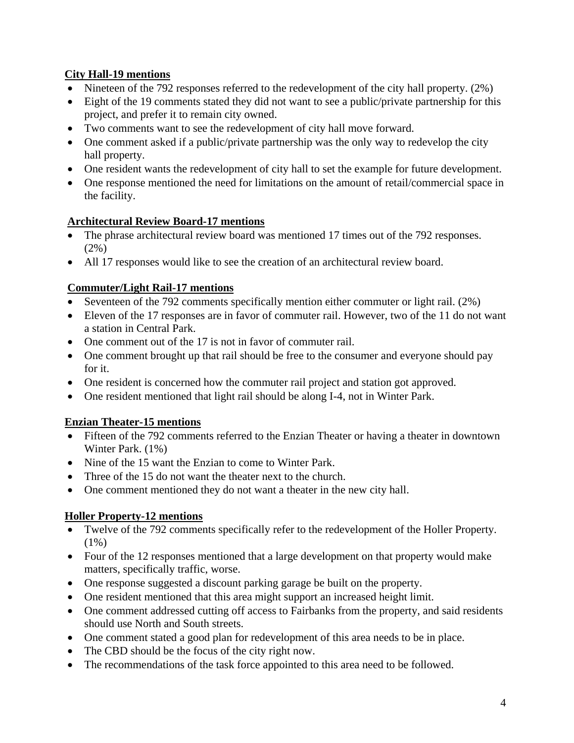**City Hall-19 mentions**

- Nineteen of the 792 responses referred to the redevelopment of the city hall property. (2%)
- Eight of the 19 comments stated they did not want to see a public/private partnership for this project, and prefer it to remain city owned.
- Two comments want to see the redevelopment of city hall move forward.
- One comment asked if a public/private partnership was the only way to redevelop the city hall property.
- One resident wants the redevelopment of city hall to set the example for future development.
- One response mentioned the need for limitations on the amount of retail/commercial space in the facility.

**Architectural Review Board-17 mentions**

- The phrase architectural review board was mentioned 17 times out of the 792 responses. (2%)
- All 17 responses would like to see the creation of an architectural review board.

**Commuter/Light Rail-17 mentions**

- Seventeen of the 792 comments specifically mention either commuter or light rail. (2%)
- Eleven of the 17 responses are in favor of commuter rail. However, two of the 11 do not want a station in Central Park.
- One comment out of the 17 is not in favor of commuter rail.
- One comment brought up that rail should be free to the consumer and everyone should pay for it.
- One resident is concerned how the commuter rail project and station got approved.
- One resident mentioned that light rail should be along I-4, not in Winter Park.

**Enzian Theater-15 mentions**

- Fifteen of the 792 comments referred to the Enzian Theater or having a theater in downtown Winter Park. (1%)
- Nine of the 15 want the Enzian to come to Winter Park.
- Three of the 15 do not want the theater next to the church.
- One comment mentioned they do not want a theater in the new city hall.

**Holler Property-12 mentions**

- Twelve of the 792 comments specifically refer to the redevelopment of the Holler Property. (1%)
- Four of the 12 responses mentioned that a large development on that property would make matters, specifically traffic, worse.
- One response suggested a discount parking garage be built on the property.
- One resident mentioned that this area might support an increased height limit.
- One comment addressed cutting off access to Fairbanks from the property, and said residents should use North and South streets.
- One comment stated a good plan for redevelopment of this area needs to be in place.
- The CBD should be the focus of the city right now.
- The recommendations of the task force appointed to this area need to be followed.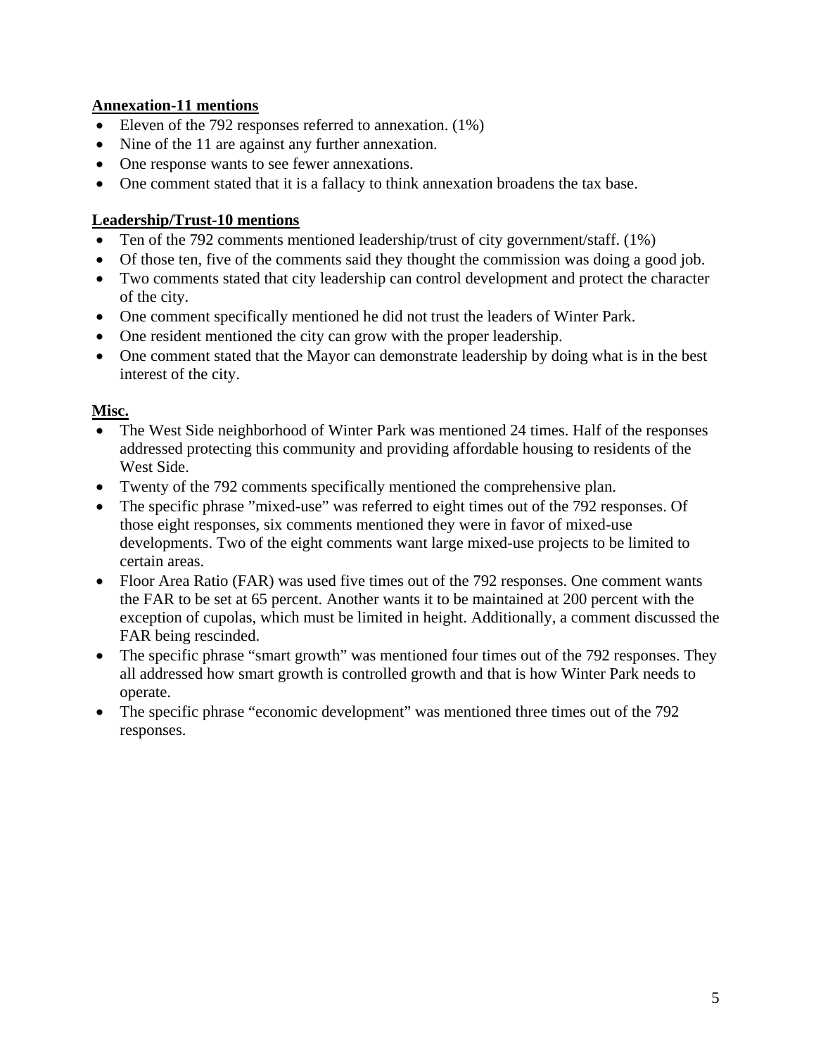**Annexation-11 mentions**

- Eleven of the 792 responses referred to annexation. (1%)
- Nine of the 11 are against any further annexation.
- One response wants to see fewer annexations.
- One comment stated that it is a fallacy to think annexation broadens the tax base.

**Leadership/Trust-10 mentions**

- Ten of the 792 comments mentioned leadership/trust of city government/staff. (1%)
- Of those ten, five of the comments said they thought the commission was doing a good job.
- Two comments stated that city leadership can control development and protect the character of the city.
- One comment specifically mentioned he did not trust the leaders of Winter Park.
- One resident mentioned the city can grow with the proper leadership.
- One comment stated that the Mayor can demonstrate leadership by doing what is in the best interest of the city.

**Misc.**

- The West Side neighborhood of Winter Park was mentioned 24 times. Half of the responses addressed protecting this community and providing affordable housing to residents of the West Side.
- Twenty of the 792 comments specifically mentioned the comprehensive plan.
- The specific phrase "mixed-use" was referred to eight times out of the 792 responses. Of those eight responses, six comments mentioned they were in favor of mixed-use developments. Two of the eight comments want large mixed-use projects to be limited to certain areas.
- Floor Area Ratio (FAR) was used five times out of the 792 responses. One comment wants the FAR to be set at 65 percent. Another wants it to be maintained at 200 percent with the exception of cupolas, which must be limited in height. Additionally, a comment discussed the FAR being rescinded.
- The specific phrase "smart growth" was mentioned four times out of the 792 responses. They all addressed how smart growth is controlled growth and that is how Winter Park needs to operate.
- The specific phrase "economic development" was mentioned three times out of the 792 responses.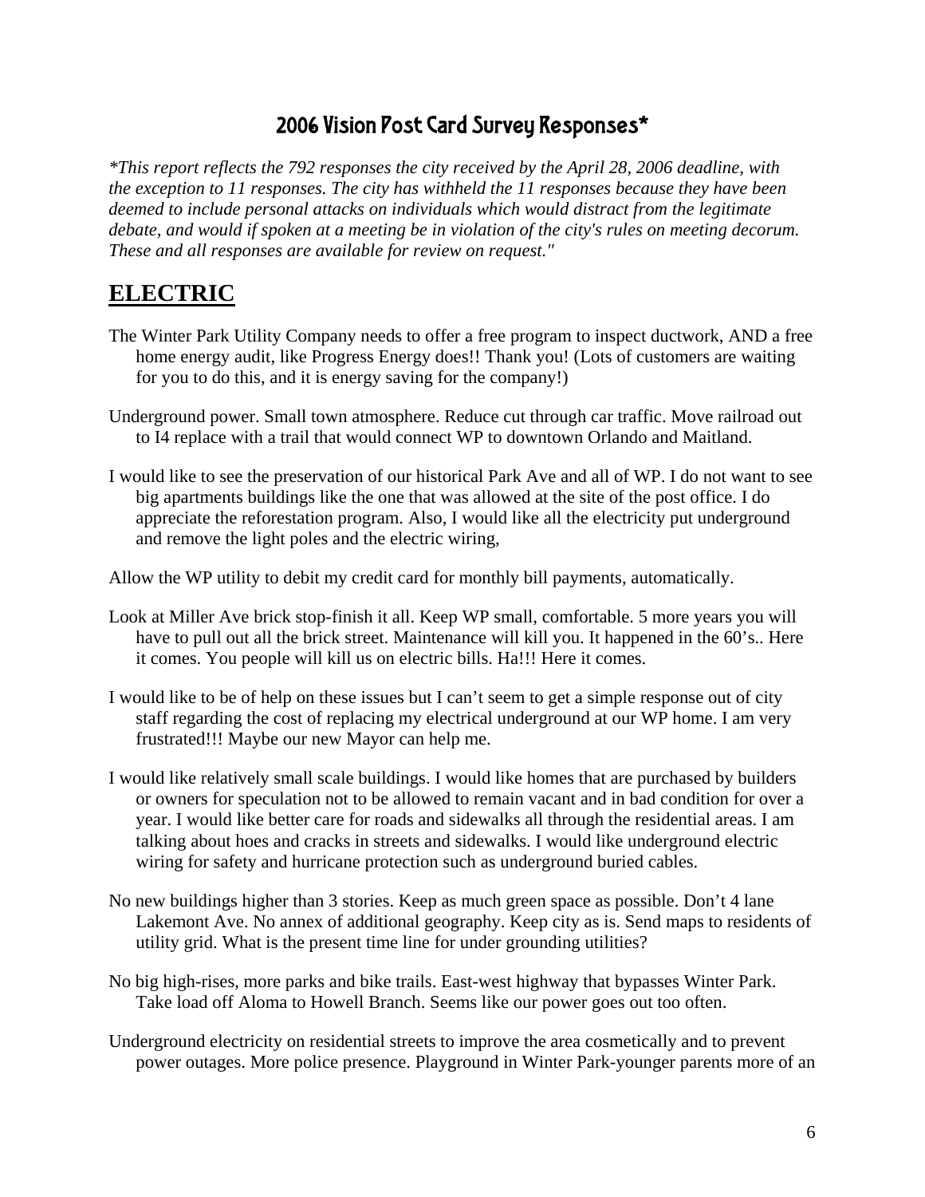# 2006 Vision Post Card Survey Responses*

*\*This report reflects the 792 responses the city received by the April 28, 2006 deadline, with the exception to 11 responses. The city has withheld the 11 responses because they have been deemed to include personal attacks on individuals which would distract from the legitimate debate, and would if spoken at a meeting be in violation of the city's rules on meeting decorum. These and all responses are available for review on request."*

## ELECTRIC

The Winter Park Utility Company needs to offer a free program to inspect ductwork, AND a free home energy audit, like Progress Energy does!! Thank you! (Lots of customers are waiting for you to do this, and it is energy saving for the company!)

Underground power. Small town atmosphere. Reduce cut through car traffic. Move railroad out to I4 replace with a trail that would connect WP to downtown Orlando and Maitland.

I would like to see the preservation of our historical Park Ave and all of WP. I do not want to see big apartments buildings like the one that was allowed at the site of the post office. I do appreciate the reforestation program. Also, I would like all the electricity put underground and remove the light poles and the electric wiring,

Allow the WP utility to debit my credit card for monthly bill payments, automatically.

Look at Miller Ave brick stop-finish it all. Keep WP small, comfortable. 5 more years you will have to pull out all the brick street. Maintenance will kill you. It happened in the 60's.. Here it comes. You people will kill us on electric bills. Ha!!! Here it comes.

I would like to be of help on these issues but I can't seem to get a simple response out of city staff regarding the cost of replacing my electrical underground at our WP home. I am very frustrated!!! Maybe our new Mayor can help me.

I would like relatively small scale buildings. I would like homes that are purchased by builders or owners for speculation not to be allowed to remain vacant and in bad condition for over a year. I would like better care for roads and sidewalks all through the residential areas. I am talking about hoes and cracks in streets and sidewalks. I would like underground electric wiring for safety and hurricane protection such as underground buried cables.

No new buildings higher than 3 stories. Keep as much green space as possible. Don't 4 lane Lakemont Ave. No annex of additional geography. Keep city as is. Send maps to residents of utility grid. What is the present time line for under grounding utilities?

No big high-rises, more parks and bike trails. East-west highway that bypasses Winter Park. Take load off Aloma to Howell Branch. Seems like our power goes out too often.

Underground electricity on residential streets to improve the area cosmetically and to prevent power outages. More police presence. Playground in Winter Park-younger parents more of an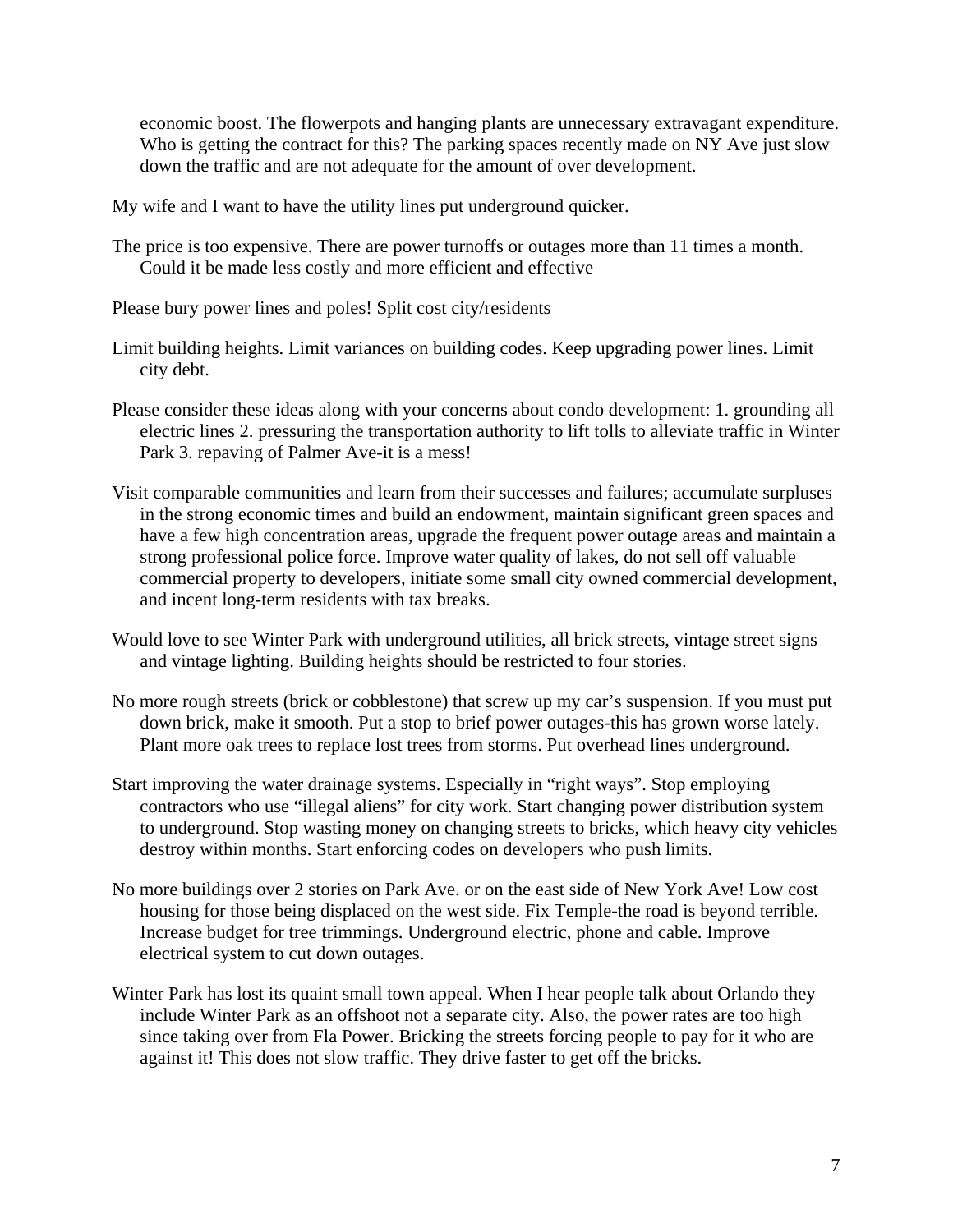economic boost. The flowerpots and hanging plants are unnecessary extravagant expenditure. Who is getting the contract for this? The parking spaces recently made on NY Ave just slow down the traffic and are not adequate for the amount of over development.

My wife and I want to have the utility lines put underground quicker.

The price is too expensive. There are power turnoffs or outages more than 11 times a month. Could it be made less costly and more efficient and effective

Please bury power lines and poles! Split cost city/residents

Limit building heights. Limit variances on building codes. Keep upgrading power lines. Limit city debt.

Please consider these ideas along with your concerns about condo development: 1. grounding all electric lines 2. pressuring the transportation authority to lift tolls to alleviate traffic in Winter Park 3. repaving of Palmer Ave-it is a mess!

Visit comparable communities and learn from their successes and failures; accumulate surpluses in the strong economic times and build an endowment, maintain significant green spaces and have a few high concentration areas, upgrade the frequent power outage areas and maintain a strong professional police force. Improve water quality of lakes, do not sell off valuable commercial property to developers, initiate some small city owned commercial development, and incent long-term residents with tax breaks.

Would love to see Winter Park with underground utilities, all brick streets, vintage street signs and vintage lighting. Building heights should be restricted to four stories.

No more rough streets (brick or cobblestone) that screw up my car's suspension. If you must put down brick, make it smooth. Put a stop to brief power outages-this has grown worse lately. Plant more oak trees to replace lost trees from storms. Put overhead lines underground.

Start improving the water drainage systems. Especially in "right ways". Stop employing contractors who use "illegal aliens" for city work. Start changing power distribution system to underground. Stop wasting money on changing streets to bricks, which heavy city vehicles destroy within months. Start enforcing codes on developers who push limits.

No more buildings over 2 stories on Park Ave. or on the east side of New York Ave! Low cost housing for those being displaced on the west side. Fix Temple-the road is beyond terrible. Increase budget for tree trimmings. Underground electric, phone and cable. Improve electrical system to cut down outages.

Winter Park has lost its quaint small town appeal. When I hear people talk about Orlando they include Winter Park as an offshoot not a separate city. Also, the power rates are too high since taking over from Fla Power. Bricking the streets forcing people to pay for it who are against it! This does not slow traffic. They drive faster to get off the bricks.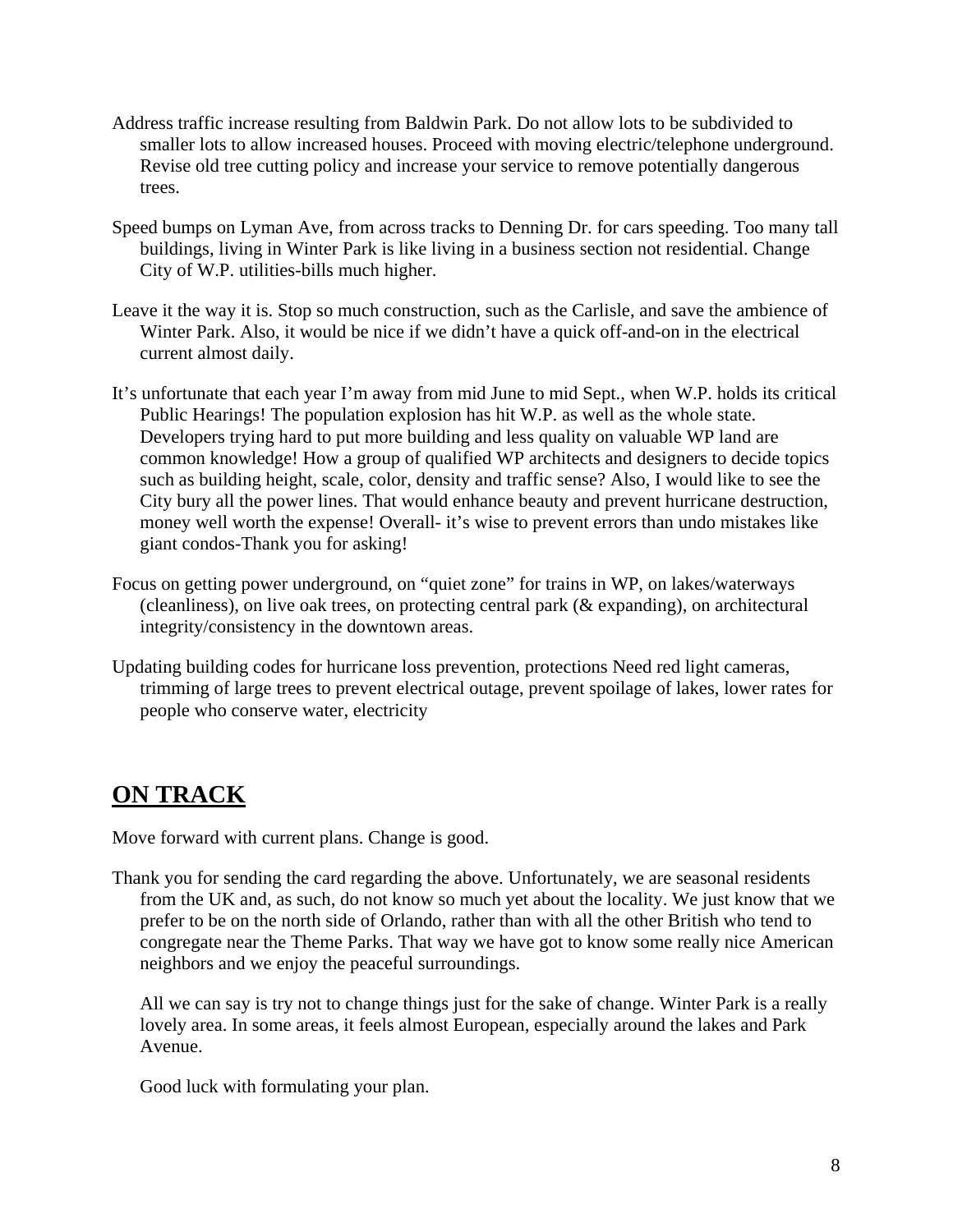Address traffic increase resulting from Baldwin Park. Do not allow lots to be subdivided to smaller lots to allow increased houses. Proceed with moving electric/telephone underground. Revise old tree cutting policy and increase your service to remove potentially dangerous trees.

Speed bumps on Lyman Ave, from across tracks to Denning Dr. for cars speeding. Too many tall buildings, living in Winter Park is like living in a business section not residential. Change City of W.P. utilities-bills much higher.

Leave it the way it is. Stop so much construction, such as the Carlisle, and save the ambience of Winter Park. Also, it would be nice if we didn't have a quick off-and-on in the electrical current almost daily.

It's unfortunate that each year I'm away from mid June to mid Sept., when W.P. holds its critical Public Hearings! The population explosion has hit W.P. as well as the whole state. Developers trying hard to put more building and less quality on valuable WP land are common knowledge! How a group of qualified WP architects and designers to decide topics such as building height, scale, color, density and traffic sense? Also, I would like to see the City bury all the power lines. That would enhance beauty and prevent hurricane destruction, money well worth the expense! Overall- it's wise to prevent errors than undo mistakes like giant condos-Thank you for asking!

Focus on getting power underground, on "quiet zone" for trains in WP, on lakes/waterways (cleanliness), on live oak trees, on protecting central park (& expanding), on architectural integrity/consistency in the downtown areas.

Updating building codes for hurricane loss prevention, protections Need red light cameras, trimming of large trees to prevent electrical outage, prevent spoilage of lakes, lower rates for people who conserve water, electricity

## ON TRACK

Move forward with current plans. Change is good.

Thank you for sending the card regarding the above. Unfortunately, we are seasonal residents from the UK and, as such, do not know so much yet about the locality. We just know that we prefer to be on the north side of Orlando, rather than with all the other British who tend to congregate near the Theme Parks. That way we have got to know some really nice American neighbors and we enjoy the peaceful surroundings.

All we can say is try not to change things just for the sake of change. Winter Park is a really lovely area. In some areas, it feels almost European, especially around the lakes and Park Avenue.

Good luck with formulating your plan.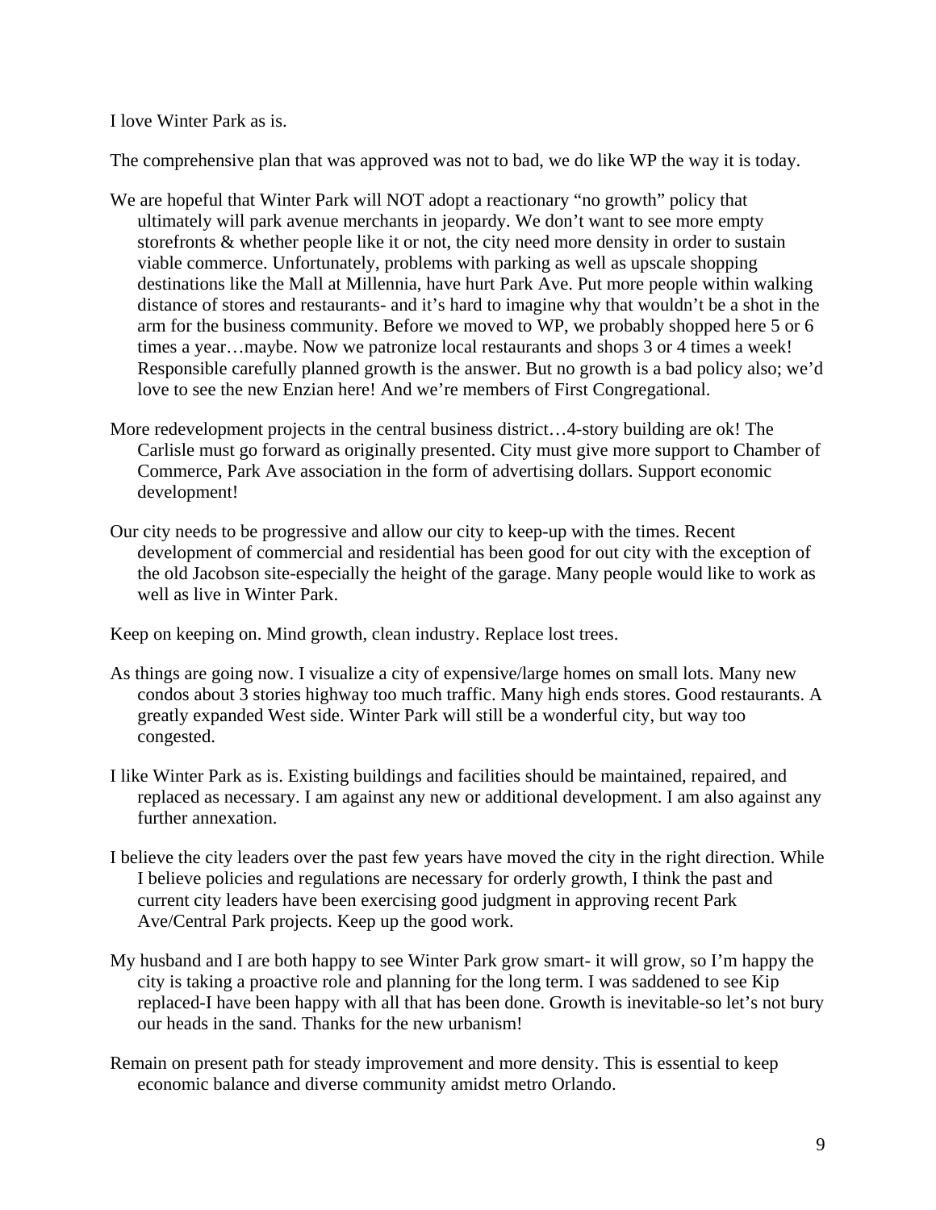I love Winter Park as is.

The comprehensive plan that was approved was not to bad, we do like WP the way it is today.

We are hopeful that Winter Park will NOT adopt a reactionary "no growth" policy that ultimately will park avenue merchants in jeopardy. We don't want to see more empty storefronts & whether people like it or not, the city need more density in order to sustain viable commerce. Unfortunately, problems with parking as well as upscale shopping destinations like the Mall at Millennia, have hurt Park Ave. Put more people within walking distance of stores and restaurants- and it's hard to imagine why that wouldn't be a shot in the arm for the business community. Before we moved to WP, we probably shopped here 5 or 6 times a year…maybe. Now we patronize local restaurants and shops 3 or 4 times a week! Responsible carefully planned growth is the answer. But no growth is a bad policy also; we'd love to see the new Enzian here! And we're members of First Congregational.

More redevelopment projects in the central business district…4-story building are ok! The Carlisle must go forward as originally presented. City must give more support to Chamber of Commerce, Park Ave association in the form of advertising dollars. Support economic development!

Our city needs to be progressive and allow our city to keep-up with the times. Recent development of commercial and residential has been good for out city with the exception of the old Jacobson site-especially the height of the garage. Many people would like to work as well as live in Winter Park.

Keep on keeping on. Mind growth, clean industry. Replace lost trees.

As things are going now. I visualize a city of expensive/large homes on small lots. Many new condos about 3 stories highway too much traffic. Many high ends stores. Good restaurants. A greatly expanded West side. Winter Park will still be a wonderful city, but way too congested.

I like Winter Park as is. Existing buildings and facilities should be maintained, repaired, and replaced as necessary. I am against any new or additional development. I am also against any further annexation.

I believe the city leaders over the past few years have moved the city in the right direction. While I believe policies and regulations are necessary for orderly growth, I think the past and current city leaders have been exercising good judgment in approving recent Park Ave/Central Park projects. Keep up the good work.

My husband and I are both happy to see Winter Park grow smart- it will grow, so I'm happy the city is taking a proactive role and planning for the long term. I was saddened to see Kip replaced-I have been happy with all that has been done. Growth is inevitable-so let's not bury our heads in the sand. Thanks for the new urbanism!

Remain on present path for steady improvement and more density. This is essential to keep economic balance and diverse community amidst metro Orlando.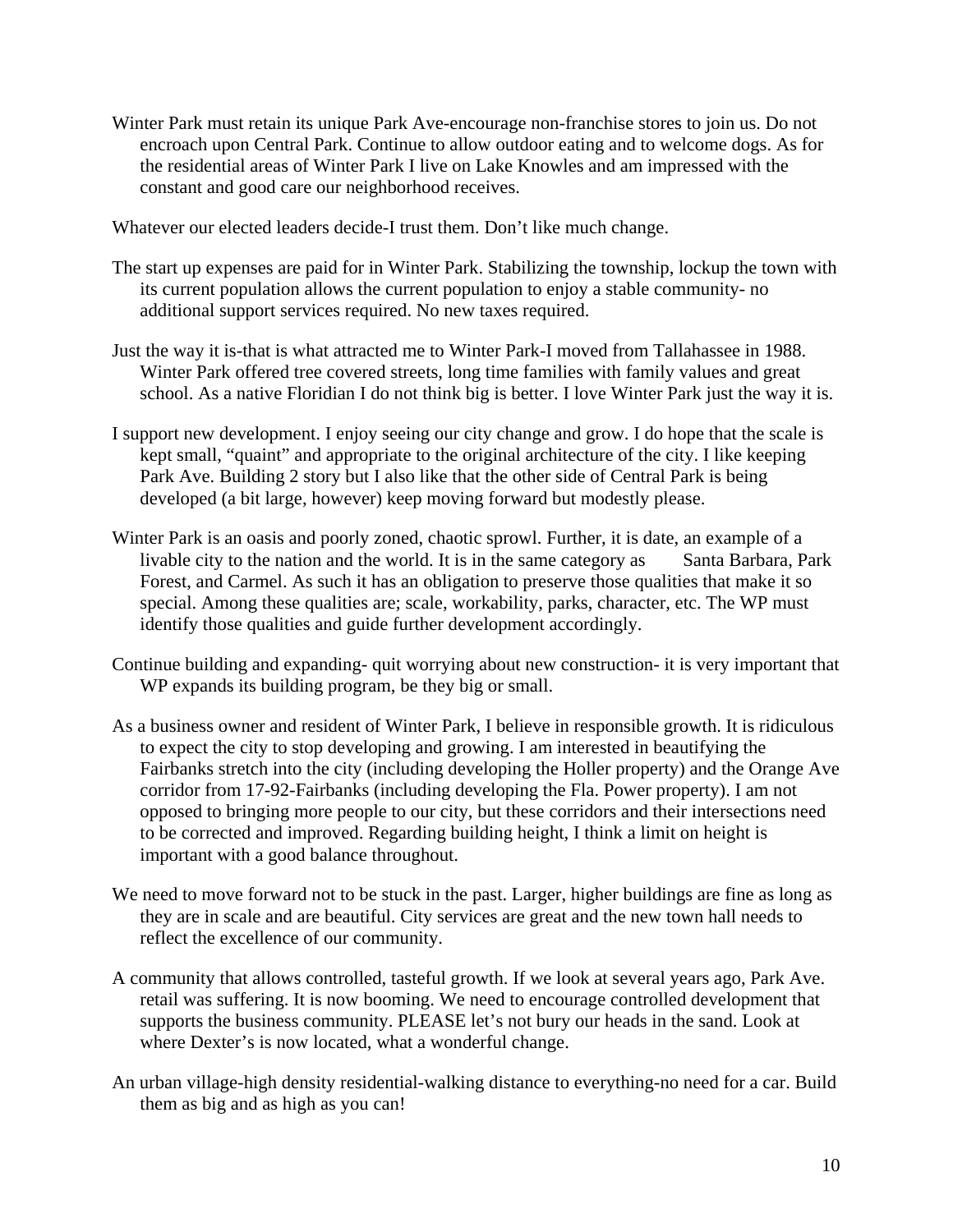Winter Park must retain its unique Park Ave-encourage non-franchise stores to join us. Do not encroach upon Central Park. Continue to allow outdoor eating and to welcome dogs. As for the residential areas of Winter Park I live on Lake Knowles and am impressed with the constant and good care our neighborhood receives.

Whatever our elected leaders decide-I trust them. Don't like much change.

The start up expenses are paid for in Winter Park. Stabilizing the township, lockup the town with its current population allows the current population to enjoy a stable community- no additional support services required. No new taxes required.

Just the way it is-that is what attracted me to Winter Park-I moved from Tallahassee in 1988. Winter Park offered tree covered streets, long time families with family values and great school. As a native Floridian I do not think big is better. I love Winter Park just the way it is.

I support new development. I enjoy seeing our city change and grow. I do hope that the scale is kept small, "quaint" and appropriate to the original architecture of the city. I like keeping Park Ave. Building 2 story but I also like that the other side of Central Park is being developed (a bit large, however) keep moving forward but modestly please.

Winter Park is an oasis and poorly zoned, chaotic sprowl. Further, it is date, an example of a livable city to the nation and the world. It is in the same category as Santa Barbara, Park Forest, and Carmel. As such it has an obligation to preserve those qualities that make it so special. Among these qualities are; scale, workability, parks, character, etc. The WP must identify those qualities and guide further development accordingly.

Continue building and expanding- quit worrying about new construction- it is very important that WP expands its building program, be they big or small.

As a business owner and resident of Winter Park, I believe in responsible growth. It is ridiculous to expect the city to stop developing and growing. I am interested in beautifying the Fairbanks stretch into the city (including developing the Holler property) and the Orange Ave corridor from 17-92-Fairbanks (including developing the Fla. Power property). I am not opposed to bringing more people to our city, but these corridors and their intersections need to be corrected and improved. Regarding building height, I think a limit on height is important with a good balance throughout.

We need to move forward not to be stuck in the past. Larger, higher buildings are fine as long as they are in scale and are beautiful. City services are great and the new town hall needs to reflect the excellence of our community.

A community that allows controlled, tasteful growth. If we look at several years ago, Park Ave. retail was suffering. It is now booming. We need to encourage controlled development that supports the business community. PLEASE let's not bury our heads in the sand. Look at where Dexter's is now located, what a wonderful change.

An urban village-high density residential-walking distance to everything-no need for a car. Build them as big and as high as you can!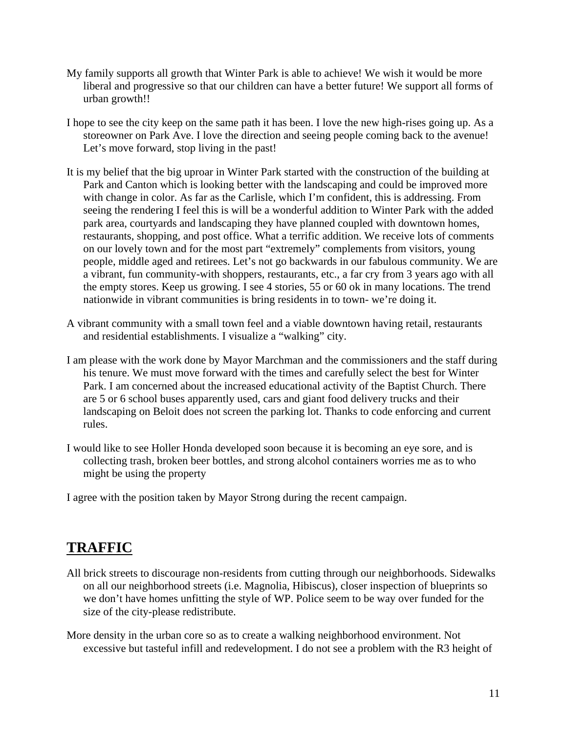My family supports all growth that Winter Park is able to achieve! We wish it would be more liberal and progressive so that our children can have a better future! We support all forms of urban growth!!

I hope to see the city keep on the same path it has been. I love the new high-rises going up. As a storeowner on Park Ave. I love the direction and seeing people coming back to the avenue! Let's move forward, stop living in the past!

It is my belief that the big uproar in Winter Park started with the construction of the building at Park and Canton which is looking better with the landscaping and could be improved more with change in color. As far as the Carlisle, which I'm confident, this is addressing. From seeing the rendering I feel this is will be a wonderful addition to Winter Park with the added park area, courtyards and landscaping they have planned coupled with downtown homes, restaurants, shopping, and post office. What a terrific addition. We receive lots of comments on our lovely town and for the most part "extremely" complements from visitors, young people, middle aged and retirees. Let's not go backwards in our fabulous community. We are a vibrant, fun community-with shoppers, restaurants, etc., a far cry from 3 years ago with all the empty stores. Keep us growing. I see 4 stories, 55 or 60 ok in many locations. The trend nationwide in vibrant communities is bring residents in to town- we're doing it.

A vibrant community with a small town feel and a viable downtown having retail, restaurants and residential establishments. I visualize a "walking" city.

I am please with the work done by Mayor Marchman and the commissioners and the staff during his tenure. We must move forward with the times and carefully select the best for Winter Park. I am concerned about the increased educational activity of the Baptist Church. There are 5 or 6 school buses apparently used, cars and giant food delivery trucks and their landscaping on Beloit does not screen the parking lot. Thanks to code enforcing and current rules.

I would like to see Holler Honda developed soon because it is becoming an eye sore, and is collecting trash, broken beer bottles, and strong alcohol containers worries me as to who might be using the property

I agree with the position taken by Mayor Strong during the recent campaign.

## TRAFFIC

All brick streets to discourage non-residents from cutting through our neighborhoods. Sidewalks on all our neighborhood streets (i.e. Magnolia, Hibiscus), closer inspection of blueprints so we don't have homes unfitting the style of WP. Police seem to be way over funded for the size of the city-please redistribute.

More density in the urban core so as to create a walking neighborhood environment. Not excessive but tasteful infill and redevelopment. I do not see a problem with the R3 height of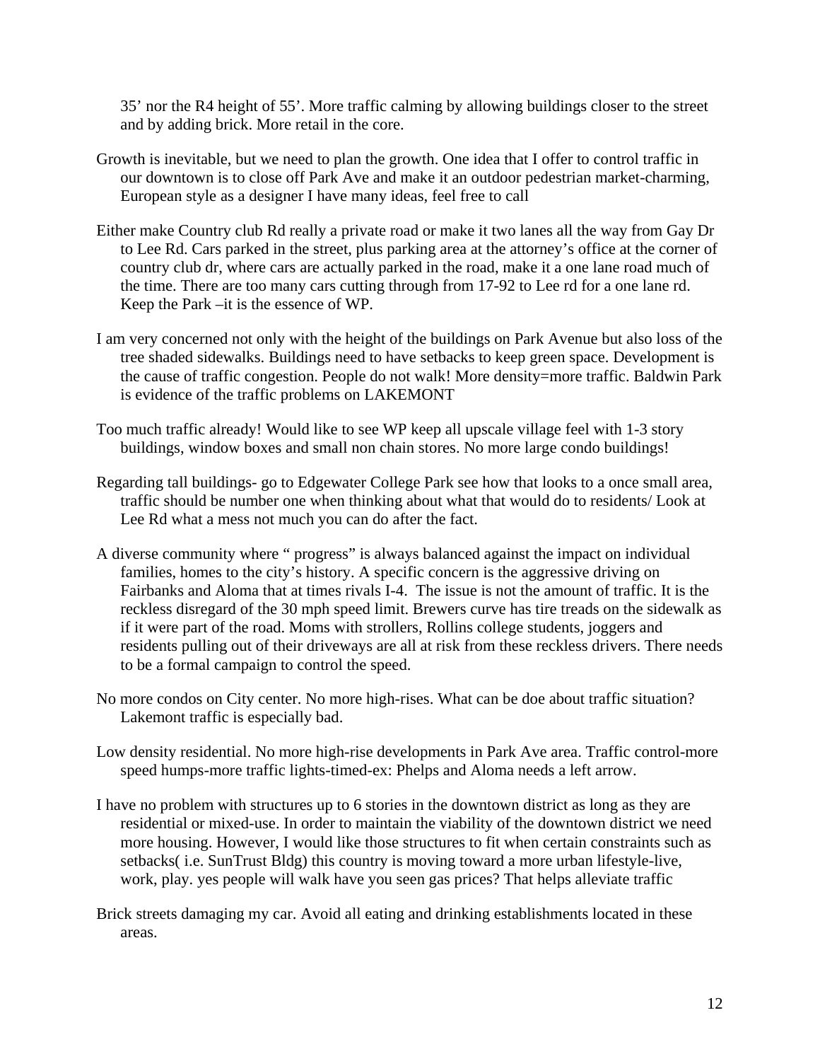35' nor the R4 height of 55'. More traffic calming by allowing buildings closer to the street and by adding brick. More retail in the core.

Growth is inevitable, but we need to plan the growth. One idea that I offer to control traffic in our downtown is to close off Park Ave and make it an outdoor pedestrian market-charming, European style as a designer I have many ideas, feel free to call

Either make Country club Rd really a private road or make it two lanes all the way from Gay Dr to Lee Rd. Cars parked in the street, plus parking area at the attorney's office at the corner of country club dr, where cars are actually parked in the road, make it a one lane road much of the time. There are too many cars cutting through from 17-92 to Lee rd for a one lane rd. Keep the Park –it is the essence of WP.

I am very concerned not only with the height of the buildings on Park Avenue but also loss of the tree shaded sidewalks. Buildings need to have setbacks to keep green space. Development is the cause of traffic congestion. People do not walk! More density=more traffic. Baldwin Park is evidence of the traffic problems on LAKEMONT

Too much traffic already! Would like to see WP keep all upscale village feel with 1-3 story buildings, window boxes and small non chain stores. No more large condo buildings!

Regarding tall buildings- go to Edgewater College Park see how that looks to a once small area, traffic should be number one when thinking about what that would do to residents/ Look at Lee Rd what a mess not much you can do after the fact.

A diverse community where " progress" is always balanced against the impact on individual families, homes to the city's history. A specific concern is the aggressive driving on Fairbanks and Aloma that at times rivals I-4. The issue is not the amount of traffic. It is the reckless disregard of the 30 mph speed limit. Brewers curve has tire treads on the sidewalk as if it were part of the road. Moms with strollers, Rollins college students, joggers and residents pulling out of their driveways are all at risk from these reckless drivers. There needs to be a formal campaign to control the speed.

No more condos on City center. No more high-rises. What can be doe about traffic situation? Lakemont traffic is especially bad.

Low density residential. No more high-rise developments in Park Ave area. Traffic control-more speed humps-more traffic lights-timed-ex: Phelps and Aloma needs a left arrow.

I have no problem with structures up to 6 stories in the downtown district as long as they are residential or mixed-use. In order to maintain the viability of the downtown district we need more housing. However, I would like those structures to fit when certain constraints such as setbacks( i.e. SunTrust Bldg) this country is moving toward a more urban lifestyle-live, work, play. yes people will walk have you seen gas prices? That helps alleviate traffic

Brick streets damaging my car. Avoid all eating and drinking establishments located in these areas.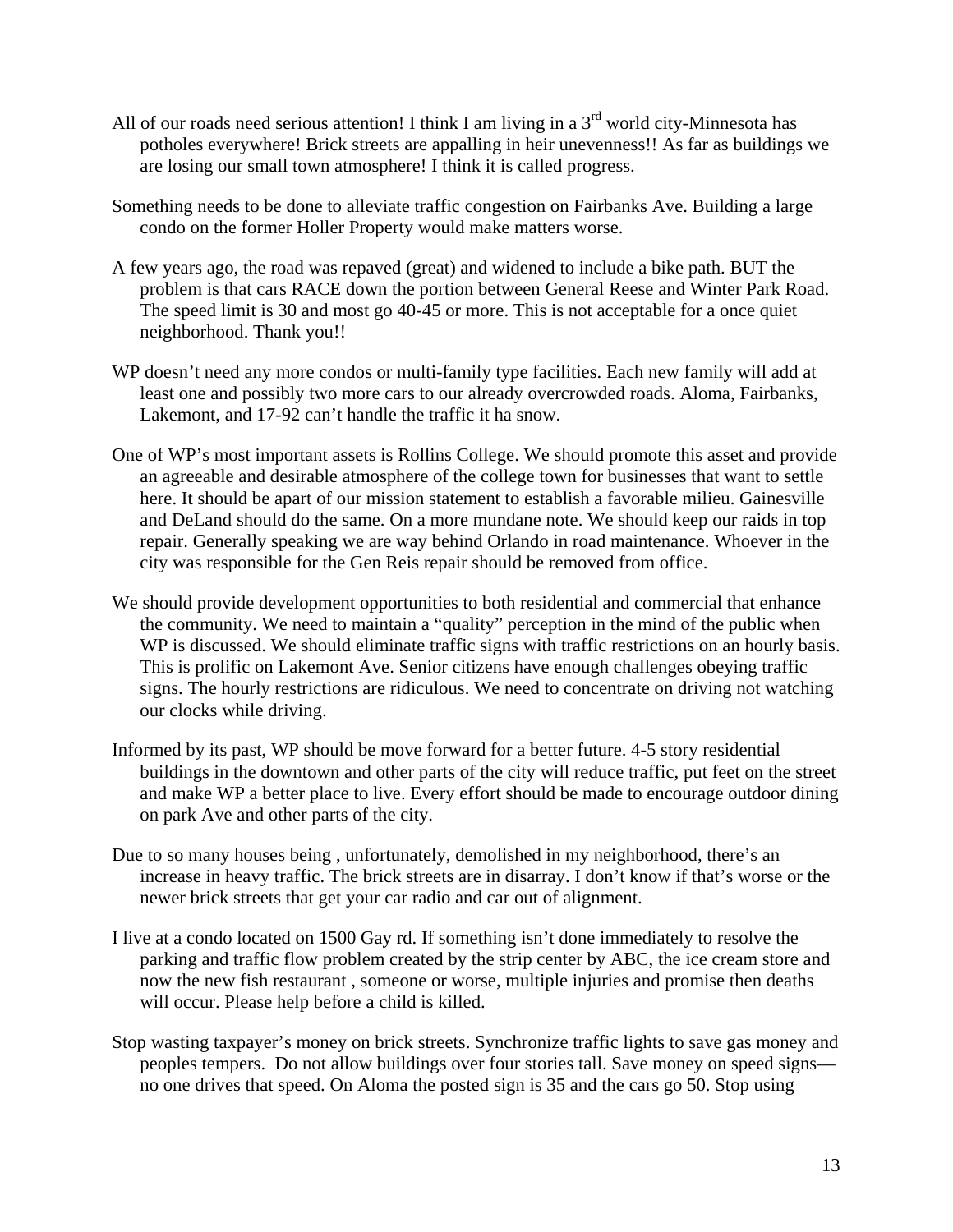All of our roads need serious attention! I think I am living in a 3rd world city-Minnesota has potholes everywhere! Brick streets are appalling in heir unevenness!! As far as buildings we are losing our small town atmosphere! I think it is called progress.

Something needs to be done to alleviate traffic congestion on Fairbanks Ave. Building a large condo on the former Holler Property would make matters worse.

A few years ago, the road was repaved (great) and widened to include a bike path. BUT the problem is that cars RACE down the portion between General Reese and Winter Park Road. The speed limit is 30 and most go 40-45 or more. This is not acceptable for a once quiet neighborhood. Thank you!!

WP doesn't need any more condos or multi-family type facilities. Each new family will add at least one and possibly two more cars to our already overcrowded roads. Aloma, Fairbanks, Lakemont, and 17-92 can't handle the traffic it ha snow.

One of WP's most important assets is Rollins College. We should promote this asset and provide an agreeable and desirable atmosphere of the college town for businesses that want to settle here. It should be apart of our mission statement to establish a favorable milieu. Gainesville and DeLand should do the same. On a more mundane note. We should keep our raids in top repair. Generally speaking we are way behind Orlando in road maintenance. Whoever in the city was responsible for the Gen Reis repair should be removed from office.

We should provide development opportunities to both residential and commercial that enhance the community. We need to maintain a "quality" perception in the mind of the public when WP is discussed. We should eliminate traffic signs with traffic restrictions on an hourly basis. This is prolific on Lakemont Ave. Senior citizens have enough challenges obeying traffic signs. The hourly restrictions are ridiculous. We need to concentrate on driving not watching our clocks while driving.

Informed by its past, WP should be move forward for a better future. 4-5 story residential buildings in the downtown and other parts of the city will reduce traffic, put feet on the street and make WP a better place to live. Every effort should be made to encourage outdoor dining on park Ave and other parts of the city.

Due to so many houses being , unfortunately, demolished in my neighborhood, there's an increase in heavy traffic. The brick streets are in disarray. I don't know if that's worse or the newer brick streets that get your car radio and car out of alignment.

I live at a condo located on 1500 Gay rd. If something isn't done immediately to resolve the parking and traffic flow problem created by the strip center by ABC, the ice cream store and now the new fish restaurant , someone or worse, multiple injuries and promise then deaths will occur. Please help before a child is killed.

Stop wasting taxpayer's money on brick streets. Synchronize traffic lights to save gas money and peoples tempers. Do not allow buildings over four stories tall. Save money on speed signs—no one drives that speed. On Aloma the posted sign is 35 and the cars go 50. Stop using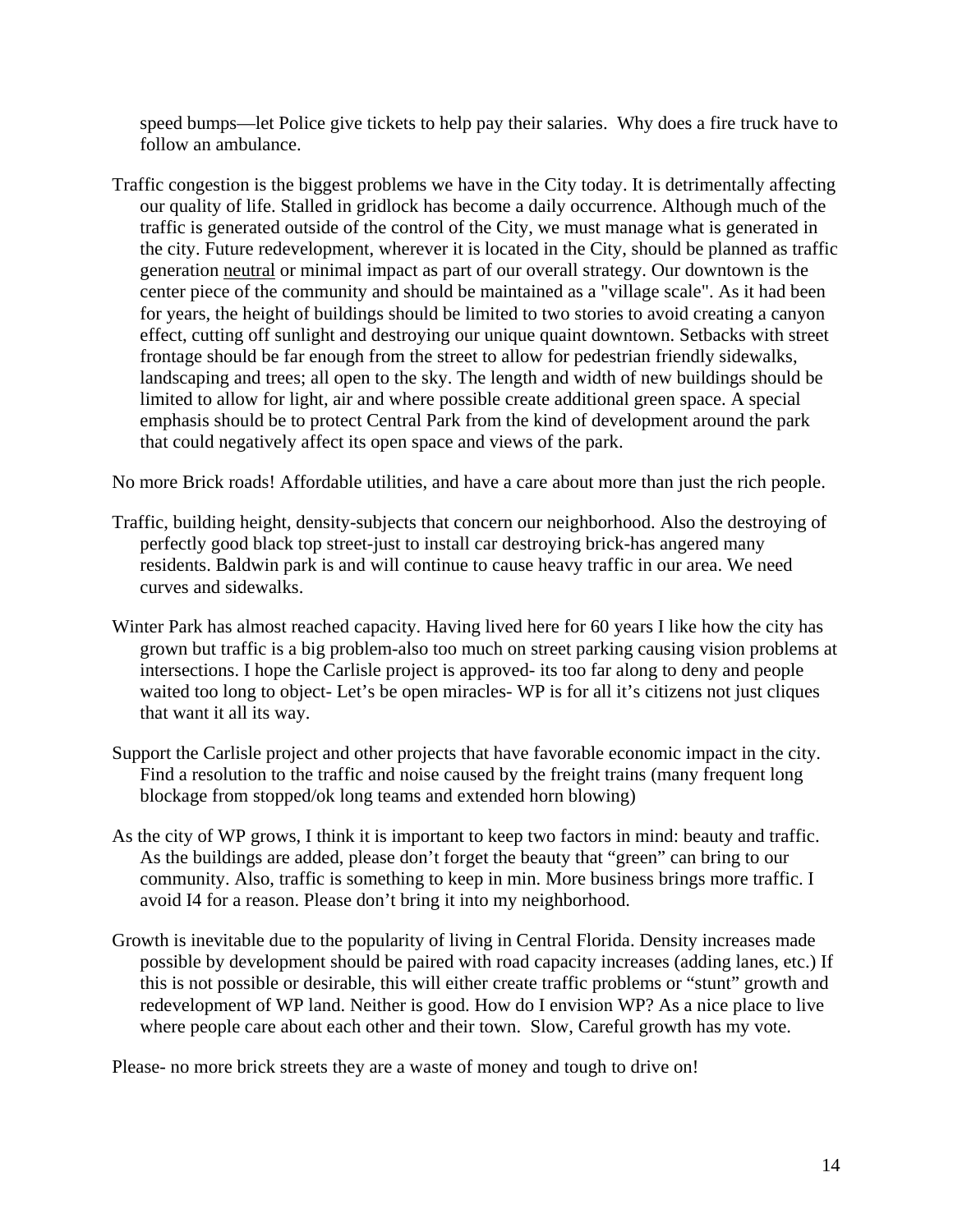speed bumps—let Police give tickets to help pay their salaries. Why does a fire truck have to follow an ambulance.

Traffic congestion is the biggest problems we have in the City today. It is detrimentally affecting our quality of life. Stalled in gridlock has become a daily occurrence. Although much of the traffic is generated outside of the control of the City, we must manage what is generated in the city. Future redevelopment, wherever it is located in the City, should be planned as traffic generation neutral or minimal impact as part of our overall strategy. Our downtown is the center piece of the community and should be maintained as a "village scale". As it had been for years, the height of buildings should be limited to two stories to avoid creating a canyon effect, cutting off sunlight and destroying our unique quaint downtown. Setbacks with street frontage should be far enough from the street to allow for pedestrian friendly sidewalks, landscaping and trees; all open to the sky. The length and width of new buildings should be limited to allow for light, air and where possible create additional green space. A special emphasis should be to protect Central Park from the kind of development around the park that could negatively affect its open space and views of the park.

No more Brick roads! Affordable utilities, and have a care about more than just the rich people.

Traffic, building height, density-subjects that concern our neighborhood. Also the destroying of perfectly good black top street-just to install car destroying brick-has angered many residents. Baldwin park is and will continue to cause heavy traffic in our area. We need curves and sidewalks.

Winter Park has almost reached capacity. Having lived here for 60 years I like how the city has grown but traffic is a big problem-also too much on street parking causing vision problems at intersections. I hope the Carlisle project is approved- its too far along to deny and people waited too long to object- Let's be open miracles- WP is for all it's citizens not just cliques that want it all its way.

Support the Carlisle project and other projects that have favorable economic impact in the city. Find a resolution to the traffic and noise caused by the freight trains (many frequent long blockage from stopped/ok long teams and extended horn blowing)

As the city of WP grows, I think it is important to keep two factors in mind: beauty and traffic. As the buildings are added, please don't forget the beauty that "green" can bring to our community. Also, traffic is something to keep in min. More business brings more traffic. I avoid I4 for a reason. Please don't bring it into my neighborhood.

Growth is inevitable due to the popularity of living in Central Florida. Density increases made possible by development should be paired with road capacity increases (adding lanes, etc.) If this is not possible or desirable, this will either create traffic problems or "stunt" growth and redevelopment of WP land. Neither is good. How do I envision WP? As a nice place to live where people care about each other and their town. Slow, Careful growth has my vote.

Please- no more brick streets they are a waste of money and tough to drive on!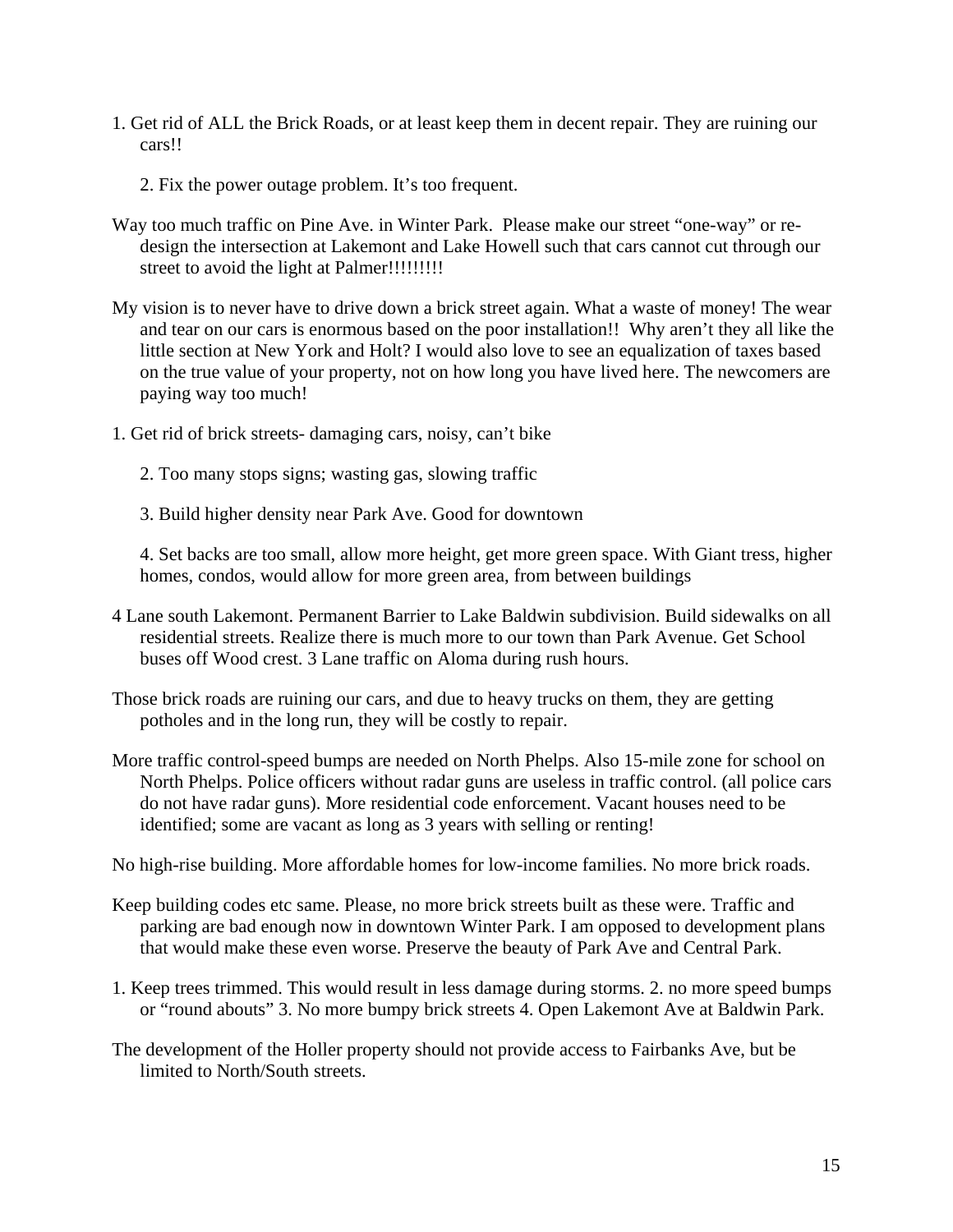1. Get rid of ALL the Brick Roads, or at least keep them in decent repair. They are ruining our cars!!

   2. Fix the power outage problem. It's too frequent.

Way too much traffic on Pine Ave. in Winter Park. Please make our street "one-way" or re-design the intersection at Lakemont and Lake Howell such that cars cannot cut through our street to avoid the light at Palmer!!!!!!!!!

My vision is to never have to drive down a brick street again. What a waste of money! The wear and tear on our cars is enormous based on the poor installation!! Why aren't they all like the little section at New York and Holt? I would also love to see an equalization of taxes based on the true value of your property, not on how long you have lived here. The newcomers are paying way too much!

1. Get rid of brick streets- damaging cars, noisy, can't bike

   2. Too many stops signs; wasting gas, slowing traffic

   3. Build higher density near Park Ave. Good for downtown

   4. Set backs are too small, allow more height, get more green space. With Giant tress, higher homes, condos, would allow for more green area, from between buildings

4 Lane south Lakemont. Permanent Barrier to Lake Baldwin subdivision. Build sidewalks on all residential streets. Realize there is much more to our town than Park Avenue. Get School buses off Wood crest. 3 Lane traffic on Aloma during rush hours.

Those brick roads are ruining our cars, and due to heavy trucks on them, they are getting potholes and in the long run, they will be costly to repair.

More traffic control-speed bumps are needed on North Phelps. Also 15-mile zone for school on North Phelps. Police officers without radar guns are useless in traffic control. (all police cars do not have radar guns). More residential code enforcement. Vacant houses need to be identified; some are vacant as long as 3 years with selling or renting!

No high-rise building. More affordable homes for low-income families. No more brick roads.

Keep building codes etc same. Please, no more brick streets built as these were. Traffic and parking are bad enough now in downtown Winter Park. I am opposed to development plans that would make these even worse. Preserve the beauty of Park Ave and Central Park.

1. Keep trees trimmed. This would result in less damage during storms. 2. no more speed bumps or "round abouts" 3. No more bumpy brick streets 4. Open Lakemont Ave at Baldwin Park.

The development of the Holler property should not provide access to Fairbanks Ave, but be limited to North/South streets.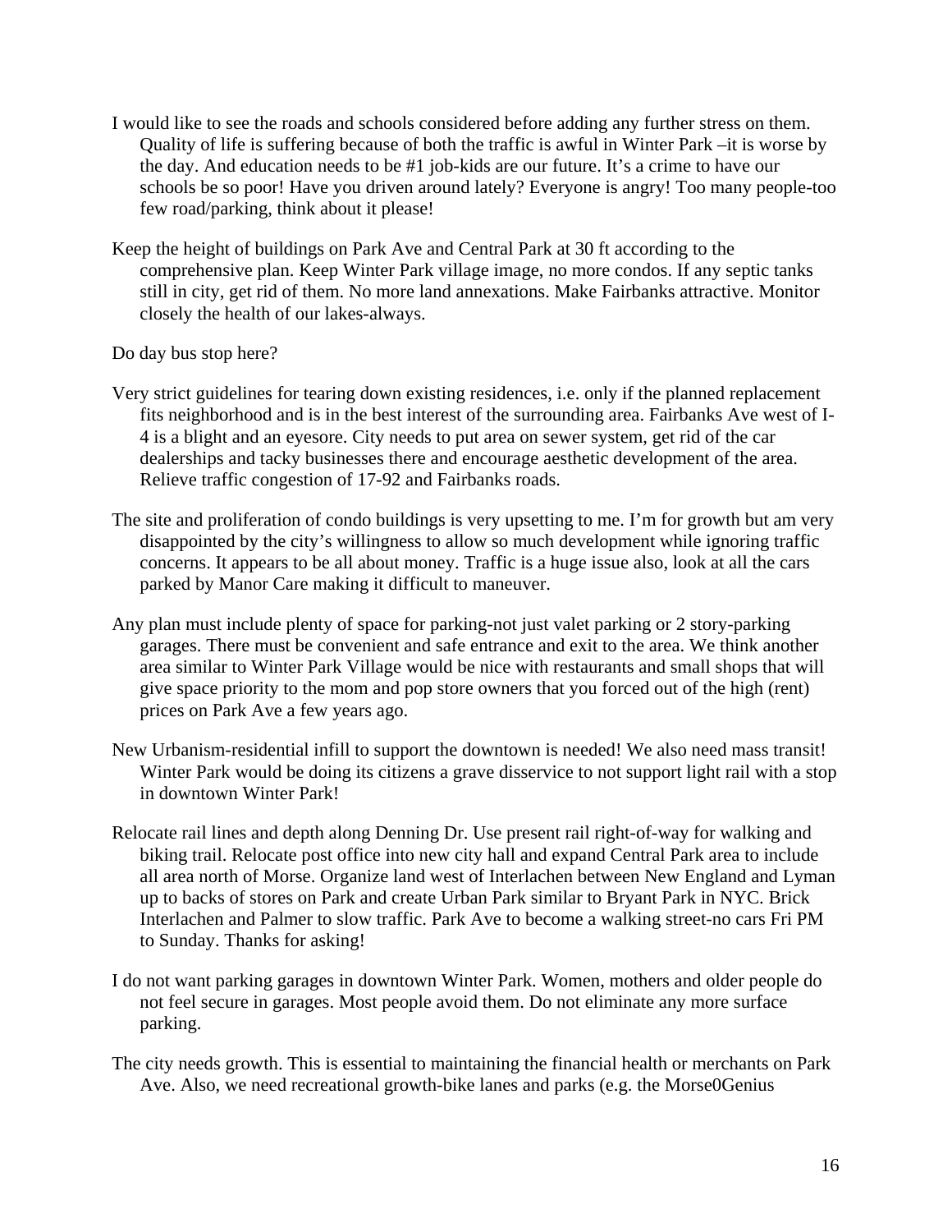I would like to see the roads and schools considered before adding any further stress on them. Quality of life is suffering because of both the traffic is awful in Winter Park –it is worse by the day. And education needs to be #1 job-kids are our future. It's a crime to have our schools be so poor! Have you driven around lately? Everyone is angry! Too many people-too few road/parking, think about it please!

Keep the height of buildings on Park Ave and Central Park at 30 ft according to the comprehensive plan. Keep Winter Park village image, no more condos. If any septic tanks still in city, get rid of them. No more land annexations. Make Fairbanks attractive. Monitor closely the health of our lakes-always.

Do day bus stop here?

Very strict guidelines for tearing down existing residences, i.e. only if the planned replacement fits neighborhood and is in the best interest of the surrounding area. Fairbanks Ave west of I-4 is a blight and an eyesore. City needs to put area on sewer system, get rid of the car dealerships and tacky businesses there and encourage aesthetic development of the area. Relieve traffic congestion of 17-92 and Fairbanks roads.

The site and proliferation of condo buildings is very upsetting to me. I'm for growth but am very disappointed by the city's willingness to allow so much development while ignoring traffic concerns. It appears to be all about money. Traffic is a huge issue also, look at all the cars parked by Manor Care making it difficult to maneuver.

Any plan must include plenty of space for parking-not just valet parking or 2 story-parking garages. There must be convenient and safe entrance and exit to the area. We think another area similar to Winter Park Village would be nice with restaurants and small shops that will give space priority to the mom and pop store owners that you forced out of the high (rent) prices on Park Ave a few years ago.

New Urbanism-residential infill to support the downtown is needed! We also need mass transit! Winter Park would be doing its citizens a grave disservice to not support light rail with a stop in downtown Winter Park!

Relocate rail lines and depth along Denning Dr. Use present rail right-of-way for walking and biking trail. Relocate post office into new city hall and expand Central Park area to include all area north of Morse. Organize land west of Interlachen between New England and Lyman up to backs of stores on Park and create Urban Park similar to Bryant Park in NYC. Brick Interlachen and Palmer to slow traffic. Park Ave to become a walking street-no cars Fri PM to Sunday. Thanks for asking!

I do not want parking garages in downtown Winter Park. Women, mothers and older people do not feel secure in garages. Most people avoid them. Do not eliminate any more surface parking.

The city needs growth. This is essential to maintaining the financial health or merchants on Park Ave. Also, we need recreational growth-bike lanes and parks (e.g. the Morse0Genius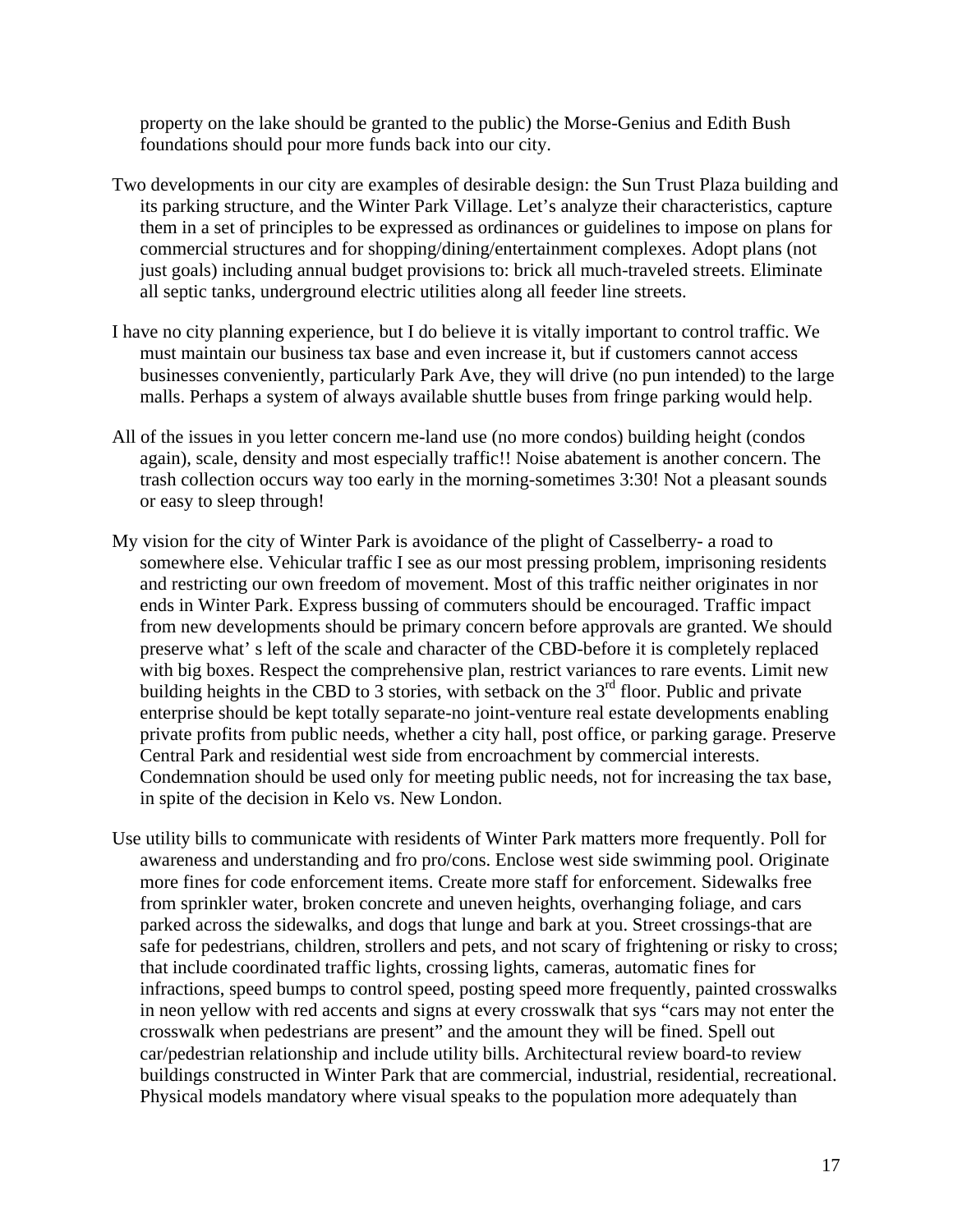property on the lake should be granted to the public) the Morse-Genius and Edith Bush foundations should pour more funds back into our city.

Two developments in our city are examples of desirable design: the Sun Trust Plaza building and its parking structure, and the Winter Park Village. Let's analyze their characteristics, capture them in a set of principles to be expressed as ordinances or guidelines to impose on plans for commercial structures and for shopping/dining/entertainment complexes. Adopt plans (not just goals) including annual budget provisions to: brick all much-traveled streets. Eliminate all septic tanks, underground electric utilities along all feeder line streets.

I have no city planning experience, but I do believe it is vitally important to control traffic. We must maintain our business tax base and even increase it, but if customers cannot access businesses conveniently, particularly Park Ave, they will drive (no pun intended) to the large malls. Perhaps a system of always available shuttle buses from fringe parking would help.

All of the issues in you letter concern me-land use (no more condos) building height (condos again), scale, density and most especially traffic!! Noise abatement is another concern. The trash collection occurs way too early in the morning-sometimes 3:30! Not a pleasant sounds or easy to sleep through!

My vision for the city of Winter Park is avoidance of the plight of Casselberry- a road to somewhere else. Vehicular traffic I see as our most pressing problem, imprisoning residents and restricting our own freedom of movement. Most of this traffic neither originates in nor ends in Winter Park. Express bussing of commuters should be encouraged. Traffic impact from new developments should be primary concern before approvals are granted. We should preserve what' s left of the scale and character of the CBD-before it is completely replaced with big boxes. Respect the comprehensive plan, restrict variances to rare events. Limit new building heights in the CBD to 3 stories, with setback on the 3rd floor. Public and private enterprise should be kept totally separate-no joint-venture real estate developments enabling private profits from public needs, whether a city hall, post office, or parking garage. Preserve Central Park and residential west side from encroachment by commercial interests. Condemnation should be used only for meeting public needs, not for increasing the tax base, in spite of the decision in Kelo vs. New London.

Use utility bills to communicate with residents of Winter Park matters more frequently. Poll for awareness and understanding and fro pro/cons. Enclose west side swimming pool. Originate more fines for code enforcement items. Create more staff for enforcement. Sidewalks free from sprinkler water, broken concrete and uneven heights, overhanging foliage, and cars parked across the sidewalks, and dogs that lunge and bark at you. Street crossings-that are safe for pedestrians, children, strollers and pets, and not scary of frightening or risky to cross; that include coordinated traffic lights, crossing lights, cameras, automatic fines for infractions, speed bumps to control speed, posting speed more frequently, painted crosswalks in neon yellow with red accents and signs at every crosswalk that sys "cars may not enter the crosswalk when pedestrians are present" and the amount they will be fined. Spell out car/pedestrian relationship and include utility bills. Architectural review board-to review buildings constructed in Winter Park that are commercial, industrial, residential, recreational. Physical models mandatory where visual speaks to the population more adequately than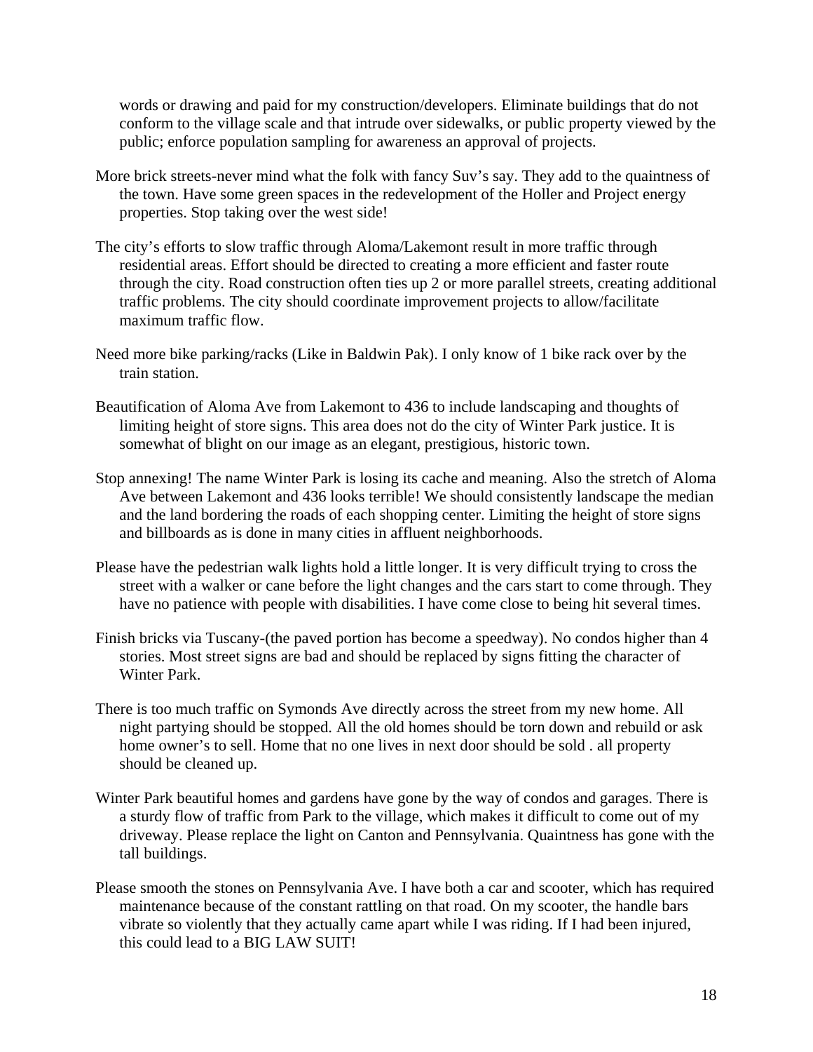words or drawing and paid for my construction/developers. Eliminate buildings that do not conform to the village scale and that intrude over sidewalks, or public property viewed by the public; enforce population sampling for awareness an approval of projects.

More brick streets-never mind what the folk with fancy Suv's say. They add to the quaintness of the town. Have some green spaces in the redevelopment of the Holler and Project energy properties. Stop taking over the west side!

The city's efforts to slow traffic through Aloma/Lakemont result in more traffic through residential areas. Effort should be directed to creating a more efficient and faster route through the city. Road construction often ties up 2 or more parallel streets, creating additional traffic problems. The city should coordinate improvement projects to allow/facilitate maximum traffic flow.

Need more bike parking/racks (Like in Baldwin Pak). I only know of 1 bike rack over by the train station.

Beautification of Aloma Ave from Lakemont to 436 to include landscaping and thoughts of limiting height of store signs. This area does not do the city of Winter Park justice. It is somewhat of blight on our image as an elegant, prestigious, historic town.

Stop annexing! The name Winter Park is losing its cache and meaning. Also the stretch of Aloma Ave between Lakemont and 436 looks terrible! We should consistently landscape the median and the land bordering the roads of each shopping center. Limiting the height of store signs and billboards as is done in many cities in affluent neighborhoods.

Please have the pedestrian walk lights hold a little longer. It is very difficult trying to cross the street with a walker or cane before the light changes and the cars start to come through. They have no patience with people with disabilities. I have come close to being hit several times.

Finish bricks via Tuscany-(the paved portion has become a speedway). No condos higher than 4 stories. Most street signs are bad and should be replaced by signs fitting the character of Winter Park.

There is too much traffic on Symonds Ave directly across the street from my new home. All night partying should be stopped. All the old homes should be torn down and rebuild or ask home owner's to sell. Home that no one lives in next door should be sold . all property should be cleaned up.

Winter Park beautiful homes and gardens have gone by the way of condos and garages. There is a sturdy flow of traffic from Park to the village, which makes it difficult to come out of my driveway. Please replace the light on Canton and Pennsylvania. Quaintness has gone with the tall buildings.

Please smooth the stones on Pennsylvania Ave. I have both a car and scooter, which has required maintenance because of the constant rattling on that road. On my scooter, the handle bars vibrate so violently that they actually came apart while I was riding. If I had been injured, this could lead to a BIG LAW SUIT!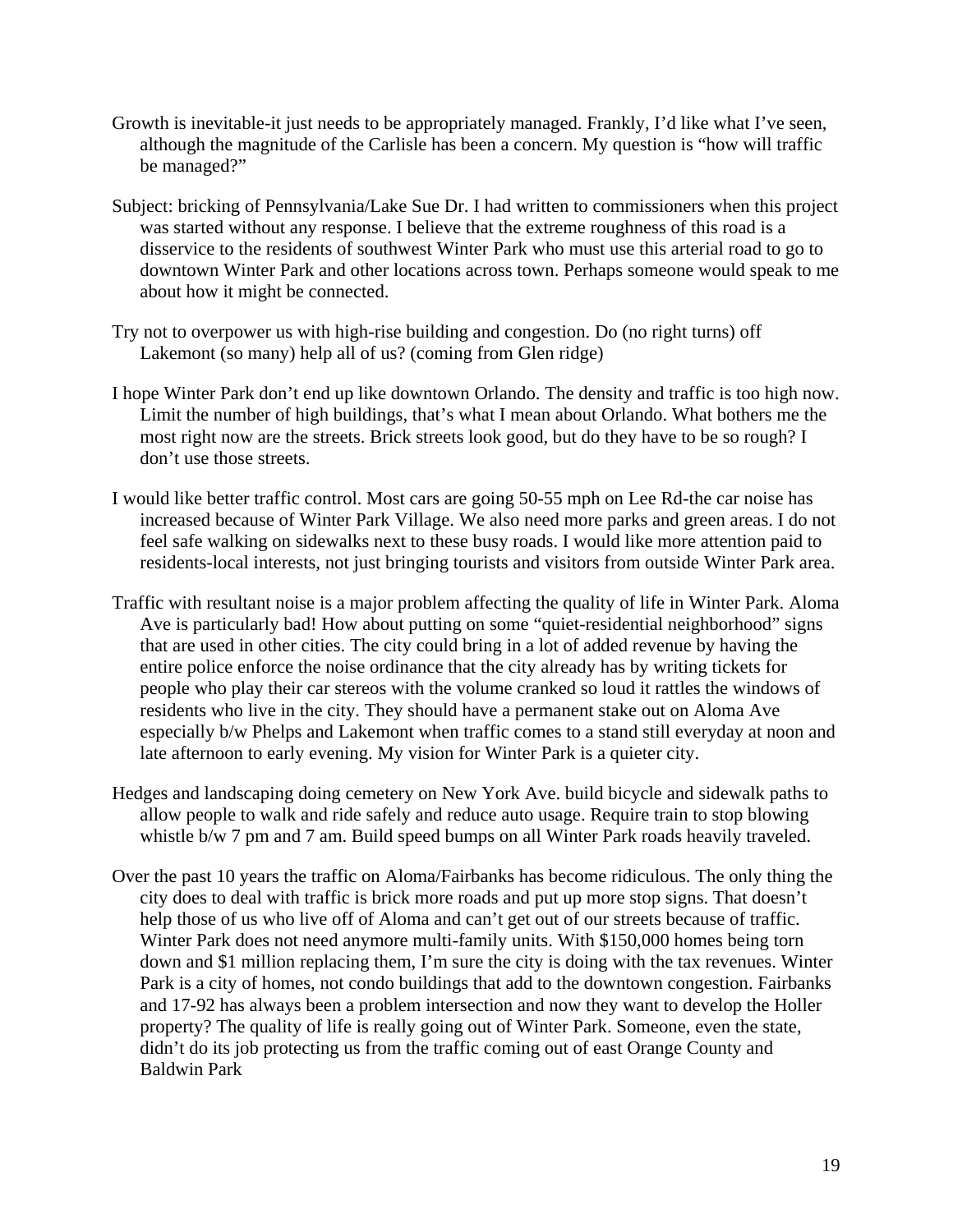Growth is inevitable-it just needs to be appropriately managed. Frankly, I'd like what I've seen, although the magnitude of the Carlisle has been a concern. My question is "how will traffic be managed?"

Subject: bricking of Pennsylvania/Lake Sue Dr. I had written to commissioners when this project was started without any response. I believe that the extreme roughness of this road is a disservice to the residents of southwest Winter Park who must use this arterial road to go to downtown Winter Park and other locations across town. Perhaps someone would speak to me about how it might be connected.

Try not to overpower us with high-rise building and congestion. Do (no right turns) off Lakemont (so many) help all of us? (coming from Glen ridge)

I hope Winter Park don't end up like downtown Orlando. The density and traffic is too high now. Limit the number of high buildings, that's what I mean about Orlando. What bothers me the most right now are the streets. Brick streets look good, but do they have to be so rough? I don't use those streets.

I would like better traffic control. Most cars are going 50-55 mph on Lee Rd-the car noise has increased because of Winter Park Village. We also need more parks and green areas. I do not feel safe walking on sidewalks next to these busy roads. I would like more attention paid to residents-local interests, not just bringing tourists and visitors from outside Winter Park area.

Traffic with resultant noise is a major problem affecting the quality of life in Winter Park. Aloma Ave is particularly bad! How about putting on some "quiet-residential neighborhood" signs that are used in other cities. The city could bring in a lot of added revenue by having the entire police enforce the noise ordinance that the city already has by writing tickets for people who play their car stereos with the volume cranked so loud it rattles the windows of residents who live in the city. They should have a permanent stake out on Aloma Ave especially b/w Phelps and Lakemont when traffic comes to a stand still everyday at noon and late afternoon to early evening. My vision for Winter Park is a quieter city.

Hedges and landscaping doing cemetery on New York Ave. build bicycle and sidewalk paths to allow people to walk and ride safely and reduce auto usage. Require train to stop blowing whistle b/w 7 pm and 7 am. Build speed bumps on all Winter Park roads heavily traveled.

Over the past 10 years the traffic on Aloma/Fairbanks has become ridiculous. The only thing the city does to deal with traffic is brick more roads and put up more stop signs. That doesn't help those of us who live off of Aloma and can't get out of our streets because of traffic. Winter Park does not need anymore multi-family units. With $150,000 homes being torn down and $1 million replacing them, I'm sure the city is doing with the tax revenues. Winter Park is a city of homes, not condo buildings that add to the downtown congestion. Fairbanks and 17-92 has always been a problem intersection and now they want to develop the Holler property? The quality of life is really going out of Winter Park. Someone, even the state, didn't do its job protecting us from the traffic coming out of east Orange County and Baldwin Park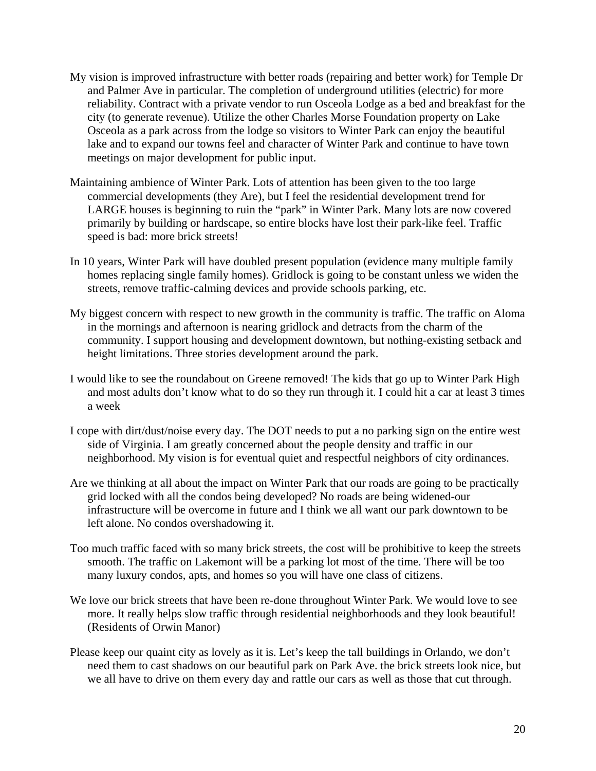My vision is improved infrastructure with better roads (repairing and better work) for Temple Dr and Palmer Ave in particular. The completion of underground utilities (electric) for more reliability. Contract with a private vendor to run Osceola Lodge as a bed and breakfast for the city (to generate revenue). Utilize the other Charles Morse Foundation property on Lake Osceola as a park across from the lodge so visitors to Winter Park can enjoy the beautiful lake and to expand our towns feel and character of Winter Park and continue to have town meetings on major development for public input.

Maintaining ambience of Winter Park. Lots of attention has been given to the too large commercial developments (they Are), but I feel the residential development trend for LARGE houses is beginning to ruin the "park" in Winter Park. Many lots are now covered primarily by building or hardscape, so entire blocks have lost their park-like feel. Traffic speed is bad: more brick streets!

In 10 years, Winter Park will have doubled present population (evidence many multiple family homes replacing single family homes). Gridlock is going to be constant unless we widen the streets, remove traffic-calming devices and provide schools parking, etc.

My biggest concern with respect to new growth in the community is traffic. The traffic on Aloma in the mornings and afternoon is nearing gridlock and detracts from the charm of the community. I support housing and development downtown, but nothing-existing setback and height limitations. Three stories development around the park.

I would like to see the roundabout on Greene removed! The kids that go up to Winter Park High and most adults don't know what to do so they run through it. I could hit a car at least 3 times a week

I cope with dirt/dust/noise every day. The DOT needs to put a no parking sign on the entire west side of Virginia. I am greatly concerned about the people density and traffic in our neighborhood. My vision is for eventual quiet and respectful neighbors of city ordinances.

Are we thinking at all about the impact on Winter Park that our roads are going to be practically grid locked with all the condos being developed? No roads are being widened-our infrastructure will be overcome in future and I think we all want our park downtown to be left alone. No condos overshadowing it.

Too much traffic faced with so many brick streets, the cost will be prohibitive to keep the streets smooth. The traffic on Lakemont will be a parking lot most of the time. There will be too many luxury condos, apts, and homes so you will have one class of citizens.

We love our brick streets that have been re-done throughout Winter Park. We would love to see more. It really helps slow traffic through residential neighborhoods and they look beautiful! (Residents of Orwin Manor)

Please keep our quaint city as lovely as it is. Let's keep the tall buildings in Orlando, we don't need them to cast shadows on our beautiful park on Park Ave. the brick streets look nice, but we all have to drive on them every day and rattle our cars as well as those that cut through.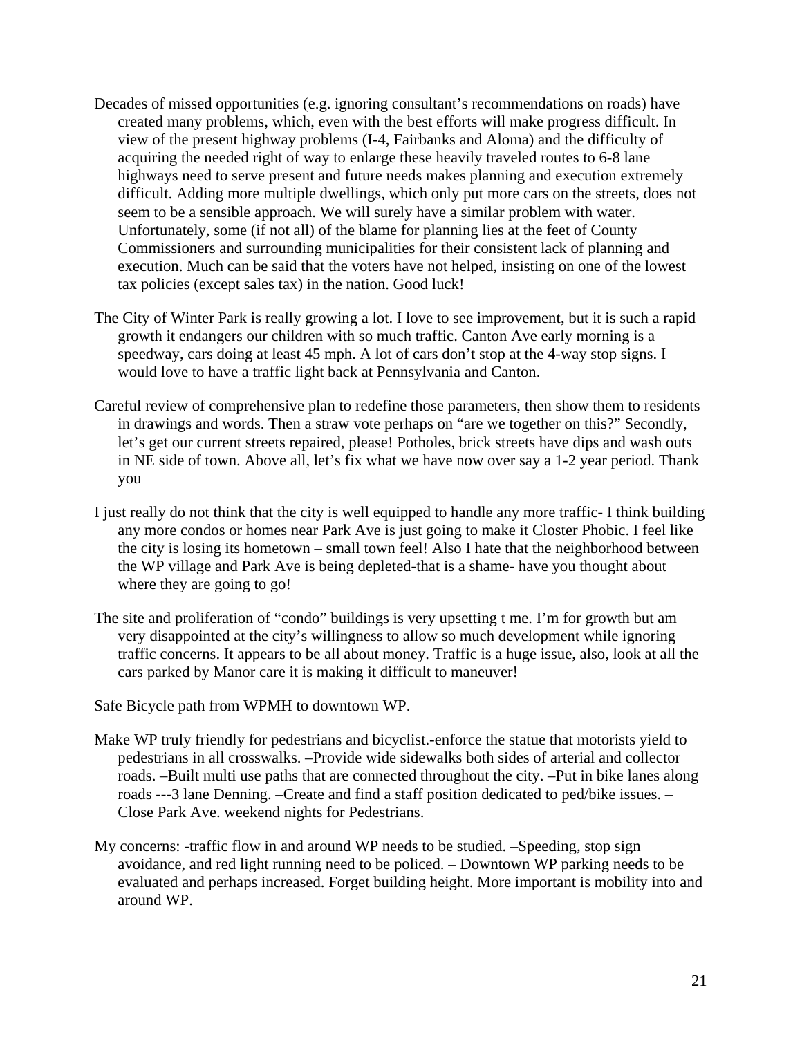Decades of missed opportunities (e.g. ignoring consultant's recommendations on roads) have created many problems, which, even with the best efforts will make progress difficult. In view of the present highway problems (I-4, Fairbanks and Aloma) and the difficulty of acquiring the needed right of way to enlarge these heavily traveled routes to 6-8 lane highways need to serve present and future needs makes planning and execution extremely difficult. Adding more multiple dwellings, which only put more cars on the streets, does not seem to be a sensible approach. We will surely have a similar problem with water. Unfortunately, some (if not all) of the blame for planning lies at the feet of County Commissioners and surrounding municipalities for their consistent lack of planning and execution. Much can be said that the voters have not helped, insisting on one of the lowest tax policies (except sales tax) in the nation. Good luck!

The City of Winter Park is really growing a lot. I love to see improvement, but it is such a rapid growth it endangers our children with so much traffic. Canton Ave early morning is a speedway, cars doing at least 45 mph. A lot of cars don't stop at the 4-way stop signs. I would love to have a traffic light back at Pennsylvania and Canton.

Careful review of comprehensive plan to redefine those parameters, then show them to residents in drawings and words. Then a straw vote perhaps on "are we together on this?" Secondly, let's get our current streets repaired, please! Potholes, brick streets have dips and wash outs in NE side of town. Above all, let's fix what we have now over say a 1-2 year period. Thank you

I just really do not think that the city is well equipped to handle any more traffic- I think building any more condos or homes near Park Ave is just going to make it Closter Phobic. I feel like the city is losing its hometown – small town feel! Also I hate that the neighborhood between the WP village and Park Ave is being depleted-that is a shame- have you thought about where they are going to go!

The site and proliferation of "condo" buildings is very upsetting t me. I'm for growth but am very disappointed at the city's willingness to allow so much development while ignoring traffic concerns. It appears to be all about money. Traffic is a huge issue, also, look at all the cars parked by Manor care it is making it difficult to maneuver!

Safe Bicycle path from WPMH to downtown WP.

Make WP truly friendly for pedestrians and bicyclist.-enforce the statue that motorists yield to pedestrians in all crosswalks. –Provide wide sidewalks both sides of arterial and collector roads. –Built multi use paths that are connected throughout the city. –Put in bike lanes along roads ---3 lane Denning. –Create and find a staff position dedicated to ped/bike issues. –Close Park Ave. weekend nights for Pedestrians.

My concerns: -traffic flow in and around WP needs to be studied. –Speeding, stop sign avoidance, and red light running need to be policed. – Downtown WP parking needs to be evaluated and perhaps increased. Forget building height. More important is mobility into and around WP.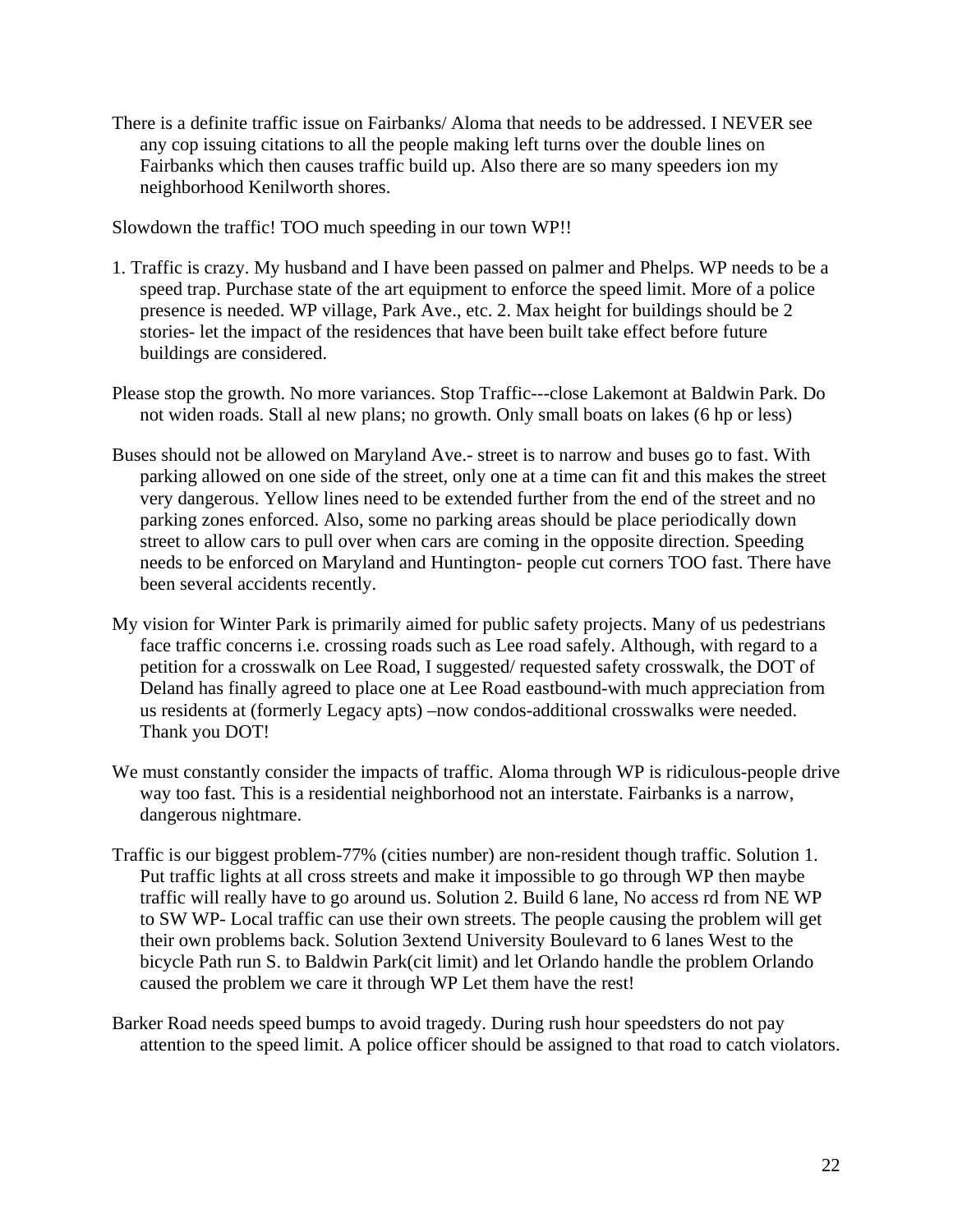There is a definite traffic issue on Fairbanks/ Aloma that needs to be addressed. I NEVER see any cop issuing citations to all the people making left turns over the double lines on Fairbanks which then causes traffic build up. Also there are so many speeders ion my neighborhood Kenilworth shores.

Slowdown the traffic! TOO much speeding in our town WP!!

1. Traffic is crazy. My husband and I have been passed on palmer and Phelps. WP needs to be a speed trap. Purchase state of the art equipment to enforce the speed limit. More of a police presence is needed. WP village, Park Ave., etc. 2. Max height for buildings should be 2 stories- let the impact of the residences that have been built take effect before future buildings are considered.

Please stop the growth. No more variances. Stop Traffic---close Lakemont at Baldwin Park. Do not widen roads. Stall al new plans; no growth. Only small boats on lakes (6 hp or less)

Buses should not be allowed on Maryland Ave.- street is to narrow and buses go to fast. With parking allowed on one side of the street, only one at a time can fit and this makes the street very dangerous. Yellow lines need to be extended further from the end of the street and no parking zones enforced. Also, some no parking areas should be place periodically down street to allow cars to pull over when cars are coming in the opposite direction. Speeding needs to be enforced on Maryland and Huntington- people cut corners TOO fast. There have been several accidents recently.

My vision for Winter Park is primarily aimed for public safety projects. Many of us pedestrians face traffic concerns i.e. crossing roads such as Lee road safely. Although, with regard to a petition for a crosswalk on Lee Road, I suggested/ requested safety crosswalk, the DOT of Deland has finally agreed to place one at Lee Road eastbound-with much appreciation from us residents at (formerly Legacy apts) –now condos-additional crosswalks were needed. Thank you DOT!

We must constantly consider the impacts of traffic. Aloma through WP is ridiculous-people drive way too fast. This is a residential neighborhood not an interstate. Fairbanks is a narrow, dangerous nightmare.

Traffic is our biggest problem-77% (cities number) are non-resident though traffic. Solution 1. Put traffic lights at all cross streets and make it impossible to go through WP then maybe traffic will really have to go around us. Solution 2. Build 6 lane, No access rd from NE WP to SW WP- Local traffic can use their own streets. The people causing the problem will get their own problems back. Solution 3extend University Boulevard to 6 lanes West to the bicycle Path run S. to Baldwin Park(cit limit) and let Orlando handle the problem Orlando caused the problem we care it through WP Let them have the rest!

Barker Road needs speed bumps to avoid tragedy. During rush hour speedsters do not pay attention to the speed limit. A police officer should be assigned to that road to catch violators.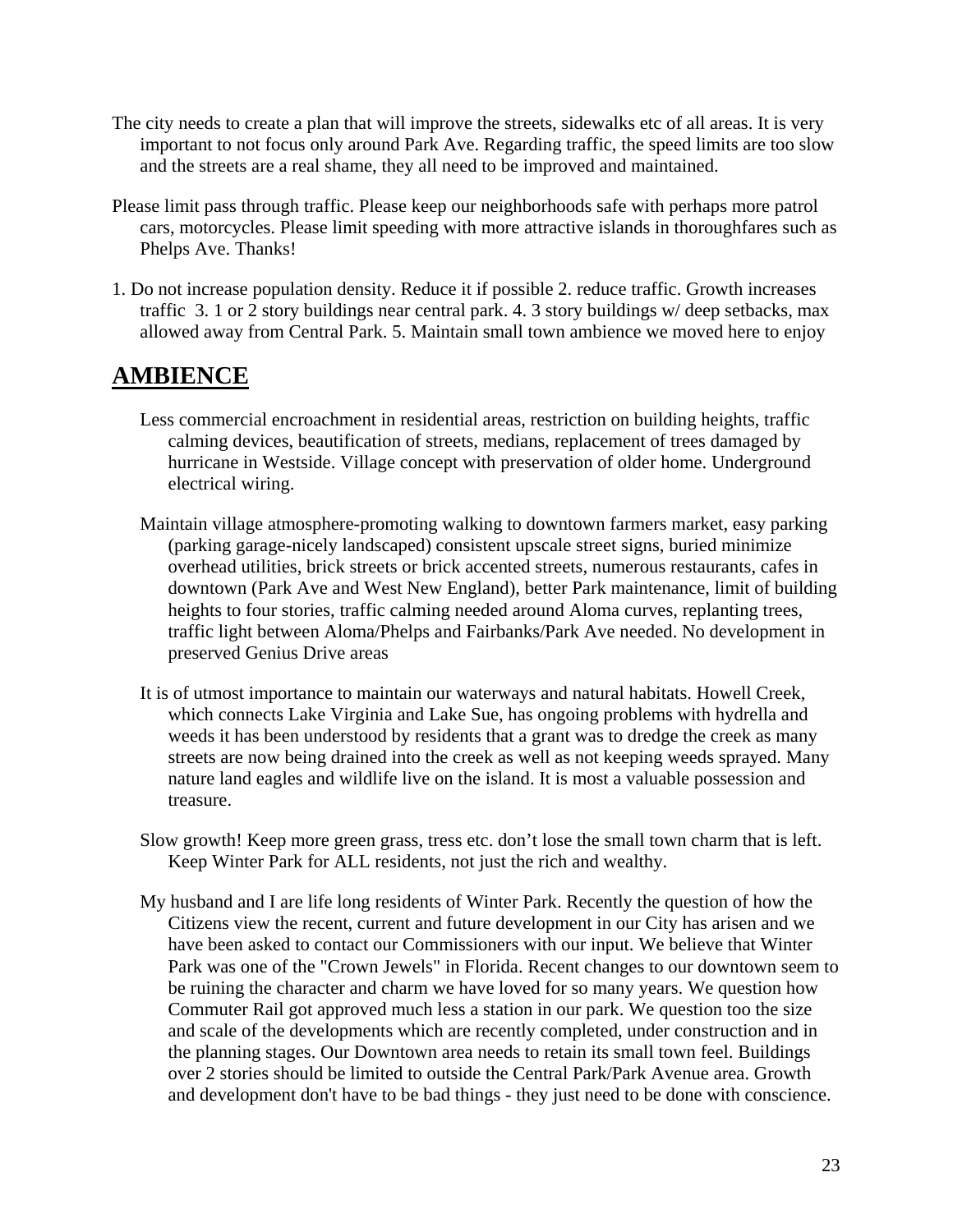The city needs to create a plan that will improve the streets, sidewalks etc of all areas. It is very important to not focus only around Park Ave. Regarding traffic, the speed limits are too slow and the streets are a real shame, they all need to be improved and maintained.

Please limit pass through traffic. Please keep our neighborhoods safe with perhaps more patrol cars, motorcycles. Please limit speeding with more attractive islands in thoroughfares such as Phelps Ave. Thanks!

1. Do not increase population density. Reduce it if possible 2. reduce traffic. Growth increases traffic 3. 1 or 2 story buildings near central park. 4. 3 story buildings w/ deep setbacks, max allowed away from Central Park. 5. Maintain small town ambience we moved here to enjoy

## AMBIENCE

Less commercial encroachment in residential areas, restriction on building heights, traffic calming devices, beautification of streets, medians, replacement of trees damaged by hurricane in Westside. Village concept with preservation of older home. Underground electrical wiring.

Maintain village atmosphere-promoting walking to downtown farmers market, easy parking (parking garage-nicely landscaped) consistent upscale street signs, buried minimize overhead utilities, brick streets or brick accented streets, numerous restaurants, cafes in downtown (Park Ave and West New England), better Park maintenance, limit of building heights to four stories, traffic calming needed around Aloma curves, replanting trees, traffic light between Aloma/Phelps and Fairbanks/Park Ave needed. No development in preserved Genius Drive areas

It is of utmost importance to maintain our waterways and natural habitats. Howell Creek, which connects Lake Virginia and Lake Sue, has ongoing problems with hydrella and weeds it has been understood by residents that a grant was to dredge the creek as many streets are now being drained into the creek as well as not keeping weeds sprayed. Many nature land eagles and wildlife live on the island. It is most a valuable possession and treasure.

Slow growth! Keep more green grass, tress etc. don't lose the small town charm that is left. Keep Winter Park for ALL residents, not just the rich and wealthy.

My husband and I are life long residents of Winter Park. Recently the question of how the Citizens view the recent, current and future development in our City has arisen and we have been asked to contact our Commissioners with our input. We believe that Winter Park was one of the "Crown Jewels" in Florida. Recent changes to our downtown seem to be ruining the character and charm we have loved for so many years. We question how Commuter Rail got approved much less a station in our park. We question too the size and scale of the developments which are recently completed, under construction and in the planning stages. Our Downtown area needs to retain its small town feel. Buildings over 2 stories should be limited to outside the Central Park/Park Avenue area. Growth and development don't have to be bad things - they just need to be done with conscience.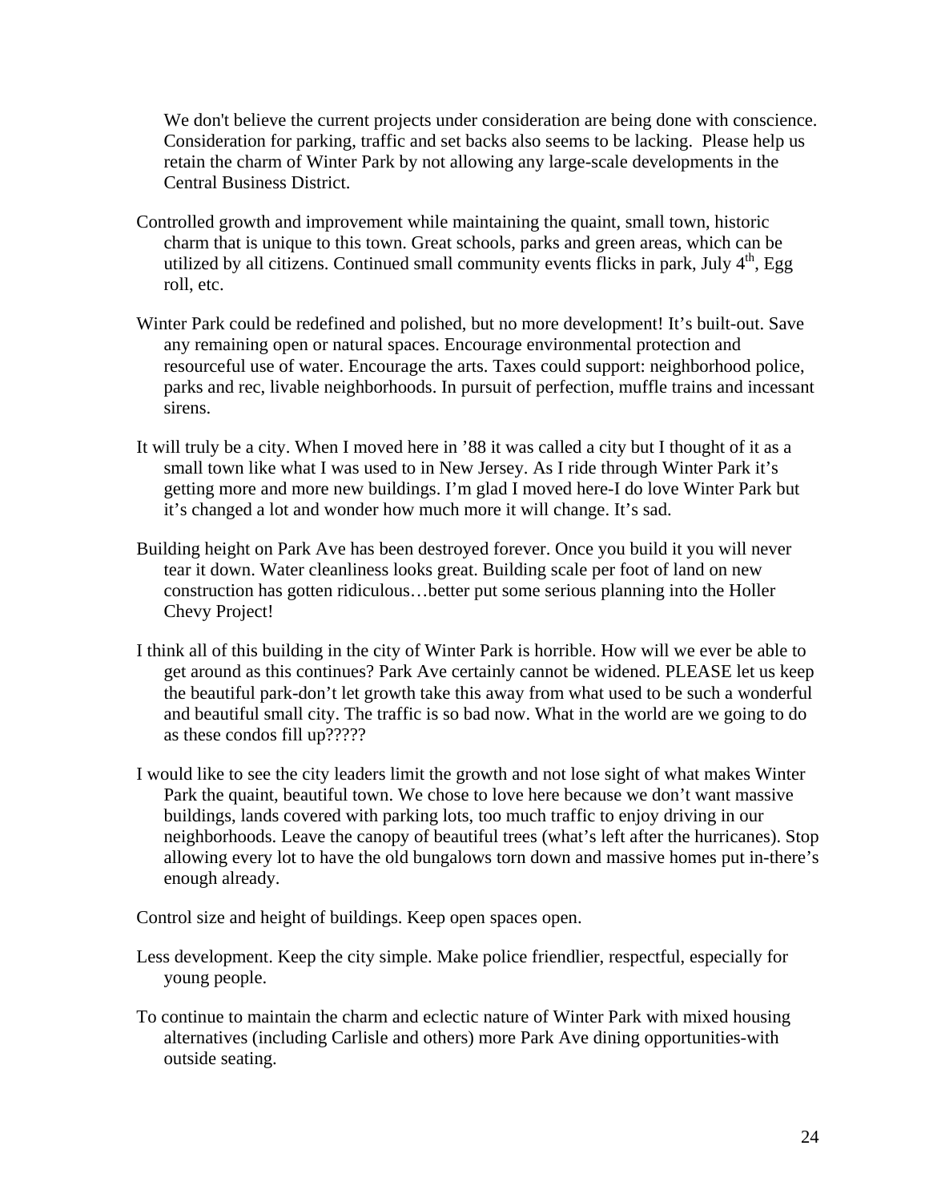We don't believe the current projects under consideration are being done with conscience. Consideration for parking, traffic and set backs also seems to be lacking. Please help us retain the charm of Winter Park by not allowing any large-scale developments in the Central Business District.

Controlled growth and improvement while maintaining the quaint, small town, historic charm that is unique to this town. Great schools, parks and green areas, which can be utilized by all citizens. Continued small community events flicks in park, July 4th, Egg roll, etc.

Winter Park could be redefined and polished, but no more development! It's built-out. Save any remaining open or natural spaces. Encourage environmental protection and resourceful use of water. Encourage the arts. Taxes could support: neighborhood police, parks and rec, livable neighborhoods. In pursuit of perfection, muffle trains and incessant sirens.

It will truly be a city. When I moved here in '88 it was called a city but I thought of it as a small town like what I was used to in New Jersey. As I ride through Winter Park it's getting more and more new buildings. I'm glad I moved here-I do love Winter Park but it's changed a lot and wonder how much more it will change. It's sad.

Building height on Park Ave has been destroyed forever. Once you build it you will never tear it down. Water cleanliness looks great. Building scale per foot of land on new construction has gotten ridiculous…better put some serious planning into the Holler Chevy Project!

I think all of this building in the city of Winter Park is horrible. How will we ever be able to get around as this continues? Park Ave certainly cannot be widened. PLEASE let us keep the beautiful park-don't let growth take this away from what used to be such a wonderful and beautiful small city. The traffic is so bad now. What in the world are we going to do as these condos fill up?????

I would like to see the city leaders limit the growth and not lose sight of what makes Winter Park the quaint, beautiful town. We chose to love here because we don't want massive buildings, lands covered with parking lots, too much traffic to enjoy driving in our neighborhoods. Leave the canopy of beautiful trees (what's left after the hurricanes). Stop allowing every lot to have the old bungalows torn down and massive homes put in-there's enough already.

Control size and height of buildings. Keep open spaces open.

Less development. Keep the city simple. Make police friendlier, respectful, especially for young people.

To continue to maintain the charm and eclectic nature of Winter Park with mixed housing alternatives (including Carlisle and others) more Park Ave dining opportunities-with outside seating.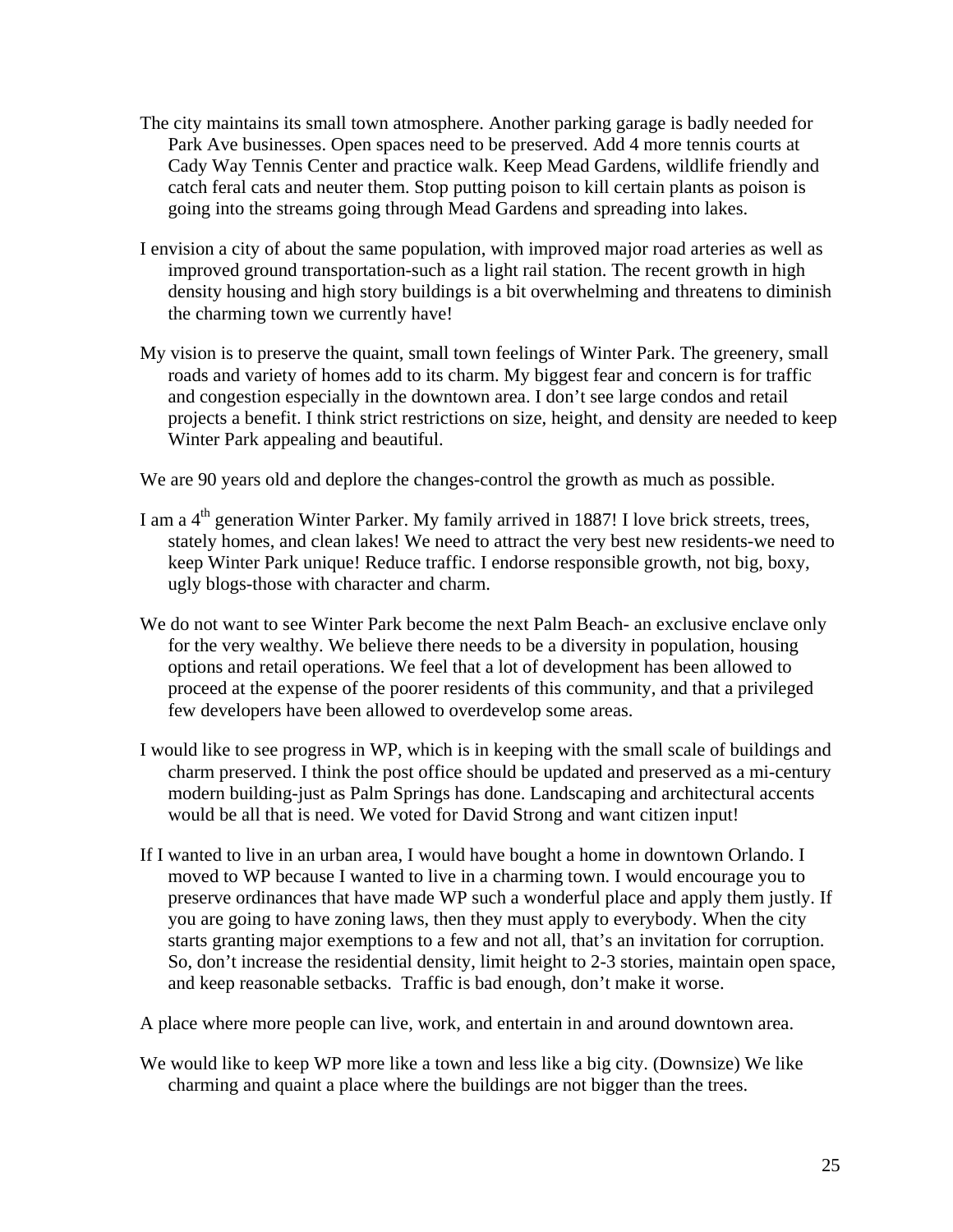The city maintains its small town atmosphere. Another parking garage is badly needed for Park Ave businesses. Open spaces need to be preserved. Add 4 more tennis courts at Cady Way Tennis Center and practice walk. Keep Mead Gardens, wildlife friendly and catch feral cats and neuter them. Stop putting poison to kill certain plants as poison is going into the streams going through Mead Gardens and spreading into lakes.

I envision a city of about the same population, with improved major road arteries as well as improved ground transportation-such as a light rail station. The recent growth in high density housing and high story buildings is a bit overwhelming and threatens to diminish the charming town we currently have!

My vision is to preserve the quaint, small town feelings of Winter Park. The greenery, small roads and variety of homes add to its charm. My biggest fear and concern is for traffic and congestion especially in the downtown area. I don't see large condos and retail projects a benefit. I think strict restrictions on size, height, and density are needed to keep Winter Park appealing and beautiful.

We are 90 years old and deplore the changes-control the growth as much as possible.

I am a 4th generation Winter Parker. My family arrived in 1887! I love brick streets, trees, stately homes, and clean lakes! We need to attract the very best new residents-we need to keep Winter Park unique! Reduce traffic. I endorse responsible growth, not big, boxy, ugly blogs-those with character and charm.

We do not want to see Winter Park become the next Palm Beach- an exclusive enclave only for the very wealthy. We believe there needs to be a diversity in population, housing options and retail operations. We feel that a lot of development has been allowed to proceed at the expense of the poorer residents of this community, and that a privileged few developers have been allowed to overdevelop some areas.

I would like to see progress in WP, which is in keeping with the small scale of buildings and charm preserved. I think the post office should be updated and preserved as a mi-century modern building-just as Palm Springs has done. Landscaping and architectural accents would be all that is need. We voted for David Strong and want citizen input!

If I wanted to live in an urban area, I would have bought a home in downtown Orlando. I moved to WP because I wanted to live in a charming town. I would encourage you to preserve ordinances that have made WP such a wonderful place and apply them justly. If you are going to have zoning laws, then they must apply to everybody. When the city starts granting major exemptions to a few and not all, that's an invitation for corruption. So, don't increase the residential density, limit height to 2-3 stories, maintain open space, and keep reasonable setbacks. Traffic is bad enough, don't make it worse.

A place where more people can live, work, and entertain in and around downtown area.

We would like to keep WP more like a town and less like a big city. (Downsize) We like charming and quaint a place where the buildings are not bigger than the trees.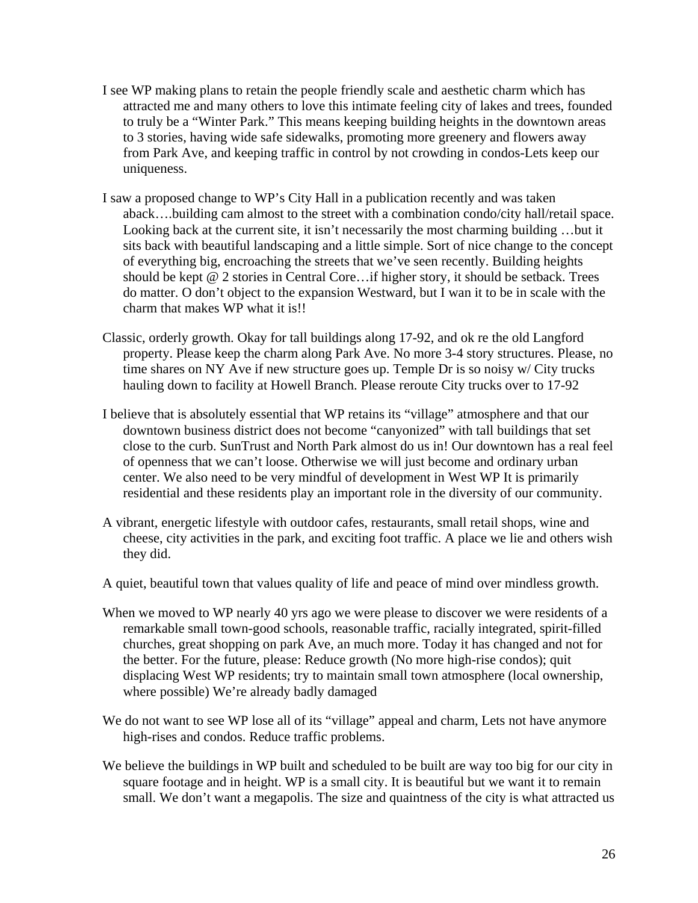I see WP making plans to retain the people friendly scale and aesthetic charm which has attracted me and many others to love this intimate feeling city of lakes and trees, founded to truly be a "Winter Park." This means keeping building heights in the downtown areas to 3 stories, having wide safe sidewalks, promoting more greenery and flowers away from Park Ave, and keeping traffic in control by not crowding in condos-Lets keep our uniqueness.

I saw a proposed change to WP's City Hall in a publication recently and was taken aback….building cam almost to the street with a combination condo/city hall/retail space. Looking back at the current site, it isn't necessarily the most charming building …but it sits back with beautiful landscaping and a little simple. Sort of nice change to the concept of everything big, encroaching the streets that we've seen recently. Building heights should be kept @ 2 stories in Central Core…if higher story, it should be setback. Trees do matter. O don't object to the expansion Westward, but I wan it to be in scale with the charm that makes WP what it is!!

Classic, orderly growth. Okay for tall buildings along 17-92, and ok re the old Langford property. Please keep the charm along Park Ave. No more 3-4 story structures. Please, no time shares on NY Ave if new structure goes up. Temple Dr is so noisy w/ City trucks hauling down to facility at Howell Branch. Please reroute City trucks over to 17-92

I believe that is absolutely essential that WP retains its "village" atmosphere and that our downtown business district does not become "canyonized" with tall buildings that set close to the curb. SunTrust and North Park almost do us in! Our downtown has a real feel of openness that we can't loose. Otherwise we will just become and ordinary urban center. We also need to be very mindful of development in West WP It is primarily residential and these residents play an important role in the diversity of our community.

A vibrant, energetic lifestyle with outdoor cafes, restaurants, small retail shops, wine and cheese, city activities in the park, and exciting foot traffic. A place we lie and others wish they did.

A quiet, beautiful town that values quality of life and peace of mind over mindless growth.

When we moved to WP nearly 40 yrs ago we were please to discover we were residents of a remarkable small town-good schools, reasonable traffic, racially integrated, spirit-filled churches, great shopping on park Ave, an much more. Today it has changed and not for the better. For the future, please: Reduce growth (No more high-rise condos); quit displacing West WP residents; try to maintain small town atmosphere (local ownership, where possible) We're already badly damaged

We do not want to see WP lose all of its "village" appeal and charm, Lets not have anymore high-rises and condos. Reduce traffic problems.

We believe the buildings in WP built and scheduled to be built are way too big for our city in square footage and in height. WP is a small city. It is beautiful but we want it to remain small. We don't want a megapolis. The size and quaintness of the city is what attracted us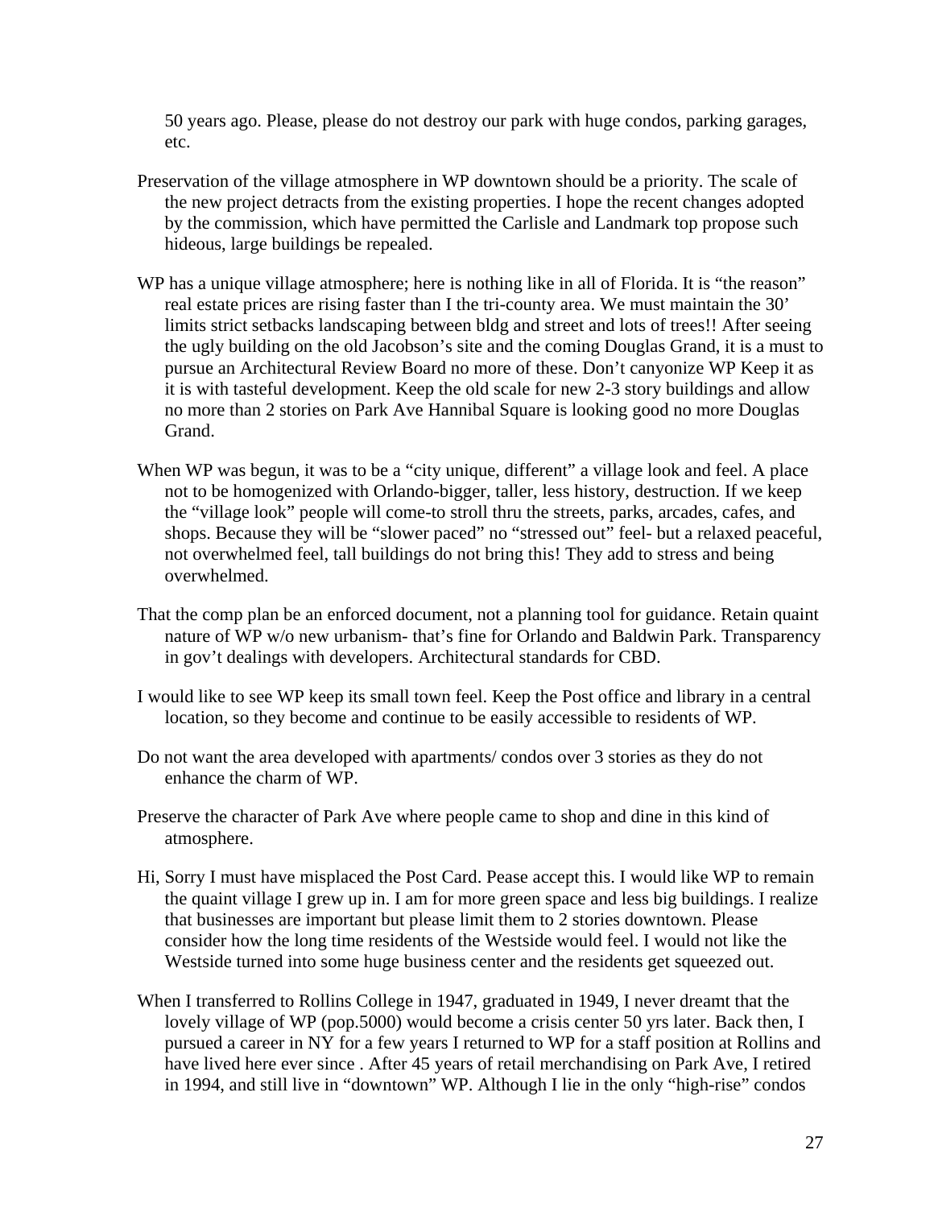50 years ago. Please, please do not destroy our park with huge condos, parking garages, etc.

Preservation of the village atmosphere in WP downtown should be a priority. The scale of the new project detracts from the existing properties. I hope the recent changes adopted by the commission, which have permitted the Carlisle and Landmark top propose such hideous, large buildings be repealed.

WP has a unique village atmosphere; here is nothing like in all of Florida. It is "the reason" real estate prices are rising faster than I the tri-county area. We must maintain the 30' limits strict setbacks landscaping between bldg and street and lots of trees!! After seeing the ugly building on the old Jacobson's site and the coming Douglas Grand, it is a must to pursue an Architectural Review Board no more of these. Don't canyonize WP Keep it as it is with tasteful development. Keep the old scale for new 2-3 story buildings and allow no more than 2 stories on Park Ave Hannibal Square is looking good no more Douglas Grand.

When WP was begun, it was to be a "city unique, different" a village look and feel. A place not to be homogenized with Orlando-bigger, taller, less history, destruction. If we keep the "village look" people will come-to stroll thru the streets, parks, arcades, cafes, and shops. Because they will be "slower paced" no "stressed out" feel- but a relaxed peaceful, not overwhelmed feel, tall buildings do not bring this! They add to stress and being overwhelmed.

That the comp plan be an enforced document, not a planning tool for guidance. Retain quaint nature of WP w/o new urbanism- that's fine for Orlando and Baldwin Park. Transparency in gov't dealings with developers. Architectural standards for CBD.

I would like to see WP keep its small town feel. Keep the Post office and library in a central location, so they become and continue to be easily accessible to residents of WP.

Do not want the area developed with apartments/ condos over 3 stories as they do not enhance the charm of WP.

Preserve the character of Park Ave where people came to shop and dine in this kind of atmosphere.

Hi, Sorry I must have misplaced the Post Card. Pease accept this. I would like WP to remain the quaint village I grew up in. I am for more green space and less big buildings. I realize that businesses are important but please limit them to 2 stories downtown. Please consider how the long time residents of the Westside would feel. I would not like the Westside turned into some huge business center and the residents get squeezed out.

When I transferred to Rollins College in 1947, graduated in 1949, I never dreamt that the lovely village of WP (pop.5000) would become a crisis center 50 yrs later. Back then, I pursued a career in NY for a few years I returned to WP for a staff position at Rollins and have lived here ever since . After 45 years of retail merchandising on Park Ave, I retired in 1994, and still live in "downtown" WP. Although I lie in the only "high-rise" condos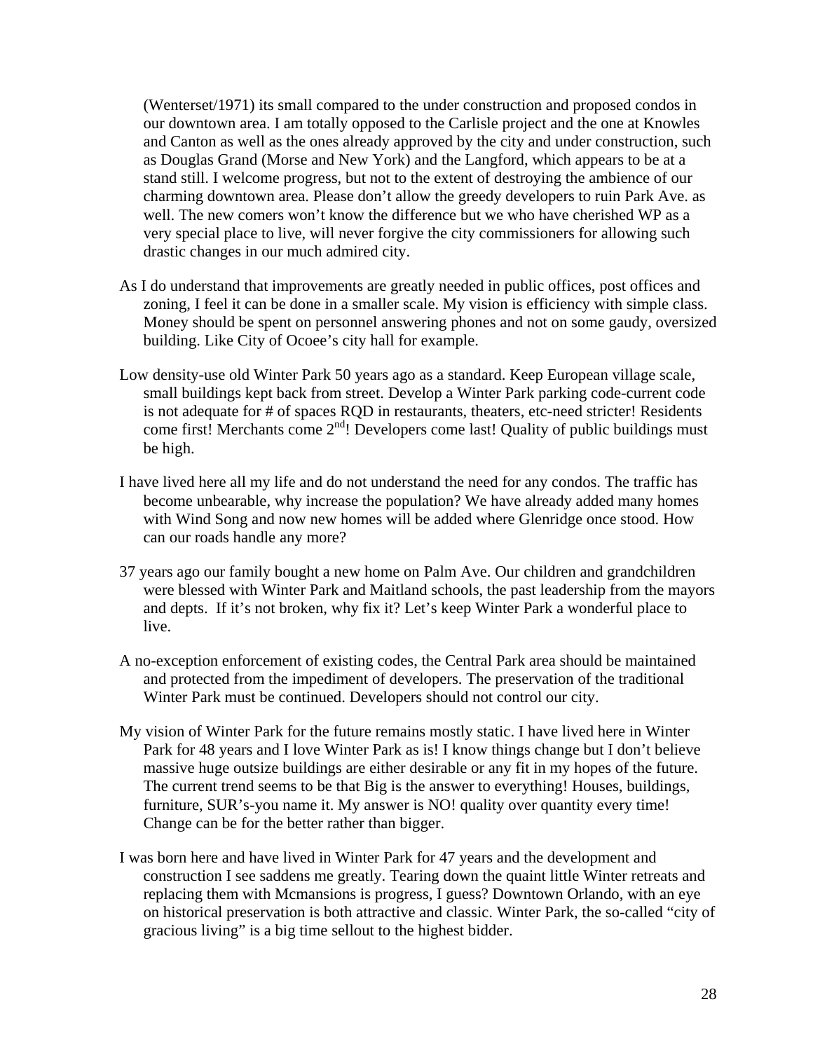(Wenterset/1971) its small compared to the under construction and proposed condos in our downtown area. I am totally opposed to the Carlisle project and the one at Knowles and Canton as well as the ones already approved by the city and under construction, such as Douglas Grand (Morse and New York) and the Langford, which appears to be at a stand still. I welcome progress, but not to the extent of destroying the ambience of our charming downtown area. Please don't allow the greedy developers to ruin Park Ave. as well. The new comers won't know the difference but we who have cherished WP as a very special place to live, will never forgive the city commissioners for allowing such drastic changes in our much admired city.

As I do understand that improvements are greatly needed in public offices, post offices and zoning, I feel it can be done in a smaller scale. My vision is efficiency with simple class. Money should be spent on personnel answering phones and not on some gaudy, oversized building. Like City of Ocoee's city hall for example.

Low density-use old Winter Park 50 years ago as a standard. Keep European village scale, small buildings kept back from street. Develop a Winter Park parking code-current code is not adequate for # of spaces RQD in restaurants, theaters, etc-need stricter! Residents come first! Merchants come 2nd! Developers come last! Quality of public buildings must be high.

I have lived here all my life and do not understand the need for any condos. The traffic has become unbearable, why increase the population? We have already added many homes with Wind Song and now new homes will be added where Glenridge once stood. How can our roads handle any more?

37 years ago our family bought a new home on Palm Ave. Our children and grandchildren were blessed with Winter Park and Maitland schools, the past leadership from the mayors and depts. If it's not broken, why fix it? Let's keep Winter Park a wonderful place to live.

A no-exception enforcement of existing codes, the Central Park area should be maintained and protected from the impediment of developers. The preservation of the traditional Winter Park must be continued. Developers should not control our city.

My vision of Winter Park for the future remains mostly static. I have lived here in Winter Park for 48 years and I love Winter Park as is! I know things change but I don't believe massive huge outsize buildings are either desirable or any fit in my hopes of the future. The current trend seems to be that Big is the answer to everything! Houses, buildings, furniture, SUR's-you name it. My answer is NO! quality over quantity every time! Change can be for the better rather than bigger.

I was born here and have lived in Winter Park for 47 years and the development and construction I see saddens me greatly. Tearing down the quaint little Winter retreats and replacing them with Mcmansions is progress, I guess? Downtown Orlando, with an eye on historical preservation is both attractive and classic. Winter Park, the so-called "city of gracious living" is a big time sellout to the highest bidder.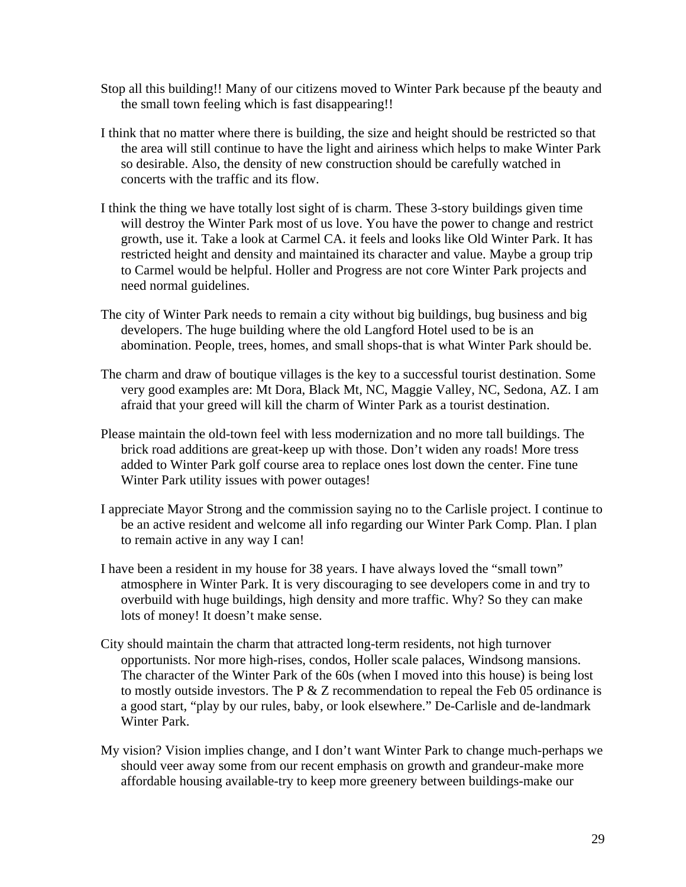Stop all this building!! Many of our citizens moved to Winter Park because pf the beauty and the small town feeling which is fast disappearing!!

I think that no matter where there is building, the size and height should be restricted so that the area will still continue to have the light and airiness which helps to make Winter Park so desirable. Also, the density of new construction should be carefully watched in concerts with the traffic and its flow.

I think the thing we have totally lost sight of is charm. These 3-story buildings given time will destroy the Winter Park most of us love. You have the power to change and restrict growth, use it. Take a look at Carmel CA. it feels and looks like Old Winter Park. It has restricted height and density and maintained its character and value. Maybe a group trip to Carmel would be helpful. Holler and Progress are not core Winter Park projects and need normal guidelines.

The city of Winter Park needs to remain a city without big buildings, bug business and big developers. The huge building where the old Langford Hotel used to be is an abomination. People, trees, homes, and small shops-that is what Winter Park should be.

The charm and draw of boutique villages is the key to a successful tourist destination. Some very good examples are: Mt Dora, Black Mt, NC, Maggie Valley, NC, Sedona, AZ. I am afraid that your greed will kill the charm of Winter Park as a tourist destination.

Please maintain the old-town feel with less modernization and no more tall buildings. The brick road additions are great-keep up with those. Don't widen any roads! More tress added to Winter Park golf course area to replace ones lost down the center. Fine tune Winter Park utility issues with power outages!

I appreciate Mayor Strong and the commission saying no to the Carlisle project. I continue to be an active resident and welcome all info regarding our Winter Park Comp. Plan. I plan to remain active in any way I can!

I have been a resident in my house for 38 years. I have always loved the "small town" atmosphere in Winter Park. It is very discouraging to see developers come in and try to overbuild with huge buildings, high density and more traffic. Why? So they can make lots of money! It doesn't make sense.

City should maintain the charm that attracted long-term residents, not high turnover opportunists. Nor more high-rises, condos, Holler scale palaces, Windsong mansions. The character of the Winter Park of the 60s (when I moved into this house) is being lost to mostly outside investors. The P & Z recommendation to repeal the Feb 05 ordinance is a good start, "play by our rules, baby, or look elsewhere." De-Carlisle and de-landmark Winter Park.

My vision? Vision implies change, and I don't want Winter Park to change much-perhaps we should veer away some from our recent emphasis on growth and grandeur-make more affordable housing available-try to keep more greenery between buildings-make our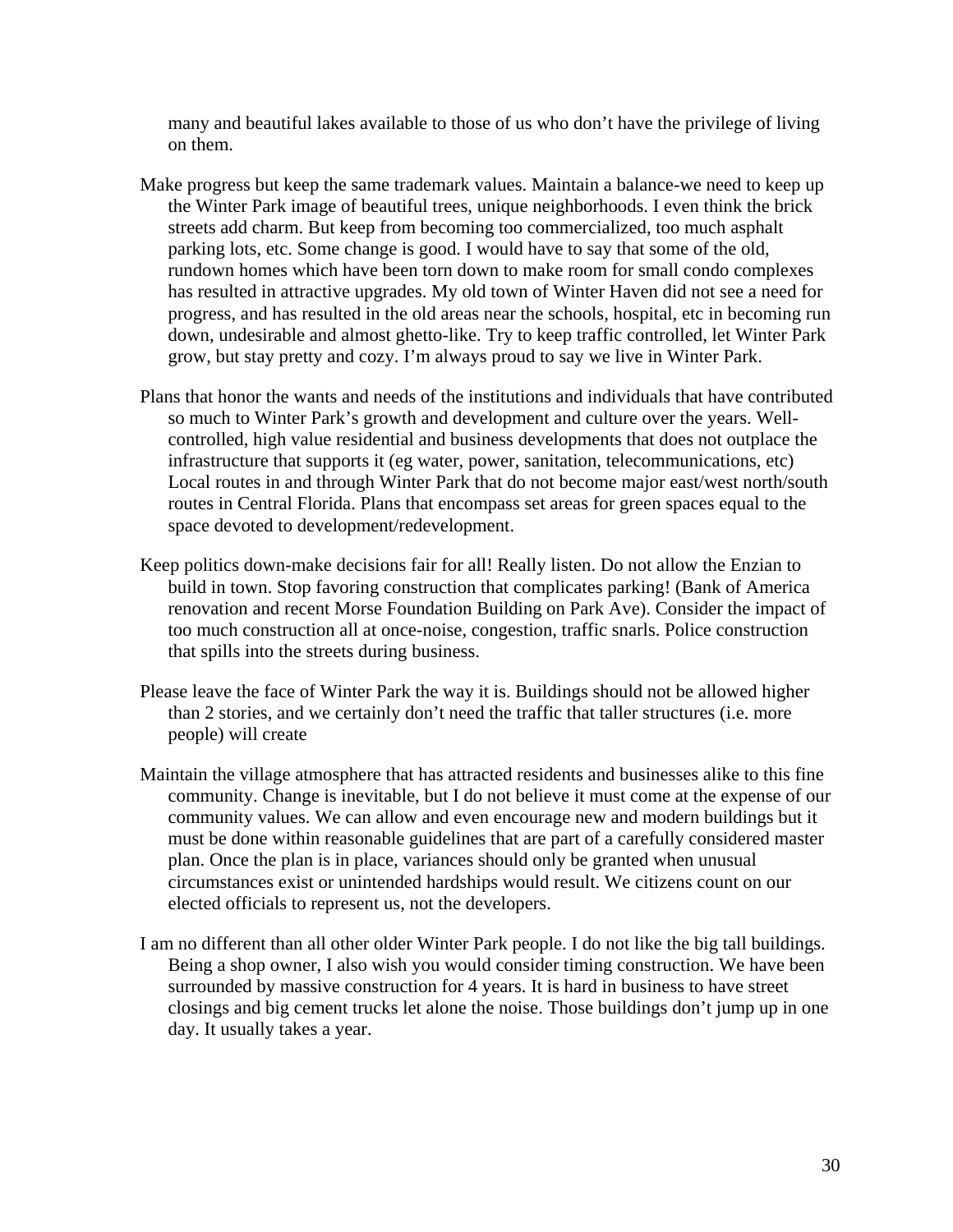many and beautiful lakes available to those of us who don't have the privilege of living on them.

Make progress but keep the same trademark values. Maintain a balance-we need to keep up the Winter Park image of beautiful trees, unique neighborhoods. I even think the brick streets add charm. But keep from becoming too commercialized, too much asphalt parking lots, etc. Some change is good. I would have to say that some of the old, rundown homes which have been torn down to make room for small condo complexes has resulted in attractive upgrades. My old town of Winter Haven did not see a need for progress, and has resulted in the old areas near the schools, hospital, etc in becoming run down, undesirable and almost ghetto-like. Try to keep traffic controlled, let Winter Park grow, but stay pretty and cozy. I'm always proud to say we live in Winter Park.

Plans that honor the wants and needs of the institutions and individuals that have contributed so much to Winter Park's growth and development and culture over the years. Well-controlled, high value residential and business developments that does not outplace the infrastructure that supports it (eg water, power, sanitation, telecommunications, etc) Local routes in and through Winter Park that do not become major east/west north/south routes in Central Florida. Plans that encompass set areas for green spaces equal to the space devoted to development/redevelopment.

Keep politics down-make decisions fair for all! Really listen. Do not allow the Enzian to build in town. Stop favoring construction that complicates parking! (Bank of America renovation and recent Morse Foundation Building on Park Ave). Consider the impact of too much construction all at once-noise, congestion, traffic snarls. Police construction that spills into the streets during business.

Please leave the face of Winter Park the way it is. Buildings should not be allowed higher than 2 stories, and we certainly don't need the traffic that taller structures (i.e. more people) will create

Maintain the village atmosphere that has attracted residents and businesses alike to this fine community. Change is inevitable, but I do not believe it must come at the expense of our community values. We can allow and even encourage new and modern buildings but it must be done within reasonable guidelines that are part of a carefully considered master plan. Once the plan is in place, variances should only be granted when unusual circumstances exist or unintended hardships would result. We citizens count on our elected officials to represent us, not the developers.

I am no different than all other older Winter Park people. I do not like the big tall buildings. Being a shop owner, I also wish you would consider timing construction. We have been surrounded by massive construction for 4 years. It is hard in business to have street closings and big cement trucks let alone the noise. Those buildings don't jump up in one day. It usually takes a year.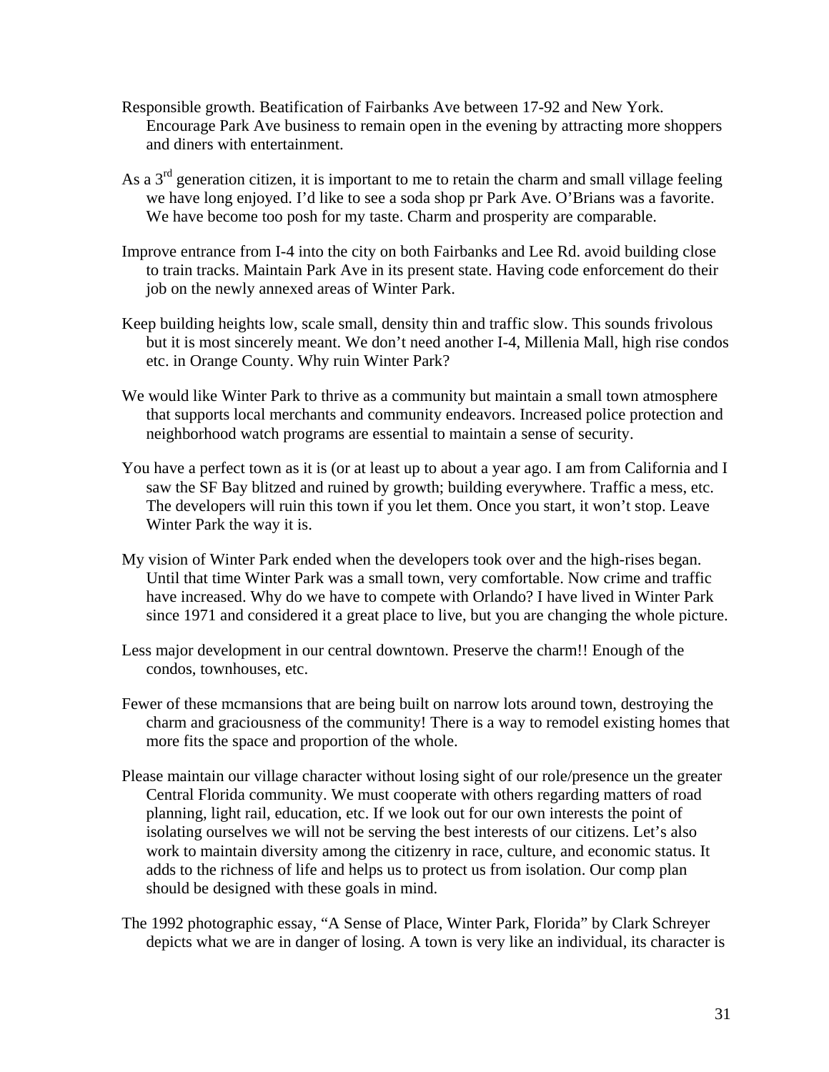Responsible growth. Beatification of Fairbanks Ave between 17-92 and New York. Encourage Park Ave business to remain open in the evening by attracting more shoppers and diners with entertainment.

As a 3rd generation citizen, it is important to me to retain the charm and small village feeling we have long enjoyed. I'd like to see a soda shop pr Park Ave. O'Brians was a favorite. We have become too posh for my taste. Charm and prosperity are comparable.

Improve entrance from I-4 into the city on both Fairbanks and Lee Rd. avoid building close to train tracks. Maintain Park Ave in its present state. Having code enforcement do their job on the newly annexed areas of Winter Park.

Keep building heights low, scale small, density thin and traffic slow. This sounds frivolous but it is most sincerely meant. We don't need another I-4, Millenia Mall, high rise condos etc. in Orange County. Why ruin Winter Park?

We would like Winter Park to thrive as a community but maintain a small town atmosphere that supports local merchants and community endeavors. Increased police protection and neighborhood watch programs are essential to maintain a sense of security.

You have a perfect town as it is (or at least up to about a year ago. I am from California and I saw the SF Bay blitzed and ruined by growth; building everywhere. Traffic a mess, etc. The developers will ruin this town if you let them. Once you start, it won't stop. Leave Winter Park the way it is.

My vision of Winter Park ended when the developers took over and the high-rises began. Until that time Winter Park was a small town, very comfortable. Now crime and traffic have increased. Why do we have to compete with Orlando? I have lived in Winter Park since 1971 and considered it a great place to live, but you are changing the whole picture.

Less major development in our central downtown. Preserve the charm!! Enough of the condos, townhouses, etc.

Fewer of these mcmansions that are being built on narrow lots around town, destroying the charm and graciousness of the community! There is a way to remodel existing homes that more fits the space and proportion of the whole.

Please maintain our village character without losing sight of our role/presence un the greater Central Florida community. We must cooperate with others regarding matters of road planning, light rail, education, etc. If we look out for our own interests the point of isolating ourselves we will not be serving the best interests of our citizens. Let's also work to maintain diversity among the citizenry in race, culture, and economic status. It adds to the richness of life and helps us to protect us from isolation. Our comp plan should be designed with these goals in mind.

The 1992 photographic essay, "A Sense of Place, Winter Park, Florida" by Clark Schreyer depicts what we are in danger of losing. A town is very like an individual, its character is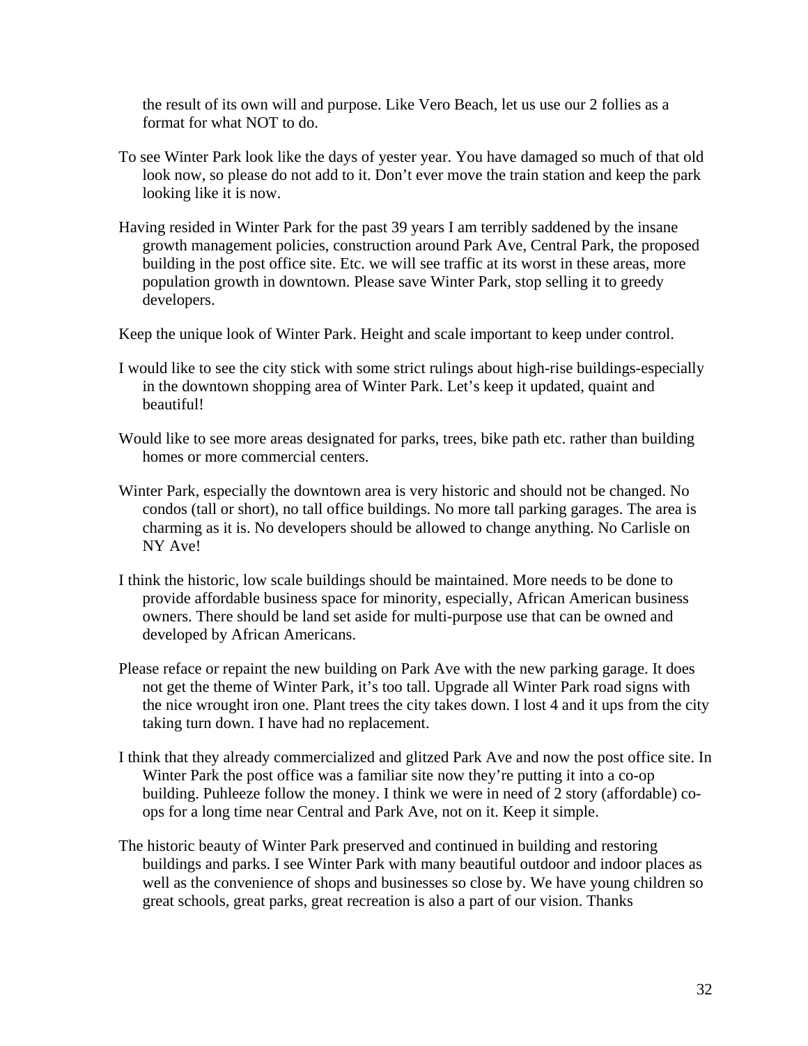the result of its own will and purpose. Like Vero Beach, let us use our 2 follies as a format for what NOT to do.

To see Winter Park look like the days of yester year. You have damaged so much of that old look now, so please do not add to it. Don't ever move the train station and keep the park looking like it is now.

Having resided in Winter Park for the past 39 years I am terribly saddened by the insane growth management policies, construction around Park Ave, Central Park, the proposed building in the post office site. Etc. we will see traffic at its worst in these areas, more population growth in downtown. Please save Winter Park, stop selling it to greedy developers.

Keep the unique look of Winter Park. Height and scale important to keep under control.

I would like to see the city stick with some strict rulings about high-rise buildings-especially in the downtown shopping area of Winter Park. Let's keep it updated, quaint and beautiful!

Would like to see more areas designated for parks, trees, bike path etc. rather than building homes or more commercial centers.

Winter Park, especially the downtown area is very historic and should not be changed. No condos (tall or short), no tall office buildings. No more tall parking garages. The area is charming as it is. No developers should be allowed to change anything. No Carlisle on NY Ave!

I think the historic, low scale buildings should be maintained. More needs to be done to provide affordable business space for minority, especially, African American business owners. There should be land set aside for multi-purpose use that can be owned and developed by African Americans.

Please reface or repaint the new building on Park Ave with the new parking garage. It does not get the theme of Winter Park, it's too tall. Upgrade all Winter Park road signs with the nice wrought iron one. Plant trees the city takes down. I lost 4 and it ups from the city taking turn down. I have had no replacement.

I think that they already commercialized and glitzed Park Ave and now the post office site. In Winter Park the post office was a familiar site now they're putting it into a co-op building. Puhleeze follow the money. I think we were in need of 2 story (affordable) co-ops for a long time near Central and Park Ave, not on it. Keep it simple.

The historic beauty of Winter Park preserved and continued in building and restoring buildings and parks. I see Winter Park with many beautiful outdoor and indoor places as well as the convenience of shops and businesses so close by. We have young children so great schools, great parks, great recreation is also a part of our vision. Thanks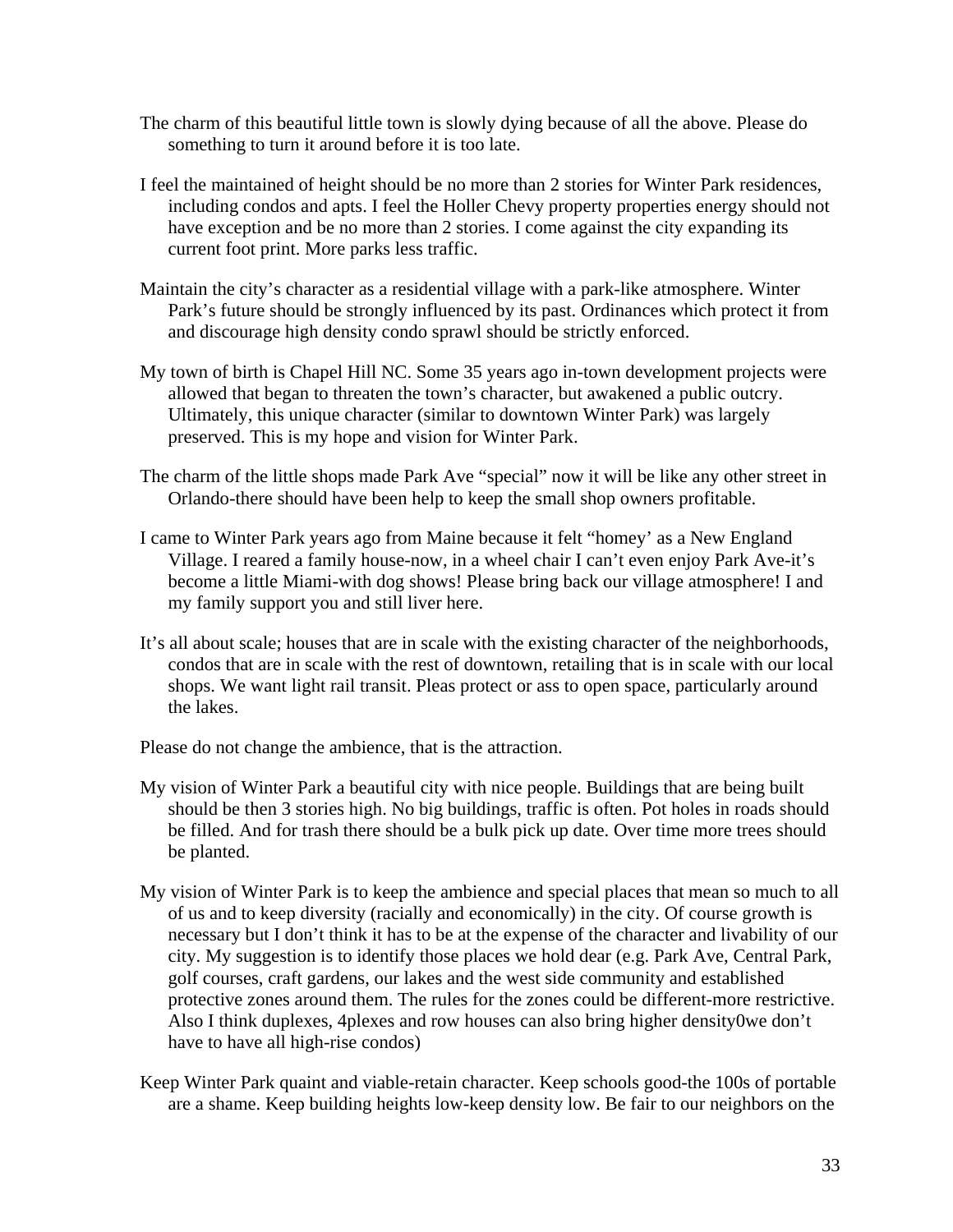The charm of this beautiful little town is slowly dying because of all the above. Please do something to turn it around before it is too late.

I feel the maintained of height should be no more than 2 stories for Winter Park residences, including condos and apts. I feel the Holler Chevy property properties energy should not have exception and be no more than 2 stories. I come against the city expanding its current foot print. More parks less traffic.

Maintain the city's character as a residential village with a park-like atmosphere. Winter Park's future should be strongly influenced by its past. Ordinances which protect it from and discourage high density condo sprawl should be strictly enforced.

My town of birth is Chapel Hill NC. Some 35 years ago in-town development projects were allowed that began to threaten the town's character, but awakened a public outcry. Ultimately, this unique character (similar to downtown Winter Park) was largely preserved. This is my hope and vision for Winter Park.

The charm of the little shops made Park Ave "special" now it will be like any other street in Orlando-there should have been help to keep the small shop owners profitable.

I came to Winter Park years ago from Maine because it felt "homey' as a New England Village. I reared a family house-now, in a wheel chair I can't even enjoy Park Ave-it's become a little Miami-with dog shows! Please bring back our village atmosphere! I and my family support you and still liver here.

It's all about scale; houses that are in scale with the existing character of the neighborhoods, condos that are in scale with the rest of downtown, retailing that is in scale with our local shops. We want light rail transit. Pleas protect or ass to open space, particularly around the lakes.

Please do not change the ambience, that is the attraction.

My vision of Winter Park a beautiful city with nice people. Buildings that are being built should be then 3 stories high. No big buildings, traffic is often. Pot holes in roads should be filled. And for trash there should be a bulk pick up date. Over time more trees should be planted.

My vision of Winter Park is to keep the ambience and special places that mean so much to all of us and to keep diversity (racially and economically) in the city. Of course growth is necessary but I don't think it has to be at the expense of the character and livability of our city. My suggestion is to identify those places we hold dear (e.g. Park Ave, Central Park, golf courses, craft gardens, our lakes and the west side community and established protective zones around them. The rules for the zones could be different-more restrictive. Also I think duplexes, 4plexes and row houses can also bring higher density0we don't have to have all high-rise condos)

Keep Winter Park quaint and viable-retain character. Keep schools good-the 100s of portable are a shame. Keep building heights low-keep density low. Be fair to our neighbors on the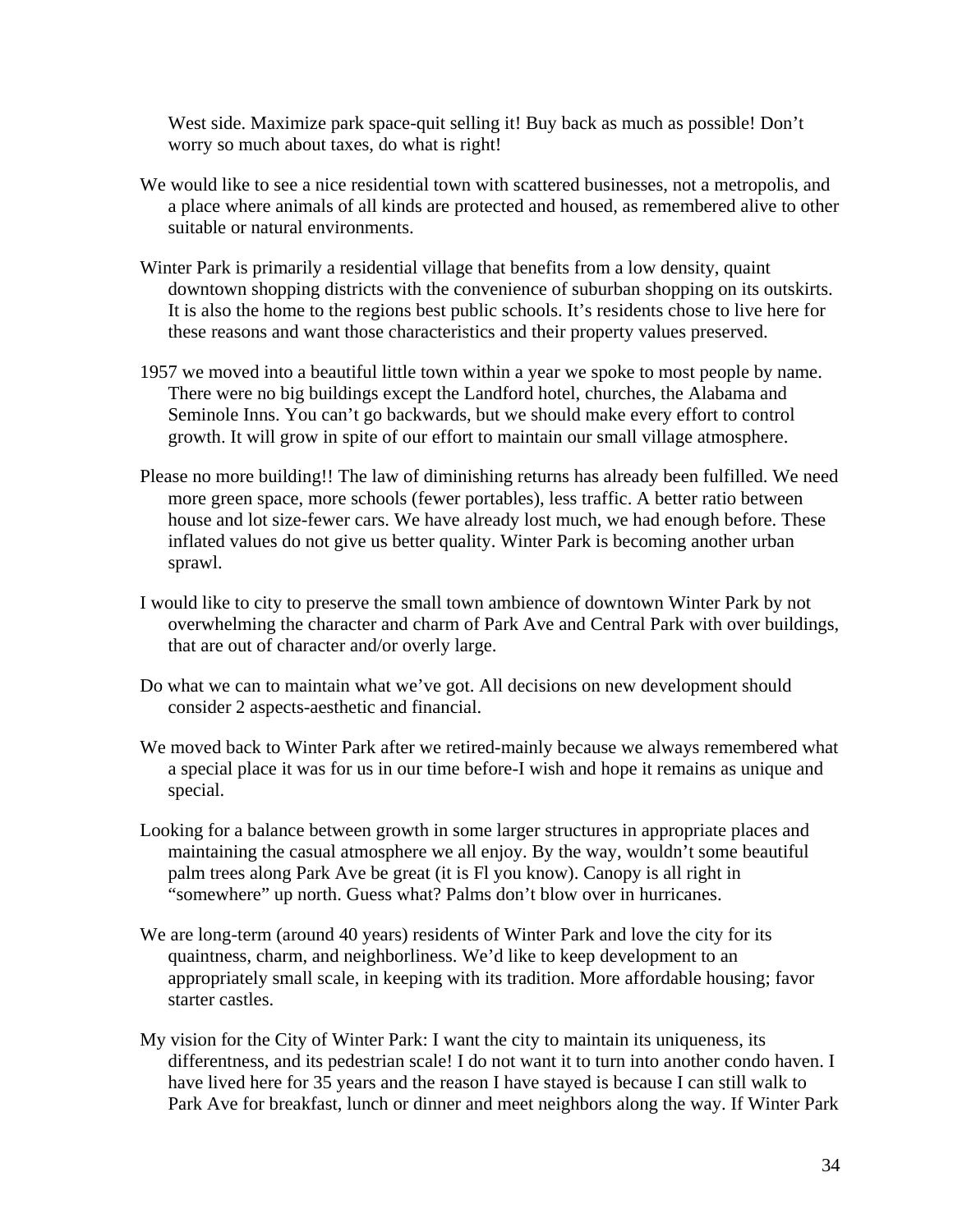West side. Maximize park space-quit selling it! Buy back as much as possible! Don't worry so much about taxes, do what is right!

We would like to see a nice residential town with scattered businesses, not a metropolis, and a place where animals of all kinds are protected and housed, as remembered alive to other suitable or natural environments.

Winter Park is primarily a residential village that benefits from a low density, quaint downtown shopping districts with the convenience of suburban shopping on its outskirts. It is also the home to the regions best public schools. It's residents chose to live here for these reasons and want those characteristics and their property values preserved.

1957 we moved into a beautiful little town within a year we spoke to most people by name. There were no big buildings except the Landford hotel, churches, the Alabama and Seminole Inns. You can't go backwards, but we should make every effort to control growth. It will grow in spite of our effort to maintain our small village atmosphere.

Please no more building!! The law of diminishing returns has already been fulfilled. We need more green space, more schools (fewer portables), less traffic. A better ratio between house and lot size-fewer cars. We have already lost much, we had enough before. These inflated values do not give us better quality. Winter Park is becoming another urban sprawl.

I would like to city to preserve the small town ambience of downtown Winter Park by not overwhelming the character and charm of Park Ave and Central Park with over buildings, that are out of character and/or overly large.

Do what we can to maintain what we've got. All decisions on new development should consider 2 aspects-aesthetic and financial.

We moved back to Winter Park after we retired-mainly because we always remembered what a special place it was for us in our time before-I wish and hope it remains as unique and special.

Looking for a balance between growth in some larger structures in appropriate places and maintaining the casual atmosphere we all enjoy. By the way, wouldn't some beautiful palm trees along Park Ave be great (it is Fl you know). Canopy is all right in "somewhere" up north. Guess what? Palms don't blow over in hurricanes.

We are long-term (around 40 years) residents of Winter Park and love the city for its quaintness, charm, and neighborliness. We'd like to keep development to an appropriately small scale, in keeping with its tradition. More affordable housing; favor starter castles.

My vision for the City of Winter Park: I want the city to maintain its uniqueness, its differentness, and its pedestrian scale! I do not want it to turn into another condo haven. I have lived here for 35 years and the reason I have stayed is because I can still walk to Park Ave for breakfast, lunch or dinner and meet neighbors along the way. If Winter Park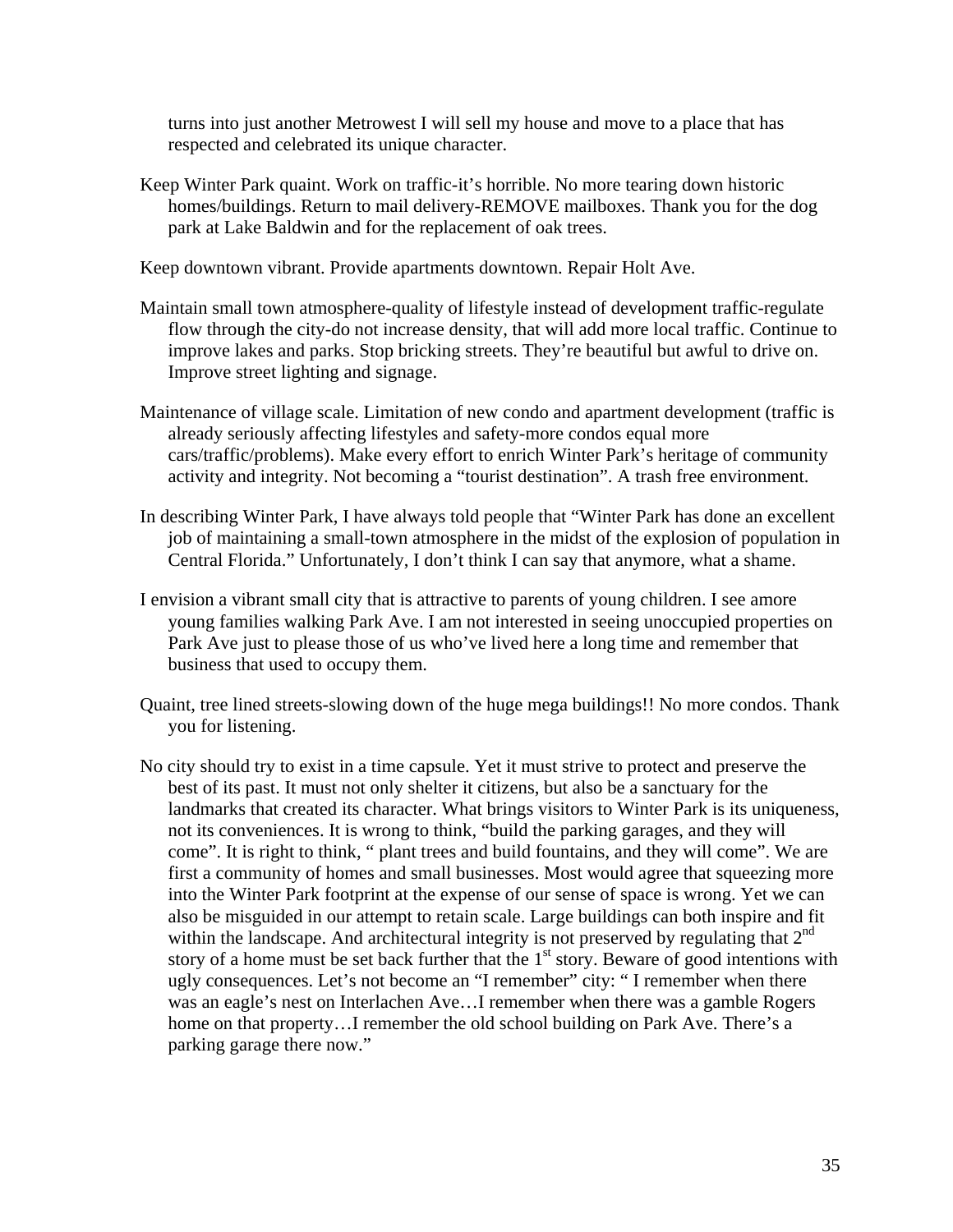turns into just another Metrowest I will sell my house and move to a place that has respected and celebrated its unique character.

Keep Winter Park quaint. Work on traffic-it's horrible. No more tearing down historic homes/buildings. Return to mail delivery-REMOVE mailboxes. Thank you for the dog park at Lake Baldwin and for the replacement of oak trees.

Keep downtown vibrant. Provide apartments downtown. Repair Holt Ave.

Maintain small town atmosphere-quality of lifestyle instead of development traffic-regulate flow through the city-do not increase density, that will add more local traffic. Continue to improve lakes and parks. Stop bricking streets. They're beautiful but awful to drive on. Improve street lighting and signage.

Maintenance of village scale. Limitation of new condo and apartment development (traffic is already seriously affecting lifestyles and safety-more condos equal more cars/traffic/problems). Make every effort to enrich Winter Park's heritage of community activity and integrity. Not becoming a "tourist destination". A trash free environment.

In describing Winter Park, I have always told people that "Winter Park has done an excellent job of maintaining a small-town atmosphere in the midst of the explosion of population in Central Florida." Unfortunately, I don't think I can say that anymore, what a shame.

I envision a vibrant small city that is attractive to parents of young children. I see amore young families walking Park Ave. I am not interested in seeing unoccupied properties on Park Ave just to please those of us who've lived here a long time and remember that business that used to occupy them.

Quaint, tree lined streets-slowing down of the huge mega buildings!! No more condos. Thank you for listening.

No city should try to exist in a time capsule. Yet it must strive to protect and preserve the best of its past. It must not only shelter it citizens, but also be a sanctuary for the landmarks that created its character. What brings visitors to Winter Park is its uniqueness, not its conveniences. It is wrong to think, "build the parking garages, and they will come". It is right to think, " plant trees and build fountains, and they will come". We are first a community of homes and small businesses. Most would agree that squeezing more into the Winter Park footprint at the expense of our sense of space is wrong. Yet we can also be misguided in our attempt to retain scale. Large buildings can both inspire and fit within the landscape. And architectural integrity is not preserved by regulating that 2nd story of a home must be set back further that the 1st story. Beware of good intentions with ugly consequences. Let's not become an "I remember" city: " I remember when there was an eagle's nest on Interlachen Ave…I remember when there was a gamble Rogers home on that property…I remember the old school building on Park Ave. There's a parking garage there now."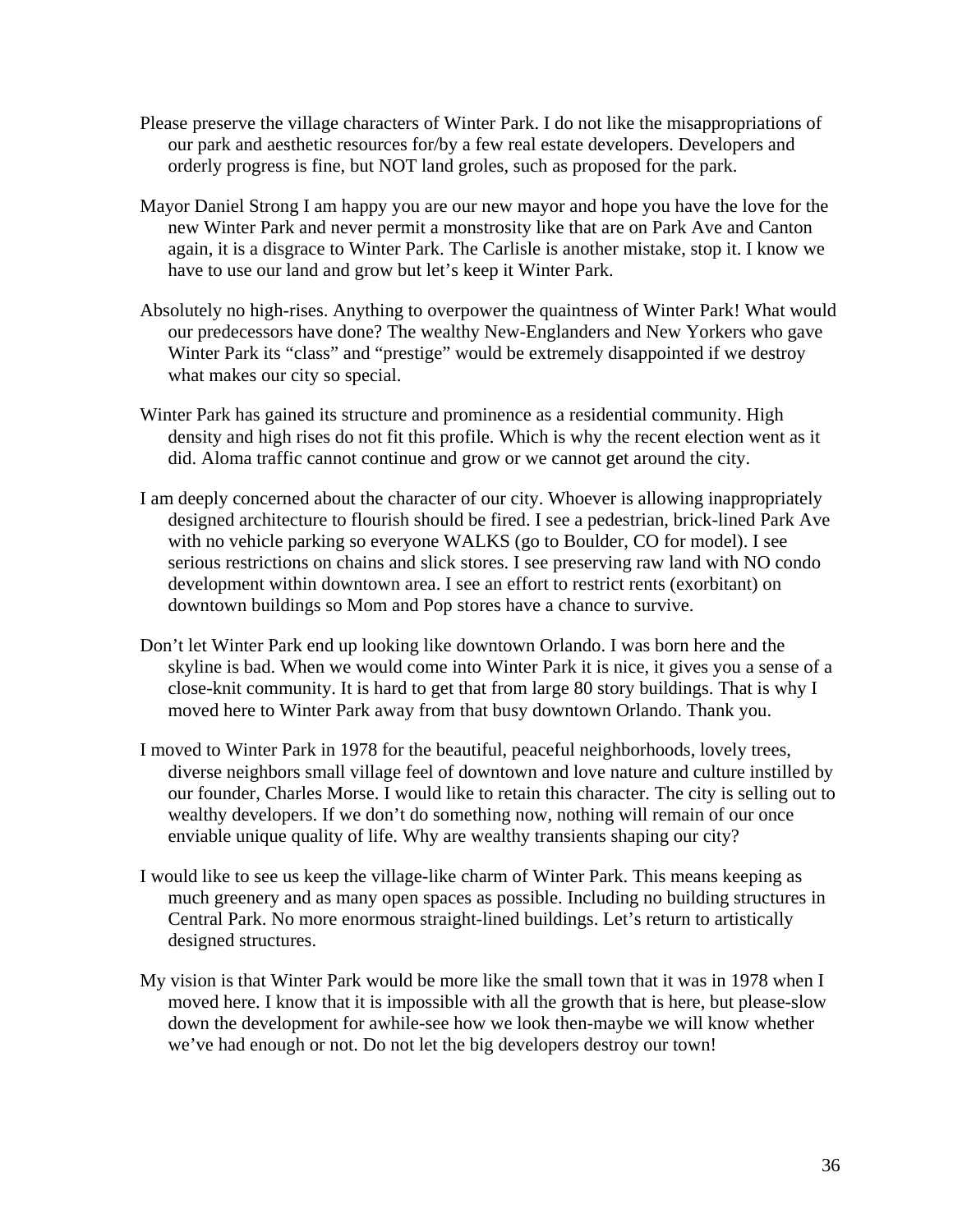Please preserve the village characters of Winter Park. I do not like the misappropriations of our park and aesthetic resources for/by a few real estate developers. Developers and orderly progress is fine, but NOT land groles, such as proposed for the park.

Mayor Daniel Strong I am happy you are our new mayor and hope you have the love for the new Winter Park and never permit a monstrosity like that are on Park Ave and Canton again, it is a disgrace to Winter Park. The Carlisle is another mistake, stop it. I know we have to use our land and grow but let's keep it Winter Park.

Absolutely no high-rises. Anything to overpower the quaintness of Winter Park! What would our predecessors have done? The wealthy New-Englanders and New Yorkers who gave Winter Park its "class" and "prestige" would be extremely disappointed if we destroy what makes our city so special.

Winter Park has gained its structure and prominence as a residential community. High density and high rises do not fit this profile. Which is why the recent election went as it did. Aloma traffic cannot continue and grow or we cannot get around the city.

I am deeply concerned about the character of our city. Whoever is allowing inappropriately designed architecture to flourish should be fired. I see a pedestrian, brick-lined Park Ave with no vehicle parking so everyone WALKS (go to Boulder, CO for model). I see serious restrictions on chains and slick stores. I see preserving raw land with NO condo development within downtown area. I see an effort to restrict rents (exorbitant) on downtown buildings so Mom and Pop stores have a chance to survive.

Don't let Winter Park end up looking like downtown Orlando. I was born here and the skyline is bad. When we would come into Winter Park it is nice, it gives you a sense of a close-knit community. It is hard to get that from large 80 story buildings. That is why I moved here to Winter Park away from that busy downtown Orlando. Thank you.

I moved to Winter Park in 1978 for the beautiful, peaceful neighborhoods, lovely trees, diverse neighbors small village feel of downtown and love nature and culture instilled by our founder, Charles Morse. I would like to retain this character. The city is selling out to wealthy developers. If we don't do something now, nothing will remain of our once enviable unique quality of life. Why are wealthy transients shaping our city?

I would like to see us keep the village-like charm of Winter Park. This means keeping as much greenery and as many open spaces as possible. Including no building structures in Central Park. No more enormous straight-lined buildings. Let's return to artistically designed structures.

My vision is that Winter Park would be more like the small town that it was in 1978 when I moved here. I know that it is impossible with all the growth that is here, but please-slow down the development for awhile-see how we look then-maybe we will know whether we've had enough or not. Do not let the big developers destroy our town!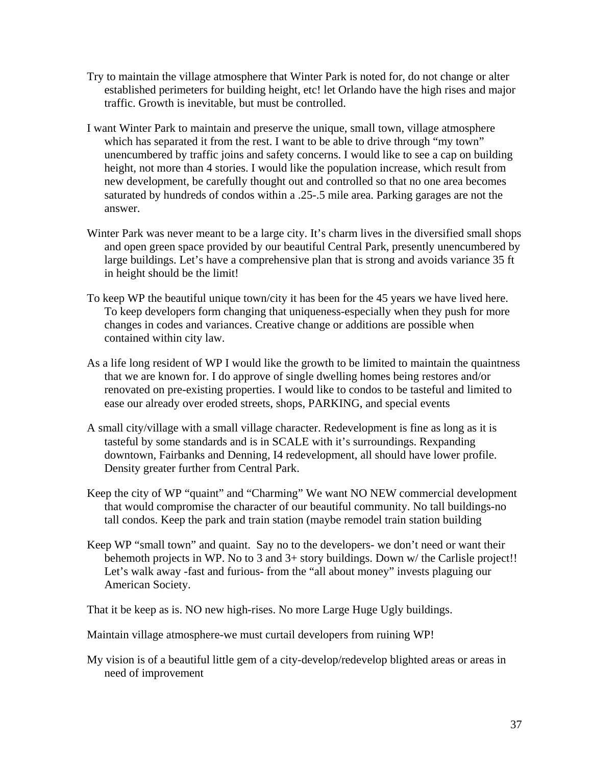Try to maintain the village atmosphere that Winter Park is noted for, do not change or alter established perimeters for building height, etc! let Orlando have the high rises and major traffic. Growth is inevitable, but must be controlled.

I want Winter Park to maintain and preserve the unique, small town, village atmosphere which has separated it from the rest. I want to be able to drive through "my town" unencumbered by traffic joins and safety concerns. I would like to see a cap on building height, not more than 4 stories. I would like the population increase, which result from new development, be carefully thought out and controlled so that no one area becomes saturated by hundreds of condos within a .25-.5 mile area. Parking garages are not the answer.

Winter Park was never meant to be a large city. It's charm lives in the diversified small shops and open green space provided by our beautiful Central Park, presently unencumbered by large buildings. Let's have a comprehensive plan that is strong and avoids variance 35 ft in height should be the limit!

To keep WP the beautiful unique town/city it has been for the 45 years we have lived here. To keep developers form changing that uniqueness-especially when they push for more changes in codes and variances. Creative change or additions are possible when contained within city law.

As a life long resident of WP I would like the growth to be limited to maintain the quaintness that we are known for. I do approve of single dwelling homes being restores and/or renovated on pre-existing properties. I would like to condos to be tasteful and limited to ease our already over eroded streets, shops, PARKING, and special events

A small city/village with a small village character. Redevelopment is fine as long as it is tasteful by some standards and is in SCALE with it's surroundings. Rexpanding downtown, Fairbanks and Denning, I4 redevelopment, all should have lower profile. Density greater further from Central Park.

Keep the city of WP "quaint" and "Charming" We want NO NEW commercial development that would compromise the character of our beautiful community. No tall buildings-no tall condos. Keep the park and train station (maybe remodel train station building

Keep WP "small town" and quaint. Say no to the developers- we don't need or want their behemoth projects in WP. No to 3 and 3+ story buildings. Down w/ the Carlisle project!! Let's walk away -fast and furious- from the "all about money" invests plaguing our American Society.

That it be keep as is. NO new high-rises. No more Large Huge Ugly buildings.

Maintain village atmosphere-we must curtail developers from ruining WP!

My vision is of a beautiful little gem of a city-develop/redevelop blighted areas or areas in need of improvement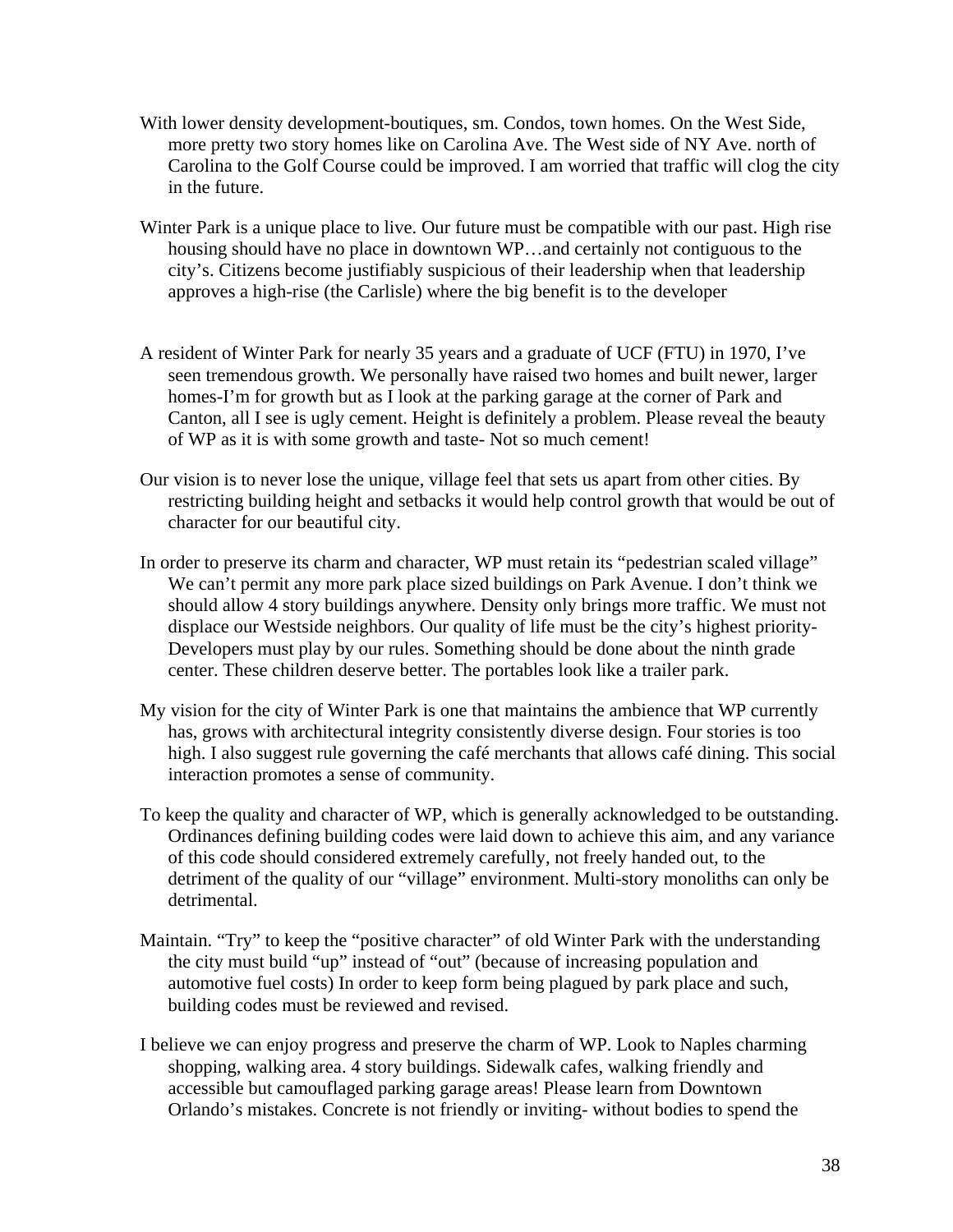With lower density development-boutiques, sm. Condos, town homes. On the West Side, more pretty two story homes like on Carolina Ave. The West side of NY Ave. north of Carolina to the Golf Course could be improved. I am worried that traffic will clog the city in the future.

Winter Park is a unique place to live. Our future must be compatible with our past. High rise housing should have no place in downtown WP…and certainly not contiguous to the city's. Citizens become justifiably suspicious of their leadership when that leadership approves a high-rise (the Carlisle) where the big benefit is to the developer

A resident of Winter Park for nearly 35 years and a graduate of UCF (FTU) in 1970, I've seen tremendous growth. We personally have raised two homes and built newer, larger homes-I'm for growth but as I look at the parking garage at the corner of Park and Canton, all I see is ugly cement. Height is definitely a problem. Please reveal the beauty of WP as it is with some growth and taste- Not so much cement!

Our vision is to never lose the unique, village feel that sets us apart from other cities. By restricting building height and setbacks it would help control growth that would be out of character for our beautiful city.

In order to preserve its charm and character, WP must retain its "pedestrian scaled village" We can't permit any more park place sized buildings on Park Avenue. I don't think we should allow 4 story buildings anywhere. Density only brings more traffic. We must not displace our Westside neighbors. Our quality of life must be the city's highest priority- Developers must play by our rules. Something should be done about the ninth grade center. These children deserve better. The portables look like a trailer park.

My vision for the city of Winter Park is one that maintains the ambience that WP currently has, grows with architectural integrity consistently diverse design. Four stories is too high. I also suggest rule governing the café merchants that allows café dining. This social interaction promotes a sense of community.

To keep the quality and character of WP, which is generally acknowledged to be outstanding. Ordinances defining building codes were laid down to achieve this aim, and any variance of this code should considered extremely carefully, not freely handed out, to the detriment of the quality of our "village" environment. Multi-story monoliths can only be detrimental.

Maintain. "Try" to keep the "positive character" of old Winter Park with the understanding the city must build "up" instead of "out" (because of increasing population and automotive fuel costs) In order to keep form being plagued by park place and such, building codes must be reviewed and revised.

I believe we can enjoy progress and preserve the charm of WP. Look to Naples charming shopping, walking area. 4 story buildings. Sidewalk cafes, walking friendly and accessible but camouflaged parking garage areas! Please learn from Downtown Orlando's mistakes. Concrete is not friendly or inviting- without bodies to spend the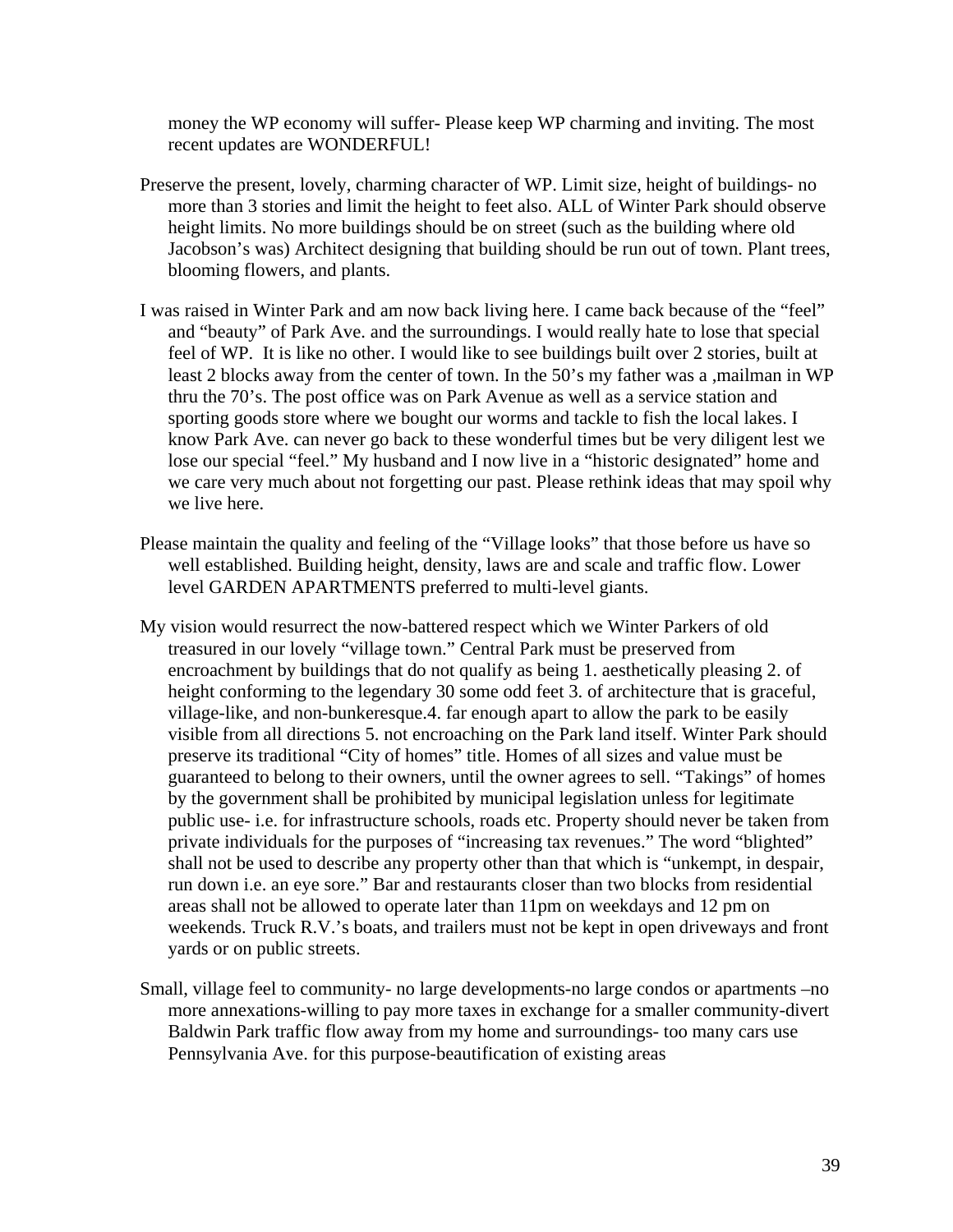money the WP economy will suffer- Please keep WP charming and inviting. The most recent updates are WONDERFUL!

Preserve the present, lovely, charming character of WP. Limit size, height of buildings- no more than 3 stories and limit the height to feet also. ALL of Winter Park should observe height limits. No more buildings should be on street (such as the building where old Jacobson's was) Architect designing that building should be run out of town. Plant trees, blooming flowers, and plants.

I was raised in Winter Park and am now back living here. I came back because of the "feel" and "beauty" of Park Ave. and the surroundings. I would really hate to lose that special feel of WP. It is like no other. I would like to see buildings built over 2 stories, built at least 2 blocks away from the center of town. In the 50's my father was a ,mailman in WP thru the 70's. The post office was on Park Avenue as well as a service station and sporting goods store where we bought our worms and tackle to fish the local lakes. I know Park Ave. can never go back to these wonderful times but be very diligent lest we lose our special "feel." My husband and I now live in a "historic designated" home and we care very much about not forgetting our past. Please rethink ideas that may spoil why we live here.

Please maintain the quality and feeling of the "Village looks" that those before us have so well established. Building height, density, laws are and scale and traffic flow. Lower level GARDEN APARTMENTS preferred to multi-level giants.

My vision would resurrect the now-battered respect which we Winter Parkers of old treasured in our lovely "village town." Central Park must be preserved from encroachment by buildings that do not qualify as being 1. aesthetically pleasing 2. of height conforming to the legendary 30 some odd feet 3. of architecture that is graceful, village-like, and non-bunkeresque.4. far enough apart to allow the park to be easily visible from all directions 5. not encroaching on the Park land itself. Winter Park should preserve its traditional "City of homes" title. Homes of all sizes and value must be guaranteed to belong to their owners, until the owner agrees to sell. "Takings" of homes by the government shall be prohibited by municipal legislation unless for legitimate public use- i.e. for infrastructure schools, roads etc. Property should never be taken from private individuals for the purposes of "increasing tax revenues." The word "blighted" shall not be used to describe any property other than that which is "unkempt, in despair, run down i.e. an eye sore." Bar and restaurants closer than two blocks from residential areas shall not be allowed to operate later than 11pm on weekdays and 12 pm on weekends. Truck R.V.'s boats, and trailers must not be kept in open driveways and front yards or on public streets.

Small, village feel to community- no large developments-no large condos or apartments –no more annexations-willing to pay more taxes in exchange for a smaller community-divert Baldwin Park traffic flow away from my home and surroundings- too many cars use Pennsylvania Ave. for this purpose-beautification of existing areas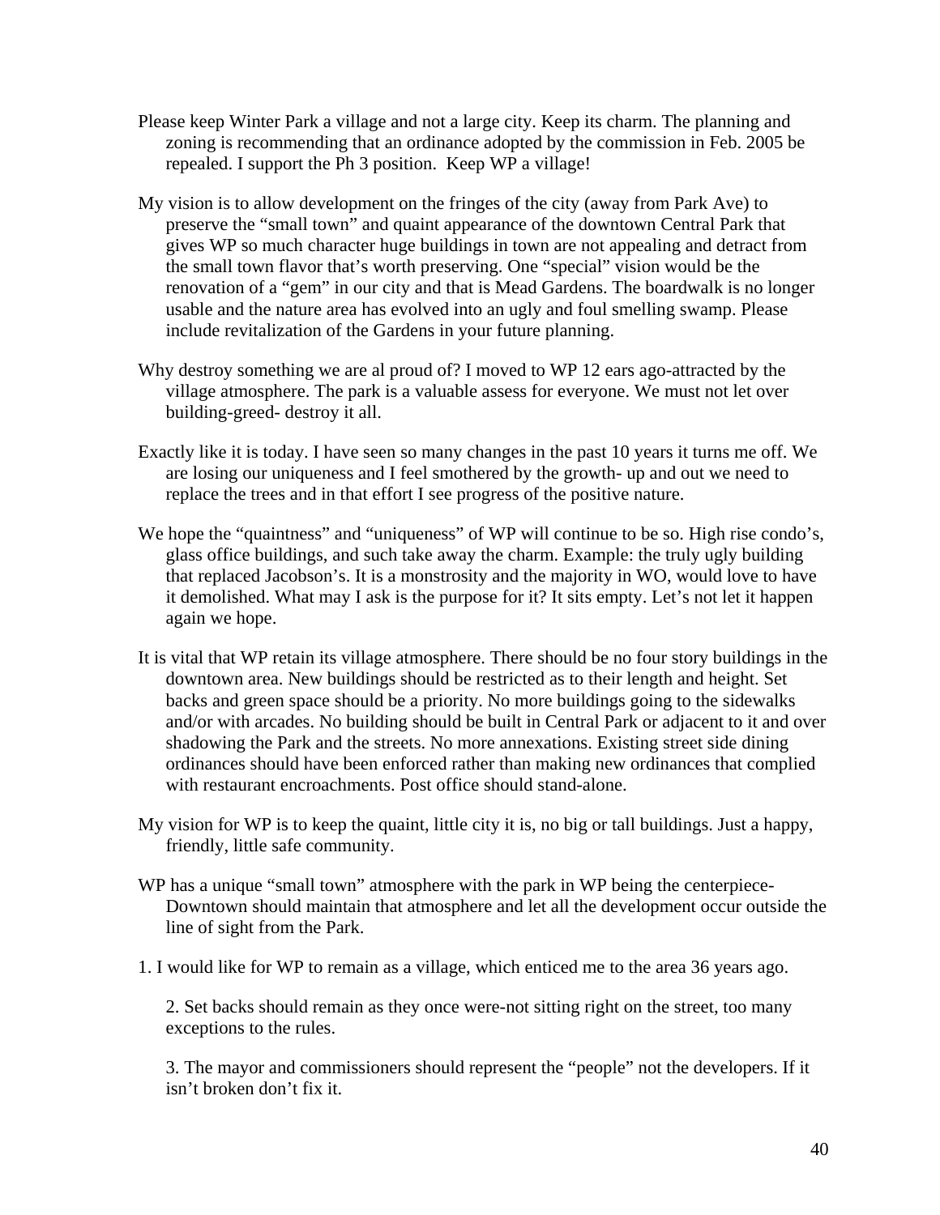Please keep Winter Park a village and not a large city. Keep its charm. The planning and zoning is recommending that an ordinance adopted by the commission in Feb. 2005 be repealed. I support the Ph 3 position. Keep WP a village!

My vision is to allow development on the fringes of the city (away from Park Ave) to preserve the "small town" and quaint appearance of the downtown Central Park that gives WP so much character huge buildings in town are not appealing and detract from the small town flavor that's worth preserving. One "special" vision would be the renovation of a "gem" in our city and that is Mead Gardens. The boardwalk is no longer usable and the nature area has evolved into an ugly and foul smelling swamp. Please include revitalization of the Gardens in your future planning.

Why destroy something we are al proud of? I moved to WP 12 ears ago-attracted by the village atmosphere. The park is a valuable assess for everyone. We must not let over building-greed- destroy it all.

Exactly like it is today. I have seen so many changes in the past 10 years it turns me off. We are losing our uniqueness and I feel smothered by the growth- up and out we need to replace the trees and in that effort I see progress of the positive nature.

We hope the "quaintness" and "uniqueness" of WP will continue to be so. High rise condo's, glass office buildings, and such take away the charm. Example: the truly ugly building that replaced Jacobson's. It is a monstrosity and the majority in WO, would love to have it demolished. What may I ask is the purpose for it? It sits empty. Let's not let it happen again we hope.

It is vital that WP retain its village atmosphere. There should be no four story buildings in the downtown area. New buildings should be restricted as to their length and height. Set backs and green space should be a priority. No more buildings going to the sidewalks and/or with arcades. No building should be built in Central Park or adjacent to it and over shadowing the Park and the streets. No more annexations. Existing street side dining ordinances should have been enforced rather than making new ordinances that complied with restaurant encroachments. Post office should stand-alone.

My vision for WP is to keep the quaint, little city it is, no big or tall buildings. Just a happy, friendly, little safe community.

WP has a unique "small town" atmosphere with the park in WP being the centerpiece- Downtown should maintain that atmosphere and let all the development occur outside the line of sight from the Park.

1. I would like for WP to remain as a village, which enticed me to the area 36 years ago.

2. Set backs should remain as they once were-not sitting right on the street, too many exceptions to the rules.

3. The mayor and commissioners should represent the "people" not the developers. If it isn't broken don't fix it.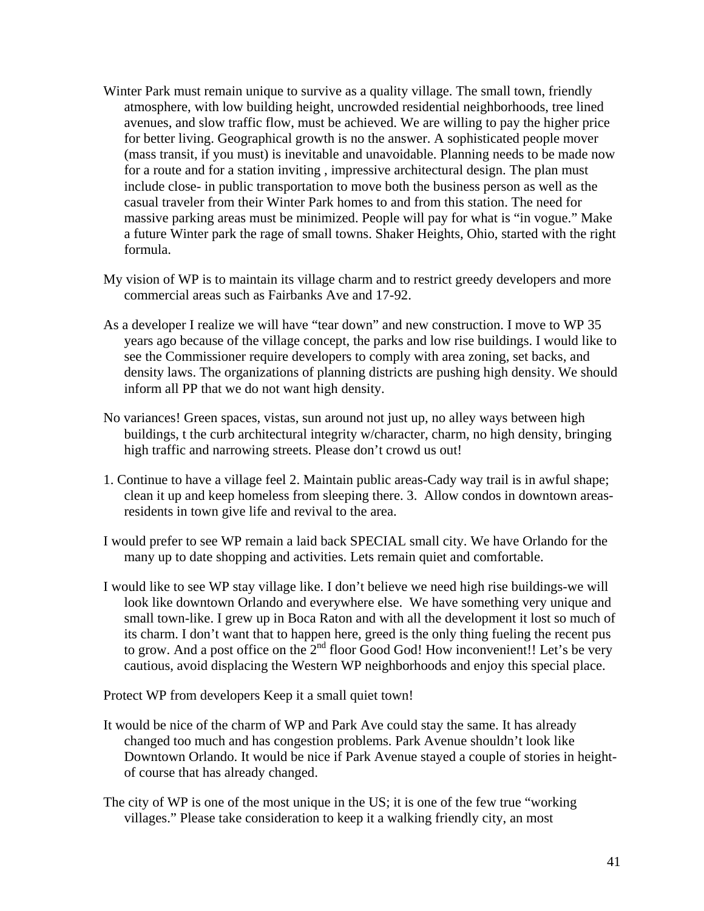Winter Park must remain unique to survive as a quality village. The small town, friendly atmosphere, with low building height, uncrowded residential neighborhoods, tree lined avenues, and slow traffic flow, must be achieved. We are willing to pay the higher price for better living. Geographical growth is no the answer. A sophisticated people mover (mass transit, if you must) is inevitable and unavoidable. Planning needs to be made now for a route and for a station inviting , impressive architectural design. The plan must include close- in public transportation to move both the business person as well as the casual traveler from their Winter Park homes to and from this station. The need for massive parking areas must be minimized. People will pay for what is "in vogue." Make a future Winter park the rage of small towns. Shaker Heights, Ohio, started with the right formula.

My vision of WP is to maintain its village charm and to restrict greedy developers and more commercial areas such as Fairbanks Ave and 17-92.

As a developer I realize we will have "tear down" and new construction. I move to WP 35 years ago because of the village concept, the parks and low rise buildings. I would like to see the Commissioner require developers to comply with area zoning, set backs, and density laws. The organizations of planning districts are pushing high density. We should inform all PP that we do not want high density.

No variances! Green spaces, vistas, sun around not just up, no alley ways between high buildings, t the curb architectural integrity w/character, charm, no high density, bringing high traffic and narrowing streets. Please don't crowd us out!

1. Continue to have a village feel 2. Maintain public areas-Cady way trail is in awful shape; clean it up and keep homeless from sleeping there. 3. Allow condos in downtown areas-residents in town give life and revival to the area.

I would prefer to see WP remain a laid back SPECIAL small city. We have Orlando for the many up to date shopping and activities. Lets remain quiet and comfortable.

I would like to see WP stay village like. I don't believe we need high rise buildings-we will look like downtown Orlando and everywhere else. We have something very unique and small town-like. I grew up in Boca Raton and with all the development it lost so much of its charm. I don't want that to happen here, greed is the only thing fueling the recent pus to grow. And a post office on the 2nd floor Good God! How inconvenient!! Let's be very cautious, avoid displacing the Western WP neighborhoods and enjoy this special place.

Protect WP from developers Keep it a small quiet town!

It would be nice of the charm of WP and Park Ave could stay the same. It has already changed too much and has congestion problems. Park Avenue shouldn't look like Downtown Orlando. It would be nice if Park Avenue stayed a couple of stories in height-of course that has already changed.

The city of WP is one of the most unique in the US; it is one of the few true "working villages." Please take consideration to keep it a walking friendly city, an most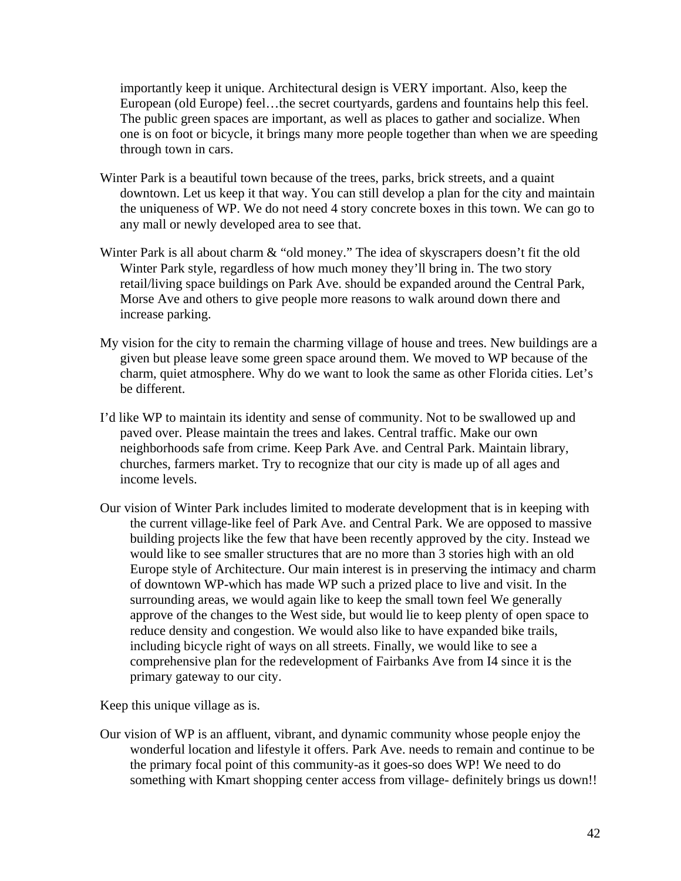importantly keep it unique. Architectural design is VERY important. Also, keep the European (old Europe) feel…the secret courtyards, gardens and fountains help this feel. The public green spaces are important, as well as places to gather and socialize. When one is on foot or bicycle, it brings many more people together than when we are speeding through town in cars.

Winter Park is a beautiful town because of the trees, parks, brick streets, and a quaint downtown. Let us keep it that way. You can still develop a plan for the city and maintain the uniqueness of WP. We do not need 4 story concrete boxes in this town. We can go to any mall or newly developed area to see that.

Winter Park is all about charm & "old money." The idea of skyscrapers doesn't fit the old Winter Park style, regardless of how much money they'll bring in. The two story retail/living space buildings on Park Ave. should be expanded around the Central Park, Morse Ave and others to give people more reasons to walk around down there and increase parking.

My vision for the city to remain the charming village of house and trees. New buildings are a given but please leave some green space around them. We moved to WP because of the charm, quiet atmosphere. Why do we want to look the same as other Florida cities. Let's be different.

I'd like WP to maintain its identity and sense of community. Not to be swallowed up and paved over. Please maintain the trees and lakes. Central traffic. Make our own neighborhoods safe from crime. Keep Park Ave. and Central Park. Maintain library, churches, farmers market. Try to recognize that our city is made up of all ages and income levels.

Our vision of Winter Park includes limited to moderate development that is in keeping with the current village-like feel of Park Ave. and Central Park. We are opposed to massive building projects like the few that have been recently approved by the city. Instead we would like to see smaller structures that are no more than 3 stories high with an old Europe style of Architecture. Our main interest is in preserving the intimacy and charm of downtown WP-which has made WP such a prized place to live and visit. In the surrounding areas, we would again like to keep the small town feel We generally approve of the changes to the West side, but would lie to keep plenty of open space to reduce density and congestion. We would also like to have expanded bike trails, including bicycle right of ways on all streets. Finally, we would like to see a comprehensive plan for the redevelopment of Fairbanks Ave from I4 since it is the primary gateway to our city.

Keep this unique village as is.

Our vision of WP is an affluent, vibrant, and dynamic community whose people enjoy the wonderful location and lifestyle it offers. Park Ave. needs to remain and continue to be the primary focal point of this community-as it goes-so does WP! We need to do something with Kmart shopping center access from village- definitely brings us down!!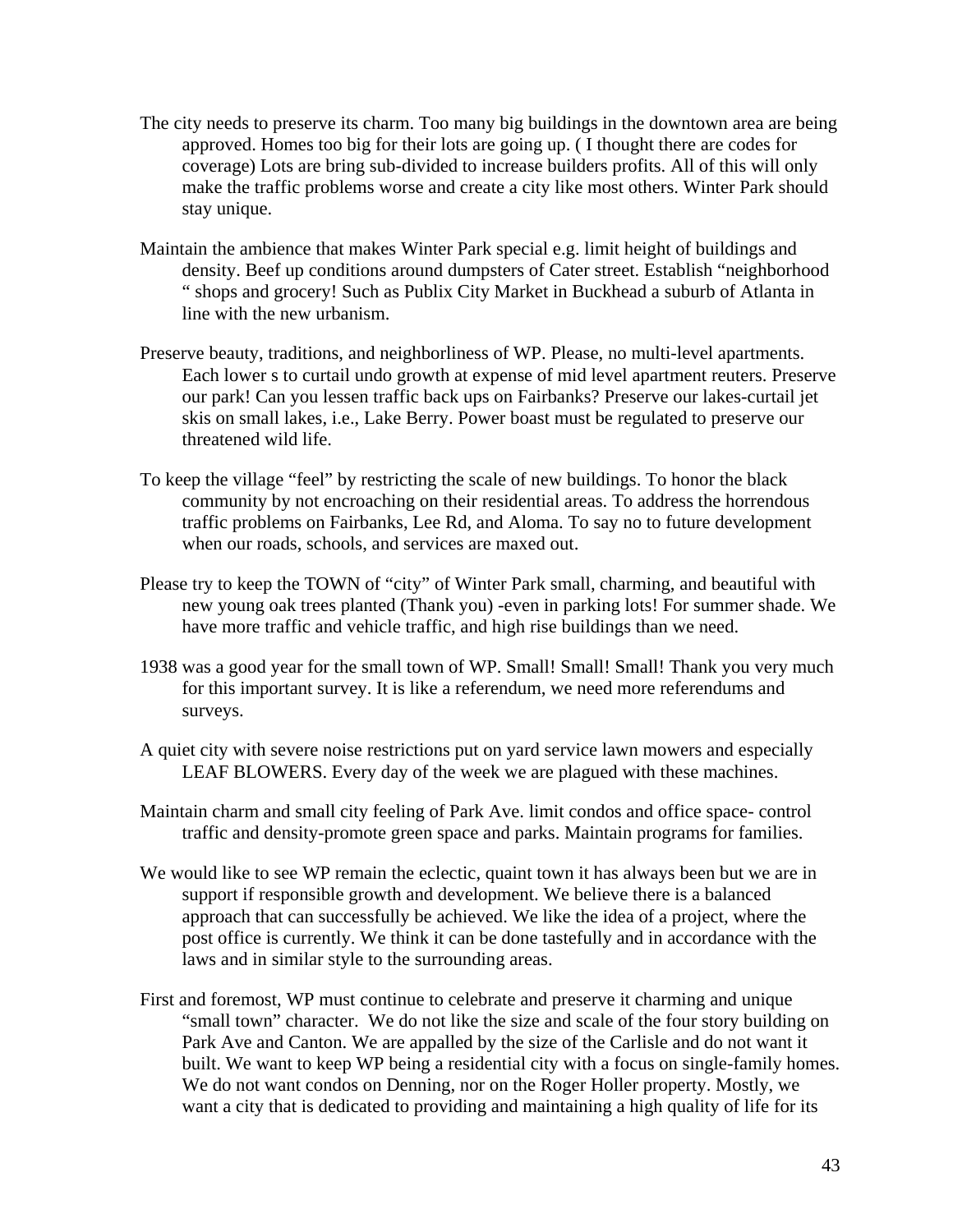The city needs to preserve its charm. Too many big buildings in the downtown area are being approved. Homes too big for their lots are going up. ( I thought there are codes for coverage) Lots are bring sub-divided to increase builders profits. All of this will only make the traffic problems worse and create a city like most others. Winter Park should stay unique.

Maintain the ambience that makes Winter Park special e.g. limit height of buildings and density. Beef up conditions around dumpsters of Cater street. Establish "neighborhood " shops and grocery! Such as Publix City Market in Buckhead a suburb of Atlanta in line with the new urbanism.

Preserve beauty, traditions, and neighborliness of WP. Please, no multi-level apartments. Each lower s to curtail undo growth at expense of mid level apartment reuters. Preserve our park! Can you lessen traffic back ups on Fairbanks? Preserve our lakes-curtail jet skis on small lakes, i.e., Lake Berry. Power boast must be regulated to preserve our threatened wild life.

To keep the village "feel" by restricting the scale of new buildings. To honor the black community by not encroaching on their residential areas. To address the horrendous traffic problems on Fairbanks, Lee Rd, and Aloma. To say no to future development when our roads, schools, and services are maxed out.

Please try to keep the TOWN of "city" of Winter Park small, charming, and beautiful with new young oak trees planted (Thank you) -even in parking lots! For summer shade. We have more traffic and vehicle traffic, and high rise buildings than we need.

1938 was a good year for the small town of WP. Small! Small! Small! Thank you very much for this important survey. It is like a referendum, we need more referendums and surveys.

A quiet city with severe noise restrictions put on yard service lawn mowers and especially LEAF BLOWERS. Every day of the week we are plagued with these machines.

Maintain charm and small city feeling of Park Ave. limit condos and office space- control traffic and density-promote green space and parks. Maintain programs for families.

We would like to see WP remain the eclectic, quaint town it has always been but we are in support if responsible growth and development. We believe there is a balanced approach that can successfully be achieved. We like the idea of a project, where the post office is currently. We think it can be done tastefully and in accordance with the laws and in similar style to the surrounding areas.

First and foremost, WP must continue to celebrate and preserve it charming and unique "small town" character. We do not like the size and scale of the four story building on Park Ave and Canton. We are appalled by the size of the Carlisle and do not want it built. We want to keep WP being a residential city with a focus on single-family homes. We do not want condos on Denning, nor on the Roger Holler property. Mostly, we want a city that is dedicated to providing and maintaining a high quality of life for its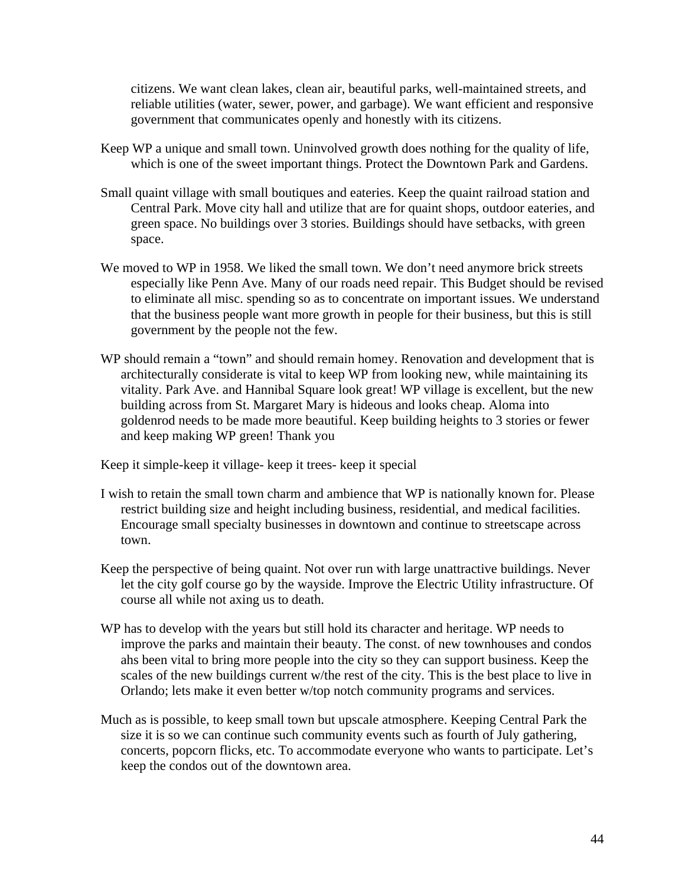citizens. We want clean lakes, clean air, beautiful parks, well-maintained streets, and reliable utilities (water, sewer, power, and garbage). We want efficient and responsive government that communicates openly and honestly with its citizens.

Keep WP a unique and small town. Uninvolved growth does nothing for the quality of life, which is one of the sweet important things. Protect the Downtown Park and Gardens.

Small quaint village with small boutiques and eateries. Keep the quaint railroad station and Central Park. Move city hall and utilize that are for quaint shops, outdoor eateries, and green space. No buildings over 3 stories. Buildings should have setbacks, with green space.

We moved to WP in 1958. We liked the small town. We don't need anymore brick streets especially like Penn Ave. Many of our roads need repair. This Budget should be revised to eliminate all misc. spending so as to concentrate on important issues. We understand that the business people want more growth in people for their business, but this is still government by the people not the few.

WP should remain a "town" and should remain homey. Renovation and development that is architecturally considerate is vital to keep WP from looking new, while maintaining its vitality. Park Ave. and Hannibal Square look great! WP village is excellent, but the new building across from St. Margaret Mary is hideous and looks cheap. Aloma into goldenrod needs to be made more beautiful. Keep building heights to 3 stories or fewer and keep making WP green! Thank you

Keep it simple-keep it village- keep it trees- keep it special

I wish to retain the small town charm and ambience that WP is nationally known for. Please restrict building size and height including business, residential, and medical facilities. Encourage small specialty businesses in downtown and continue to streetscape across town.

Keep the perspective of being quaint. Not over run with large unattractive buildings. Never let the city golf course go by the wayside. Improve the Electric Utility infrastructure. Of course all while not axing us to death.

WP has to develop with the years but still hold its character and heritage. WP needs to improve the parks and maintain their beauty. The const. of new townhouses and condos ahs been vital to bring more people into the city so they can support business. Keep the scales of the new buildings current w/the rest of the city. This is the best place to live in Orlando; lets make it even better w/top notch community programs and services.

Much as is possible, to keep small town but upscale atmosphere. Keeping Central Park the size it is so we can continue such community events such as fourth of July gathering, concerts, popcorn flicks, etc. To accommodate everyone who wants to participate. Let's keep the condos out of the downtown area.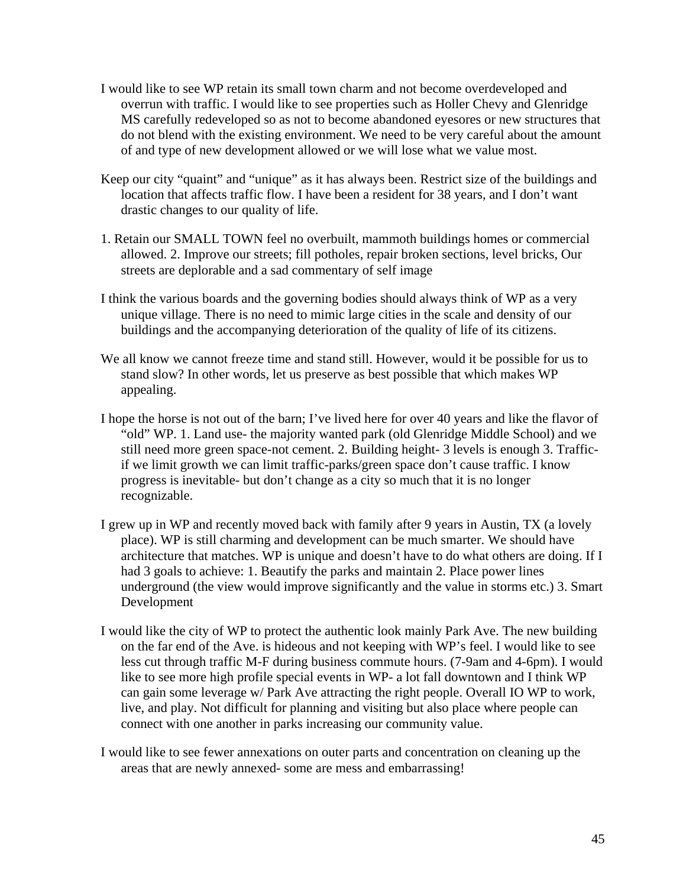I would like to see WP retain its small town charm and not become overdeveloped and overrun with traffic. I would like to see properties such as Holler Chevy and Glenridge MS carefully redeveloped so as not to become abandoned eyesores or new structures that do not blend with the existing environment. We need to be very careful about the amount of and type of new development allowed or we will lose what we value most.

Keep our city "quaint" and "unique" as it has always been. Restrict size of the buildings and location that affects traffic flow. I have been a resident for 38 years, and I don't want drastic changes to our quality of life.

1. Retain our SMALL TOWN feel no overbuilt, mammoth buildings homes or commercial allowed. 2. Improve our streets; fill potholes, repair broken sections, level bricks, Our streets are deplorable and a sad commentary of self image

I think the various boards and the governing bodies should always think of WP as a very unique village. There is no need to mimic large cities in the scale and density of our buildings and the accompanying deterioration of the quality of life of its citizens.

We all know we cannot freeze time and stand still. However, would it be possible for us to stand slow? In other words, let us preserve as best possible that which makes WP appealing.

I hope the horse is not out of the barn; I've lived here for over 40 years and like the flavor of "old" WP. 1. Land use- the majority wanted park (old Glenridge Middle School) and we still need more green space-not cement. 2. Building height- 3 levels is enough 3. Traffic- if we limit growth we can limit traffic-parks/green space don't cause traffic. I know progress is inevitable- but don't change as a city so much that it is no longer recognizable.

I grew up in WP and recently moved back with family after 9 years in Austin, TX (a lovely place). WP is still charming and development can be much smarter. We should have architecture that matches. WP is unique and doesn't have to do what others are doing. If I had 3 goals to achieve: 1. Beautify the parks and maintain 2. Place power lines underground (the view would improve significantly and the value in storms etc.) 3. Smart Development

I would like the city of WP to protect the authentic look mainly Park Ave. The new building on the far end of the Ave. is hideous and not keeping with WP's feel. I would like to see less cut through traffic M-F during business commute hours. (7-9am and 4-6pm). I would like to see more high profile special events in WP- a lot fall downtown and I think WP can gain some leverage w/ Park Ave attracting the right people. Overall IO WP to work, live, and play. Not difficult for planning and visiting but also place where people can connect with one another in parks increasing our community value.

I would like to see fewer annexations on outer parts and concentration on cleaning up the areas that are newly annexed- some are mess and embarrassing!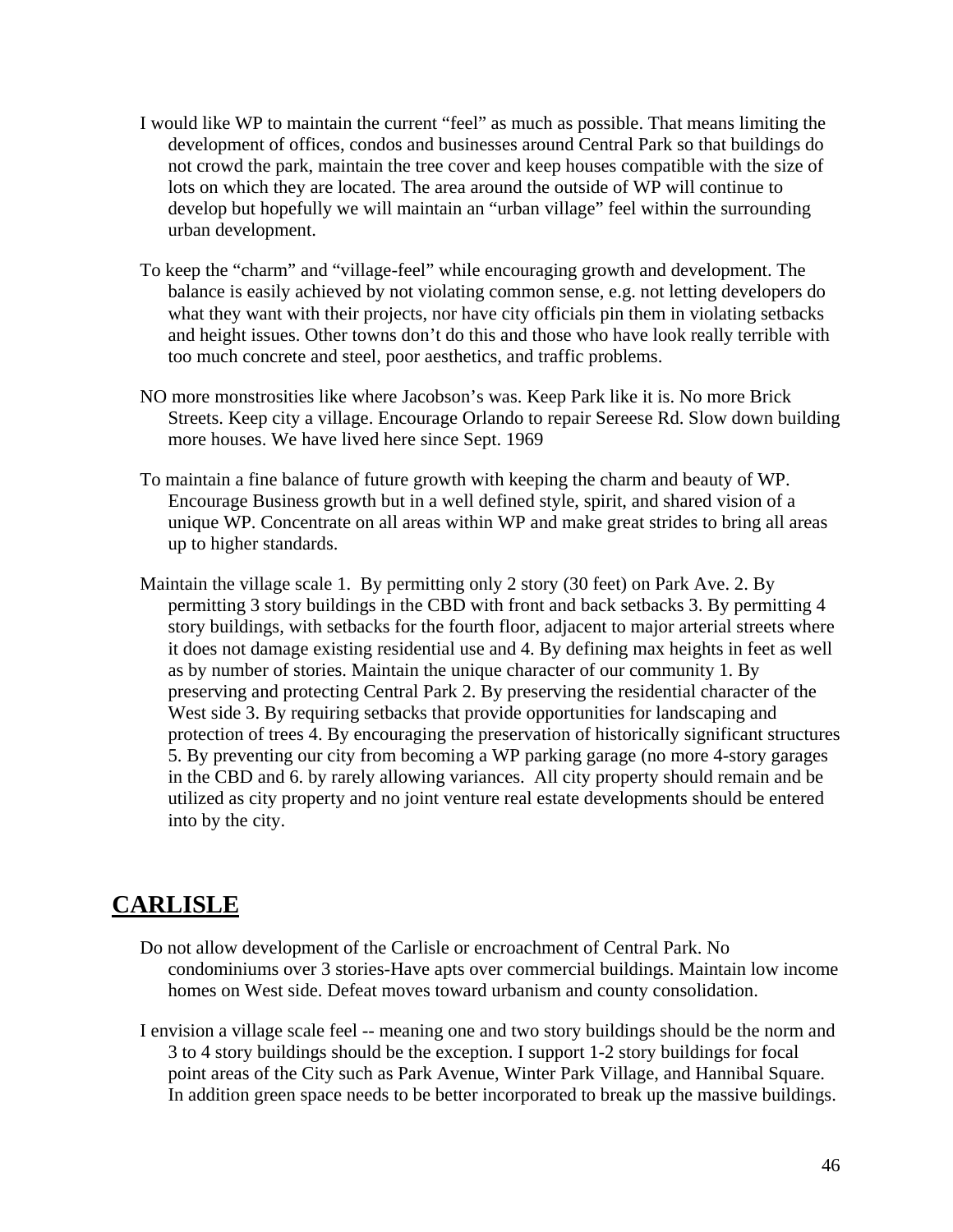I would like WP to maintain the current "feel" as much as possible. That means limiting the development of offices, condos and businesses around Central Park so that buildings do not crowd the park, maintain the tree cover and keep houses compatible with the size of lots on which they are located. The area around the outside of WP will continue to develop but hopefully we will maintain an "urban village" feel within the surrounding urban development.

To keep the "charm" and "village-feel" while encouraging growth and development. The balance is easily achieved by not violating common sense, e.g. not letting developers do what they want with their projects, nor have city officials pin them in violating setbacks and height issues. Other towns don't do this and those who have look really terrible with too much concrete and steel, poor aesthetics, and traffic problems.

NO more monstrosities like where Jacobson's was. Keep Park like it is. No more Brick Streets. Keep city a village. Encourage Orlando to repair Sereese Rd. Slow down building more houses. We have lived here since Sept. 1969

To maintain a fine balance of future growth with keeping the charm and beauty of WP. Encourage Business growth but in a well defined style, spirit, and shared vision of a unique WP. Concentrate on all areas within WP and make great strides to bring all areas up to higher standards.

Maintain the village scale 1. By permitting only 2 story (30 feet) on Park Ave. 2. By permitting 3 story buildings in the CBD with front and back setbacks 3. By permitting 4 story buildings, with setbacks for the fourth floor, adjacent to major arterial streets where it does not damage existing residential use and 4. By defining max heights in feet as well as by number of stories. Maintain the unique character of our community 1. By preserving and protecting Central Park 2. By preserving the residential character of the West side 3. By requiring setbacks that provide opportunities for landscaping and protection of trees 4. By encouraging the preservation of historically significant structures 5. By preventing our city from becoming a WP parking garage (no more 4-story garages in the CBD and 6. by rarely allowing variances. All city property should remain and be utilized as city property and no joint venture real estate developments should be entered into by the city.

## CARLISLE

Do not allow development of the Carlisle or encroachment of Central Park. No condominiums over 3 stories-Have apts over commercial buildings. Maintain low income homes on West side. Defeat moves toward urbanism and county consolidation.

I envision a village scale feel -- meaning one and two story buildings should be the norm and 3 to 4 story buildings should be the exception. I support 1-2 story buildings for focal point areas of the City such as Park Avenue, Winter Park Village, and Hannibal Square. In addition green space needs to be better incorporated to break up the massive buildings.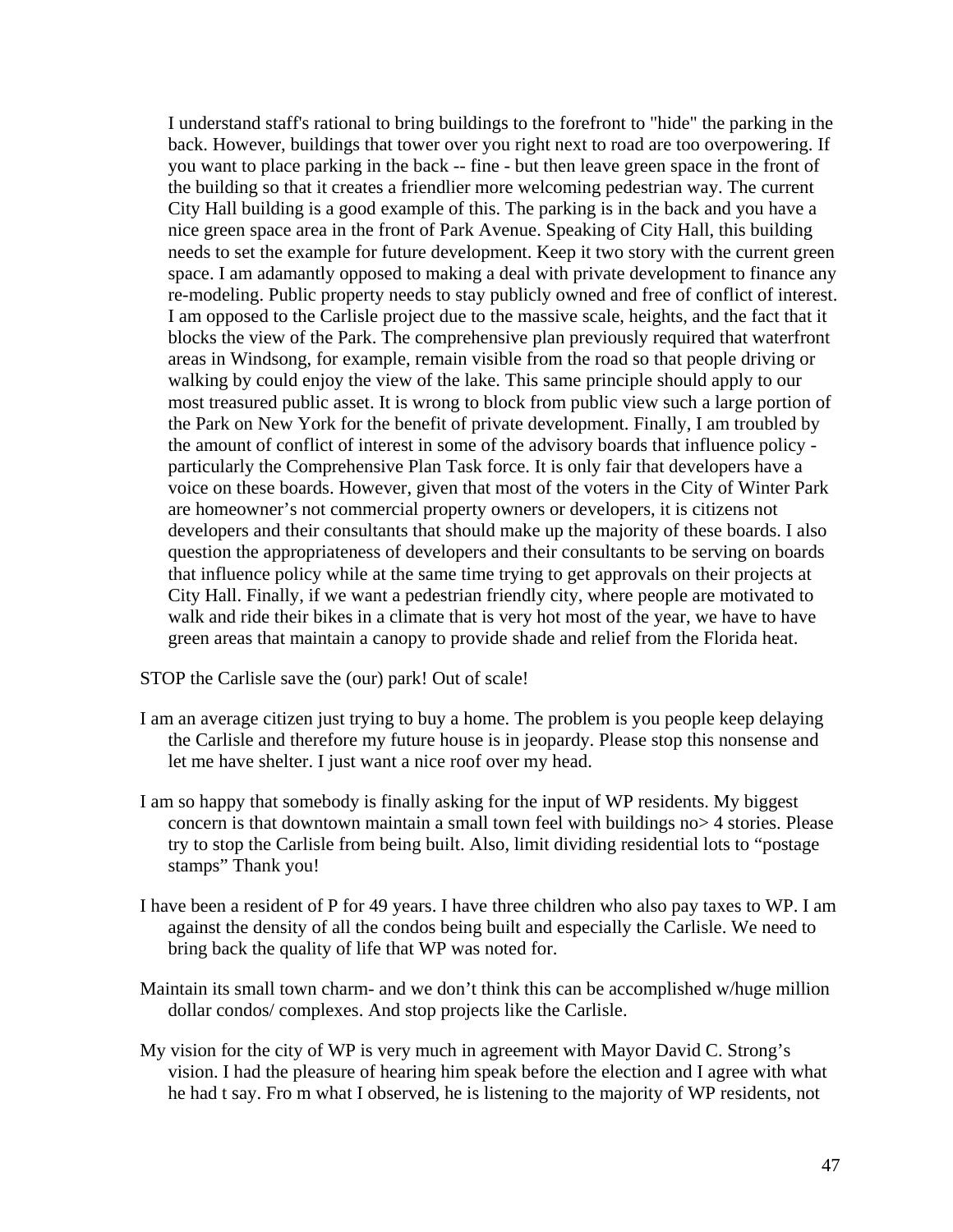I understand staff's rational to bring buildings to the forefront to "hide" the parking in the back. However, buildings that tower over you right next to road are too overpowering. If you want to place parking in the back -- fine - but then leave green space in the front of the building so that it creates a friendlier more welcoming pedestrian way. The current City Hall building is a good example of this. The parking is in the back and you have a nice green space area in the front of Park Avenue. Speaking of City Hall, this building needs to set the example for future development. Keep it two story with the current green space. I am adamantly opposed to making a deal with private development to finance any re-modeling. Public property needs to stay publicly owned and free of conflict of interest. I am opposed to the Carlisle project due to the massive scale, heights, and the fact that it blocks the view of the Park. The comprehensive plan previously required that waterfront areas in Windsong, for example, remain visible from the road so that people driving or walking by could enjoy the view of the lake. This same principle should apply to our most treasured public asset. It is wrong to block from public view such a large portion of the Park on New York for the benefit of private development. Finally, I am troubled by the amount of conflict of interest in some of the advisory boards that influence policy - particularly the Comprehensive Plan Task force. It is only fair that developers have a voice on these boards. However, given that most of the voters in the City of Winter Park are homeowner's not commercial property owners or developers, it is citizens not developers and their consultants that should make up the majority of these boards. I also question the appropriateness of developers and their consultants to be serving on boards that influence policy while at the same time trying to get approvals on their projects at City Hall. Finally, if we want a pedestrian friendly city, where people are motivated to walk and ride their bikes in a climate that is very hot most of the year, we have to have green areas that maintain a canopy to provide shade and relief from the Florida heat.

STOP the Carlisle save the (our) park! Out of scale!

I am an average citizen just trying to buy a home. The problem is you people keep delaying the Carlisle and therefore my future house is in jeopardy. Please stop this nonsense and let me have shelter. I just want a nice roof over my head.

I am so happy that somebody is finally asking for the input of WP residents. My biggest concern is that downtown maintain a small town feel with buildings no> 4 stories. Please try to stop the Carlisle from being built. Also, limit dividing residential lots to "postage stamps" Thank you!

I have been a resident of P for 49 years. I have three children who also pay taxes to WP. I am against the density of all the condos being built and especially the Carlisle. We need to bring back the quality of life that WP was noted for.

Maintain its small town charm- and we don't think this can be accomplished w/huge million dollar condos/ complexes. And stop projects like the Carlisle.

My vision for the city of WP is very much in agreement with Mayor David C. Strong's vision. I had the pleasure of hearing him speak before the election and I agree with what he had t say. Fro m what I observed, he is listening to the majority of WP residents, not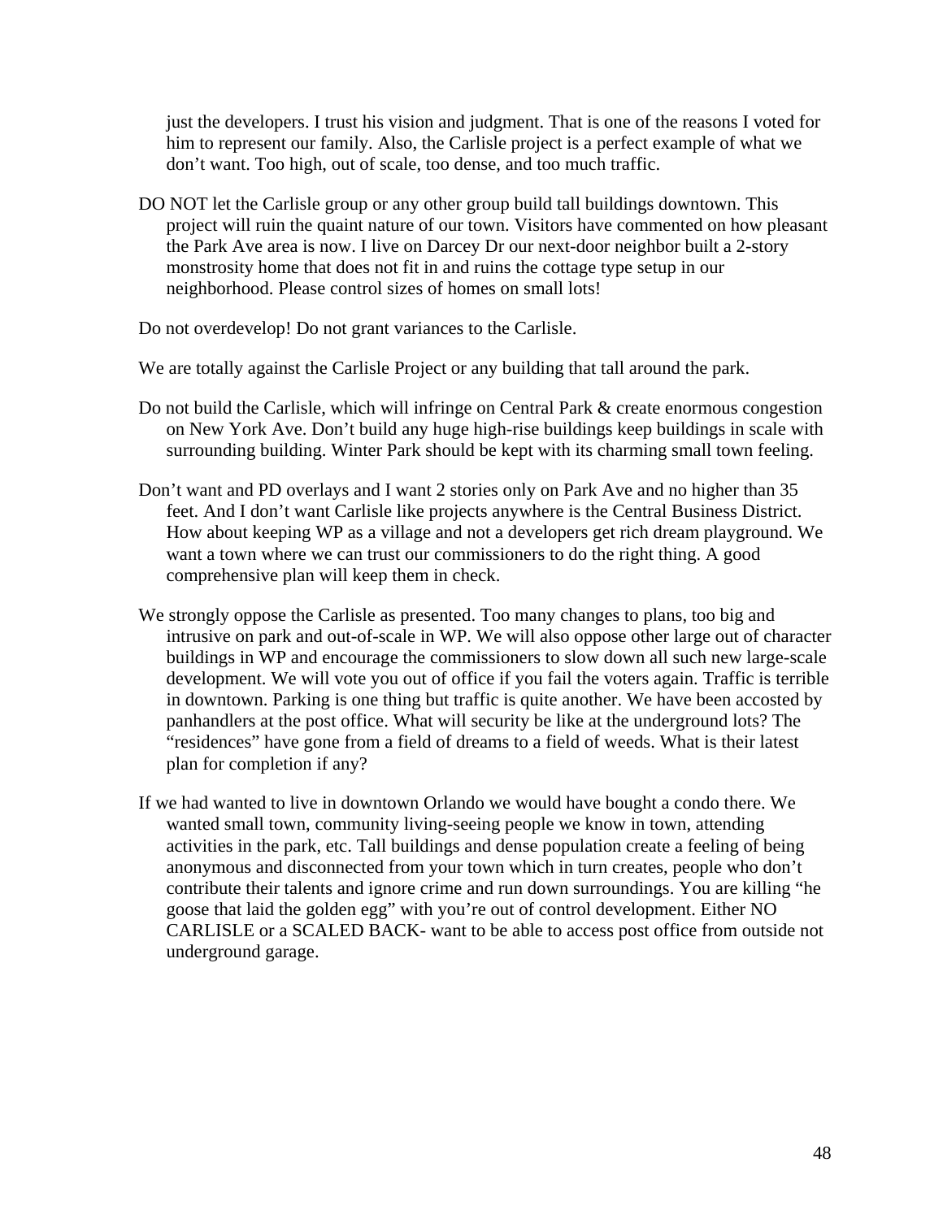just the developers. I trust his vision and judgment. That is one of the reasons I voted for him to represent our family. Also, the Carlisle project is a perfect example of what we don't want. Too high, out of scale, too dense, and too much traffic.

DO NOT let the Carlisle group or any other group build tall buildings downtown. This project will ruin the quaint nature of our town. Visitors have commented on how pleasant the Park Ave area is now. I live on Darcey Dr our next-door neighbor built a 2-story monstrosity home that does not fit in and ruins the cottage type setup in our neighborhood. Please control sizes of homes on small lots!

Do not overdevelop! Do not grant variances to the Carlisle.

We are totally against the Carlisle Project or any building that tall around the park.

Do not build the Carlisle, which will infringe on Central Park & create enormous congestion on New York Ave. Don't build any huge high-rise buildings keep buildings in scale with surrounding building. Winter Park should be kept with its charming small town feeling.

Don't want and PD overlays and I want 2 stories only on Park Ave and no higher than 35 feet. And I don't want Carlisle like projects anywhere is the Central Business District. How about keeping WP as a village and not a developers get rich dream playground. We want a town where we can trust our commissioners to do the right thing. A good comprehensive plan will keep them in check.

We strongly oppose the Carlisle as presented. Too many changes to plans, too big and intrusive on park and out-of-scale in WP. We will also oppose other large out of character buildings in WP and encourage the commissioners to slow down all such new large-scale development. We will vote you out of office if you fail the voters again. Traffic is terrible in downtown. Parking is one thing but traffic is quite another. We have been accosted by panhandlers at the post office. What will security be like at the underground lots? The "residences" have gone from a field of dreams to a field of weeds. What is their latest plan for completion if any?

If we had wanted to live in downtown Orlando we would have bought a condo there. We wanted small town, community living-seeing people we know in town, attending activities in the park, etc. Tall buildings and dense population create a feeling of being anonymous and disconnected from your town which in turn creates, people who don't contribute their talents and ignore crime and run down surroundings. You are killing "he goose that laid the golden egg" with you're out of control development. Either NO CARLISLE or a SCALED BACK- want to be able to access post office from outside not underground garage.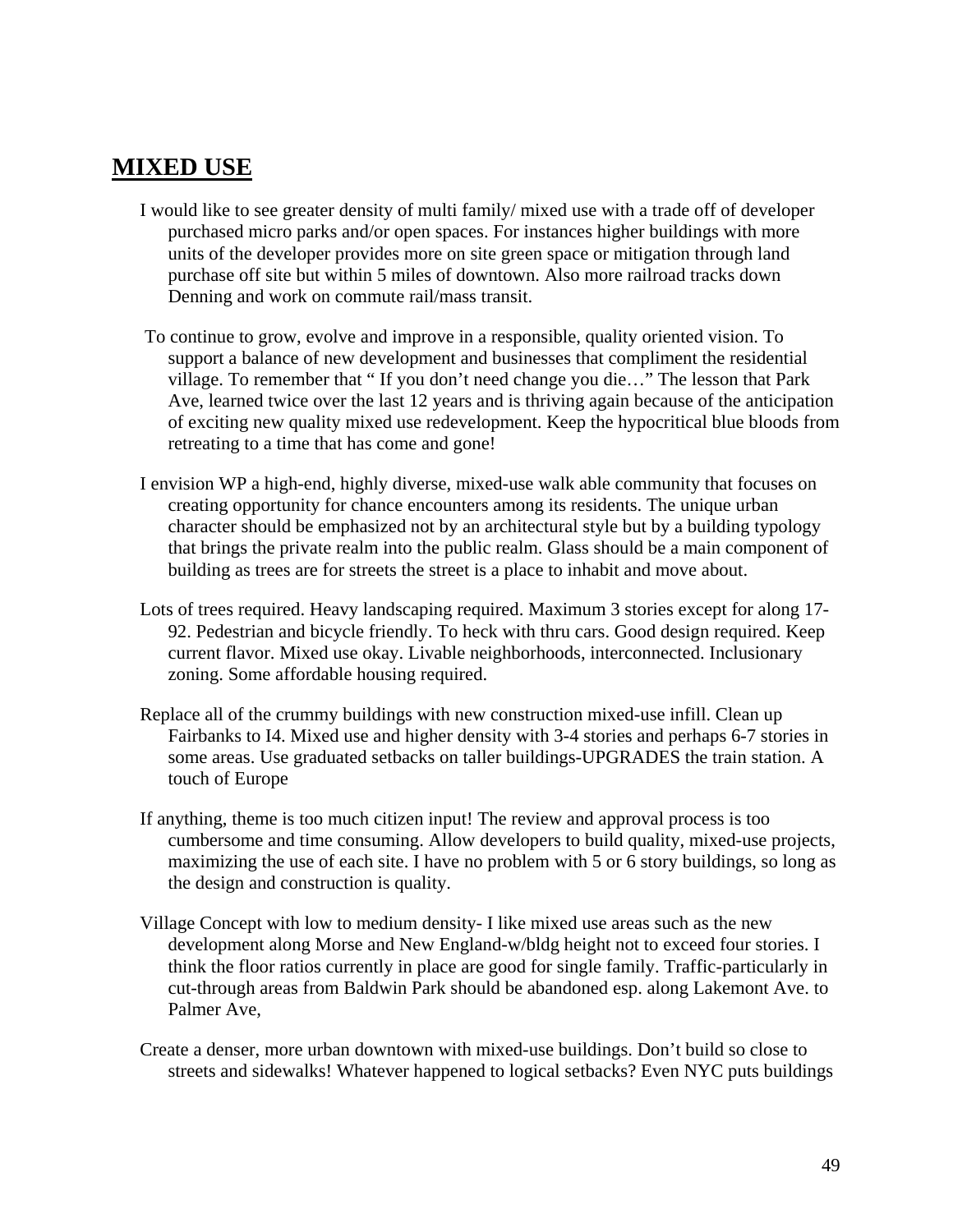## MIXED USE

I would like to see greater density of multi family/ mixed use with a trade off of developer purchased micro parks and/or open spaces. For instances higher buildings with more units of the developer provides more on site green space or mitigation through land purchase off site but within 5 miles of downtown. Also more railroad tracks down Denning and work on commute rail/mass transit.

To continue to grow, evolve and improve in a responsible, quality oriented vision. To support a balance of new development and businesses that compliment the residential village. To remember that " If you don't need change you die…" The lesson that Park Ave, learned twice over the last 12 years and is thriving again because of the anticipation of exciting new quality mixed use redevelopment. Keep the hypocritical blue bloods from retreating to a time that has come and gone!

I envision WP a high-end, highly diverse, mixed-use walk able community that focuses on creating opportunity for chance encounters among its residents. The unique urban character should be emphasized not by an architectural style but by a building typology that brings the private realm into the public realm. Glass should be a main component of building as trees are for streets the street is a place to inhabit and move about.

Lots of trees required. Heavy landscaping required. Maximum 3 stories except for along 17-92. Pedestrian and bicycle friendly. To heck with thru cars. Good design required. Keep current flavor. Mixed use okay. Livable neighborhoods, interconnected. Inclusionary zoning. Some affordable housing required.

Replace all of the crummy buildings with new construction mixed-use infill. Clean up Fairbanks to I4. Mixed use and higher density with 3-4 stories and perhaps 6-7 stories in some areas. Use graduated setbacks on taller buildings-UPGRADES the train station. A touch of Europe

If anything, theme is too much citizen input! The review and approval process is too cumbersome and time consuming. Allow developers to build quality, mixed-use projects, maximizing the use of each site. I have no problem with 5 or 6 story buildings, so long as the design and construction is quality.

Village Concept with low to medium density- I like mixed use areas such as the new development along Morse and New England-w/bldg height not to exceed four stories. I think the floor ratios currently in place are good for single family. Traffic-particularly in cut-through areas from Baldwin Park should be abandoned esp. along Lakemont Ave. to Palmer Ave,

Create a denser, more urban downtown with mixed-use buildings. Don't build so close to streets and sidewalks! Whatever happened to logical setbacks? Even NYC puts buildings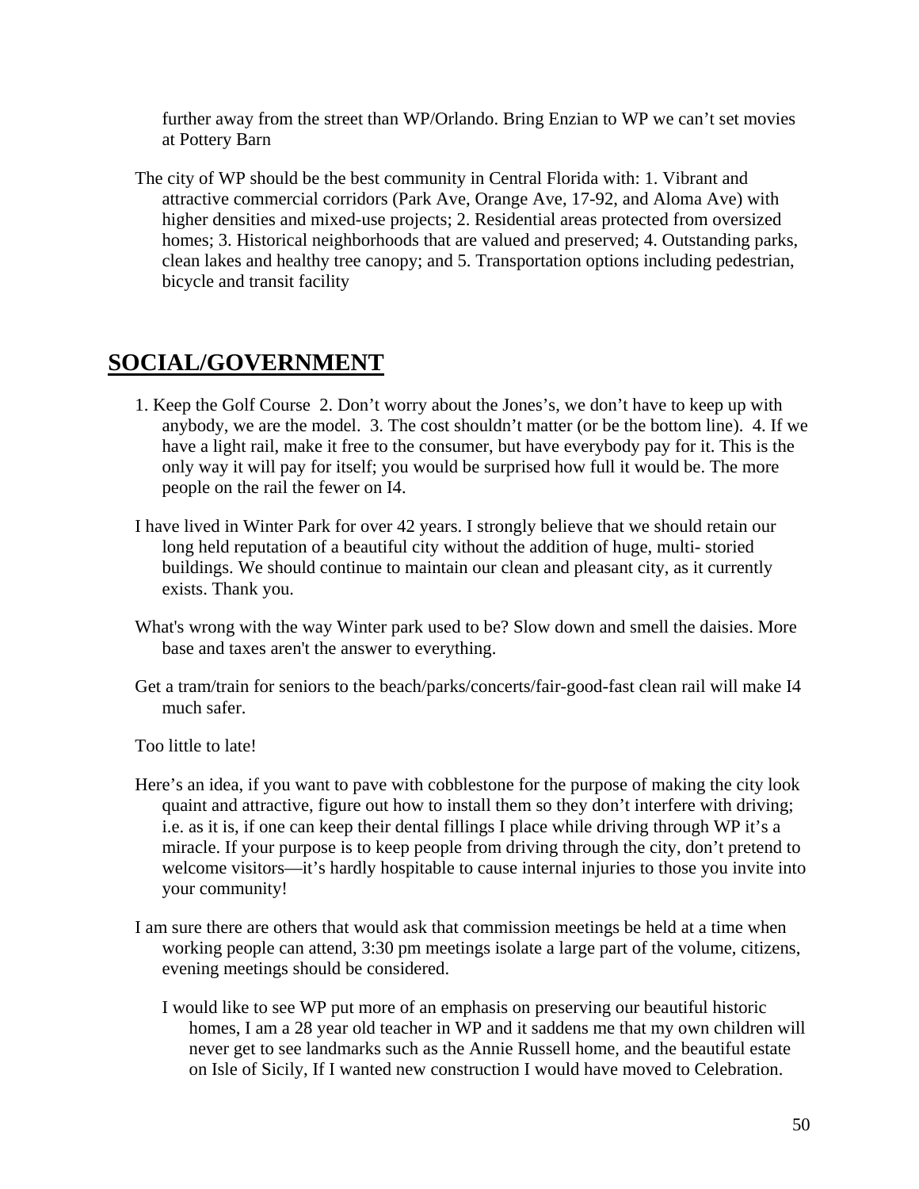further away from the street than WP/Orlando. Bring Enzian to WP we can't set movies at Pottery Barn

The city of WP should be the best community in Central Florida with: 1. Vibrant and attractive commercial corridors (Park Ave, Orange Ave, 17-92, and Aloma Ave) with higher densities and mixed-use projects; 2. Residential areas protected from oversized homes; 3. Historical neighborhoods that are valued and preserved; 4. Outstanding parks, clean lakes and healthy tree canopy; and 5. Transportation options including pedestrian, bicycle and transit facility

## SOCIAL/GOVERNMENT

1. Keep the Golf Course 2. Don't worry about the Jones's, we don't have to keep up with anybody, we are the model. 3. The cost shouldn't matter (or be the bottom line). 4. If we have a light rail, make it free to the consumer, but have everybody pay for it. This is the only way it will pay for itself; you would be surprised how full it would be. The more people on the rail the fewer on I4.

I have lived in Winter Park for over 42 years. I strongly believe that we should retain our long held reputation of a beautiful city without the addition of huge, multi- storied buildings. We should continue to maintain our clean and pleasant city, as it currently exists. Thank you.

What's wrong with the way Winter park used to be? Slow down and smell the daisies. More base and taxes aren't the answer to everything.

Get a tram/train for seniors to the beach/parks/concerts/fair-good-fast clean rail will make I4 much safer.

Too little to late!

Here's an idea, if you want to pave with cobblestone for the purpose of making the city look quaint and attractive, figure out how to install them so they don't interfere with driving; i.e. as it is, if one can keep their dental fillings I place while driving through WP it's a miracle. If your purpose is to keep people from driving through the city, don't pretend to welcome visitors—it's hardly hospitable to cause internal injuries to those you invite into your community!

I am sure there are others that would ask that commission meetings be held at a time when working people can attend, 3:30 pm meetings isolate a large part of the volume, citizens, evening meetings should be considered.

I would like to see WP put more of an emphasis on preserving our beautiful historic homes, I am a 28 year old teacher in WP and it saddens me that my own children will never get to see landmarks such as the Annie Russell home, and the beautiful estate on Isle of Sicily, If I wanted new construction I would have moved to Celebration.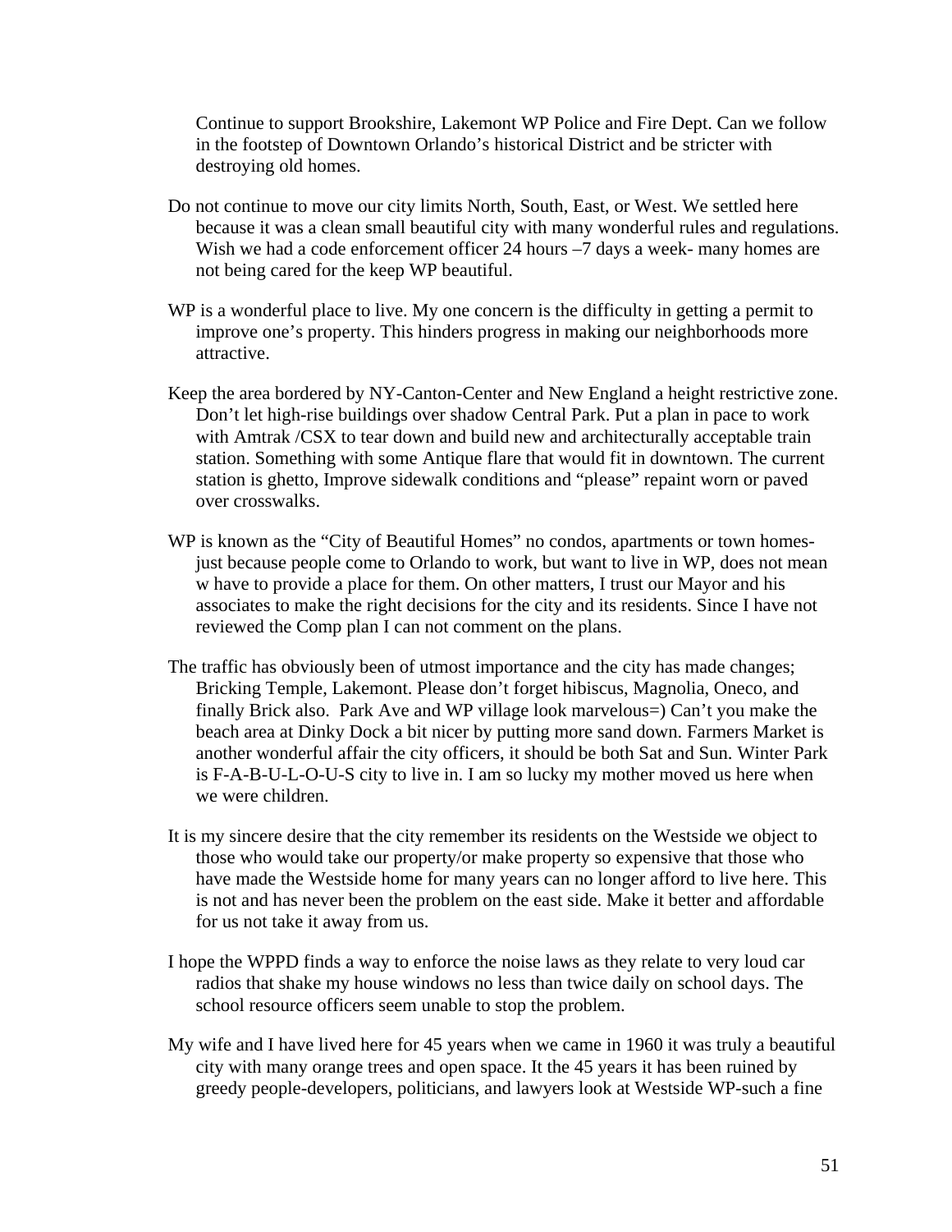Continue to support Brookshire, Lakemont WP Police and Fire Dept. Can we follow in the footstep of Downtown Orlando's historical District and be stricter with destroying old homes.

Do not continue to move our city limits North, South, East, or West. We settled here because it was a clean small beautiful city with many wonderful rules and regulations. Wish we had a code enforcement officer 24 hours –7 days a week- many homes are not being cared for the keep WP beautiful.

WP is a wonderful place to live. My one concern is the difficulty in getting a permit to improve one's property. This hinders progress in making our neighborhoods more attractive.

Keep the area bordered by NY-Canton-Center and New England a height restrictive zone. Don't let high-rise buildings over shadow Central Park. Put a plan in pace to work with Amtrak /CSX to tear down and build new and architecturally acceptable train station. Something with some Antique flare that would fit in downtown. The current station is ghetto, Improve sidewalk conditions and "please" repaint worn or paved over crosswalks.

WP is known as the "City of Beautiful Homes" no condos, apartments or town homes- just because people come to Orlando to work, but want to live in WP, does not mean w have to provide a place for them. On other matters, I trust our Mayor and his associates to make the right decisions for the city and its residents. Since I have not reviewed the Comp plan I can not comment on the plans.

The traffic has obviously been of utmost importance and the city has made changes; Bricking Temple, Lakemont. Please don't forget hibiscus, Magnolia, Oneco, and finally Brick also. Park Ave and WP village look marvelous=) Can't you make the beach area at Dinky Dock a bit nicer by putting more sand down. Farmers Market is another wonderful affair the city officers, it should be both Sat and Sun. Winter Park is F-A-B-U-L-O-U-S city to live in. I am so lucky my mother moved us here when we were children.

It is my sincere desire that the city remember its residents on the Westside we object to those who would take our property/or make property so expensive that those who have made the Westside home for many years can no longer afford to live here. This is not and has never been the problem on the east side. Make it better and affordable for us not take it away from us.

I hope the WPPD finds a way to enforce the noise laws as they relate to very loud car radios that shake my house windows no less than twice daily on school days. The school resource officers seem unable to stop the problem.

My wife and I have lived here for 45 years when we came in 1960 it was truly a beautiful city with many orange trees and open space. It the 45 years it has been ruined by greedy people-developers, politicians, and lawyers look at Westside WP-such a fine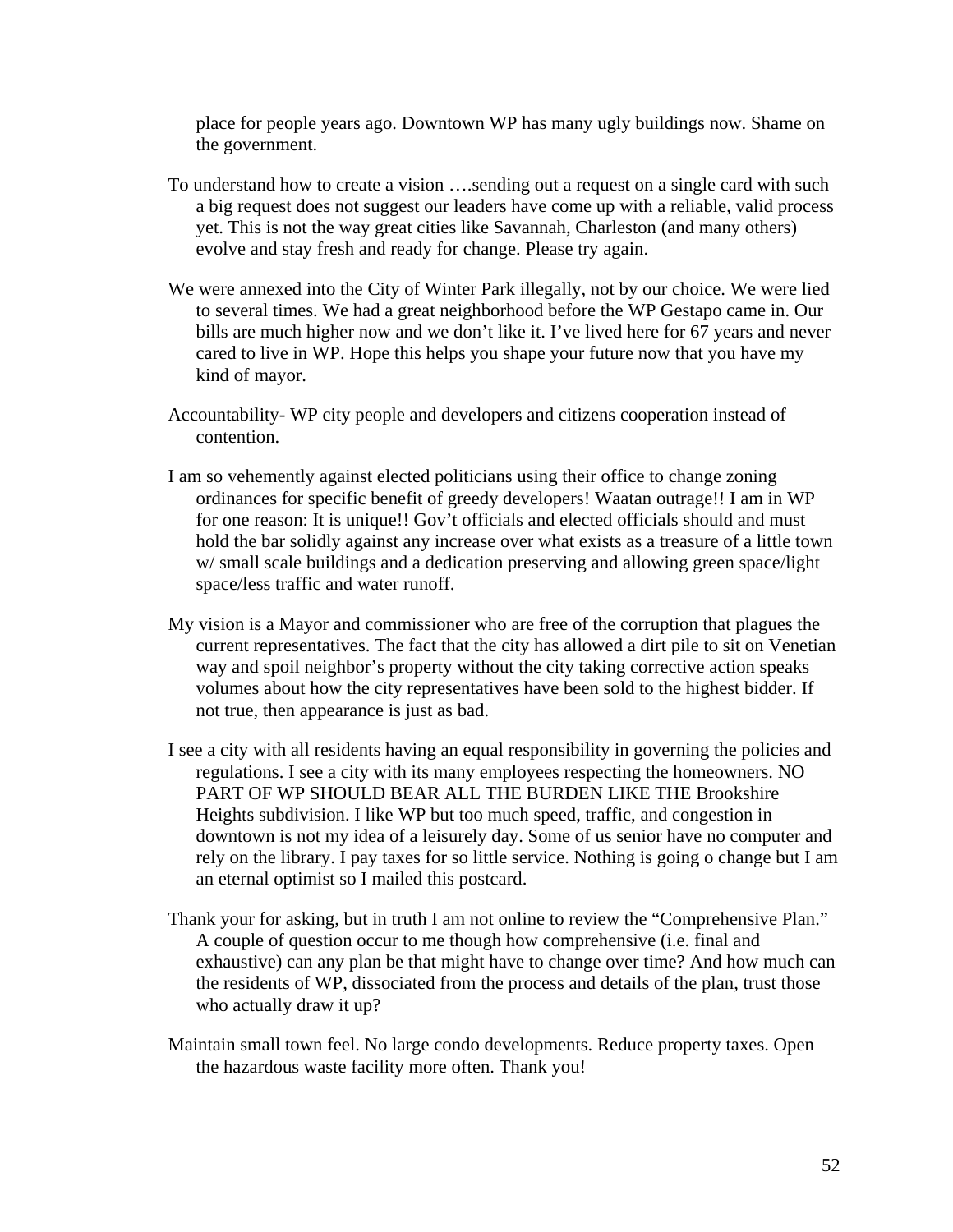place for people years ago. Downtown WP has many ugly buildings now. Shame on the government.

To understand how to create a vision ….sending out a request on a single card with such a big request does not suggest our leaders have come up with a reliable, valid process yet. This is not the way great cities like Savannah, Charleston (and many others) evolve and stay fresh and ready for change. Please try again.

We were annexed into the City of Winter Park illegally, not by our choice. We were lied to several times. We had a great neighborhood before the WP Gestapo came in. Our bills are much higher now and we don't like it. I've lived here for 67 years and never cared to live in WP. Hope this helps you shape your future now that you have my kind of mayor.

Accountability- WP city people and developers and citizens cooperation instead of contention.

I am so vehemently against elected politicians using their office to change zoning ordinances for specific benefit of greedy developers! Waatan outrage!! I am in WP for one reason: It is unique!! Gov't officials and elected officials should and must hold the bar solidly against any increase over what exists as a treasure of a little town w/ small scale buildings and a dedication preserving and allowing green space/light space/less traffic and water runoff.

My vision is a Mayor and commissioner who are free of the corruption that plagues the current representatives. The fact that the city has allowed a dirt pile to sit on Venetian way and spoil neighbor's property without the city taking corrective action speaks volumes about how the city representatives have been sold to the highest bidder. If not true, then appearance is just as bad.

I see a city with all residents having an equal responsibility in governing the policies and regulations. I see a city with its many employees respecting the homeowners. NO PART OF WP SHOULD BEAR ALL THE BURDEN LIKE THE Brookshire Heights subdivision. I like WP but too much speed, traffic, and congestion in downtown is not my idea of a leisurely day. Some of us senior have no computer and rely on the library. I pay taxes for so little service. Nothing is going o change but I am an eternal optimist so I mailed this postcard.

Thank your for asking, but in truth I am not online to review the "Comprehensive Plan." A couple of question occur to me though how comprehensive (i.e. final and exhaustive) can any plan be that might have to change over time? And how much can the residents of WP, dissociated from the process and details of the plan, trust those who actually draw it up?

Maintain small town feel. No large condo developments. Reduce property taxes. Open the hazardous waste facility more often. Thank you!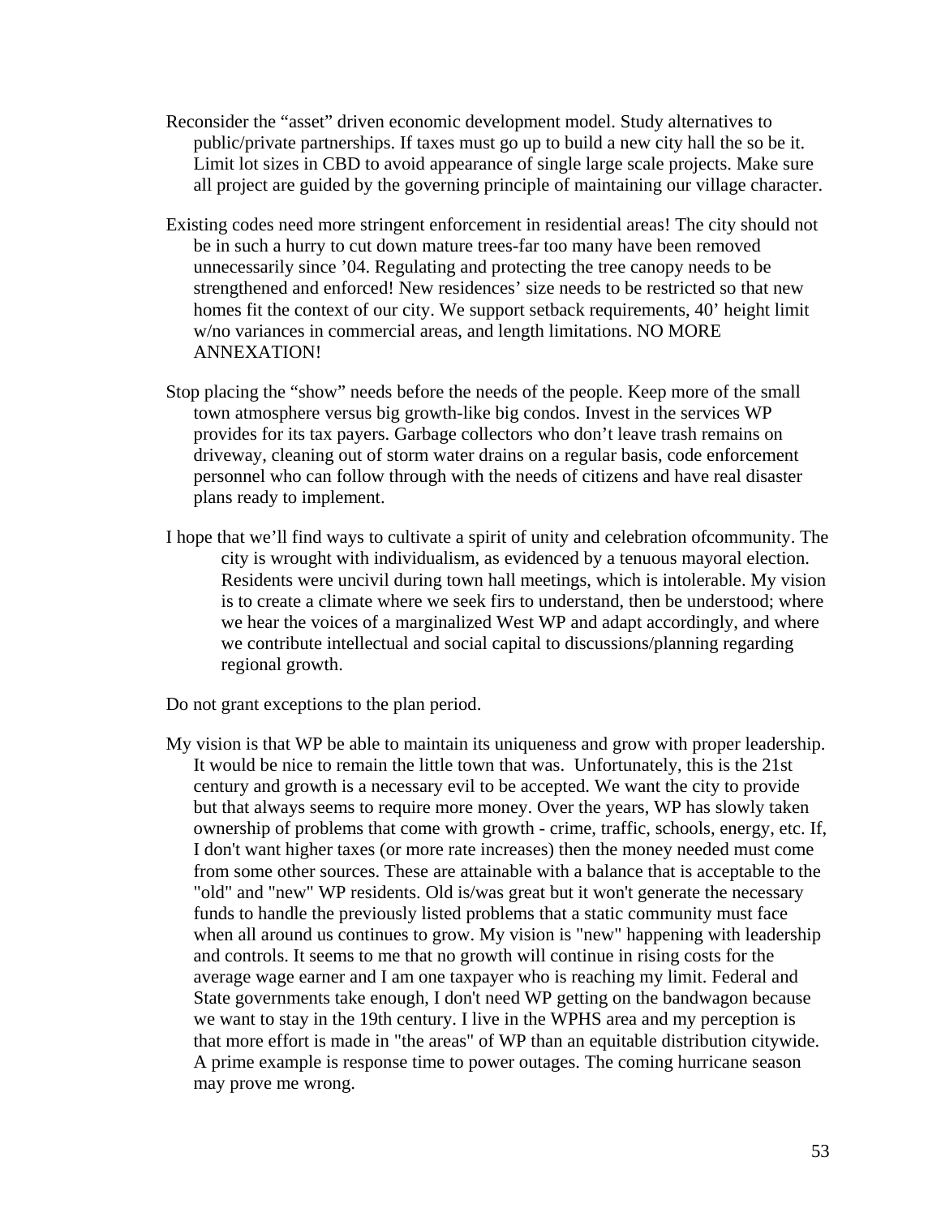Reconsider the "asset" driven economic development model. Study alternatives to public/private partnerships. If taxes must go up to build a new city hall the so be it. Limit lot sizes in CBD to avoid appearance of single large scale projects. Make sure all project are guided by the governing principle of maintaining our village character.

Existing codes need more stringent enforcement in residential areas! The city should not be in such a hurry to cut down mature trees-far too many have been removed unnecessarily since '04. Regulating and protecting the tree canopy needs to be strengthened and enforced! New residences' size needs to be restricted so that new homes fit the context of our city. We support setback requirements, 40' height limit w/no variances in commercial areas, and length limitations. NO MORE ANNEXATION!

Stop placing the "show" needs before the needs of the people. Keep more of the small town atmosphere versus big growth-like big condos. Invest in the services WP provides for its tax payers. Garbage collectors who don't leave trash remains on driveway, cleaning out of storm water drains on a regular basis, code enforcement personnel who can follow through with the needs of citizens and have real disaster plans ready to implement.

I hope that we'll find ways to cultivate a spirit of unity and celebration ofcommunity. The city is wrought with individualism, as evidenced by a tenuous mayoral election. Residents were uncivil during town hall meetings, which is intolerable. My vision is to create a climate where we seek firs to understand, then be understood; where we hear the voices of a marginalized West WP and adapt accordingly, and where we contribute intellectual and social capital to discussions/planning regarding regional growth.

Do not grant exceptions to the plan period.

My vision is that WP be able to maintain its uniqueness and grow with proper leadership. It would be nice to remain the little town that was. Unfortunately, this is the 21st century and growth is a necessary evil to be accepted. We want the city to provide but that always seems to require more money. Over the years, WP has slowly taken ownership of problems that come with growth - crime, traffic, schools, energy, etc. If, I don't want higher taxes (or more rate increases) then the money needed must come from some other sources. These are attainable with a balance that is acceptable to the "old" and "new" WP residents. Old is/was great but it won't generate the necessary funds to handle the previously listed problems that a static community must face when all around us continues to grow. My vision is "new" happening with leadership and controls. It seems to me that no growth will continue in rising costs for the average wage earner and I am one taxpayer who is reaching my limit. Federal and State governments take enough, I don't need WP getting on the bandwagon because we want to stay in the 19th century. I live in the WPHS area and my perception is that more effort is made in "the areas" of WP than an equitable distribution citywide. A prime example is response time to power outages. The coming hurricane season may prove me wrong.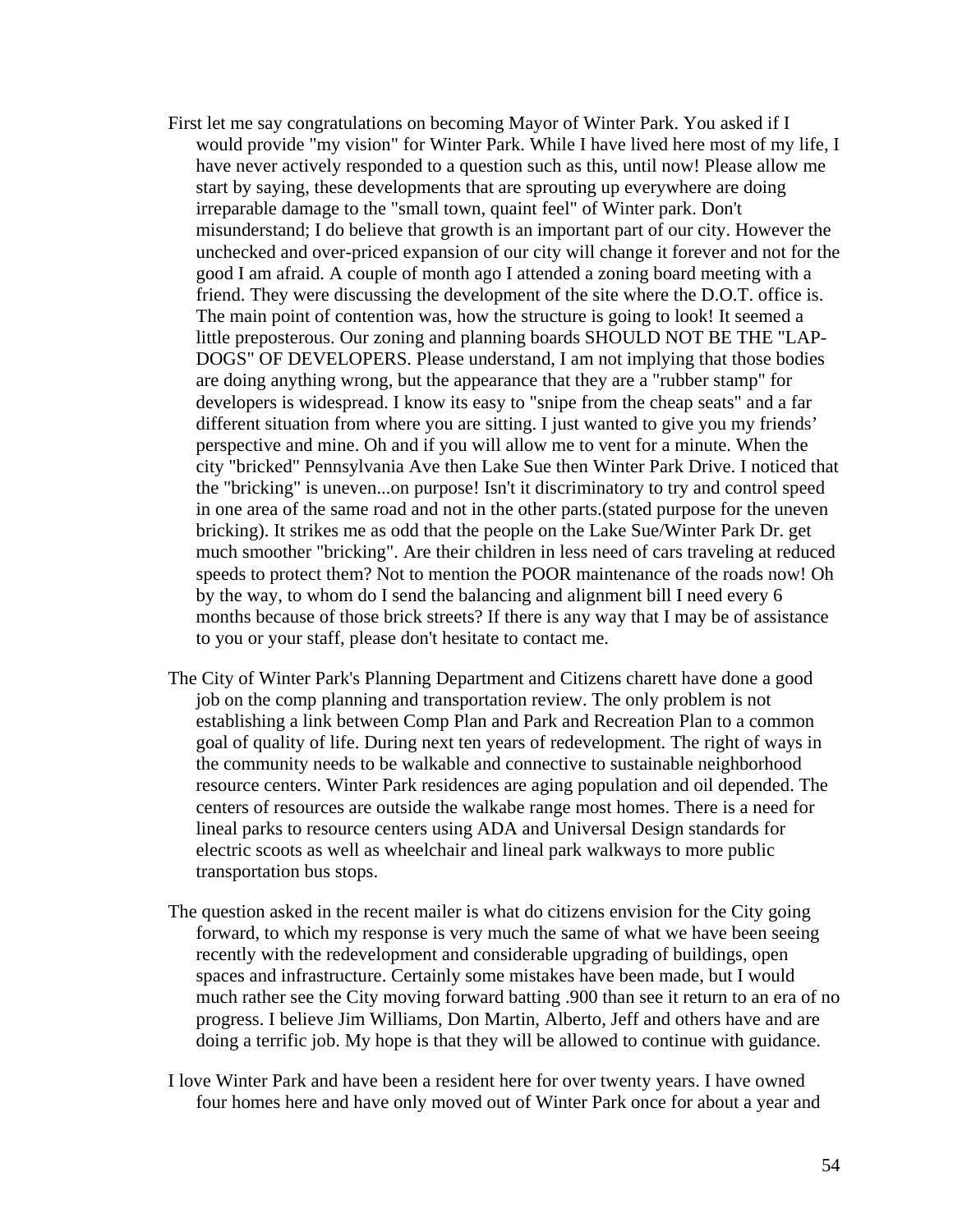First let me say congratulations on becoming Mayor of Winter Park. You asked if I would provide "my vision" for Winter Park. While I have lived here most of my life, I have never actively responded to a question such as this, until now! Please allow me start by saying, these developments that are sprouting up everywhere are doing irreparable damage to the "small town, quaint feel" of Winter park. Don't misunderstand; I do believe that growth is an important part of our city. However the unchecked and over-priced expansion of our city will change it forever and not for the good I am afraid. A couple of month ago I attended a zoning board meeting with a friend. They were discussing the development of the site where the D.O.T. office is. The main point of contention was, how the structure is going to look! It seemed a little preposterous. Our zoning and planning boards SHOULD NOT BE THE "LAP-DOGS" OF DEVELOPERS. Please understand, I am not implying that those bodies are doing anything wrong, but the appearance that they are a "rubber stamp" for developers is widespread. I know its easy to "snipe from the cheap seats" and a far different situation from where you are sitting. I just wanted to give you my friends' perspective and mine. Oh and if you will allow me to vent for a minute. When the city "bricked" Pennsylvania Ave then Lake Sue then Winter Park Drive. I noticed that the "bricking" is uneven...on purpose! Isn't it discriminatory to try and control speed in one area of the same road and not in the other parts.(stated purpose for the uneven bricking). It strikes me as odd that the people on the Lake Sue/Winter Park Dr. get much smoother "bricking". Are their children in less need of cars traveling at reduced speeds to protect them? Not to mention the POOR maintenance of the roads now! Oh by the way, to whom do I send the balancing and alignment bill I need every 6 months because of those brick streets? If there is any way that I may be of assistance to you or your staff, please don't hesitate to contact me.

The City of Winter Park's Planning Department and Citizens charett have done a good job on the comp planning and transportation review. The only problem is not establishing a link between Comp Plan and Park and Recreation Plan to a common goal of quality of life. During next ten years of redevelopment. The right of ways in the community needs to be walkable and connective to sustainable neighborhood resource centers. Winter Park residences are aging population and oil depended. The centers of resources are outside the walkabe range most homes. There is a need for lineal parks to resource centers using ADA and Universal Design standards for electric scoots as well as wheelchair and lineal park walkways to more public transportation bus stops.

The question asked in the recent mailer is what do citizens envision for the City going forward, to which my response is very much the same of what we have been seeing recently with the redevelopment and considerable upgrading of buildings, open spaces and infrastructure. Certainly some mistakes have been made, but I would much rather see the City moving forward batting .900 than see it return to an era of no progress. I believe Jim Williams, Don Martin, Alberto, Jeff and others have and are doing a terrific job. My hope is that they will be allowed to continue with guidance.

I love Winter Park and have been a resident here for over twenty years. I have owned four homes here and have only moved out of Winter Park once for about a year and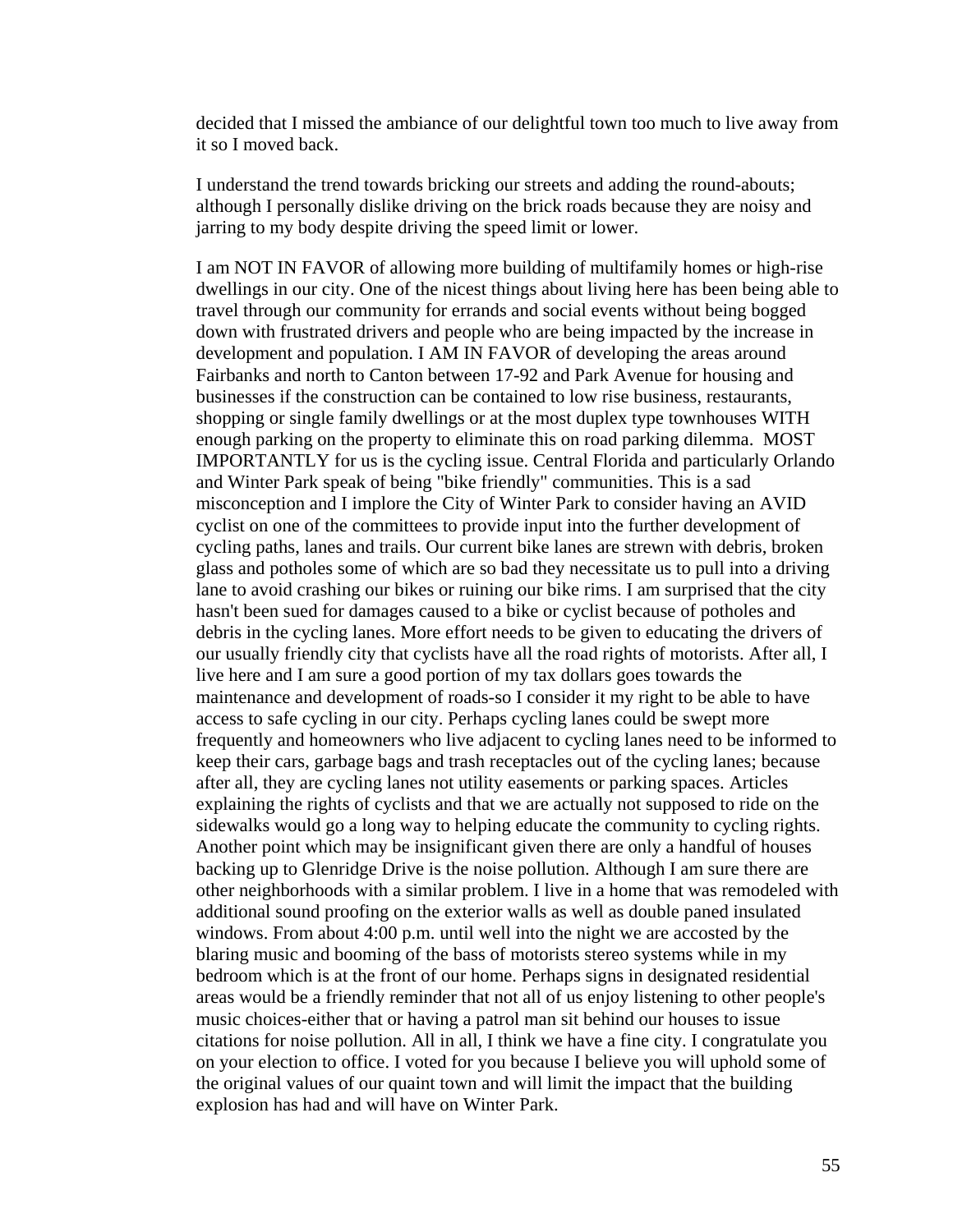decided that I missed the ambiance of our delightful town too much to live away from it so I moved back.

I understand the trend towards bricking our streets and adding the round-abouts; although I personally dislike driving on the brick roads because they are noisy and jarring to my body despite driving the speed limit or lower.

I am NOT IN FAVOR of allowing more building of multifamily homes or high-rise dwellings in our city. One of the nicest things about living here has been being able to travel through our community for errands and social events without being bogged down with frustrated drivers and people who are being impacted by the increase in development and population. I AM IN FAVOR of developing the areas around Fairbanks and north to Canton between 17-92 and Park Avenue for housing and businesses if the construction can be contained to low rise business, restaurants, shopping or single family dwellings or at the most duplex type townhouses WITH enough parking on the property to eliminate this on road parking dilemma. MOST IMPORTANTLY for us is the cycling issue. Central Florida and particularly Orlando and Winter Park speak of being "bike friendly" communities. This is a sad misconception and I implore the City of Winter Park to consider having an AVID cyclist on one of the committees to provide input into the further development of cycling paths, lanes and trails. Our current bike lanes are strewn with debris, broken glass and potholes some of which are so bad they necessitate us to pull into a driving lane to avoid crashing our bikes or ruining our bike rims. I am surprised that the city hasn't been sued for damages caused to a bike or cyclist because of potholes and debris in the cycling lanes. More effort needs to be given to educating the drivers of our usually friendly city that cyclists have all the road rights of motorists. After all, I live here and I am sure a good portion of my tax dollars goes towards the maintenance and development of roads-so I consider it my right to be able to have access to safe cycling in our city. Perhaps cycling lanes could be swept more frequently and homeowners who live adjacent to cycling lanes need to be informed to keep their cars, garbage bags and trash receptacles out of the cycling lanes; because after all, they are cycling lanes not utility easements or parking spaces. Articles explaining the rights of cyclists and that we are actually not supposed to ride on the sidewalks would go a long way to helping educate the community to cycling rights. Another point which may be insignificant given there are only a handful of houses backing up to Glenridge Drive is the noise pollution. Although I am sure there are other neighborhoods with a similar problem. I live in a home that was remodeled with additional sound proofing on the exterior walls as well as double paned insulated windows. From about 4:00 p.m. until well into the night we are accosted by the blaring music and booming of the bass of motorists stereo systems while in my bedroom which is at the front of our home. Perhaps signs in designated residential areas would be a friendly reminder that not all of us enjoy listening to other people's music choices-either that or having a patrol man sit behind our houses to issue citations for noise pollution. All in all, I think we have a fine city. I congratulate you on your election to office. I voted for you because I believe you will uphold some of the original values of our quaint town and will limit the impact that the building explosion has had and will have on Winter Park.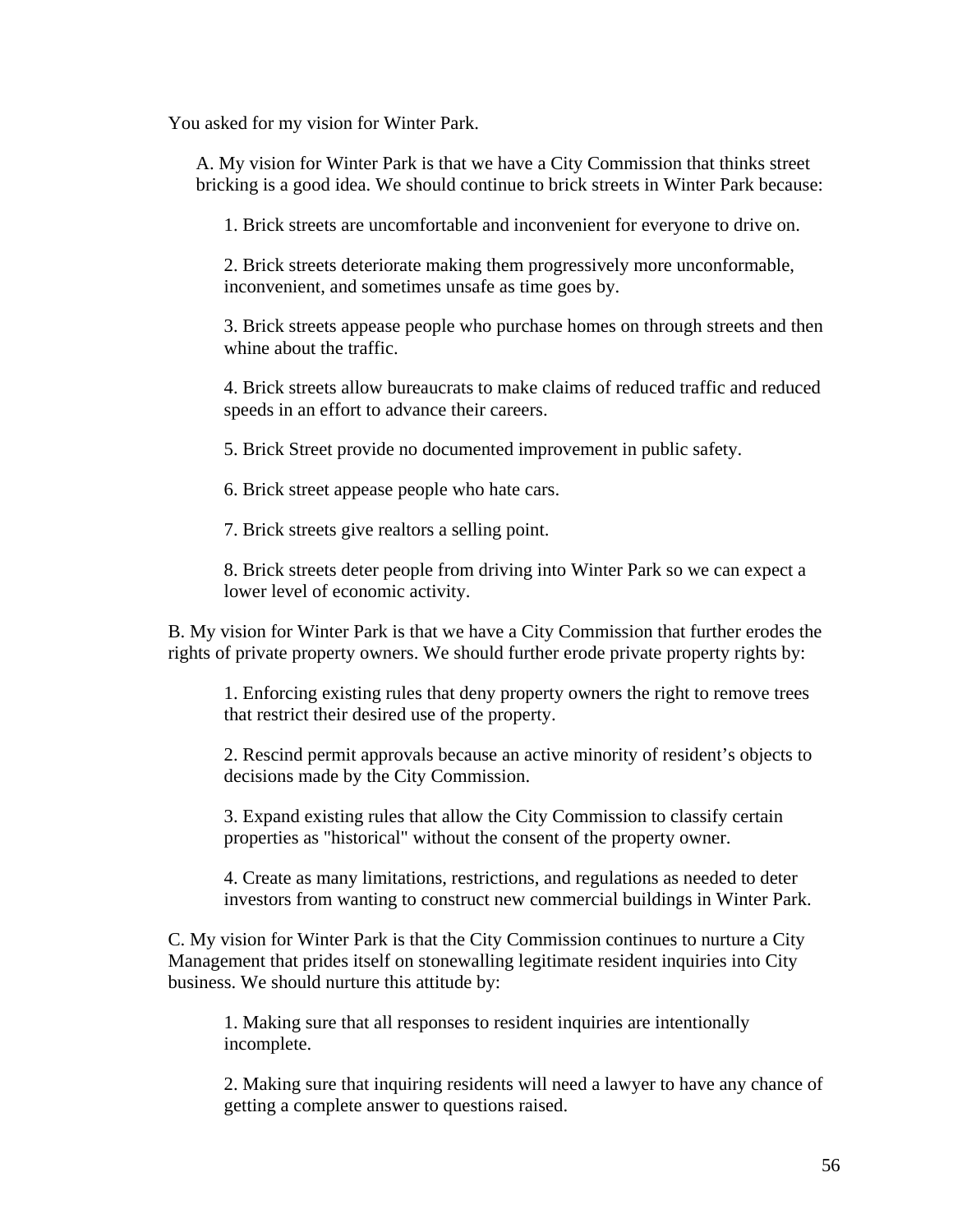You asked for my vision for Winter Park.

A. My vision for Winter Park is that we have a City Commission that thinks street bricking is a good idea. We should continue to brick streets in Winter Park because:

1. Brick streets are uncomfortable and inconvenient for everyone to drive on.

2. Brick streets deteriorate making them progressively more unconformable, inconvenient, and sometimes unsafe as time goes by.

3. Brick streets appease people who purchase homes on through streets and then whine about the traffic.

4. Brick streets allow bureaucrats to make claims of reduced traffic and reduced speeds in an effort to advance their careers.

5. Brick Street provide no documented improvement in public safety.

6. Brick street appease people who hate cars.

7. Brick streets give realtors a selling point.

8. Brick streets deter people from driving into Winter Park so we can expect a lower level of economic activity.

B. My vision for Winter Park is that we have a City Commission that further erodes the rights of private property owners. We should further erode private property rights by:

1. Enforcing existing rules that deny property owners the right to remove trees that restrict their desired use of the property.

2. Rescind permit approvals because an active minority of resident's objects to decisions made by the City Commission.

3. Expand existing rules that allow the City Commission to classify certain properties as "historical" without the consent of the property owner.

4. Create as many limitations, restrictions, and regulations as needed to deter investors from wanting to construct new commercial buildings in Winter Park.

C. My vision for Winter Park is that the City Commission continues to nurture a City Management that prides itself on stonewalling legitimate resident inquiries into City business. We should nurture this attitude by:

1. Making sure that all responses to resident inquiries are intentionally incomplete.

2. Making sure that inquiring residents will need a lawyer to have any chance of getting a complete answer to questions raised.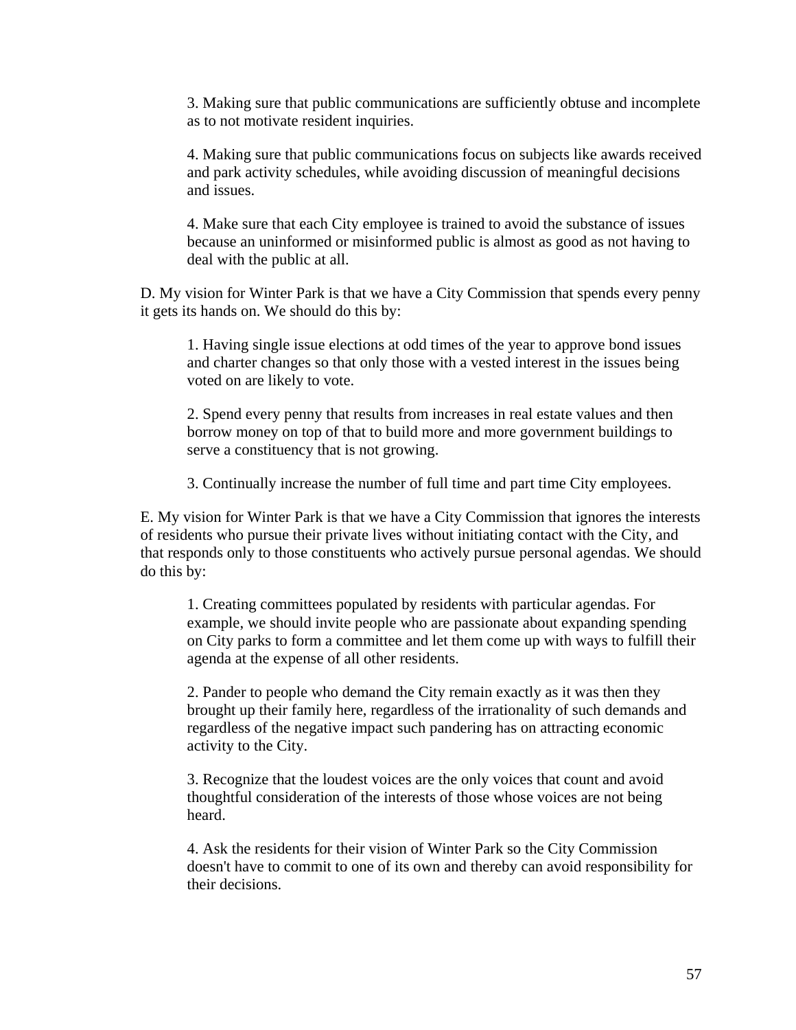3. Making sure that public communications are sufficiently obtuse and incomplete as to not motivate resident inquiries.

4. Making sure that public communications focus on subjects like awards received and park activity schedules, while avoiding discussion of meaningful decisions and issues.

4. Make sure that each City employee is trained to avoid the substance of issues because an uninformed or misinformed public is almost as good as not having to deal with the public at all.

D. My vision for Winter Park is that we have a City Commission that spends every penny it gets its hands on. We should do this by:

1. Having single issue elections at odd times of the year to approve bond issues and charter changes so that only those with a vested interest in the issues being voted on are likely to vote.

2. Spend every penny that results from increases in real estate values and then borrow money on top of that to build more and more government buildings to serve a constituency that is not growing.

3. Continually increase the number of full time and part time City employees.

E. My vision for Winter Park is that we have a City Commission that ignores the interests of residents who pursue their private lives without initiating contact with the City, and that responds only to those constituents who actively pursue personal agendas. We should do this by:

1. Creating committees populated by residents with particular agendas. For example, we should invite people who are passionate about expanding spending on City parks to form a committee and let them come up with ways to fulfill their agenda at the expense of all other residents.

2. Pander to people who demand the City remain exactly as it was then they brought up their family here, regardless of the irrationality of such demands and regardless of the negative impact such pandering has on attracting economic activity to the City.

3. Recognize that the loudest voices are the only voices that count and avoid thoughtful consideration of the interests of those whose voices are not being heard.

4. Ask the residents for their vision of Winter Park so the City Commission doesn't have to commit to one of its own and thereby can avoid responsibility for their decisions.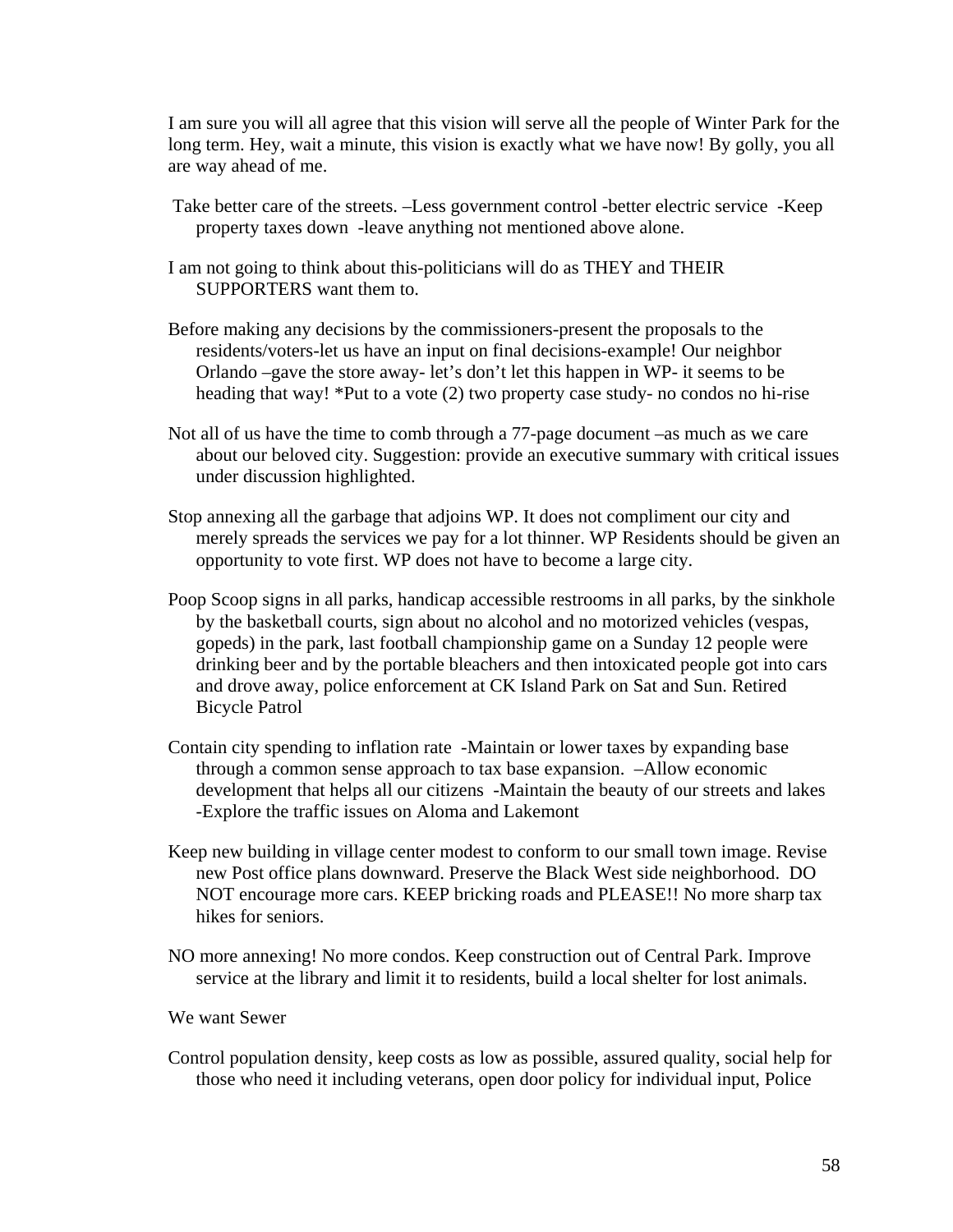I am sure you will all agree that this vision will serve all the people of Winter Park for the long term. Hey, wait a minute, this vision is exactly what we have now! By golly, you all are way ahead of me.

Take better care of the streets. –Less government control -better electric service -Keep property taxes down -leave anything not mentioned above alone.

I am not going to think about this-politicians will do as THEY and THEIR SUPPORTERS want them to.

Before making any decisions by the commissioners-present the proposals to the residents/voters-let us have an input on final decisions-example! Our neighbor Orlando –gave the store away- let's don't let this happen in WP- it seems to be heading that way! *Put to a vote (2) two property case study- no condos no hi-rise

Not all of us have the time to comb through a 77-page document –as much as we care about our beloved city. Suggestion: provide an executive summary with critical issues under discussion highlighted.

Stop annexing all the garbage that adjoins WP. It does not compliment our city and merely spreads the services we pay for a lot thinner. WP Residents should be given an opportunity to vote first. WP does not have to become a large city.

Poop Scoop signs in all parks, handicap accessible restrooms in all parks, by the sinkhole by the basketball courts, sign about no alcohol and no motorized vehicles (vespas, gopeds) in the park, last football championship game on a Sunday 12 people were drinking beer and by the portable bleachers and then intoxicated people got into cars and drove away, police enforcement at CK Island Park on Sat and Sun. Retired Bicycle Patrol

Contain city spending to inflation rate -Maintain or lower taxes by expanding base through a common sense approach to tax base expansion. –Allow economic development that helps all our citizens -Maintain the beauty of our streets and lakes -Explore the traffic issues on Aloma and Lakemont

Keep new building in village center modest to conform to our small town image. Revise new Post office plans downward. Preserve the Black West side neighborhood. DO NOT encourage more cars. KEEP bricking roads and PLEASE!! No more sharp tax hikes for seniors.

NO more annexing! No more condos. Keep construction out of Central Park. Improve service at the library and limit it to residents, build a local shelter for lost animals.

We want Sewer

Control population density, keep costs as low as possible, assured quality, social help for those who need it including veterans, open door policy for individual input, Police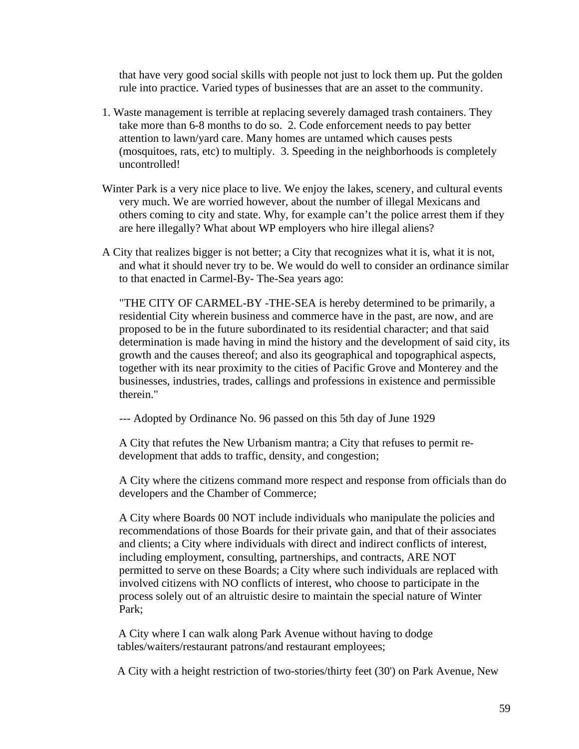that have very good social skills with people not just to lock them up. Put the golden rule into practice. Varied types of businesses that are an asset to the community.

1. Waste management is terrible at replacing severely damaged trash containers. They take more than 6-8 months to do so. 2. Code enforcement needs to pay better attention to lawn/yard care. Many homes are untamed which causes pests (mosquitoes, rats, etc) to multiply. 3. Speeding in the neighborhoods is completely uncontrolled!

Winter Park is a very nice place to live. We enjoy the lakes, scenery, and cultural events very much. We are worried however, about the number of illegal Mexicans and others coming to city and state. Why, for example can't the police arrest them if they are here illegally? What about WP employers who hire illegal aliens?

A City that realizes bigger is not better; a City that recognizes what it is, what it is not, and what it should never try to be. We would do well to consider an ordinance similar to that enacted in Carmel-By- The-Sea years ago:

"THE CITY OF CARMEL-BY -THE-SEA is hereby determined to be primarily, a residential City wherein business and commerce have in the past, are now, and are proposed to be in the future subordinated to its residential character; and that said determination is made having in mind the history and the development of said city, its growth and the causes thereof; and also its geographical and topographical aspects, together with its near proximity to the cities of Pacific Grove and Monterey and the businesses, industries, trades, callings and professions in existence and permissible therein."

--- Adopted by Ordinance No. 96 passed on this 5th day of June 1929

A City that refutes the New Urbanism mantra; a City that refuses to permit re-development that adds to traffic, density, and congestion;

A City where the citizens command more respect and response from officials than do developers and the Chamber of Commerce;

A City where Boards 00 NOT include individuals who manipulate the policies and recommendations of those Boards for their private gain, and that of their associates and clients; a City where individuals with direct and indirect conflicts of interest, including employment, consulting, partnerships, and contracts, ARE NOT permitted to serve on these Boards; a City where such individuals are replaced with involved citizens with NO conflicts of interest, who choose to participate in the process solely out of an altruistic desire to maintain the special nature of Winter Park;

A City where I can walk along Park Avenue without having to dodge tables/waiters/restaurant patrons/and restaurant employees;

A City with a height restriction of two-stories/thirty feet (30') on Park Avenue, New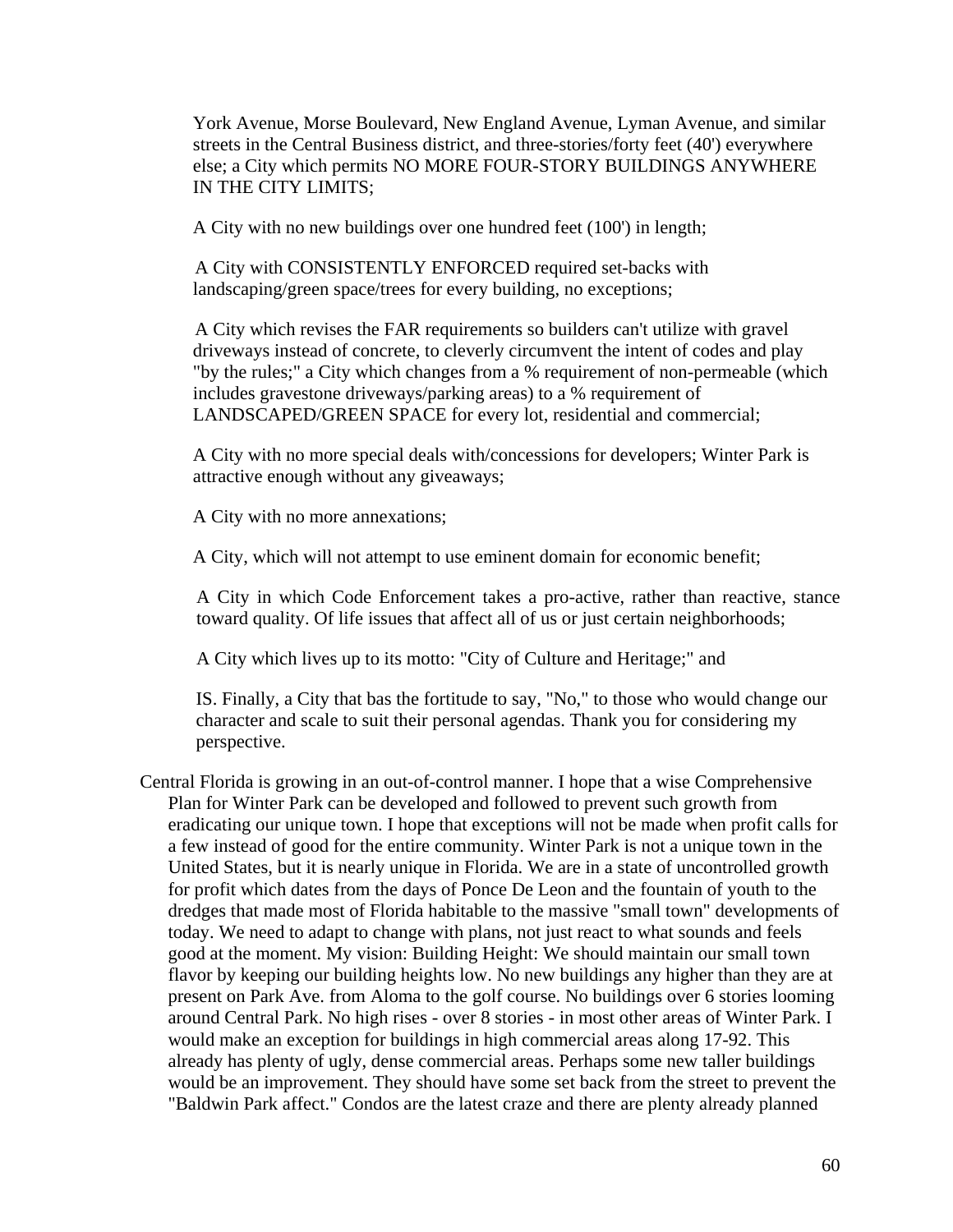York Avenue, Morse Boulevard, New England Avenue, Lyman Avenue, and similar streets in the Central Business district, and three-stories/forty feet (40') everywhere else; a City which permits NO MORE FOUR-STORY BUILDINGS ANYWHERE IN THE CITY LIMITS;

A City with no new buildings over one hundred feet (100') in length;

A City with CONSISTENTLY ENFORCED required set-backs with landscaping/green space/trees for every building, no exceptions;

A City which revises the FAR requirements so builders can't utilize with gravel driveways instead of concrete, to cleverly circumvent the intent of codes and play "by the rules;" a City which changes from a % requirement of non-permeable (which includes gravestone driveways/parking areas) to a % requirement of LANDSCAPED/GREEN SPACE for every lot, residential and commercial;

A City with no more special deals with/concessions for developers; Winter Park is attractive enough without any giveaways;

A City with no more annexations;

A City, which will not attempt to use eminent domain for economic benefit;

A City in which Code Enforcement takes a pro-active, rather than reactive, stance toward quality. Of life issues that affect all of us or just certain neighborhoods;

A City which lives up to its motto: "City of Culture and Heritage;" and

IS. Finally, a City that bas the fortitude to say, "No," to those who would change our character and scale to suit their personal agendas. Thank you for considering my perspective.

Central Florida is growing in an out-of-control manner. I hope that a wise Comprehensive Plan for Winter Park can be developed and followed to prevent such growth from eradicating our unique town. I hope that exceptions will not be made when profit calls for a few instead of good for the entire community. Winter Park is not a unique town in the United States, but it is nearly unique in Florida. We are in a state of uncontrolled growth for profit which dates from the days of Ponce De Leon and the fountain of youth to the dredges that made most of Florida habitable to the massive "small town" developments of today. We need to adapt to change with plans, not just react to what sounds and feels good at the moment. My vision: Building Height: We should maintain our small town flavor by keeping our building heights low. No new buildings any higher than they are at present on Park Ave. from Aloma to the golf course. No buildings over 6 stories looming around Central Park. No high rises - over 8 stories - in most other areas of Winter Park. I would make an exception for buildings in high commercial areas along 17-92. This already has plenty of ugly, dense commercial areas. Perhaps some new taller buildings would be an improvement. They should have some set back from the street to prevent the "Baldwin Park affect." Condos are the latest craze and there are plenty already planned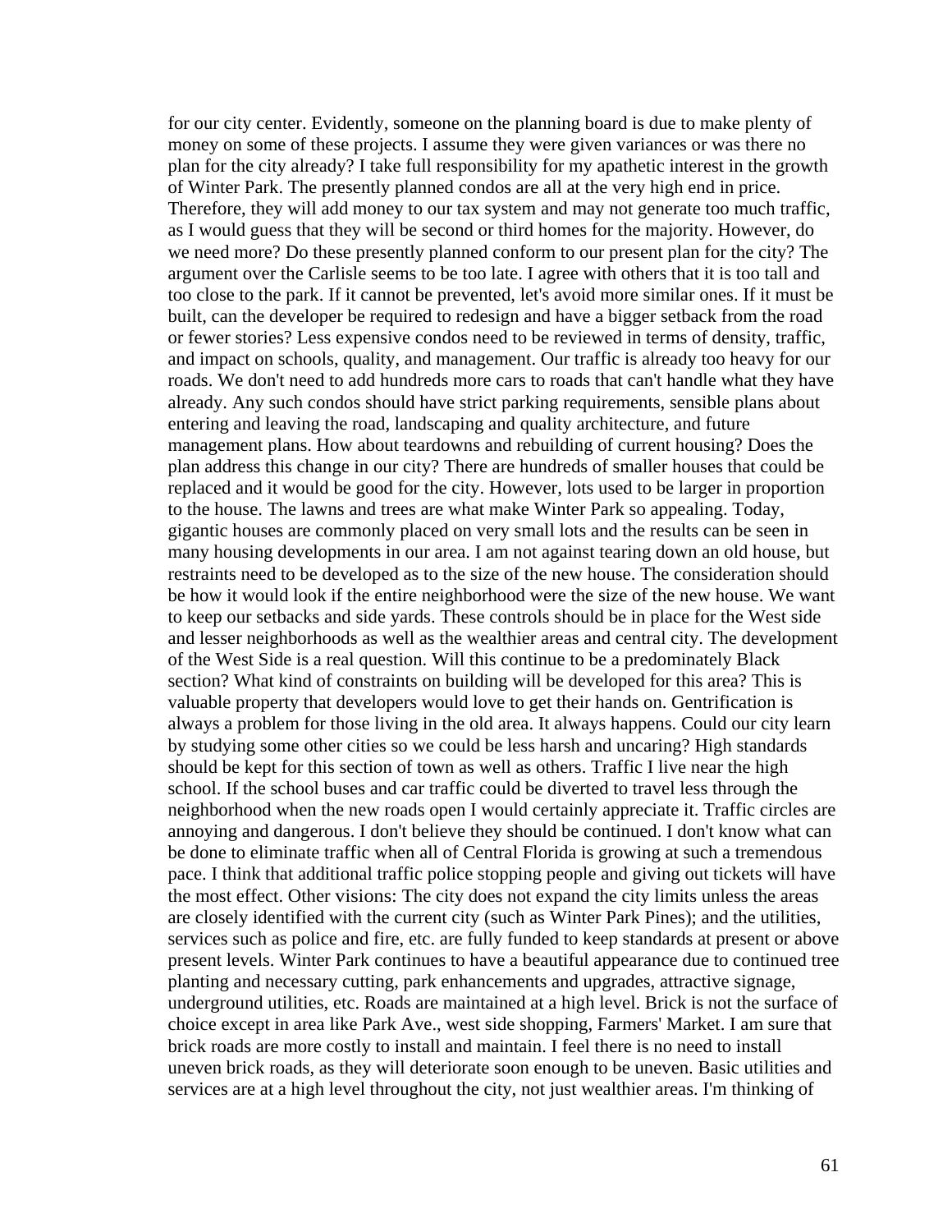for our city center. Evidently, someone on the planning board is due to make plenty of money on some of these projects. I assume they were given variances or was there no plan for the city already? I take full responsibility for my apathetic interest in the growth of Winter Park. The presently planned condos are all at the very high end in price. Therefore, they will add money to our tax system and may not generate too much traffic, as I would guess that they will be second or third homes for the majority. However, do we need more? Do these presently planned conform to our present plan for the city? The argument over the Carlisle seems to be too late. I agree with others that it is too tall and too close to the park. If it cannot be prevented, let's avoid more similar ones. If it must be built, can the developer be required to redesign and have a bigger setback from the road or fewer stories? Less expensive condos need to be reviewed in terms of density, traffic, and impact on schools, quality, and management. Our traffic is already too heavy for our roads. We don't need to add hundreds more cars to roads that can't handle what they have already. Any such condos should have strict parking requirements, sensible plans about entering and leaving the road, landscaping and quality architecture, and future management plans. How about teardowns and rebuilding of current housing? Does the plan address this change in our city? There are hundreds of smaller houses that could be replaced and it would be good for the city. However, lots used to be larger in proportion to the house. The lawns and trees are what make Winter Park so appealing. Today, gigantic houses are commonly placed on very small lots and the results can be seen in many housing developments in our area. I am not against tearing down an old house, but restraints need to be developed as to the size of the new house. The consideration should be how it would look if the entire neighborhood were the size of the new house. We want to keep our setbacks and side yards. These controls should be in place for the West side and lesser neighborhoods as well as the wealthier areas and central city. The development of the West Side is a real question. Will this continue to be a predominately Black section? What kind of constraints on building will be developed for this area? This is valuable property that developers would love to get their hands on. Gentrification is always a problem for those living in the old area. It always happens. Could our city learn by studying some other cities so we could be less harsh and uncaring? High standards should be kept for this section of town as well as others. Traffic I live near the high school. If the school buses and car traffic could be diverted to travel less through the neighborhood when the new roads open I would certainly appreciate it. Traffic circles are annoying and dangerous. I don't believe they should be continued. I don't know what can be done to eliminate traffic when all of Central Florida is growing at such a tremendous pace. I think that additional traffic police stopping people and giving out tickets will have the most effect. Other visions: The city does not expand the city limits unless the areas are closely identified with the current city (such as Winter Park Pines); and the utilities, services such as police and fire, etc. are fully funded to keep standards at present or above present levels. Winter Park continues to have a beautiful appearance due to continued tree planting and necessary cutting, park enhancements and upgrades, attractive signage, underground utilities, etc. Roads are maintained at a high level. Brick is not the surface of choice except in area like Park Ave., west side shopping, Farmers' Market. I am sure that brick roads are more costly to install and maintain. I feel there is no need to install uneven brick roads, as they will deteriorate soon enough to be uneven. Basic utilities and services are at a high level throughout the city, not just wealthier areas. I'm thinking of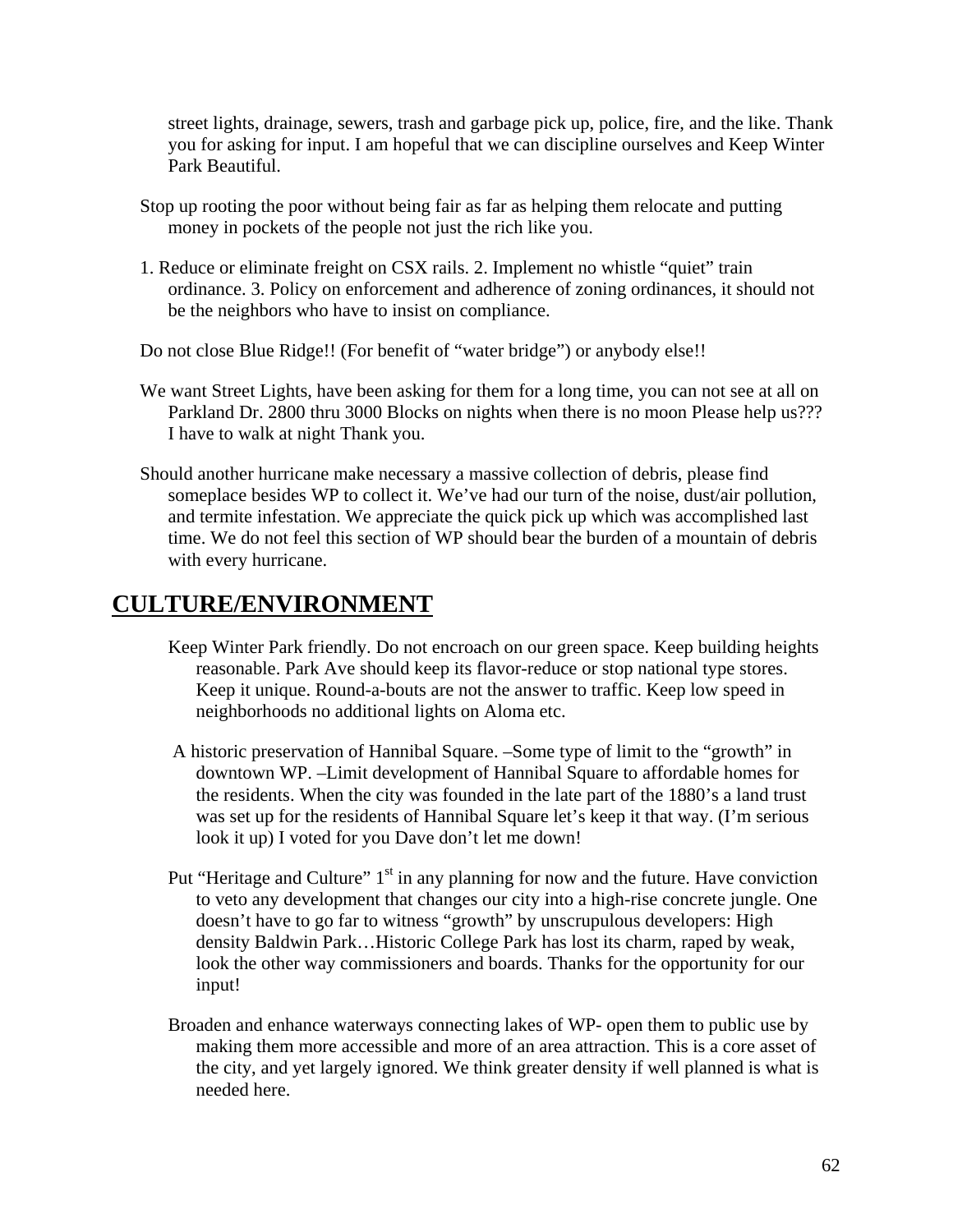street lights, drainage, sewers, trash and garbage pick up, police, fire, and the like. Thank you for asking for input. I am hopeful that we can discipline ourselves and Keep Winter Park Beautiful.

Stop up rooting the poor without being fair as far as helping them relocate and putting money in pockets of the people not just the rich like you.

1. Reduce or eliminate freight on CSX rails. 2. Implement no whistle "quiet" train ordinance. 3. Policy on enforcement and adherence of zoning ordinances, it should not be the neighbors who have to insist on compliance.

Do not close Blue Ridge!! (For benefit of "water bridge") or anybody else!!

We want Street Lights, have been asking for them for a long time, you can not see at all on Parkland Dr. 2800 thru 3000 Blocks on nights when there is no moon Please help us??? I have to walk at night Thank you.

Should another hurricane make necessary a massive collection of debris, please find someplace besides WP to collect it. We've had our turn of the noise, dust/air pollution, and termite infestation. We appreciate the quick pick up which was accomplished last time. We do not feel this section of WP should bear the burden of a mountain of debris with every hurricane.

## CULTURE/ENVIRONMENT

Keep Winter Park friendly. Do not encroach on our green space. Keep building heights reasonable. Park Ave should keep its flavor-reduce or stop national type stores. Keep it unique. Round-a-bouts are not the answer to traffic. Keep low speed in neighborhoods no additional lights on Aloma etc.

A historic preservation of Hannibal Square. –Some type of limit to the "growth" in downtown WP. –Limit development of Hannibal Square to affordable homes for the residents. When the city was founded in the late part of the 1880's a land trust was set up for the residents of Hannibal Square let's keep it that way. (I'm serious look it up) I voted for you Dave don't let me down!

Put "Heritage and Culture" 1st in any planning for now and the future. Have conviction to veto any development that changes our city into a high-rise concrete jungle. One doesn't have to go far to witness "growth" by unscrupulous developers: High density Baldwin Park…Historic College Park has lost its charm, raped by weak, look the other way commissioners and boards. Thanks for the opportunity for our input!

Broaden and enhance waterways connecting lakes of WP- open them to public use by making them more accessible and more of an area attraction. This is a core asset of the city, and yet largely ignored. We think greater density if well planned is what is needed here.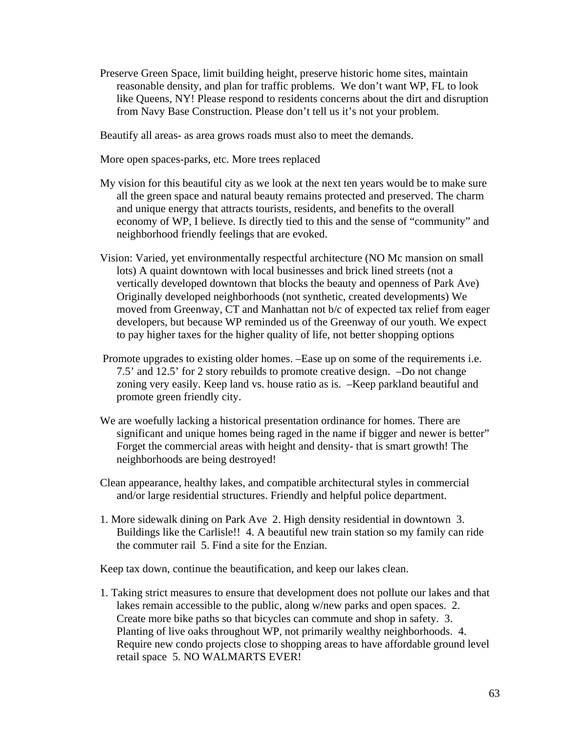Preserve Green Space, limit building height, preserve historic home sites, maintain reasonable density, and plan for traffic problems. We don't want WP, FL to look like Queens, NY! Please respond to residents concerns about the dirt and disruption from Navy Base Construction. Please don't tell us it's not your problem.

Beautify all areas- as area grows roads must also to meet the demands.

More open spaces-parks, etc. More trees replaced

My vision for this beautiful city as we look at the next ten years would be to make sure all the green space and natural beauty remains protected and preserved. The charm and unique energy that attracts tourists, residents, and benefits to the overall economy of WP, I believe. Is directly tied to this and the sense of "community" and neighborhood friendly feelings that are evoked.

Vision: Varied, yet environmentally respectful architecture (NO Mc mansion on small lots) A quaint downtown with local businesses and brick lined streets (not a vertically developed downtown that blocks the beauty and openness of Park Ave) Originally developed neighborhoods (not synthetic, created developments) We moved from Greenway, CT and Manhattan not b/c of expected tax relief from eager developers, but because WP reminded us of the Greenway of our youth. We expect to pay higher taxes for the higher quality of life, not better shopping options

Promote upgrades to existing older homes. –Ease up on some of the requirements i.e. 7.5' and 12.5' for 2 story rebuilds to promote creative design. –Do not change zoning very easily. Keep land vs. house ratio as is. –Keep parkland beautiful and promote green friendly city.

We are woefully lacking a historical presentation ordinance for homes. There are significant and unique homes being raged in the name if bigger and newer is better" Forget the commercial areas with height and density- that is smart growth! The neighborhoods are being destroyed!

Clean appearance, healthy lakes, and compatible architectural styles in commercial and/or large residential structures. Friendly and helpful police department.

1. More sidewalk dining on Park Ave 2. High density residential in downtown 3. Buildings like the Carlisle!! 4. A beautiful new train station so my family can ride the commuter rail 5. Find a site for the Enzian.

Keep tax down, continue the beautification, and keep our lakes clean.

1. Taking strict measures to ensure that development does not pollute our lakes and that lakes remain accessible to the public, along w/new parks and open spaces. 2. Create more bike paths so that bicycles can commute and shop in safety. 3. Planting of live oaks throughout WP, not primarily wealthy neighborhoods. 4. Require new condo projects close to shopping areas to have affordable ground level retail space 5. NO WALMARTS EVER!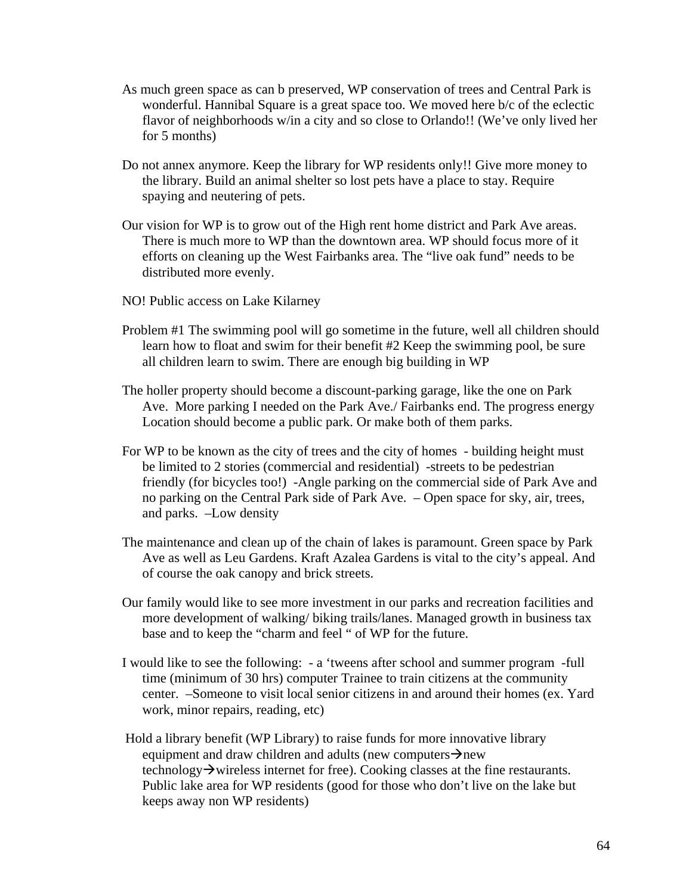As much green space as can b preserved, WP conservation of trees and Central Park is wonderful. Hannibal Square is a great space too. We moved here b/c of the eclectic flavor of neighborhoods w/in a city and so close to Orlando!! (We've only lived her for 5 months)

Do not annex anymore. Keep the library for WP residents only!! Give more money to the library. Build an animal shelter so lost pets have a place to stay. Require spaying and neutering of pets.

Our vision for WP is to grow out of the High rent home district and Park Ave areas. There is much more to WP than the downtown area. WP should focus more of it efforts on cleaning up the West Fairbanks area. The "live oak fund" needs to be distributed more evenly.

NO! Public access on Lake Kilarney

Problem #1 The swimming pool will go sometime in the future, well all children should learn how to float and swim for their benefit #2 Keep the swimming pool, be sure all children learn to swim. There are enough big building in WP

The holler property should become a discount-parking garage, like the one on Park Ave. More parking I needed on the Park Ave./ Fairbanks end. The progress energy Location should become a public park. Or make both of them parks.

For WP to be known as the city of trees and the city of homes - building height must be limited to 2 stories (commercial and residential) -streets to be pedestrian friendly (for bicycles too!) -Angle parking on the commercial side of Park Ave and no parking on the Central Park side of Park Ave. – Open space for sky, air, trees, and parks. –Low density

The maintenance and clean up of the chain of lakes is paramount. Green space by Park Ave as well as Leu Gardens. Kraft Azalea Gardens is vital to the city's appeal. And of course the oak canopy and brick streets.

Our family would like to see more investment in our parks and recreation facilities and more development of walking/ biking trails/lanes. Managed growth in business tax base and to keep the "charm and feel " of WP for the future.

I would like to see the following: - a 'tweens after school and summer program -full time (minimum of 30 hrs) computer Trainee to train citizens at the community center. –Someone to visit local senior citizens in and around their homes (ex. Yard work, minor repairs, reading, etc)

Hold a library benefit (WP Library) to raise funds for more innovative library equipment and draw children and adults (new computers→new technology→wireless internet for free). Cooking classes at the fine restaurants. Public lake area for WP residents (good for those who don't live on the lake but keeps away non WP residents)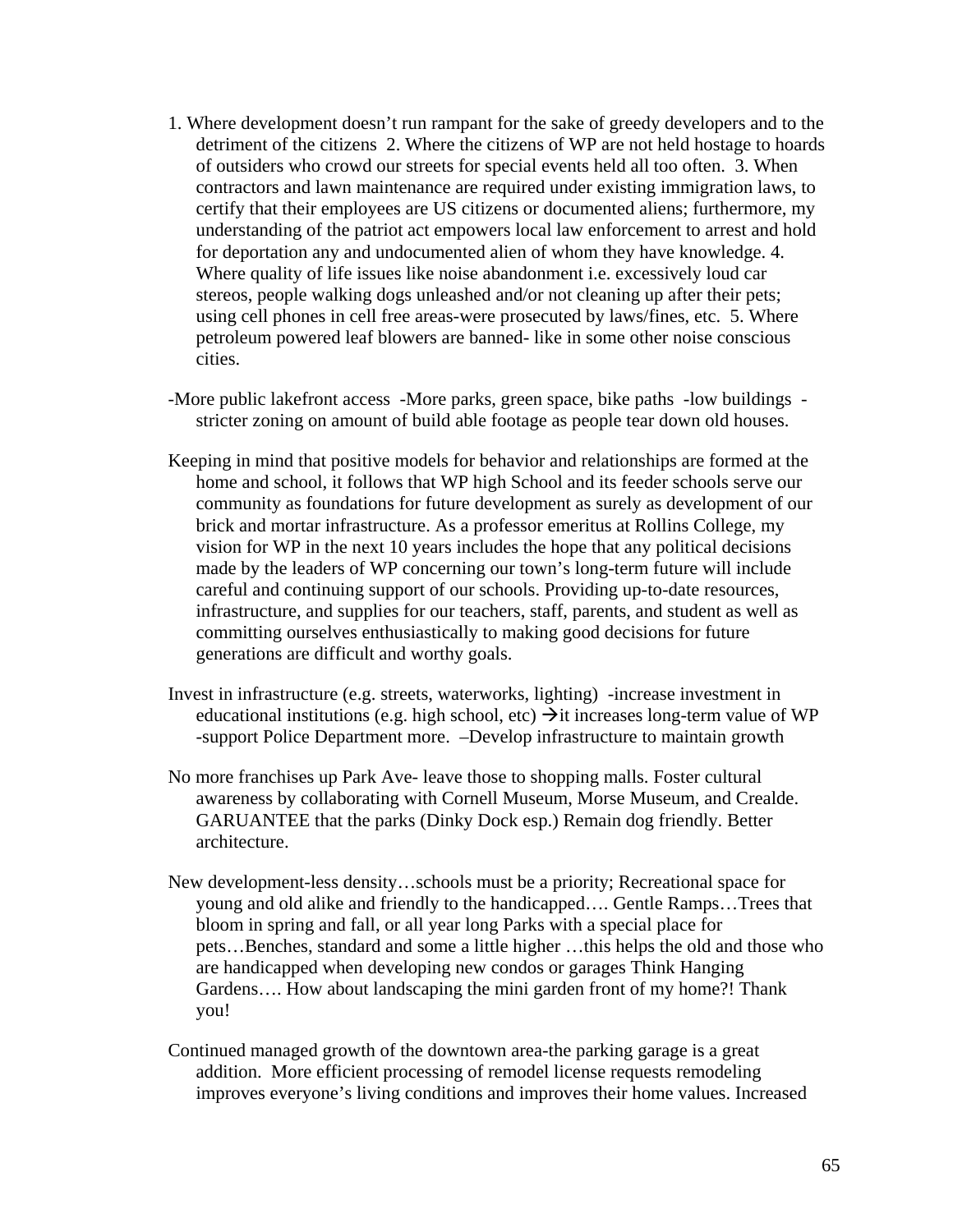1. Where development doesn't run rampant for the sake of greedy developers and to the detriment of the citizens 2. Where the citizens of WP are not held hostage to hoards of outsiders who crowd our streets for special events held all too often. 3. When contractors and lawn maintenance are required under existing immigration laws, to certify that their employees are US citizens or documented aliens; furthermore, my understanding of the patriot act empowers local law enforcement to arrest and hold for deportation any and undocumented alien of whom they have knowledge. 4. Where quality of life issues like noise abandonment i.e. excessively loud car stereos, people walking dogs unleashed and/or not cleaning up after their pets; using cell phones in cell free areas-were prosecuted by laws/fines, etc. 5. Where petroleum powered leaf blowers are banned- like in some other noise conscious cities.

-More public lakefront access -More parks, green space, bike paths -low buildings -stricter zoning on amount of build able footage as people tear down old houses.

Keeping in mind that positive models for behavior and relationships are formed at the home and school, it follows that WP high School and its feeder schools serve our community as foundations for future development as surely as development of our brick and mortar infrastructure. As a professor emeritus at Rollins College, my vision for WP in the next 10 years includes the hope that any political decisions made by the leaders of WP concerning our town's long-term future will include careful and continuing support of our schools. Providing up-to-date resources, infrastructure, and supplies for our teachers, staff, parents, and student as well as committing ourselves enthusiastically to making good decisions for future generations are difficult and worthy goals.

Invest in infrastructure (e.g. streets, waterworks, lighting) -increase investment in educational institutions (e.g. high school, etc) →it increases long-term value of WP -support Police Department more. –Develop infrastructure to maintain growth

No more franchises up Park Ave- leave those to shopping malls. Foster cultural awareness by collaborating with Cornell Museum, Morse Museum, and Crealde. GARUANTEE that the parks (Dinky Dock esp.) Remain dog friendly. Better architecture.

New development-less density…schools must be a priority; Recreational space for young and old alike and friendly to the handicapped…. Gentle Ramps…Trees that bloom in spring and fall, or all year long Parks with a special place for pets…Benches, standard and some a little higher …this helps the old and those who are handicapped when developing new condos or garages Think Hanging Gardens…. How about landscaping the mini garden front of my home?! Thank you!

Continued managed growth of the downtown area-the parking garage is a great addition. More efficient processing of remodel license requests remodeling improves everyone's living conditions and improves their home values. Increased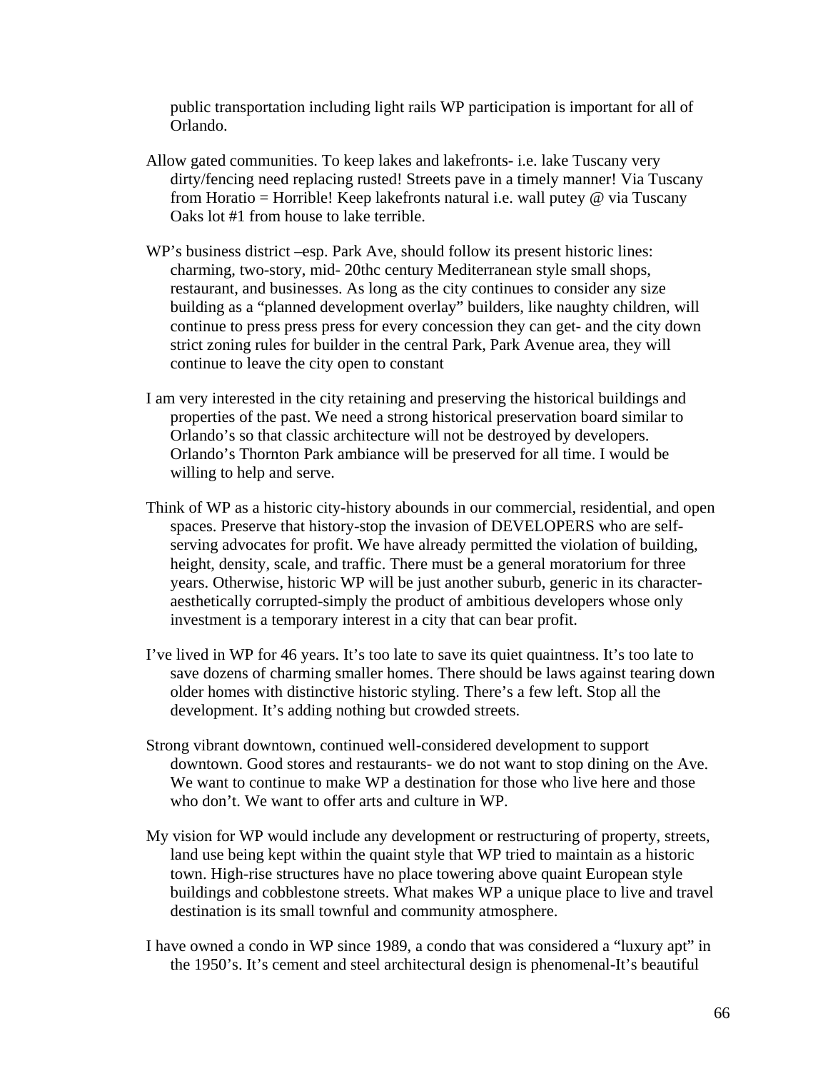public transportation including light rails WP participation is important for all of Orlando.

Allow gated communities. To keep lakes and lakefronts- i.e. lake Tuscany very dirty/fencing need replacing rusted! Streets pave in a timely manner! Via Tuscany from Horatio = Horrible! Keep lakefronts natural i.e. wall putey @ via Tuscany Oaks lot #1 from house to lake terrible.

WP's business district –esp. Park Ave, should follow its present historic lines: charming, two-story, mid- 20thc century Mediterranean style small shops, restaurant, and businesses. As long as the city continues to consider any size building as a "planned development overlay" builders, like naughty children, will continue to press press press for every concession they can get- and the city down strict zoning rules for builder in the central Park, Park Avenue area, they will continue to leave the city open to constant

I am very interested in the city retaining and preserving the historical buildings and properties of the past. We need a strong historical preservation board similar to Orlando's so that classic architecture will not be destroyed by developers. Orlando's Thornton Park ambiance will be preserved for all time. I would be willing to help and serve.

Think of WP as a historic city-history abounds in our commercial, residential, and open spaces. Preserve that history-stop the invasion of DEVELOPERS who are self-serving advocates for profit. We have already permitted the violation of building, height, density, scale, and traffic. There must be a general moratorium for three years. Otherwise, historic WP will be just another suburb, generic in its character-aesthetically corrupted-simply the product of ambitious developers whose only investment is a temporary interest in a city that can bear profit.

I've lived in WP for 46 years. It's too late to save its quiet quaintness. It's too late to save dozens of charming smaller homes. There should be laws against tearing down older homes with distinctive historic styling. There's a few left. Stop all the development. It's adding nothing but crowded streets.

Strong vibrant downtown, continued well-considered development to support downtown. Good stores and restaurants- we do not want to stop dining on the Ave. We want to continue to make WP a destination for those who live here and those who don't. We want to offer arts and culture in WP.

My vision for WP would include any development or restructuring of property, streets, land use being kept within the quaint style that WP tried to maintain as a historic town. High-rise structures have no place towering above quaint European style buildings and cobblestone streets. What makes WP a unique place to live and travel destination is its small townful and community atmosphere.

I have owned a condo in WP since 1989, a condo that was considered a "luxury apt" in the 1950's. It's cement and steel architectural design is phenomenal-It's beautiful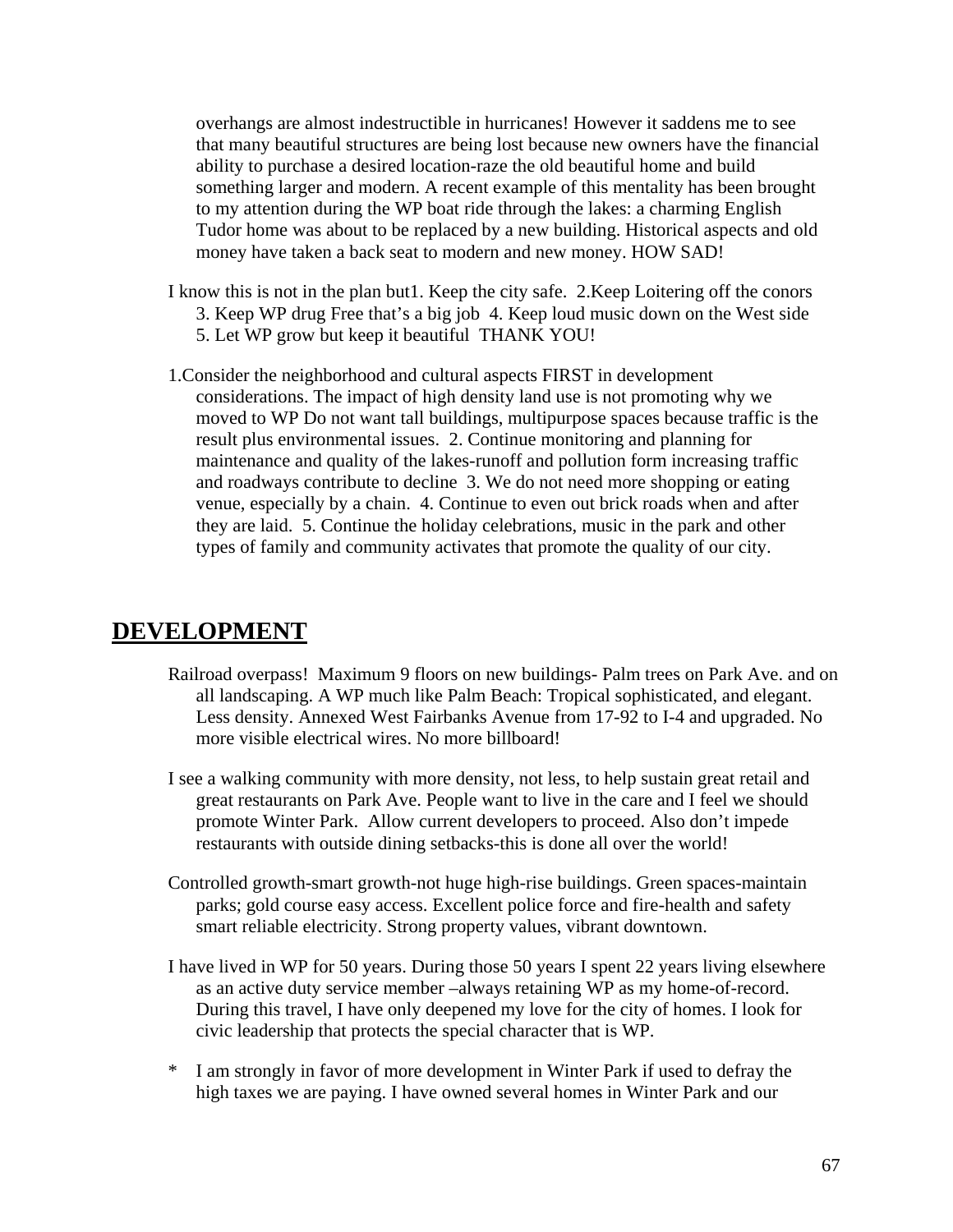overhangs are almost indestructible in hurricanes! However it saddens me to see that many beautiful structures are being lost because new owners have the financial ability to purchase a desired location-raze the old beautiful home and build something larger and modern. A recent example of this mentality has been brought to my attention during the WP boat ride through the lakes: a charming English Tudor home was about to be replaced by a new building. Historical aspects and old money have taken a back seat to modern and new money. HOW SAD!

I know this is not in the plan but1. Keep the city safe. 2.Keep Loitering off the conors 3. Keep WP drug Free that's a big job 4. Keep loud music down on the West side 5. Let WP grow but keep it beautiful THANK YOU!

1.Consider the neighborhood and cultural aspects FIRST in development considerations. The impact of high density land use is not promoting why we moved to WP Do not want tall buildings, multipurpose spaces because traffic is the result plus environmental issues. 2. Continue monitoring and planning for maintenance and quality of the lakes-runoff and pollution form increasing traffic and roadways contribute to decline 3. We do not need more shopping or eating venue, especially by a chain. 4. Continue to even out brick roads when and after they are laid. 5. Continue the holiday celebrations, music in the park and other types of family and community activates that promote the quality of our city.

## DEVELOPMENT

Railroad overpass! Maximum 9 floors on new buildings- Palm trees on Park Ave. and on all landscaping. A WP much like Palm Beach: Tropical sophisticated, and elegant. Less density. Annexed West Fairbanks Avenue from 17-92 to I-4 and upgraded. No more visible electrical wires. No more billboard!

I see a walking community with more density, not less, to help sustain great retail and great restaurants on Park Ave. People want to live in the care and I feel we should promote Winter Park. Allow current developers to proceed. Also don't impede restaurants with outside dining setbacks-this is done all over the world!

Controlled growth-smart growth-not huge high-rise buildings. Green spaces-maintain parks; gold course easy access. Excellent police force and fire-health and safety smart reliable electricity. Strong property values, vibrant downtown.

I have lived in WP for 50 years. During those 50 years I spent 22 years living elsewhere as an active duty service member –always retaining WP as my home-of-record. During this travel, I have only deepened my love for the city of homes. I look for civic leadership that protects the special character that is WP.

\* I am strongly in favor of more development in Winter Park if used to defray the high taxes we are paying. I have owned several homes in Winter Park and our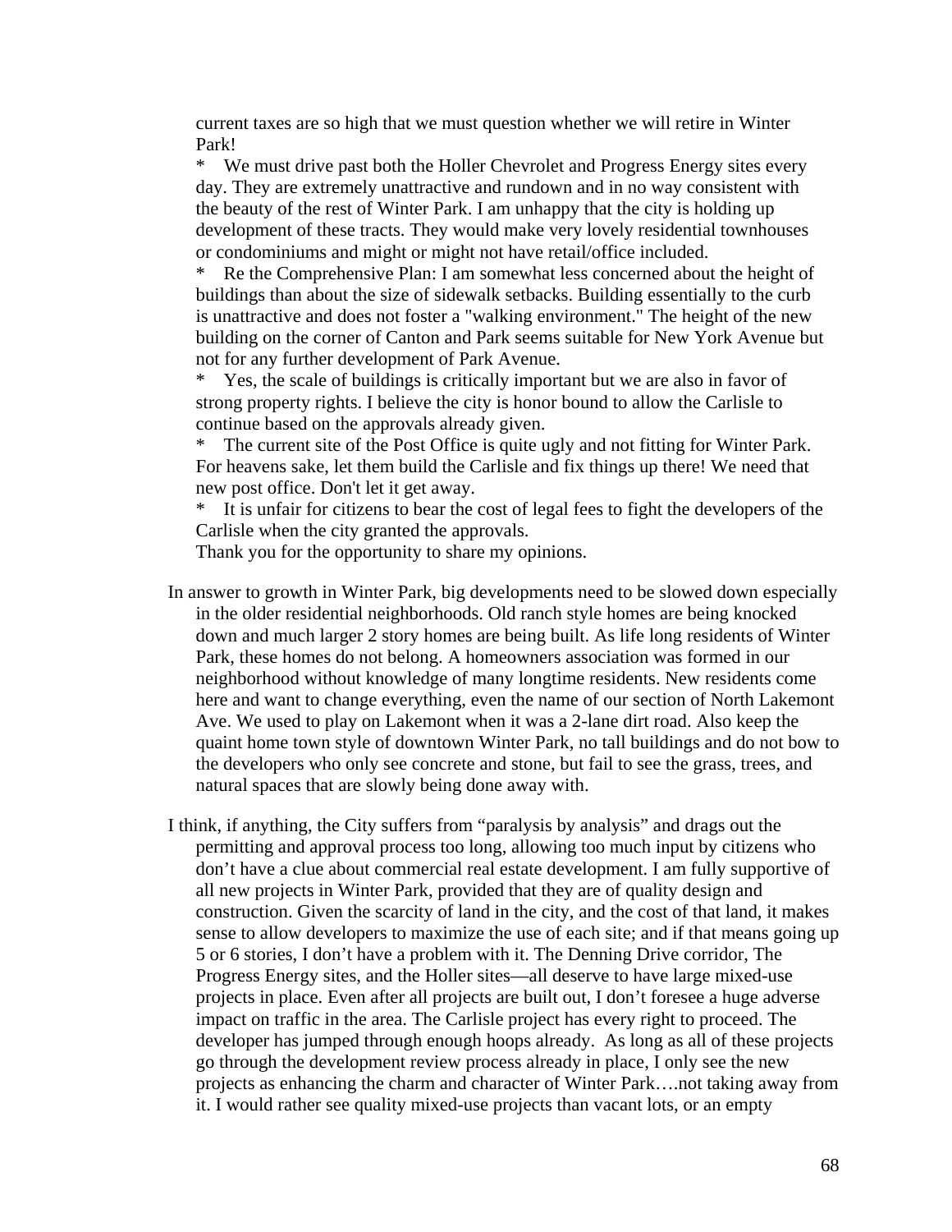current taxes are so high that we must question whether we will retire in Winter Park!

* We must drive past both the Holler Chevrolet and Progress Energy sites every day. They are extremely unattractive and rundown and in no way consistent with the beauty of the rest of Winter Park. I am unhappy that the city is holding up development of these tracts. They would make very lovely residential townhouses or condominiums and might or might not have retail/office included.
* Re the Comprehensive Plan: I am somewhat less concerned about the height of buildings than about the size of sidewalk setbacks. Building essentially to the curb is unattractive and does not foster a "walking environment." The height of the new building on the corner of Canton and Park seems suitable for New York Avenue but not for any further development of Park Avenue.
* Yes, the scale of buildings is critically important but we are also in favor of strong property rights. I believe the city is honor bound to allow the Carlisle to continue based on the approvals already given.
* The current site of the Post Office is quite ugly and not fitting for Winter Park. For heavens sake, let them build the Carlisle and fix things up there! We need that new post office. Don't let it get away.
* It is unfair for citizens to bear the cost of legal fees to fight the developers of the Carlisle when the city granted the approvals.

Thank you for the opportunity to share my opinions.

In answer to growth in Winter Park, big developments need to be slowed down especially in the older residential neighborhoods. Old ranch style homes are being knocked down and much larger 2 story homes are being built. As life long residents of Winter Park, these homes do not belong. A homeowners association was formed in our neighborhood without knowledge of many longtime residents. New residents come here and want to change everything, even the name of our section of North Lakemont Ave. We used to play on Lakemont when it was a 2-lane dirt road. Also keep the quaint home town style of downtown Winter Park, no tall buildings and do not bow to the developers who only see concrete and stone, but fail to see the grass, trees, and natural spaces that are slowly being done away with.

I think, if anything, the City suffers from "paralysis by analysis" and drags out the permitting and approval process too long, allowing too much input by citizens who don't have a clue about commercial real estate development. I am fully supportive of all new projects in Winter Park, provided that they are of quality design and construction. Given the scarcity of land in the city, and the cost of that land, it makes sense to allow developers to maximize the use of each site; and if that means going up 5 or 6 stories, I don't have a problem with it. The Denning Drive corridor, The Progress Energy sites, and the Holler sites—all deserve to have large mixed-use projects in place. Even after all projects are built out, I don't foresee a huge adverse impact on traffic in the area. The Carlisle project has every right to proceed. The developer has jumped through enough hoops already. As long as all of these projects go through the development review process already in place, I only see the new projects as enhancing the charm and character of Winter Park….not taking away from it. I would rather see quality mixed-use projects than vacant lots, or an empty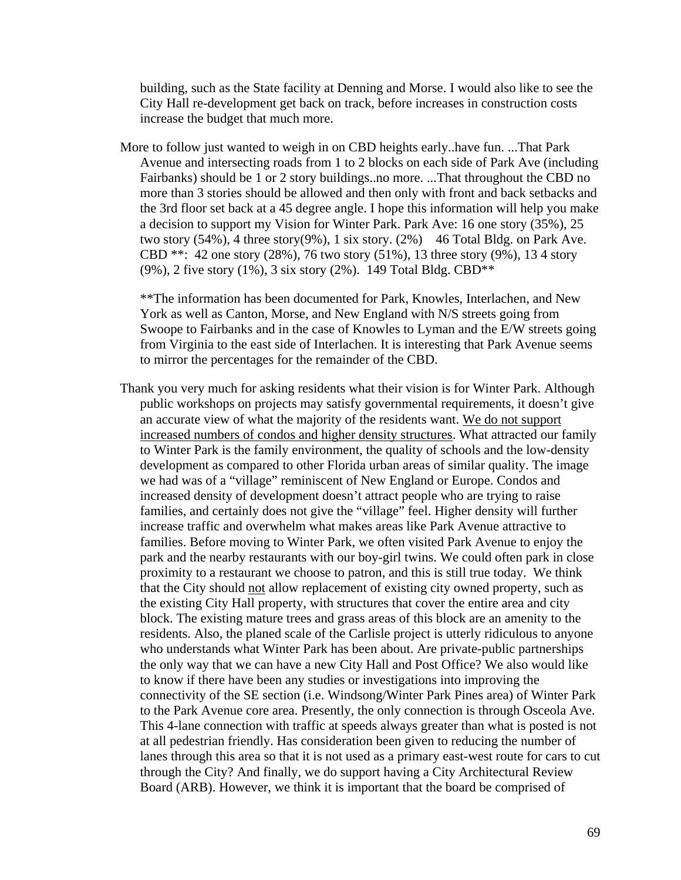building, such as the State facility at Denning and Morse. I would also like to see the City Hall re-development get back on track, before increases in construction costs increase the budget that much more.

More to follow just wanted to weigh in on CBD heights early..have fun. ...That Park Avenue and intersecting roads from 1 to 2 blocks on each side of Park Ave (including Fairbanks) should be 1 or 2 story buildings..no more. ...That throughout the CBD no more than 3 stories should be allowed and then only with front and back setbacks and the 3rd floor set back at a 45 degree angle. I hope this information will help you make a decision to support my Vision for Winter Park. Park Ave: 16 one story (35%), 25 two story (54%), 4 three story(9%), 1 six story. (2%)    46 Total Bldg. on Park Ave. CBD **:  42 one story (28%), 76 two story (51%), 13 three story (9%), 13 4 story (9%), 2 five story (1%), 3 six story (2%).  149 Total Bldg. CBD**

**The information has been documented for Park, Knowles, Interlachen, and New York as well as Canton, Morse, and New England with N/S streets going from Swoope to Fairbanks and in the case of Knowles to Lyman and the E/W streets going from Virginia to the east side of Interlachen. It is interesting that Park Avenue seems to mirror the percentages for the remainder of the CBD.

Thank you very much for asking residents what their vision is for Winter Park. Although public workshops on projects may satisfy governmental requirements, it doesn't give an accurate view of what the majority of the residents want. <u>We do not support increased numbers of condos and higher density structures</u>. What attracted our family to Winter Park is the family environment, the quality of schools and the low-density development as compared to other Florida urban areas of similar quality. The image we had was of a "village" reminiscent of New England or Europe. Condos and increased density of development doesn't attract people who are trying to raise families, and certainly does not give the "village" feel. Higher density will further increase traffic and overwhelm what makes areas like Park Avenue attractive to families. Before moving to Winter Park, we often visited Park Avenue to enjoy the park and the nearby restaurants with our boy-girl twins. We could often park in close proximity to a restaurant we choose to patron, and this is still true today. We think that the City should <u>not</u> allow replacement of existing city owned property, such as the existing City Hall property, with structures that cover the entire area and city block. The existing mature trees and grass areas of this block are an amenity to the residents. Also, the planed scale of the Carlisle project is utterly ridiculous to anyone who understands what Winter Park has been about. Are private-public partnerships the only way that we can have a new City Hall and Post Office? We also would like to know if there have been any studies or investigations into improving the connectivity of the SE section (i.e. Windsong/Winter Park Pines area) of Winter Park to the Park Avenue core area. Presently, the only connection is through Osceola Ave. This 4-lane connection with traffic at speeds always greater than what is posted is not at all pedestrian friendly. Has consideration been given to reducing the number of lanes through this area so that it is not used as a primary east-west route for cars to cut through the City? And finally, we do support having a City Architectural Review Board (ARB). However, we think it is important that the board be comprised of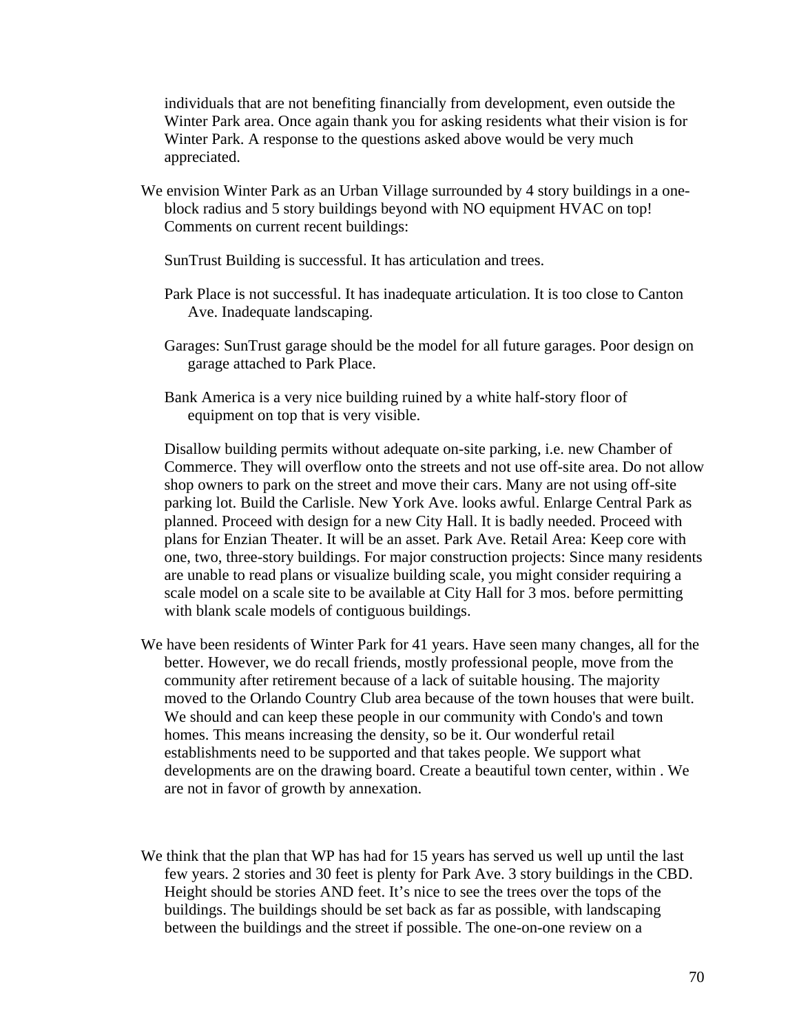individuals that are not benefiting financially from development, even outside the Winter Park area. Once again thank you for asking residents what their vision is for Winter Park. A response to the questions asked above would be very much appreciated.

We envision Winter Park as an Urban Village surrounded by 4 story buildings in a one-block radius and 5 story buildings beyond with NO equipment HVAC on top! Comments on current recent buildings:

SunTrust Building is successful. It has articulation and trees.

Park Place is not successful. It has inadequate articulation. It is too close to Canton Ave. Inadequate landscaping.

Garages: SunTrust garage should be the model for all future garages. Poor design on garage attached to Park Place.

Bank America is a very nice building ruined by a white half-story floor of equipment on top that is very visible.

Disallow building permits without adequate on-site parking, i.e. new Chamber of Commerce. They will overflow onto the streets and not use off-site area. Do not allow shop owners to park on the street and move their cars. Many are not using off-site parking lot. Build the Carlisle. New York Ave. looks awful. Enlarge Central Park as planned. Proceed with design for a new City Hall. It is badly needed. Proceed with plans for Enzian Theater. It will be an asset. Park Ave. Retail Area: Keep core with one, two, three-story buildings. For major construction projects: Since many residents are unable to read plans or visualize building scale, you might consider requiring a scale model on a scale site to be available at City Hall for 3 mos. before permitting with blank scale models of contiguous buildings.

We have been residents of Winter Park for 41 years. Have seen many changes, all for the better. However, we do recall friends, mostly professional people, move from the community after retirement because of a lack of suitable housing. The majority moved to the Orlando Country Club area because of the town houses that were built. We should and can keep these people in our community with Condo's and town homes. This means increasing the density, so be it. Our wonderful retail establishments need to be supported and that takes people. We support what developments are on the drawing board. Create a beautiful town center, within . We are not in favor of growth by annexation.

We think that the plan that WP has had for 15 years has served us well up until the last few years. 2 stories and 30 feet is plenty for Park Ave. 3 story buildings in the CBD. Height should be stories AND feet. It's nice to see the trees over the tops of the buildings. The buildings should be set back as far as possible, with landscaping between the buildings and the street if possible. The one-on-one review on a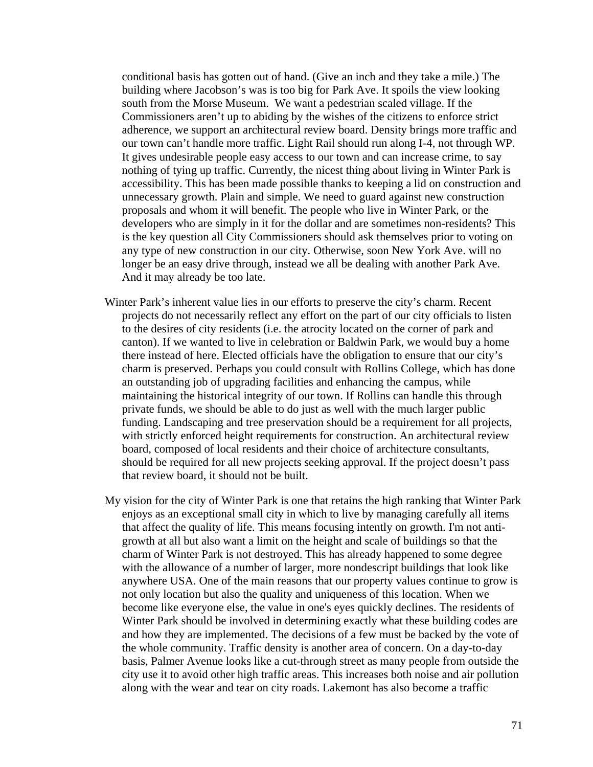conditional basis has gotten out of hand. (Give an inch and they take a mile.) The building where Jacobson's was is too big for Park Ave. It spoils the view looking south from the Morse Museum. We want a pedestrian scaled village. If the Commissioners aren't up to abiding by the wishes of the citizens to enforce strict adherence, we support an architectural review board. Density brings more traffic and our town can't handle more traffic. Light Rail should run along I-4, not through WP. It gives undesirable people easy access to our town and can increase crime, to say nothing of tying up traffic. Currently, the nicest thing about living in Winter Park is accessibility. This has been made possible thanks to keeping a lid on construction and unnecessary growth. Plain and simple. We need to guard against new construction proposals and whom it will benefit. The people who live in Winter Park, or the developers who are simply in it for the dollar and are sometimes non-residents? This is the key question all City Commissioners should ask themselves prior to voting on any type of new construction in our city. Otherwise, soon New York Ave. will no longer be an easy drive through, instead we all be dealing with another Park Ave. And it may already be too late.

Winter Park's inherent value lies in our efforts to preserve the city's charm. Recent projects do not necessarily reflect any effort on the part of our city officials to listen to the desires of city residents (i.e. the atrocity located on the corner of park and canton). If we wanted to live in celebration or Baldwin Park, we would buy a home there instead of here. Elected officials have the obligation to ensure that our city's charm is preserved. Perhaps you could consult with Rollins College, which has done an outstanding job of upgrading facilities and enhancing the campus, while maintaining the historical integrity of our town. If Rollins can handle this through private funds, we should be able to do just as well with the much larger public funding. Landscaping and tree preservation should be a requirement for all projects, with strictly enforced height requirements for construction. An architectural review board, composed of local residents and their choice of architecture consultants, should be required for all new projects seeking approval. If the project doesn't pass that review board, it should not be built.

My vision for the city of Winter Park is one that retains the high ranking that Winter Park enjoys as an exceptional small city in which to live by managing carefully all items that affect the quality of life. This means focusing intently on growth. I'm not anti-growth at all but also want a limit on the height and scale of buildings so that the charm of Winter Park is not destroyed. This has already happened to some degree with the allowance of a number of larger, more nondescript buildings that look like anywhere USA. One of the main reasons that our property values continue to grow is not only location but also the quality and uniqueness of this location. When we become like everyone else, the value in one's eyes quickly declines. The residents of Winter Park should be involved in determining exactly what these building codes are and how they are implemented. The decisions of a few must be backed by the vote of the whole community. Traffic density is another area of concern. On a day-to-day basis, Palmer Avenue looks like a cut-through street as many people from outside the city use it to avoid other high traffic areas. This increases both noise and air pollution along with the wear and tear on city roads. Lakemont has also become a traffic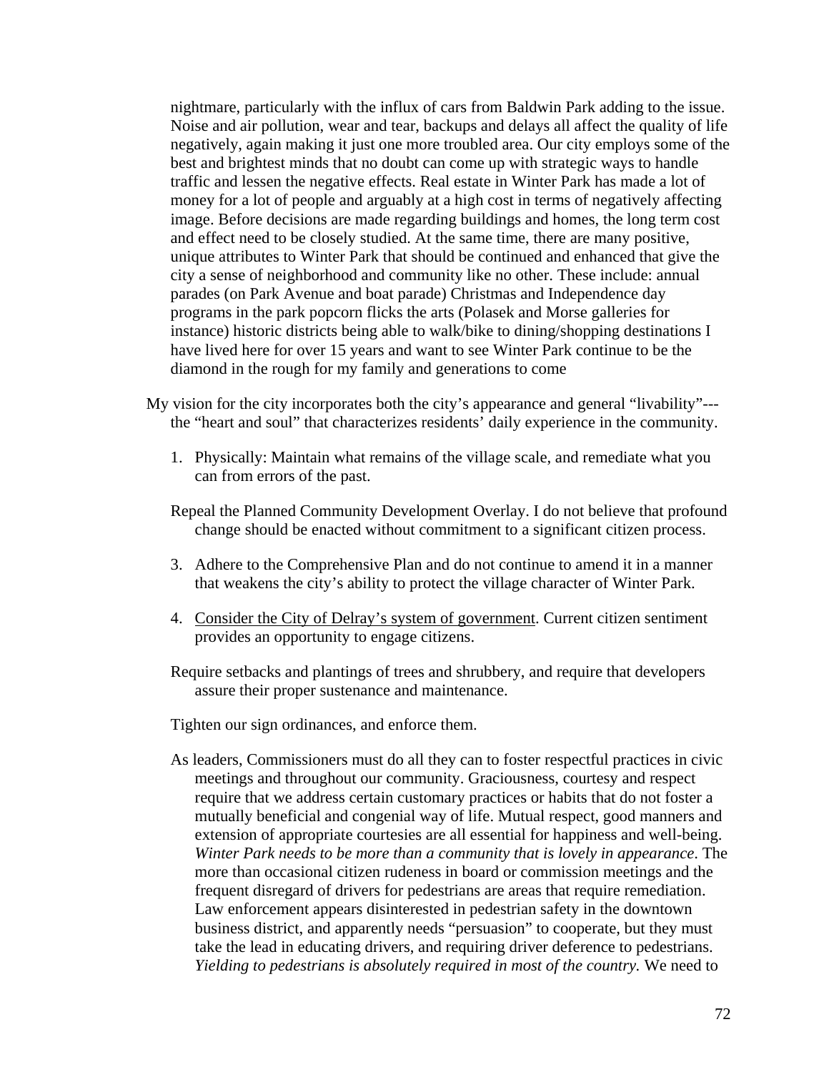nightmare, particularly with the influx of cars from Baldwin Park adding to the issue. Noise and air pollution, wear and tear, backups and delays all affect the quality of life negatively, again making it just one more troubled area. Our city employs some of the best and brightest minds that no doubt can come up with strategic ways to handle traffic and lessen the negative effects. Real estate in Winter Park has made a lot of money for a lot of people and arguably at a high cost in terms of negatively affecting image. Before decisions are made regarding buildings and homes, the long term cost and effect need to be closely studied. At the same time, there are many positive, unique attributes to Winter Park that should be continued and enhanced that give the city a sense of neighborhood and community like no other. These include: annual parades (on Park Avenue and boat parade) Christmas and Independence day programs in the park popcorn flicks the arts (Polasek and Morse galleries for instance) historic districts being able to walk/bike to dining/shopping destinations I have lived here for over 15 years and want to see Winter Park continue to be the diamond in the rough for my family and generations to come

My vision for the city incorporates both the city's appearance and general "livability"---the "heart and soul" that characterizes residents' daily experience in the community.

1. Physically: Maintain what remains of the village scale, and remediate what you can from errors of the past.

Repeal the Planned Community Development Overlay. I do not believe that profound change should be enacted without commitment to a significant citizen process.

3. Adhere to the Comprehensive Plan and do not continue to amend it in a manner that weakens the city's ability to protect the village character of Winter Park.

4. <u>Consider the City of Delray's system of government</u>. Current citizen sentiment provides an opportunity to engage citizens.

Require setbacks and plantings of trees and shrubbery, and require that developers assure their proper sustenance and maintenance.

Tighten our sign ordinances, and enforce them.

As leaders, Commissioners must do all they can to foster respectful practices in civic meetings and throughout our community. Graciousness, courtesy and respect require that we address certain customary practices or habits that do not foster a mutually beneficial and congenial way of life. Mutual respect, good manners and extension of appropriate courtesies are all essential for happiness and well-being. *Winter Park needs to be more than a community that is lovely in appearance*. The more than occasional citizen rudeness in board or commission meetings and the frequent disregard of drivers for pedestrians are areas that require remediation. Law enforcement appears disinterested in pedestrian safety in the downtown business district, and apparently needs "persuasion" to cooperate, but they must take the lead in educating drivers, and requiring driver deference to pedestrians. *Yielding to pedestrians is absolutely required in most of the country*. We need to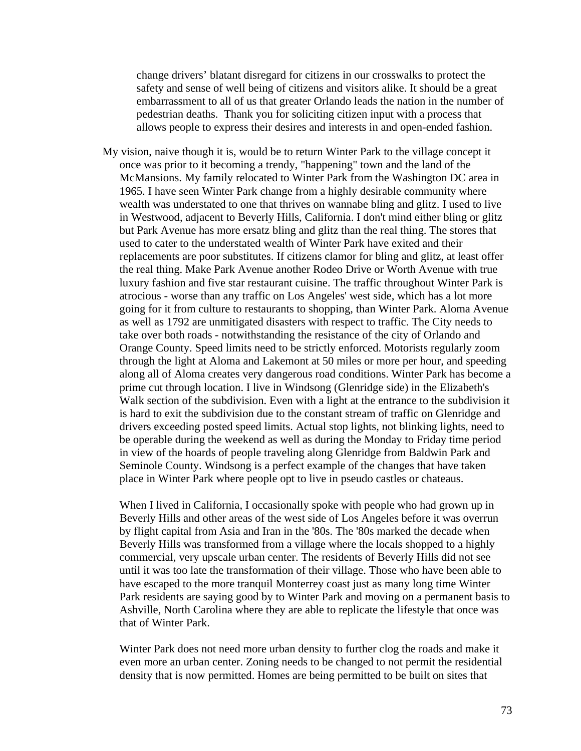change drivers' blatant disregard for citizens in our crosswalks to protect the safety and sense of well being of citizens and visitors alike. It should be a great embarrassment to all of us that greater Orlando leads the nation in the number of pedestrian deaths.  Thank you for soliciting citizen input with a process that allows people to express their desires and interests in and open-ended fashion.

My vision, naive though it is, would be to return Winter Park to the village concept it once was prior to it becoming a trendy, "happening" town and the land of the McMansions. My family relocated to Winter Park from the Washington DC area in 1965. I have seen Winter Park change from a highly desirable community where wealth was understated to one that thrives on wannabe bling and glitz. I used to live in Westwood, adjacent to Beverly Hills, California. I don't mind either bling or glitz but Park Avenue has more ersatz bling and glitz than the real thing. The stores that used to cater to the understated wealth of Winter Park have exited and their replacements are poor substitutes. If citizens clamor for bling and glitz, at least offer the real thing. Make Park Avenue another Rodeo Drive or Worth Avenue with true luxury fashion and five star restaurant cuisine. The traffic throughout Winter Park is atrocious - worse than any traffic on Los Angeles' west side, which has a lot more going for it from culture to restaurants to shopping, than Winter Park. Aloma Avenue as well as 1792 are unmitigated disasters with respect to traffic. The City needs to take over both roads - notwithstanding the resistance of the city of Orlando and Orange County. Speed limits need to be strictly enforced. Motorists regularly zoom through the light at Aloma and Lakemont at 50 miles or more per hour, and speeding along all of Aloma creates very dangerous road conditions. Winter Park has become a prime cut through location. I live in Windsong (Glenridge side) in the Elizabeth's Walk section of the subdivision. Even with a light at the entrance to the subdivision it is hard to exit the subdivision due to the constant stream of traffic on Glenridge and drivers exceeding posted speed limits. Actual stop lights, not blinking lights, need to be operable during the weekend as well as during the Monday to Friday time period in view of the hoards of people traveling along Glenridge from Baldwin Park and Seminole County. Windsong is a perfect example of the changes that have taken place in Winter Park where people opt to live in pseudo castles or chateaus.

When I lived in California, I occasionally spoke with people who had grown up in Beverly Hills and other areas of the west side of Los Angeles before it was overrun by flight capital from Asia and Iran in the '80s. The '80s marked the decade when Beverly Hills was transformed from a village where the locals shopped to a highly commercial, very upscale urban center. The residents of Beverly Hills did not see until it was too late the transformation of their village. Those who have been able to have escaped to the more tranquil Monterrey coast just as many long time Winter Park residents are saying good by to Winter Park and moving on a permanent basis to Ashville, North Carolina where they are able to replicate the lifestyle that once was that of Winter Park.

Winter Park does not need more urban density to further clog the roads and make it even more an urban center. Zoning needs to be changed to not permit the residential density that is now permitted. Homes are being permitted to be built on sites that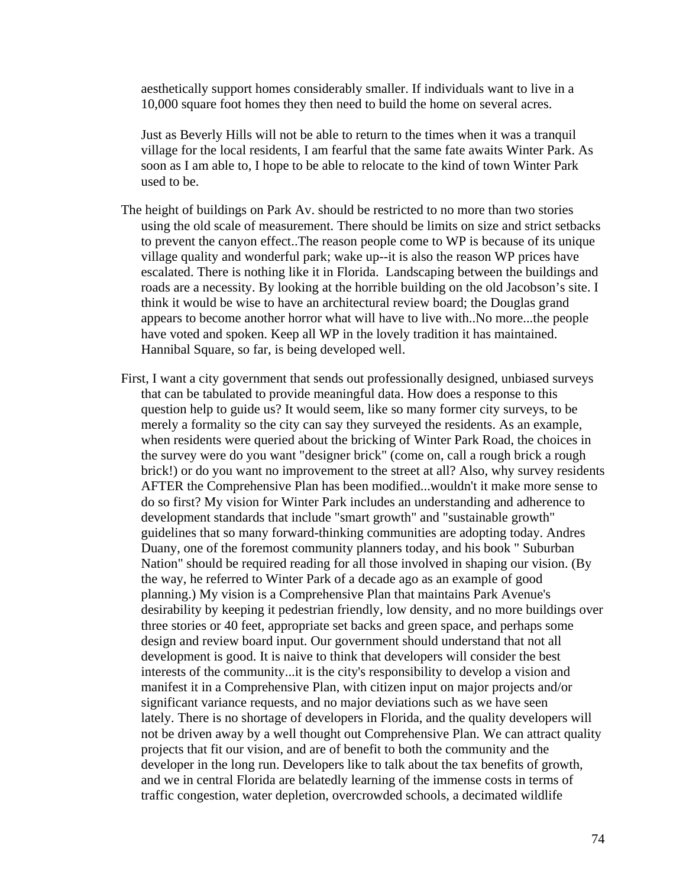aesthetically support homes considerably smaller. If individuals want to live in a 10,000 square foot homes they then need to build the home on several acres.

Just as Beverly Hills will not be able to return to the times when it was a tranquil village for the local residents, I am fearful that the same fate awaits Winter Park. As soon as I am able to, I hope to be able to relocate to the kind of town Winter Park used to be.

The height of buildings on Park Av. should be restricted to no more than two stories using the old scale of measurement. There should be limits on size and strict setbacks to prevent the canyon effect..The reason people come to WP is because of its unique village quality and wonderful park; wake up--it is also the reason WP prices have escalated. There is nothing like it in Florida. Landscaping between the buildings and roads are a necessity. By looking at the horrible building on the old Jacobson's site. I think it would be wise to have an architectural review board; the Douglas grand appears to become another horror what will have to live with..No more...the people have voted and spoken. Keep all WP in the lovely tradition it has maintained. Hannibal Square, so far, is being developed well.

First, I want a city government that sends out professionally designed, unbiased surveys that can be tabulated to provide meaningful data. How does a response to this question help to guide us? It would seem, like so many former city surveys, to be merely a formality so the city can say they surveyed the residents. As an example, when residents were queried about the bricking of Winter Park Road, the choices in the survey were do you want "designer brick" (come on, call a rough brick a rough brick!) or do you want no improvement to the street at all? Also, why survey residents AFTER the Comprehensive Plan has been modified...wouldn't it make more sense to do so first? My vision for Winter Park includes an understanding and adherence to development standards that include "smart growth" and "sustainable growth" guidelines that so many forward-thinking communities are adopting today. Andres Duany, one of the foremost community planners today, and his book " Suburban Nation" should be required reading for all those involved in shaping our vision. (By the way, he referred to Winter Park of a decade ago as an example of good planning.) My vision is a Comprehensive Plan that maintains Park Avenue's desirability by keeping it pedestrian friendly, low density, and no more buildings over three stories or 40 feet, appropriate set backs and green space, and perhaps some design and review board input. Our government should understand that not all development is good. It is naive to think that developers will consider the best interests of the community...it is the city's responsibility to develop a vision and manifest it in a Comprehensive Plan, with citizen input on major projects and/or significant variance requests, and no major deviations such as we have seen lately. There is no shortage of developers in Florida, and the quality developers will not be driven away by a well thought out Comprehensive Plan. We can attract quality projects that fit our vision, and are of benefit to both the community and the developer in the long run. Developers like to talk about the tax benefits of growth, and we in central Florida are belatedly learning of the immense costs in terms of traffic congestion, water depletion, overcrowded schools, a decimated wildlife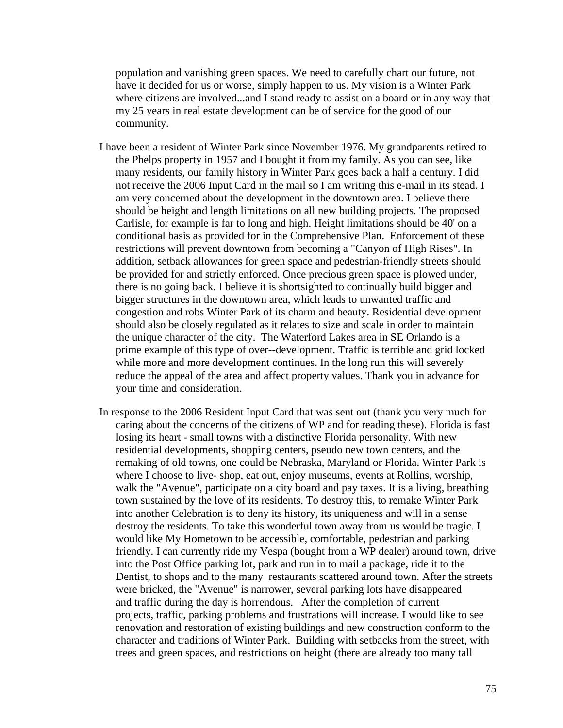population and vanishing green spaces. We need to carefully chart our future, not have it decided for us or worse, simply happen to us. My vision is a Winter Park where citizens are involved...and I stand ready to assist on a board or in any way that my 25 years in real estate development can be of service for the good of our community.

I have been a resident of Winter Park since November 1976. My grandparents retired to the Phelps property in 1957 and I bought it from my family. As you can see, like many residents, our family history in Winter Park goes back a half a century. I did not receive the 2006 Input Card in the mail so I am writing this e-mail in its stead. I am very concerned about the development in the downtown area. I believe there should be height and length limitations on all new building projects. The proposed Carlisle, for example is far to long and high. Height limitations should be 40' on a conditional basis as provided for in the Comprehensive Plan. Enforcement of these restrictions will prevent downtown from becoming a "Canyon of High Rises". In addition, setback allowances for green space and pedestrian-friendly streets should be provided for and strictly enforced. Once precious green space is plowed under, there is no going back. I believe it is shortsighted to continually build bigger and bigger structures in the downtown area, which leads to unwanted traffic and congestion and robs Winter Park of its charm and beauty. Residential development should also be closely regulated as it relates to size and scale in order to maintain the unique character of the city. The Waterford Lakes area in SE Orlando is a prime example of this type of over--development. Traffic is terrible and grid locked while more and more development continues. In the long run this will severely reduce the appeal of the area and affect property values. Thank you in advance for your time and consideration.

In response to the 2006 Resident Input Card that was sent out (thank you very much for caring about the concerns of the citizens of WP and for reading these). Florida is fast losing its heart - small towns with a distinctive Florida personality. With new residential developments, shopping centers, pseudo new town centers, and the remaking of old towns, one could be Nebraska, Maryland or Florida. Winter Park is where I choose to live- shop, eat out, enjoy museums, events at Rollins, worship, walk the "Avenue", participate on a city board and pay taxes. It is a living, breathing town sustained by the love of its residents. To destroy this, to remake Winter Park into another Celebration is to deny its history, its uniqueness and will in a sense destroy the residents. To take this wonderful town away from us would be tragic. I would like My Hometown to be accessible, comfortable, pedestrian and parking friendly. I can currently ride my Vespa (bought from a WP dealer) around town, drive into the Post Office parking lot, park and run in to mail a package, ride it to the Dentist, to shops and to the many restaurants scattered around town. After the streets were bricked, the "Avenue" is narrower, several parking lots have disappeared and traffic during the day is horrendous. After the completion of current projects, traffic, parking problems and frustrations will increase. I would like to see renovation and restoration of existing buildings and new construction conform to the character and traditions of Winter Park. Building with setbacks from the street, with trees and green spaces, and restrictions on height (there are already too many tall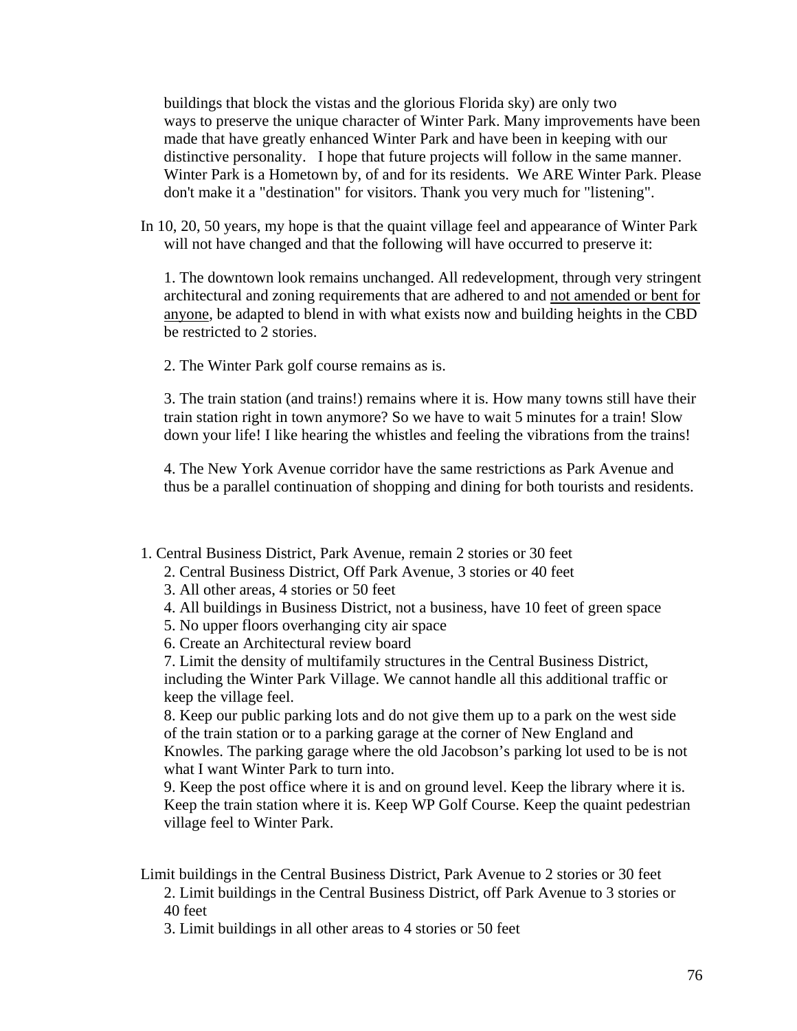buildings that block the vistas and the glorious Florida sky) are only two ways to preserve the unique character of Winter Park. Many improvements have been made that have greatly enhanced Winter Park and have been in keeping with our distinctive personality. I hope that future projects will follow in the same manner. Winter Park is a Hometown by, of and for its residents. We ARE Winter Park. Please don't make it a "destination" for visitors. Thank you very much for "listening".

In 10, 20, 50 years, my hope is that the quaint village feel and appearance of Winter Park will not have changed and that the following will have occurred to preserve it:

1. The downtown look remains unchanged. All redevelopment, through very stringent architectural and zoning requirements that are adhered to and <u>not amended or bent for anyone</u>, be adapted to blend in with what exists now and building heights in the CBD be restricted to 2 stories.

2. The Winter Park golf course remains as is.

3. The train station (and trains!) remains where it is. How many towns still have their train station right in town anymore? So we have to wait 5 minutes for a train! Slow down your life! I like hearing the whistles and feeling the vibrations from the trains!

4. The New York Avenue corridor have the same restrictions as Park Avenue and thus be a parallel continuation of shopping and dining for both tourists and residents.

1. Central Business District, Park Avenue, remain 2 stories or 30 feet
2. Central Business District, Off Park Avenue, 3 stories or 40 feet
3. All other areas, 4 stories or 50 feet
4. All buildings in Business District, not a business, have 10 feet of green space
5. No upper floors overhanging city air space
6. Create an Architectural review board
7. Limit the density of multifamily structures in the Central Business District, including the Winter Park Village. We cannot handle all this additional traffic or keep the village feel.
8. Keep our public parking lots and do not give them up to a park on the west side of the train station or to a parking garage at the corner of New England and Knowles. The parking garage where the old Jacobson's parking lot used to be is not what I want Winter Park to turn into.
9. Keep the post office where it is and on ground level. Keep the library where it is. Keep the train station where it is. Keep WP Golf Course. Keep the quaint pedestrian village feel to Winter Park.

Limit buildings in the Central Business District, Park Avenue to 2 stories or 30 feet

2. Limit buildings in the Central Business District, off Park Avenue to 3 stories or 40 feet
3. Limit buildings in all other areas to 4 stories or 50 feet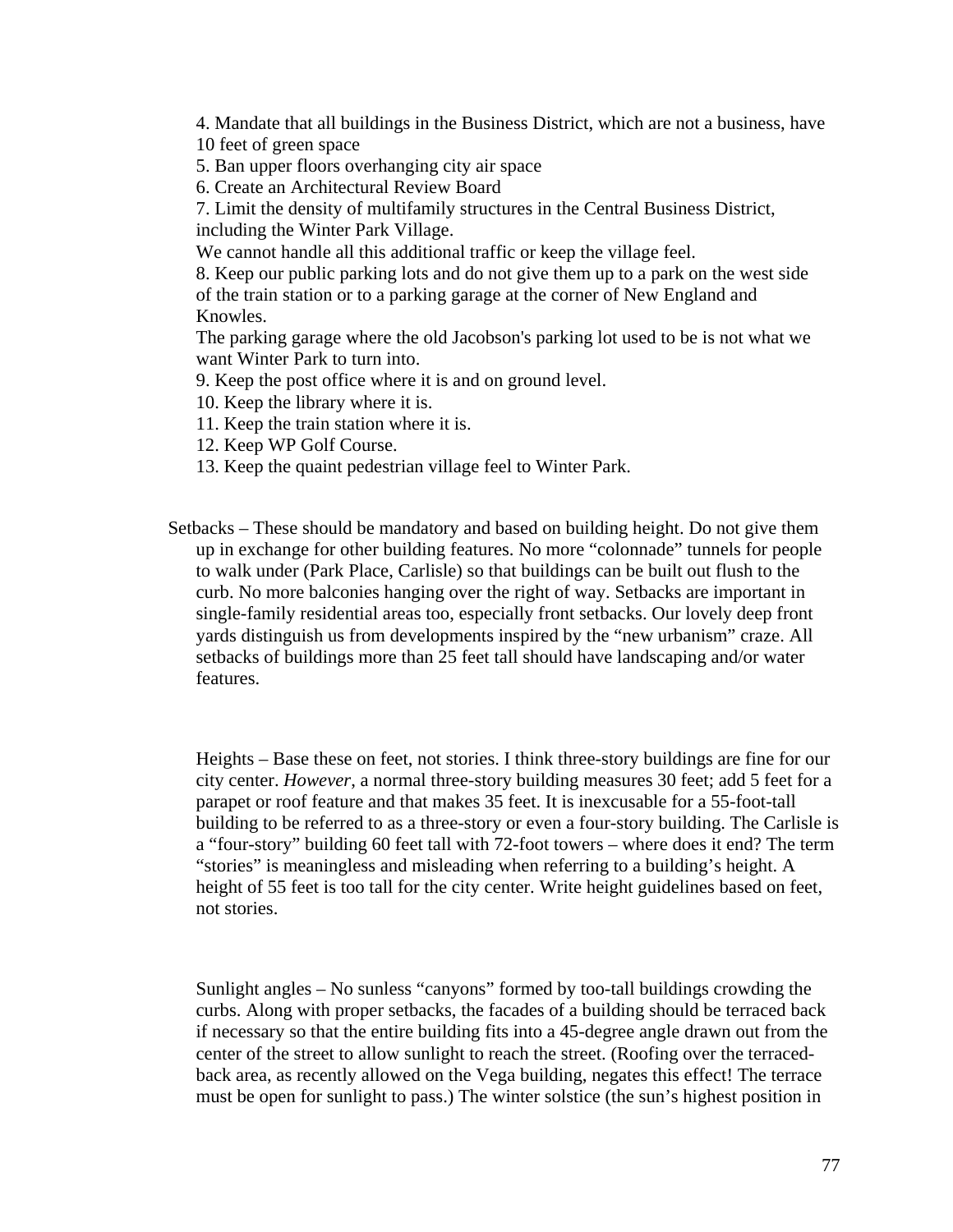4. Mandate that all buildings in the Business District, which are not a business, have 10 feet of green space
5. Ban upper floors overhanging city air space
6. Create an Architectural Review Board
7. Limit the density of multifamily structures in the Central Business District, including the Winter Park Village.
We cannot handle all this additional traffic or keep the village feel.
8. Keep our public parking lots and do not give them up to a park on the west side of the train station or to a parking garage at the corner of New England and Knowles.
The parking garage where the old Jacobson's parking lot used to be is not what we want Winter Park to turn into.
9. Keep the post office where it is and on ground level.
10. Keep the library where it is.
11. Keep the train station where it is.
12. Keep WP Golf Course.
13. Keep the quaint pedestrian village feel to Winter Park.

Setbacks – These should be mandatory and based on building height. Do not give them up in exchange for other building features. No more "colonnade" tunnels for people to walk under (Park Place, Carlisle) so that buildings can be built out flush to the curb. No more balconies hanging over the right of way. Setbacks are important in single-family residential areas too, especially front setbacks. Our lovely deep front yards distinguish us from developments inspired by the "new urbanism" craze. All setbacks of buildings more than 25 feet tall should have landscaping and/or water features.

Heights – Base these on feet, not stories. I think three-story buildings are fine for our city center. *However*, a normal three-story building measures 30 feet; add 5 feet for a parapet or roof feature and that makes 35 feet. It is inexcusable for a 55-foot-tall building to be referred to as a three-story or even a four-story building. The Carlisle is a "four-story" building 60 feet tall with 72-foot towers – where does it end? The term "stories" is meaningless and misleading when referring to a building's height. A height of 55 feet is too tall for the city center. Write height guidelines based on feet, not stories.

Sunlight angles – No sunless "canyons" formed by too-tall buildings crowding the curbs. Along with proper setbacks, the facades of a building should be terraced back if necessary so that the entire building fits into a 45-degree angle drawn out from the center of the street to allow sunlight to reach the street. (Roofing over the terraced-back area, as recently allowed on the Vega building, negates this effect! The terrace must be open for sunlight to pass.) The winter solstice (the sun's highest position in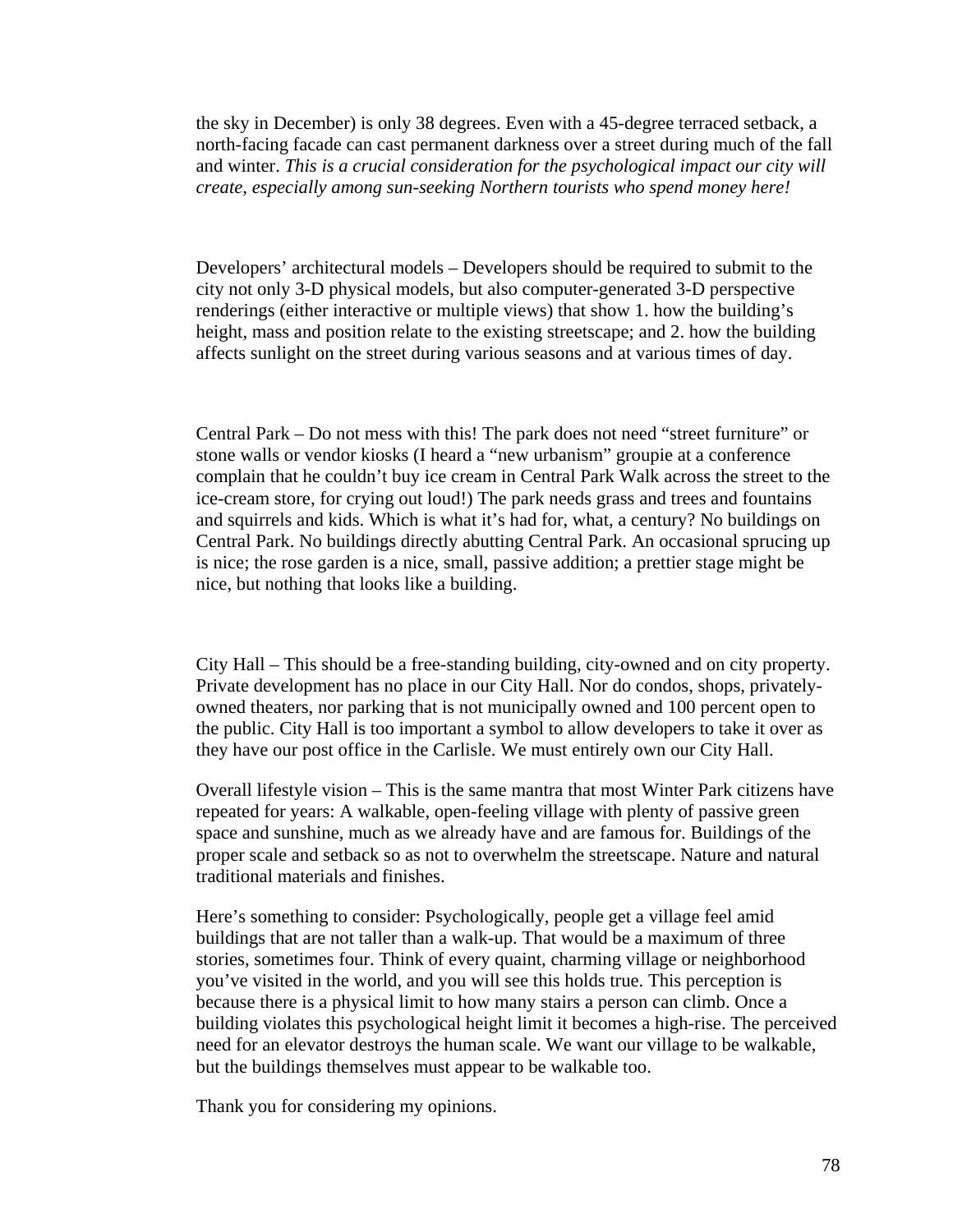the sky in December) is only 38 degrees. Even with a 45-degree terraced setback, a north-facing facade can cast permanent darkness over a street during much of the fall and winter. *This is a crucial consideration for the psychological impact our city will create, especially among sun-seeking Northern tourists who spend money here!*

Developers' architectural models – Developers should be required to submit to the city not only 3-D physical models, but also computer-generated 3-D perspective renderings (either interactive or multiple views) that show 1. how the building's height, mass and position relate to the existing streetscape; and 2. how the building affects sunlight on the street during various seasons and at various times of day.

Central Park – Do not mess with this! The park does not need "street furniture" or stone walls or vendor kiosks (I heard a "new urbanism" groupie at a conference complain that he couldn't buy ice cream in Central Park Walk across the street to the ice-cream store, for crying out loud!) The park needs grass and trees and fountains and squirrels and kids. Which is what it's had for, what, a century? No buildings on Central Park. No buildings directly abutting Central Park. An occasional sprucing up is nice; the rose garden is a nice, small, passive addition; a prettier stage might be nice, but nothing that looks like a building.

City Hall – This should be a free-standing building, city-owned and on city property. Private development has no place in our City Hall. Nor do condos, shops, privately-owned theaters, nor parking that is not municipally owned and 100 percent open to the public. City Hall is too important a symbol to allow developers to take it over as they have our post office in the Carlisle. We must entirely own our City Hall.

Overall lifestyle vision – This is the same mantra that most Winter Park citizens have repeated for years: A walkable, open-feeling village with plenty of passive green space and sunshine, much as we already have and are famous for. Buildings of the proper scale and setback so as not to overwhelm the streetscape. Nature and natural traditional materials and finishes.

Here's something to consider: Psychologically, people get a village feel amid buildings that are not taller than a walk-up. That would be a maximum of three stories, sometimes four. Think of every quaint, charming village or neighborhood you've visited in the world, and you will see this holds true. This perception is because there is a physical limit to how many stairs a person can climb. Once a building violates this psychological height limit it becomes a high-rise. The perceived need for an elevator destroys the human scale. We want our village to be walkable, but the buildings themselves must appear to be walkable too.

Thank you for considering my opinions.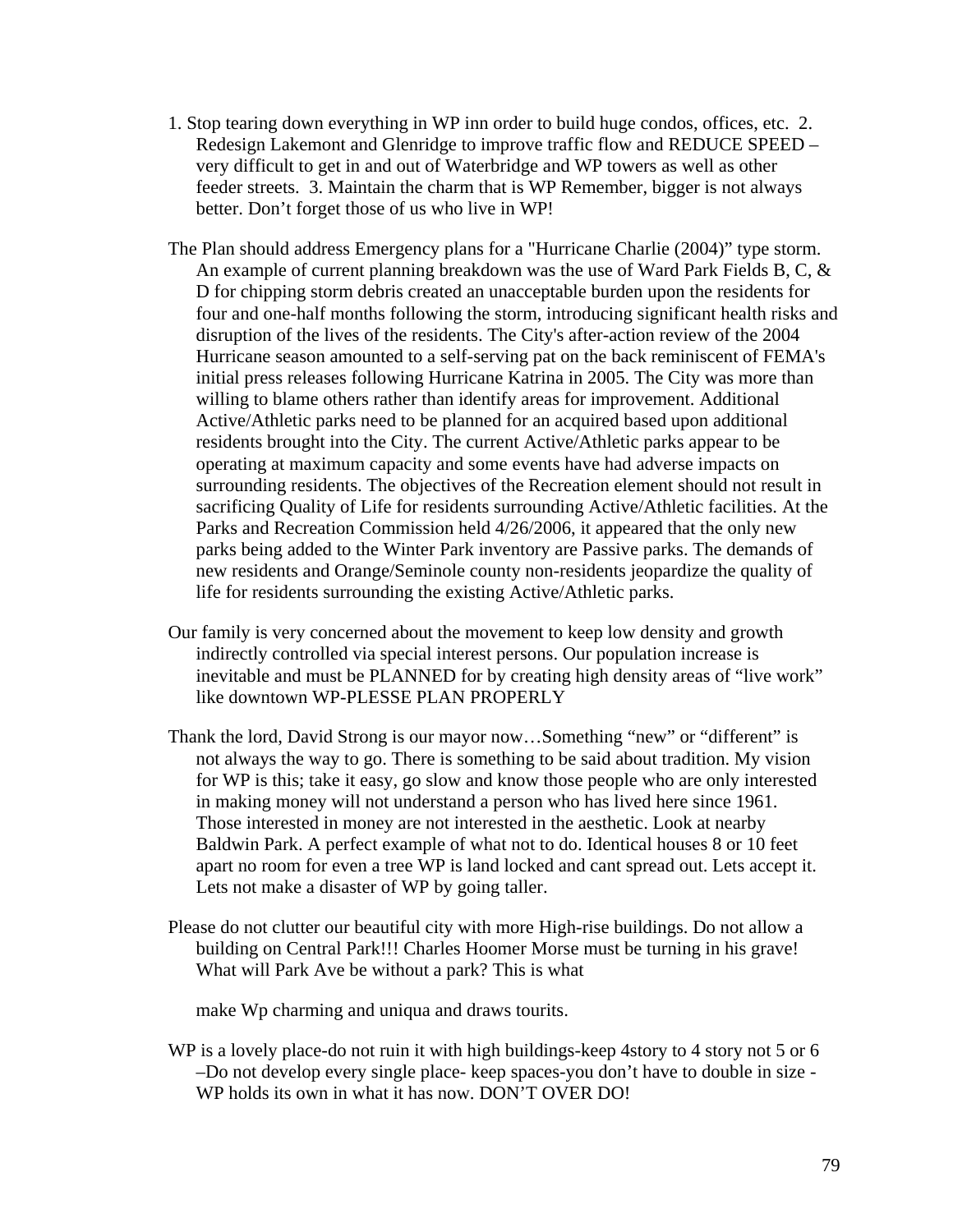1. Stop tearing down everything in WP inn order to build huge condos, offices, etc. 2. Redesign Lakemont and Glenridge to improve traffic flow and REDUCE SPEED – very difficult to get in and out of Waterbridge and WP towers as well as other feeder streets. 3. Maintain the charm that is WP Remember, bigger is not always better. Don't forget those of us who live in WP!

The Plan should address Emergency plans for a "Hurricane Charlie (2004)" type storm. An example of current planning breakdown was the use of Ward Park Fields B, C, & D for chipping storm debris created an unacceptable burden upon the residents for four and one-half months following the storm, introducing significant health risks and disruption of the lives of the residents. The City's after-action review of the 2004 Hurricane season amounted to a self-serving pat on the back reminiscent of FEMA's initial press releases following Hurricane Katrina in 2005. The City was more than willing to blame others rather than identify areas for improvement. Additional Active/Athletic parks need to be planned for an acquired based upon additional residents brought into the City. The current Active/Athletic parks appear to be operating at maximum capacity and some events have had adverse impacts on surrounding residents. The objectives of the Recreation element should not result in sacrificing Quality of Life for residents surrounding Active/Athletic facilities. At the Parks and Recreation Commission held 4/26/2006, it appeared that the only new parks being added to the Winter Park inventory are Passive parks. The demands of new residents and Orange/Seminole county non-residents jeopardize the quality of life for residents surrounding the existing Active/Athletic parks.

Our family is very concerned about the movement to keep low density and growth indirectly controlled via special interest persons. Our population increase is inevitable and must be PLANNED for by creating high density areas of "live work" like downtown WP-PLESSE PLAN PROPERLY

Thank the lord, David Strong is our mayor now…Something "new" or "different" is not always the way to go. There is something to be said about tradition. My vision for WP is this; take it easy, go slow and know those people who are only interested in making money will not understand a person who has lived here since 1961. Those interested in money are not interested in the aesthetic. Look at nearby Baldwin Park. A perfect example of what not to do. Identical houses 8 or 10 feet apart no room for even a tree WP is land locked and cant spread out. Lets accept it. Lets not make a disaster of WP by going taller.

Please do not clutter our beautiful city with more High-rise buildings. Do not allow a building on Central Park!!! Charles Hoomer Morse must be turning in his grave! What will Park Ave be without a park? This is what

make Wp charming and uniqua and draws tourits.

WP is a lovely place-do not ruin it with high buildings-keep 4story to 4 story not 5 or 6 –Do not develop every single place- keep spaces-you don't have to double in size -WP holds its own in what it has now. DON'T OVER DO!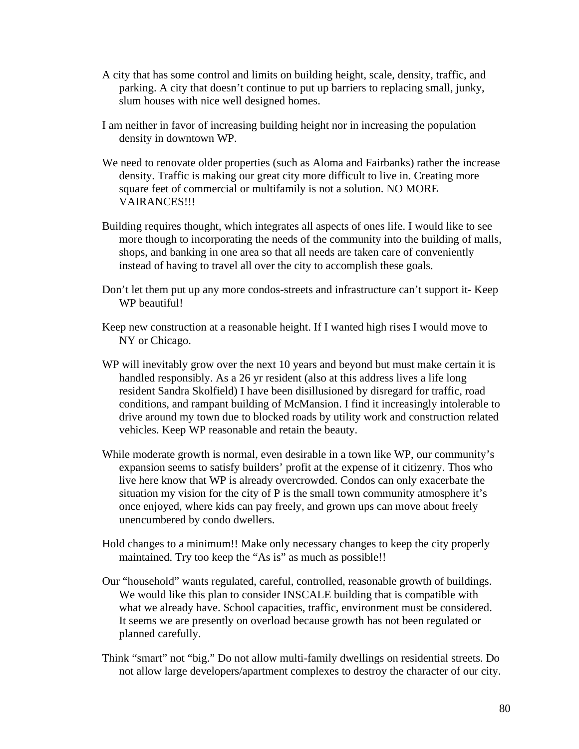A city that has some control and limits on building height, scale, density, traffic, and parking. A city that doesn't continue to put up barriers to replacing small, junky, slum houses with nice well designed homes.

I am neither in favor of increasing building height nor in increasing the population density in downtown WP.

We need to renovate older properties (such as Aloma and Fairbanks) rather the increase density. Traffic is making our great city more difficult to live in. Creating more square feet of commercial or multifamily is not a solution. NO MORE VAIRANCES!!!

Building requires thought, which integrates all aspects of ones life. I would like to see more though to incorporating the needs of the community into the building of malls, shops, and banking in one area so that all needs are taken care of conveniently instead of having to travel all over the city to accomplish these goals.

Don't let them put up any more condos-streets and infrastructure can't support it- Keep WP beautiful!

Keep new construction at a reasonable height. If I wanted high rises I would move to NY or Chicago.

WP will inevitably grow over the next 10 years and beyond but must make certain it is handled responsibly. As a 26 yr resident (also at this address lives a life long resident Sandra Skolfield) I have been disillusioned by disregard for traffic, road conditions, and rampant building of McMansion. I find it increasingly intolerable to drive around my town due to blocked roads by utility work and construction related vehicles. Keep WP reasonable and retain the beauty.

While moderate growth is normal, even desirable in a town like WP, our community's expansion seems to satisfy builders' profit at the expense of it citizenry. Thos who live here know that WP is already overcrowded. Condos can only exacerbate the situation my vision for the city of P is the small town community atmosphere it's once enjoyed, where kids can pay freely, and grown ups can move about freely unencumbered by condo dwellers.

Hold changes to a minimum!! Make only necessary changes to keep the city properly maintained. Try too keep the "As is" as much as possible!!

Our "household" wants regulated, careful, controlled, reasonable growth of buildings. We would like this plan to consider INSCALE building that is compatible with what we already have. School capacities, traffic, environment must be considered. It seems we are presently on overload because growth has not been regulated or planned carefully.

Think "smart" not "big." Do not allow multi-family dwellings on residential streets. Do not allow large developers/apartment complexes to destroy the character of our city.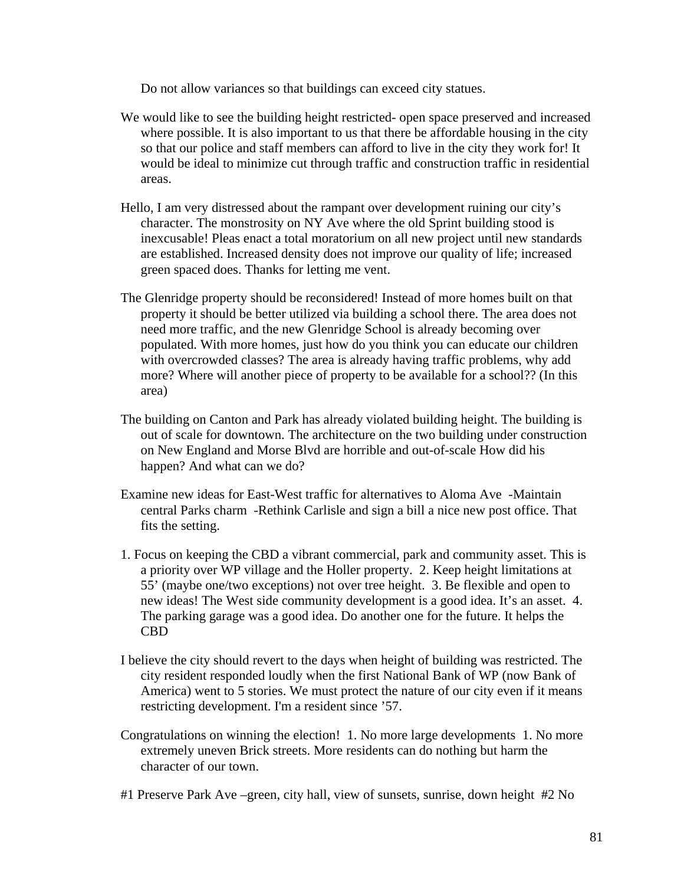Do not allow variances so that buildings can exceed city statues.

We would like to see the building height restricted- open space preserved and increased where possible. It is also important to us that there be affordable housing in the city so that our police and staff members can afford to live in the city they work for! It would be ideal to minimize cut through traffic and construction traffic in residential areas.

Hello, I am very distressed about the rampant over development ruining our city's character. The monstrosity on NY Ave where the old Sprint building stood is inexcusable! Pleas enact a total moratorium on all new project until new standards are established. Increased density does not improve our quality of life; increased green spaced does. Thanks for letting me vent.

The Glenridge property should be reconsidered! Instead of more homes built on that property it should be better utilized via building a school there. The area does not need more traffic, and the new Glenridge School is already becoming over populated. With more homes, just how do you think you can educate our children with overcrowded classes? The area is already having traffic problems, why add more? Where will another piece of property to be available for a school?? (In this area)

The building on Canton and Park has already violated building height. The building is out of scale for downtown. The architecture on the two building under construction on New England and Morse Blvd are horrible and out-of-scale How did his happen? And what can we do?

Examine new ideas for East-West traffic for alternatives to Aloma Ave -Maintain central Parks charm -Rethink Carlisle and sign a bill a nice new post office. That fits the setting.

1. Focus on keeping the CBD a vibrant commercial, park and community asset. This is a priority over WP village and the Holler property. 2. Keep height limitations at 55' (maybe one/two exceptions) not over tree height. 3. Be flexible and open to new ideas! The West side community development is a good idea. It's an asset. 4. The parking garage was a good idea. Do another one for the future. It helps the CBD

I believe the city should revert to the days when height of building was restricted. The city resident responded loudly when the first National Bank of WP (now Bank of America) went to 5 stories. We must protect the nature of our city even if it means restricting development. I'm a resident since '57.

Congratulations on winning the election! 1. No more large developments 1. No more extremely uneven Brick streets. More residents can do nothing but harm the character of our town.

#1 Preserve Park Ave –green, city hall, view of sunsets, sunrise, down height #2 No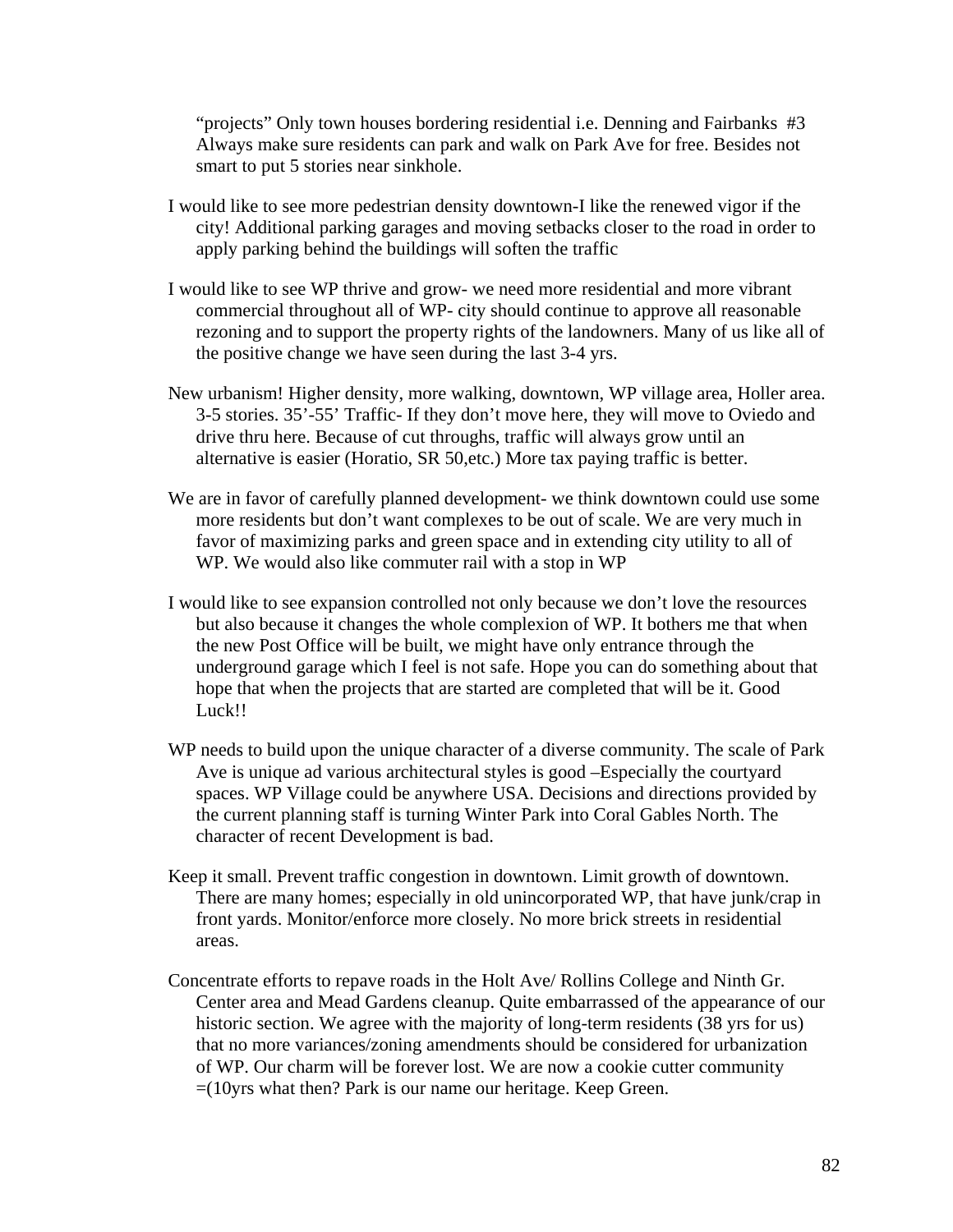"projects" Only town houses bordering residential i.e. Denning and Fairbanks #3 Always make sure residents can park and walk on Park Ave for free. Besides not smart to put 5 stories near sinkhole.

I would like to see more pedestrian density downtown-I like the renewed vigor if the city! Additional parking garages and moving setbacks closer to the road in order to apply parking behind the buildings will soften the traffic

I would like to see WP thrive and grow- we need more residential and more vibrant commercial throughout all of WP- city should continue to approve all reasonable rezoning and to support the property rights of the landowners. Many of us like all of the positive change we have seen during the last 3-4 yrs.

New urbanism! Higher density, more walking, downtown, WP village area, Holler area. 3-5 stories. 35'-55' Traffic- If they don't move here, they will move to Oviedo and drive thru here. Because of cut throughs, traffic will always grow until an alternative is easier (Horatio, SR 50,etc.) More tax paying traffic is better.

We are in favor of carefully planned development- we think downtown could use some more residents but don't want complexes to be out of scale. We are very much in favor of maximizing parks and green space and in extending city utility to all of WP. We would also like commuter rail with a stop in WP

I would like to see expansion controlled not only because we don't love the resources but also because it changes the whole complexion of WP. It bothers me that when the new Post Office will be built, we might have only entrance through the underground garage which I feel is not safe. Hope you can do something about that hope that when the projects that are started are completed that will be it. Good Luck!!

WP needs to build upon the unique character of a diverse community. The scale of Park Ave is unique ad various architectural styles is good –Especially the courtyard spaces. WP Village could be anywhere USA. Decisions and directions provided by the current planning staff is turning Winter Park into Coral Gables North. The character of recent Development is bad.

Keep it small. Prevent traffic congestion in downtown. Limit growth of downtown. There are many homes; especially in old unincorporated WP, that have junk/crap in front yards. Monitor/enforce more closely. No more brick streets in residential areas.

Concentrate efforts to repave roads in the Holt Ave/ Rollins College and Ninth Gr. Center area and Mead Gardens cleanup. Quite embarrassed of the appearance of our historic section. We agree with the majority of long-term residents (38 yrs for us) that no more variances/zoning amendments should be considered for urbanization of WP. Our charm will be forever lost. We are now a cookie cutter community =(10yrs what then? Park is our name our heritage. Keep Green.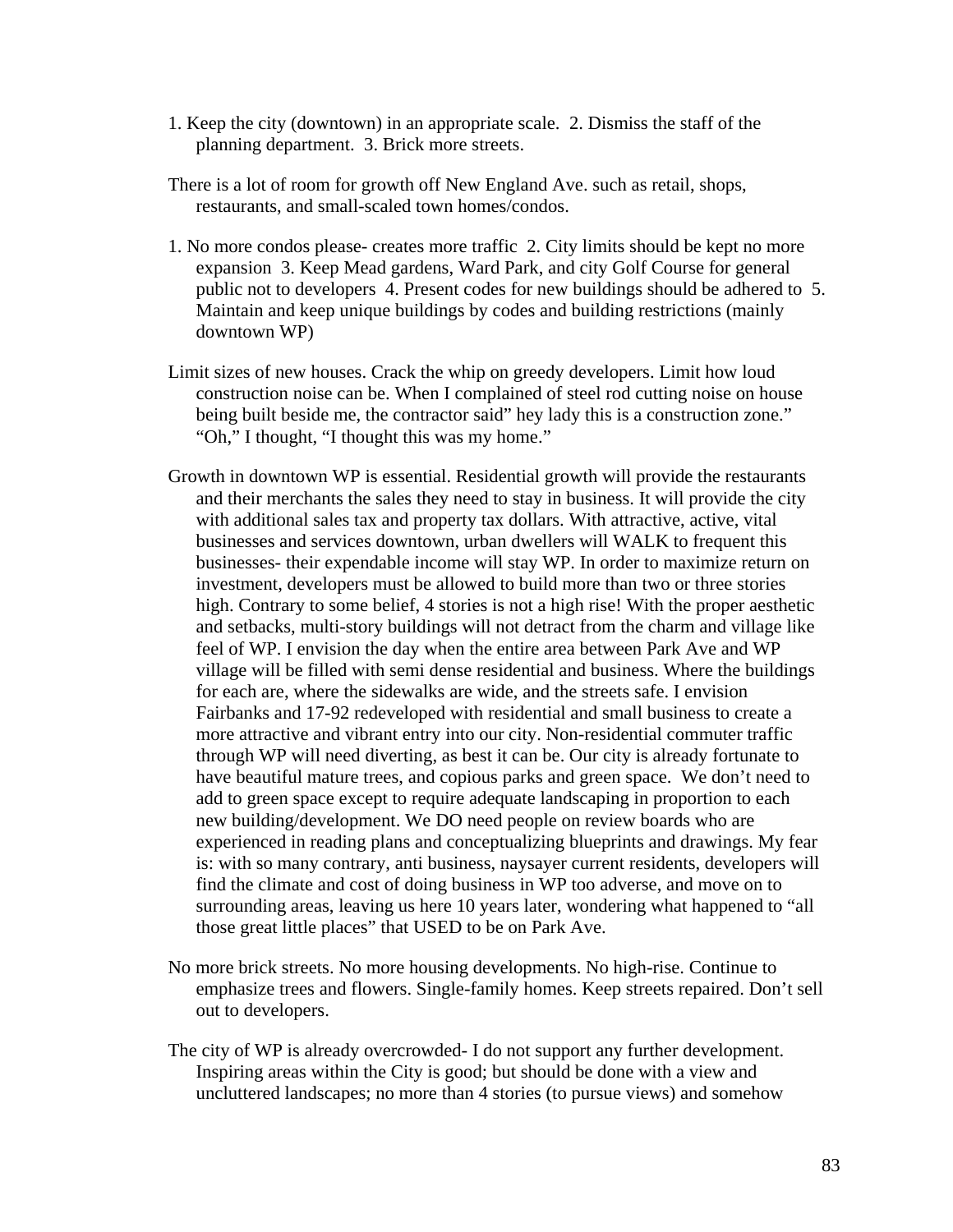1. Keep the city (downtown) in an appropriate scale.  2. Dismiss the staff of the planning department.  3. Brick more streets.

There is a lot of room for growth off New England Ave. such as retail, shops, restaurants, and small-scaled town homes/condos.

1. No more condos please- creates more traffic  2. City limits should be kept no more expansion  3. Keep Mead gardens, Ward Park, and city Golf Course for general public not to developers  4. Present codes for new buildings should be adhered to  5. Maintain and keep unique buildings by codes and building restrictions (mainly downtown WP)

Limit sizes of new houses. Crack the whip on greedy developers. Limit how loud construction noise can be. When I complained of steel rod cutting noise on house being built beside me, the contractor said" hey lady this is a construction zone." "Oh," I thought, "I thought this was my home."

Growth in downtown WP is essential. Residential growth will provide the restaurants and their merchants the sales they need to stay in business. It will provide the city with additional sales tax and property tax dollars. With attractive, active, vital businesses and services downtown, urban dwellers will WALK to frequent this businesses- their expendable income will stay WP. In order to maximize return on investment, developers must be allowed to build more than two or three stories high. Contrary to some belief, 4 stories is not a high rise! With the proper aesthetic and setbacks, multi-story buildings will not detract from the charm and village like feel of WP. I envision the day when the entire area between Park Ave and WP village will be filled with semi dense residential and business. Where the buildings for each are, where the sidewalks are wide, and the streets safe. I envision Fairbanks and 17-92 redeveloped with residential and small business to create a more attractive and vibrant entry into our city. Non-residential commuter traffic through WP will need diverting, as best it can be. Our city is already fortunate to have beautiful mature trees, and copious parks and green space.  We don't need to add to green space except to require adequate landscaping in proportion to each new building/development. We DO need people on review boards who are experienced in reading plans and conceptualizing blueprints and drawings. My fear is: with so many contrary, anti business, naysayer current residents, developers will find the climate and cost of doing business in WP too adverse, and move on to surrounding areas, leaving us here 10 years later, wondering what happened to "all those great little places" that USED to be on Park Ave.

No more brick streets. No more housing developments. No high-rise. Continue to emphasize trees and flowers. Single-family homes. Keep streets repaired. Don't sell out to developers.

The city of WP is already overcrowded- I do not support any further development. Inspiring areas within the City is good; but should be done with a view and uncluttered landscapes; no more than 4 stories (to pursue views) and somehow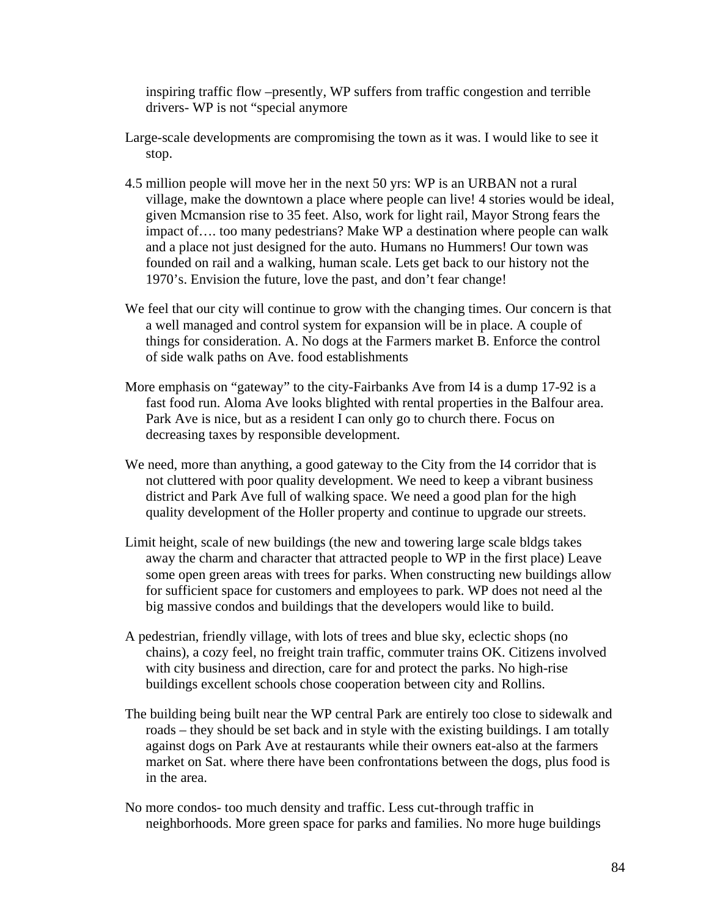inspiring traffic flow –presently, WP suffers from traffic congestion and terrible drivers- WP is not "special anymore

Large-scale developments are compromising the town as it was. I would like to see it stop.

4.5 million people will move her in the next 50 yrs: WP is an URBAN not a rural village, make the downtown a place where people can live! 4 stories would be ideal, given Mcmansion rise to 35 feet. Also, work for light rail, Mayor Strong fears the impact of…. too many pedestrians? Make WP a destination where people can walk and a place not just designed for the auto. Humans no Hummers! Our town was founded on rail and a walking, human scale. Lets get back to our history not the 1970's. Envision the future, love the past, and don't fear change!

We feel that our city will continue to grow with the changing times. Our concern is that a well managed and control system for expansion will be in place. A couple of things for consideration. A. No dogs at the Farmers market B. Enforce the control of side walk paths on Ave. food establishments

More emphasis on "gateway" to the city-Fairbanks Ave from I4 is a dump 17-92 is a fast food run. Aloma Ave looks blighted with rental properties in the Balfour area. Park Ave is nice, but as a resident I can only go to church there. Focus on decreasing taxes by responsible development.

We need, more than anything, a good gateway to the City from the I4 corridor that is not cluttered with poor quality development. We need to keep a vibrant business district and Park Ave full of walking space. We need a good plan for the high quality development of the Holler property and continue to upgrade our streets.

Limit height, scale of new buildings (the new and towering large scale bldgs takes away the charm and character that attracted people to WP in the first place) Leave some open green areas with trees for parks. When constructing new buildings allow for sufficient space for customers and employees to park. WP does not need al the big massive condos and buildings that the developers would like to build.

A pedestrian, friendly village, with lots of trees and blue sky, eclectic shops (no chains), a cozy feel, no freight train traffic, commuter trains OK. Citizens involved with city business and direction, care for and protect the parks. No high-rise buildings excellent schools chose cooperation between city and Rollins.

The building being built near the WP central Park are entirely too close to sidewalk and roads – they should be set back and in style with the existing buildings. I am totally against dogs on Park Ave at restaurants while their owners eat-also at the farmers market on Sat. where there have been confrontations between the dogs, plus food is in the area.

No more condos- too much density and traffic. Less cut-through traffic in neighborhoods. More green space for parks and families. No more huge buildings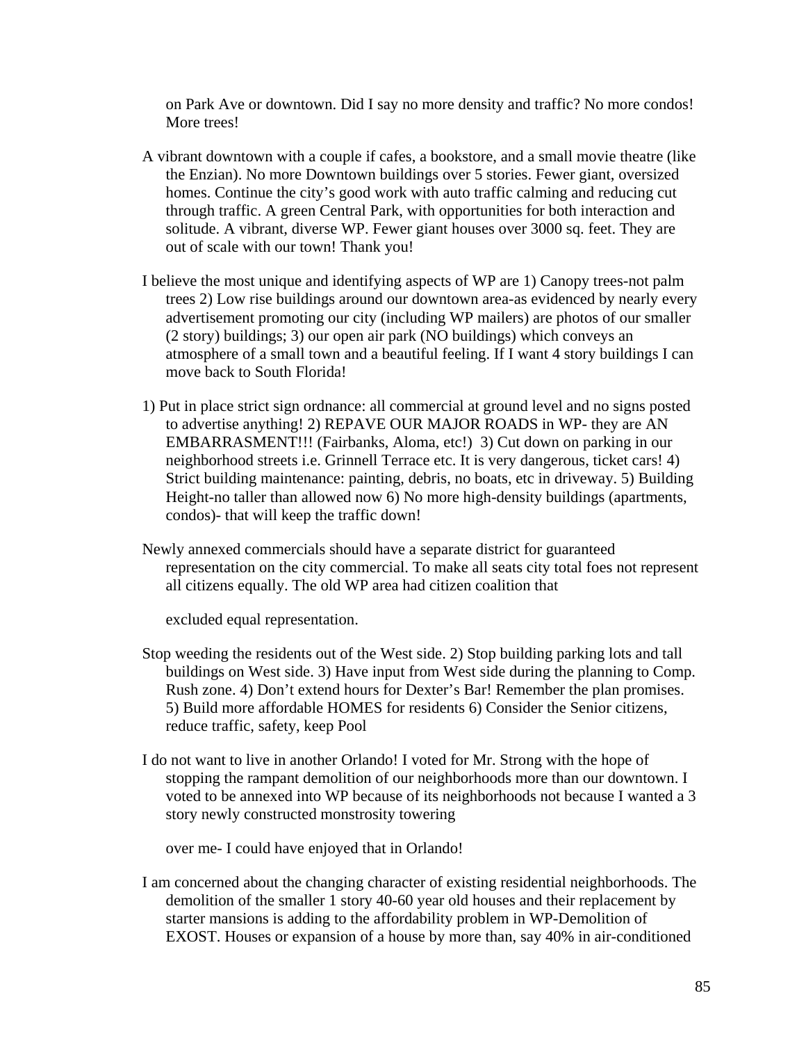on Park Ave or downtown. Did I say no more density and traffic? No more condos! More trees!

A vibrant downtown with a couple if cafes, a bookstore, and a small movie theatre (like the Enzian). No more Downtown buildings over 5 stories. Fewer giant, oversized homes. Continue the city's good work with auto traffic calming and reducing cut through traffic. A green Central Park, with opportunities for both interaction and solitude. A vibrant, diverse WP. Fewer giant houses over 3000 sq. feet. They are out of scale with our town! Thank you!

I believe the most unique and identifying aspects of WP are 1) Canopy trees-not palm trees 2) Low rise buildings around our downtown area-as evidenced by nearly every advertisement promoting our city (including WP mailers) are photos of our smaller (2 story) buildings; 3) our open air park (NO buildings) which conveys an atmosphere of a small town and a beautiful feeling. If I want 4 story buildings I can move back to South Florida!

1) Put in place strict sign ordnance: all commercial at ground level and no signs posted to advertise anything! 2) REPAVE OUR MAJOR ROADS in WP- they are AN EMBARRASMENT!!! (Fairbanks, Aloma, etc!) 3) Cut down on parking in our neighborhood streets i.e. Grinnell Terrace etc. It is very dangerous, ticket cars! 4) Strict building maintenance: painting, debris, no boats, etc in driveway. 5) Building Height-no taller than allowed now 6) No more high-density buildings (apartments, condos)- that will keep the traffic down!

Newly annexed commercials should have a separate district for guaranteed representation on the city commercial. To make all seats city total foes not represent all citizens equally. The old WP area had citizen coalition that

excluded equal representation.

Stop weeding the residents out of the West side. 2) Stop building parking lots and tall buildings on West side. 3) Have input from West side during the planning to Comp. Rush zone. 4) Don't extend hours for Dexter's Bar! Remember the plan promises. 5) Build more affordable HOMES for residents 6) Consider the Senior citizens, reduce traffic, safety, keep Pool

I do not want to live in another Orlando! I voted for Mr. Strong with the hope of stopping the rampant demolition of our neighborhoods more than our downtown. I voted to be annexed into WP because of its neighborhoods not because I wanted a 3 story newly constructed monstrosity towering

over me- I could have enjoyed that in Orlando!

I am concerned about the changing character of existing residential neighborhoods. The demolition of the smaller 1 story 40-60 year old houses and their replacement by starter mansions is adding to the affordability problem in WP-Demolition of EXOST. Houses or expansion of a house by more than, say 40% in air-conditioned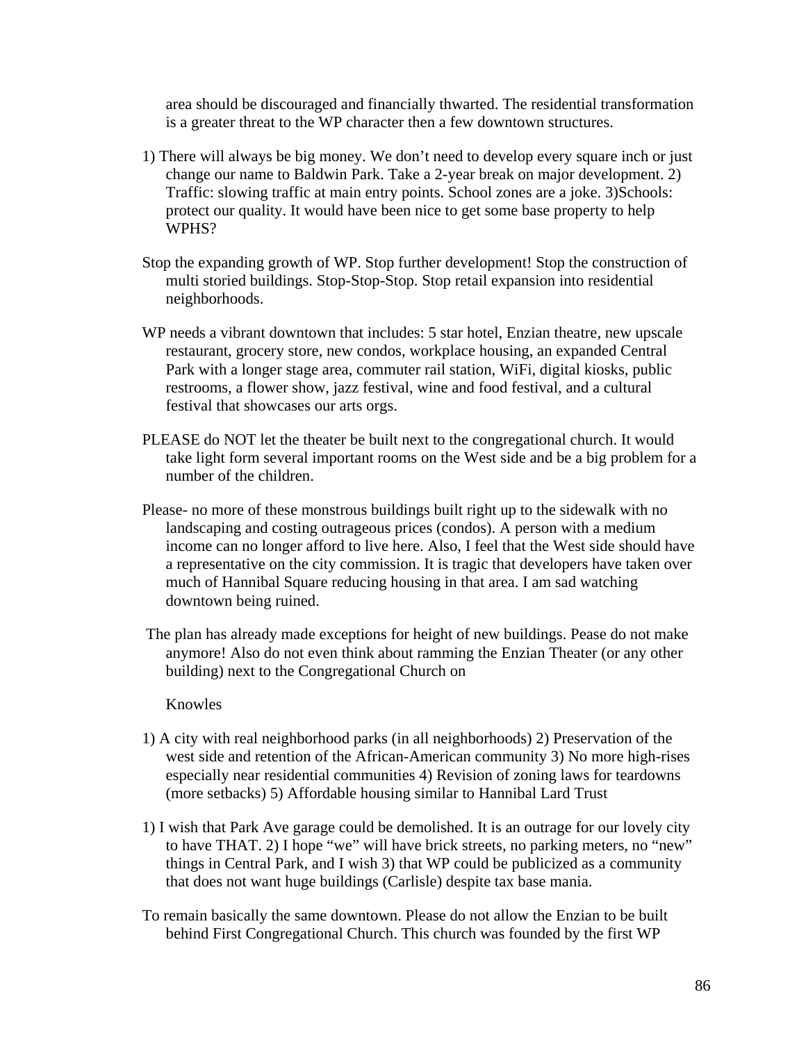area should be discouraged and financially thwarted. The residential transformation is a greater threat to the WP character then a few downtown structures.

1) There will always be big money. We don't need to develop every square inch or just change our name to Baldwin Park. Take a 2-year break on major development. 2) Traffic: slowing traffic at main entry points. School zones are a joke. 3)Schools: protect our quality. It would have been nice to get some base property to help WPHS?

Stop the expanding growth of WP. Stop further development! Stop the construction of multi storied buildings. Stop-Stop-Stop. Stop retail expansion into residential neighborhoods.

WP needs a vibrant downtown that includes: 5 star hotel, Enzian theatre, new upscale restaurant, grocery store, new condos, workplace housing, an expanded Central Park with a longer stage area, commuter rail station, WiFi, digital kiosks, public restrooms, a flower show, jazz festival, wine and food festival, and a cultural festival that showcases our arts orgs.

PLEASE do NOT let the theater be built next to the congregational church. It would take light form several important rooms on the West side and be a big problem for a number of the children.

Please- no more of these monstrous buildings built right up to the sidewalk with no landscaping and costing outrageous prices (condos). A person with a medium income can no longer afford to live here. Also, I feel that the West side should have a representative on the city commission. It is tragic that developers have taken over much of Hannibal Square reducing housing in that area. I am sad watching downtown being ruined.

The plan has already made exceptions for height of new buildings. Pease do not make anymore! Also do not even think about ramming the Enzian Theater (or any other building) next to the Congregational Church on

Knowles

1) A city with real neighborhood parks (in all neighborhoods) 2) Preservation of the west side and retention of the African-American community 3) No more high-rises especially near residential communities 4) Revision of zoning laws for teardowns (more setbacks) 5) Affordable housing similar to Hannibal Lard Trust

1) I wish that Park Ave garage could be demolished. It is an outrage for our lovely city to have THAT. 2) I hope "we" will have brick streets, no parking meters, no "new" things in Central Park, and I wish 3) that WP could be publicized as a community that does not want huge buildings (Carlisle) despite tax base mania.

To remain basically the same downtown. Please do not allow the Enzian to be built behind First Congregational Church. This church was founded by the first WP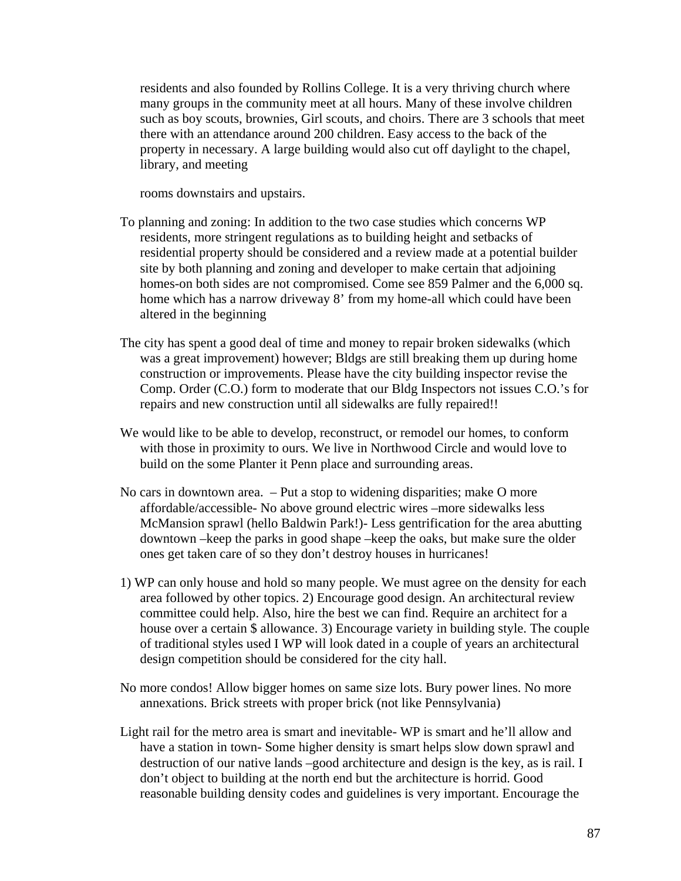residents and also founded by Rollins College. It is a very thriving church where many groups in the community meet at all hours. Many of these involve children such as boy scouts, brownies, Girl scouts, and choirs. There are 3 schools that meet there with an attendance around 200 children. Easy access to the back of the property in necessary. A large building would also cut off daylight to the chapel, library, and meeting

rooms downstairs and upstairs.

To planning and zoning: In addition to the two case studies which concerns WP residents, more stringent regulations as to building height and setbacks of residential property should be considered and a review made at a potential builder site by both planning and zoning and developer to make certain that adjoining homes-on both sides are not compromised. Come see 859 Palmer and the 6,000 sq. home which has a narrow driveway 8' from my home-all which could have been altered in the beginning

The city has spent a good deal of time and money to repair broken sidewalks (which was a great improvement) however; Bldgs are still breaking them up during home construction or improvements. Please have the city building inspector revise the Comp. Order (C.O.) form to moderate that our Bldg Inspectors not issues C.O.'s for repairs and new construction until all sidewalks are fully repaired!!

We would like to be able to develop, reconstruct, or remodel our homes, to conform with those in proximity to ours. We live in Northwood Circle and would love to build on the some Planter it Penn place and surrounding areas.

No cars in downtown area. – Put a stop to widening disparities; make O more affordable/accessible- No above ground electric wires –more sidewalks less McMansion sprawl (hello Baldwin Park!)- Less gentrification for the area abutting downtown –keep the parks in good shape –keep the oaks, but make sure the older ones get taken care of so they don't destroy houses in hurricanes!

1) WP can only house and hold so many people. We must agree on the density for each area followed by other topics. 2) Encourage good design. An architectural review committee could help. Also, hire the best we can find. Require an architect for a house over a certain $ allowance. 3) Encourage variety in building style. The couple of traditional styles used I WP will look dated in a couple of years an architectural design competition should be considered for the city hall.

No more condos! Allow bigger homes on same size lots. Bury power lines. No more annexations. Brick streets with proper brick (not like Pennsylvania)

Light rail for the metro area is smart and inevitable- WP is smart and he'll allow and have a station in town- Some higher density is smart helps slow down sprawl and destruction of our native lands –good architecture and design is the key, as is rail. I don't object to building at the north end but the architecture is horrid. Good reasonable building density codes and guidelines is very important. Encourage the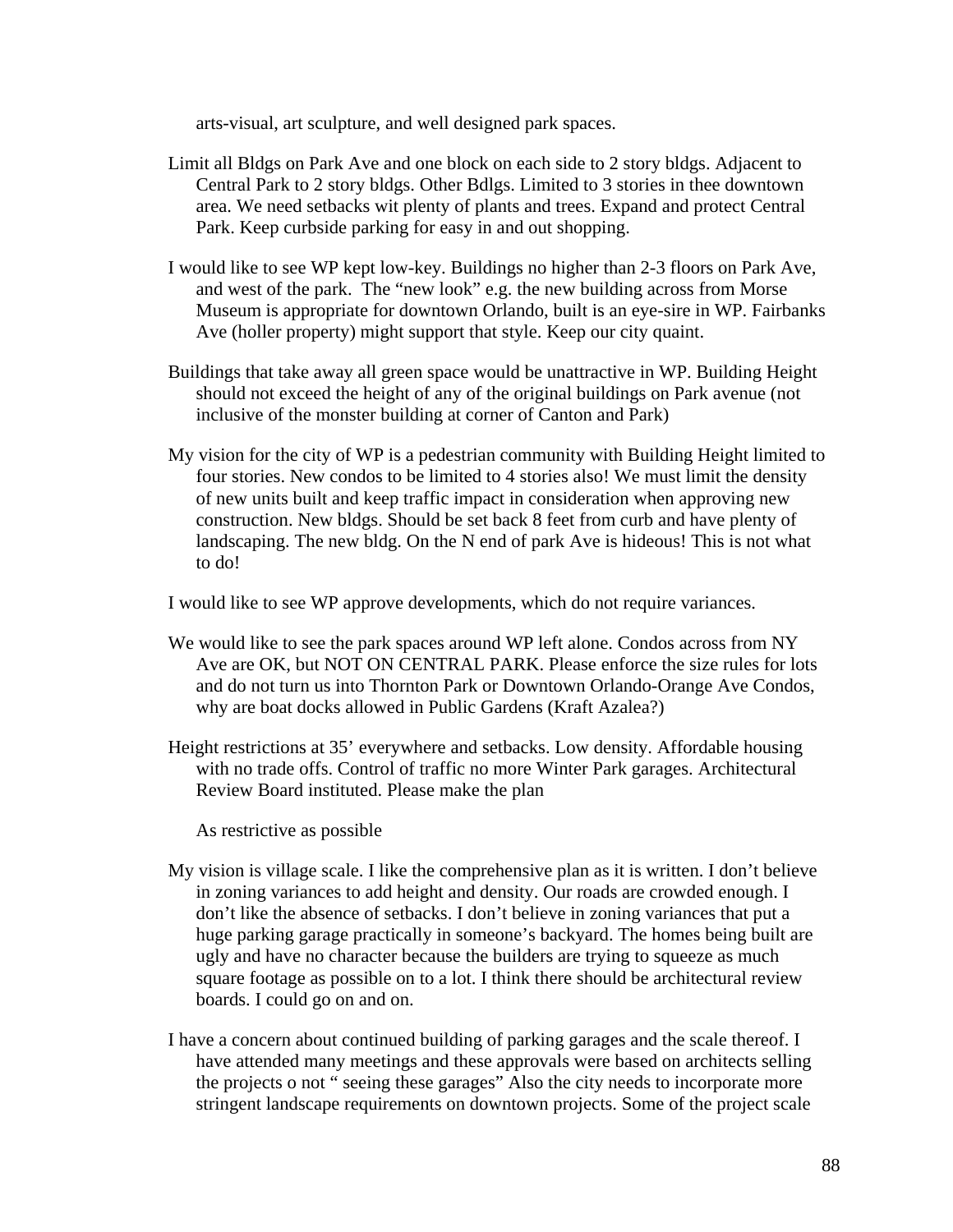arts-visual, art sculpture, and well designed park spaces.

Limit all Bldgs on Park Ave and one block on each side to 2 story bldgs. Adjacent to Central Park to 2 story bldgs. Other Bdlgs. Limited to 3 stories in thee downtown area. We need setbacks wit plenty of plants and trees. Expand and protect Central Park. Keep curbside parking for easy in and out shopping.

I would like to see WP kept low-key. Buildings no higher than 2-3 floors on Park Ave, and west of the park. The "new look" e.g. the new building across from Morse Museum is appropriate for downtown Orlando, built is an eye-sire in WP. Fairbanks Ave (holler property) might support that style. Keep our city quaint.

Buildings that take away all green space would be unattractive in WP. Building Height should not exceed the height of any of the original buildings on Park avenue (not inclusive of the monster building at corner of Canton and Park)

My vision for the city of WP is a pedestrian community with Building Height limited to four stories. New condos to be limited to 4 stories also! We must limit the density of new units built and keep traffic impact in consideration when approving new construction. New bldgs. Should be set back 8 feet from curb and have plenty of landscaping. The new bldg. On the N end of park Ave is hideous! This is not what to do!

I would like to see WP approve developments, which do not require variances.

We would like to see the park spaces around WP left alone. Condos across from NY Ave are OK, but NOT ON CENTRAL PARK. Please enforce the size rules for lots and do not turn us into Thornton Park or Downtown Orlando-Orange Ave Condos, why are boat docks allowed in Public Gardens (Kraft Azalea?)

Height restrictions at 35' everywhere and setbacks. Low density. Affordable housing with no trade offs. Control of traffic no more Winter Park garages. Architectural Review Board instituted. Please make the plan

As restrictive as possible

My vision is village scale. I like the comprehensive plan as it is written. I don't believe in zoning variances to add height and density. Our roads are crowded enough. I don't like the absence of setbacks. I don't believe in zoning variances that put a huge parking garage practically in someone's backyard. The homes being built are ugly and have no character because the builders are trying to squeeze as much square footage as possible on to a lot. I think there should be architectural review boards. I could go on and on.

I have a concern about continued building of parking garages and the scale thereof. I have attended many meetings and these approvals were based on architects selling the projects o not " seeing these garages" Also the city needs to incorporate more stringent landscape requirements on downtown projects. Some of the project scale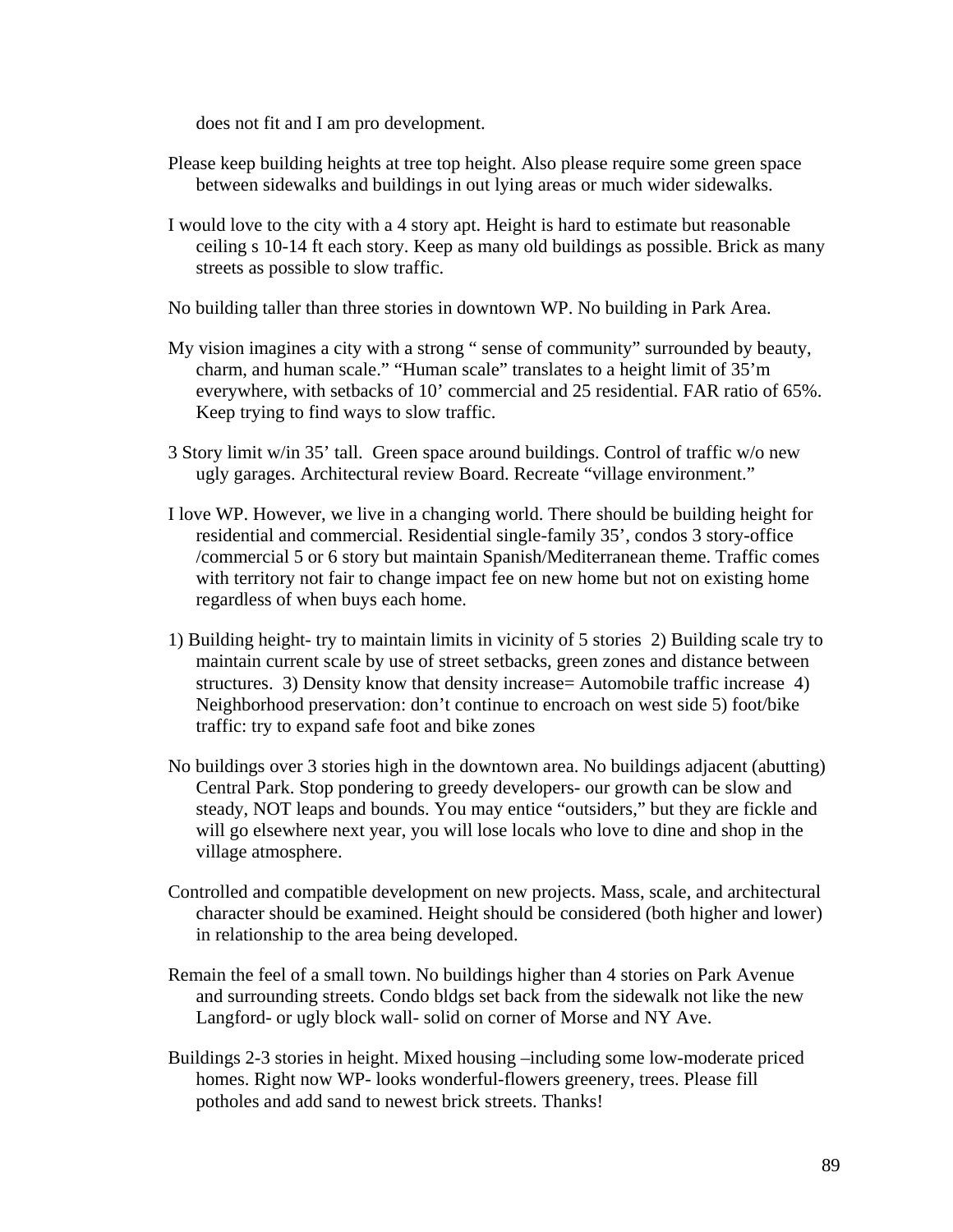does not fit and I am pro development.

Please keep building heights at tree top height. Also please require some green space between sidewalks and buildings in out lying areas or much wider sidewalks.

I would love to the city with a 4 story apt. Height is hard to estimate but reasonable ceiling s 10-14 ft each story. Keep as many old buildings as possible. Brick as many streets as possible to slow traffic.

No building taller than three stories in downtown WP. No building in Park Area.

My vision imagines a city with a strong " sense of community" surrounded by beauty, charm, and human scale." "Human scale" translates to a height limit of 35'm everywhere, with setbacks of 10' commercial and 25 residential. FAR ratio of 65%. Keep trying to find ways to slow traffic.

3 Story limit w/in 35' tall. Green space around buildings. Control of traffic w/o new ugly garages. Architectural review Board. Recreate "village environment."

I love WP. However, we live in a changing world. There should be building height for residential and commercial. Residential single-family 35', condos 3 story-office /commercial 5 or 6 story but maintain Spanish/Mediterranean theme. Traffic comes with territory not fair to change impact fee on new home but not on existing home regardless of when buys each home.

1) Building height- try to maintain limits in vicinity of 5 stories 2) Building scale try to maintain current scale by use of street setbacks, green zones and distance between structures. 3) Density know that density increase= Automobile traffic increase 4) Neighborhood preservation: don't continue to encroach on west side 5) foot/bike traffic: try to expand safe foot and bike zones

No buildings over 3 stories high in the downtown area. No buildings adjacent (abutting) Central Park. Stop pondering to greedy developers- our growth can be slow and steady, NOT leaps and bounds. You may entice "outsiders," but they are fickle and will go elsewhere next year, you will lose locals who love to dine and shop in the village atmosphere.

Controlled and compatible development on new projects. Mass, scale, and architectural character should be examined. Height should be considered (both higher and lower) in relationship to the area being developed.

Remain the feel of a small town. No buildings higher than 4 stories on Park Avenue and surrounding streets. Condo bldgs set back from the sidewalk not like the new Langford- or ugly block wall- solid on corner of Morse and NY Ave.

Buildings 2-3 stories in height. Mixed housing –including some low-moderate priced homes. Right now WP- looks wonderful-flowers greenery, trees. Please fill potholes and add sand to newest brick streets. Thanks!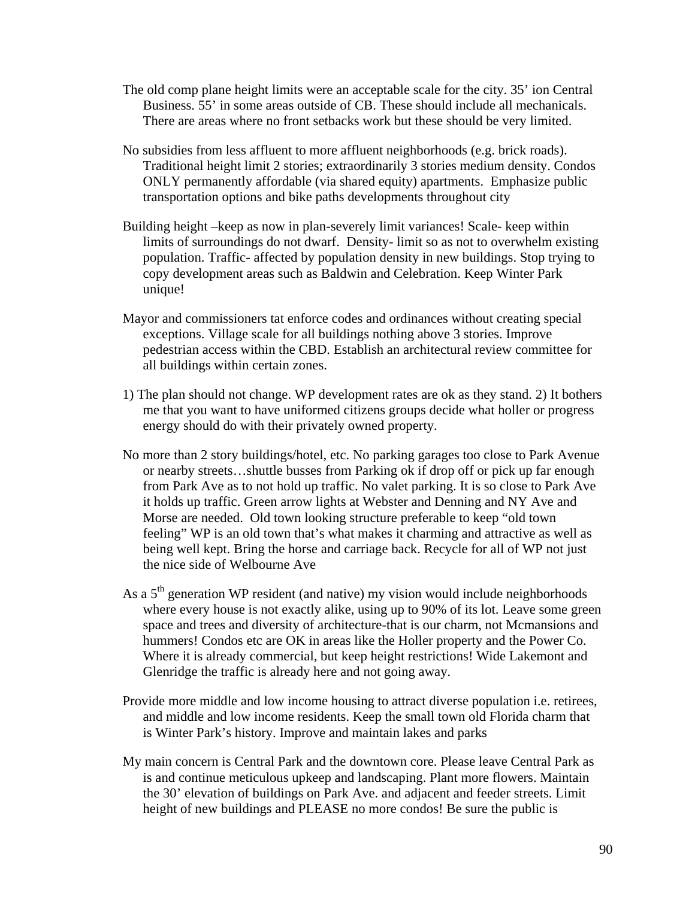The old comp plane height limits were an acceptable scale for the city. 35' ion Central Business. 55' in some areas outside of CB. These should include all mechanicals. There are areas where no front setbacks work but these should be very limited.

No subsidies from less affluent to more affluent neighborhoods (e.g. brick roads). Traditional height limit 2 stories; extraordinarily 3 stories medium density. Condos ONLY permanently affordable (via shared equity) apartments. Emphasize public transportation options and bike paths developments throughout city

Building height –keep as now in plan-severely limit variances! Scale- keep within limits of surroundings do not dwarf. Density- limit so as not to overwhelm existing population. Traffic- affected by population density in new buildings. Stop trying to copy development areas such as Baldwin and Celebration. Keep Winter Park unique!

Mayor and commissioners tat enforce codes and ordinances without creating special exceptions. Village scale for all buildings nothing above 3 stories. Improve pedestrian access within the CBD. Establish an architectural review committee for all buildings within certain zones.

1) The plan should not change. WP development rates are ok as they stand. 2) It bothers me that you want to have uniformed citizens groups decide what holler or progress energy should do with their privately owned property.

No more than 2 story buildings/hotel, etc. No parking garages too close to Park Avenue or nearby streets…shuttle busses from Parking ok if drop off or pick up far enough from Park Ave as to not hold up traffic. No valet parking. It is so close to Park Ave it holds up traffic. Green arrow lights at Webster and Denning and NY Ave and Morse are needed. Old town looking structure preferable to keep "old town feeling" WP is an old town that's what makes it charming and attractive as well as being well kept. Bring the horse and carriage back. Recycle for all of WP not just the nice side of Welbourne Ave

As a 5th generation WP resident (and native) my vision would include neighborhoods where every house is not exactly alike, using up to 90% of its lot. Leave some green space and trees and diversity of architecture-that is our charm, not Mcmansions and hummers! Condos etc are OK in areas like the Holler property and the Power Co. Where it is already commercial, but keep height restrictions! Wide Lakemont and Glenridge the traffic is already here and not going away.

Provide more middle and low income housing to attract diverse population i.e. retirees, and middle and low income residents. Keep the small town old Florida charm that is Winter Park's history. Improve and maintain lakes and parks

My main concern is Central Park and the downtown core. Please leave Central Park as is and continue meticulous upkeep and landscaping. Plant more flowers. Maintain the 30' elevation of buildings on Park Ave. and adjacent and feeder streets. Limit height of new buildings and PLEASE no more condos! Be sure the public is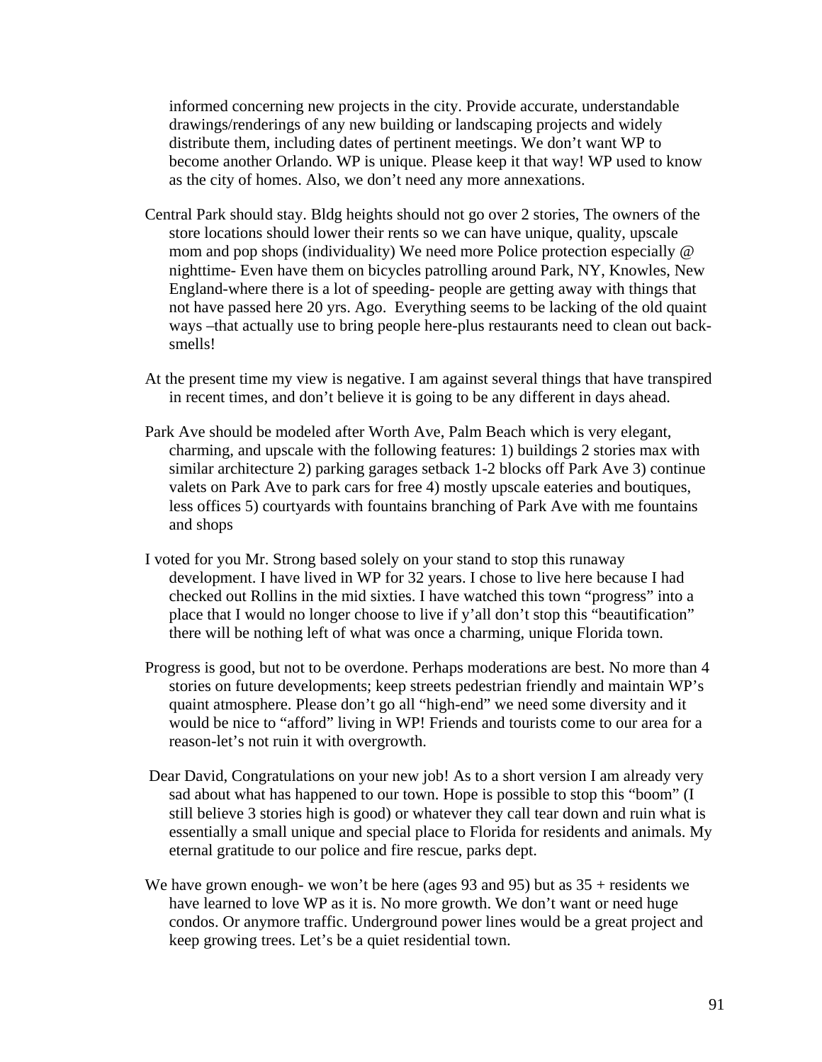informed concerning new projects in the city. Provide accurate, understandable drawings/renderings of any new building or landscaping projects and widely distribute them, including dates of pertinent meetings. We don't want WP to become another Orlando. WP is unique. Please keep it that way! WP used to know as the city of homes. Also, we don't need any more annexations.

Central Park should stay. Bldg heights should not go over 2 stories, The owners of the store locations should lower their rents so we can have unique, quality, upscale mom and pop shops (individuality) We need more Police protection especially @ nighttime- Even have them on bicycles patrolling around Park, NY, Knowles, New England-where there is a lot of speeding- people are getting away with things that not have passed here 20 yrs. Ago. Everything seems to be lacking of the old quaint ways –that actually use to bring people here-plus restaurants need to clean out back-smells!

At the present time my view is negative. I am against several things that have transpired in recent times, and don't believe it is going to be any different in days ahead.

Park Ave should be modeled after Worth Ave, Palm Beach which is very elegant, charming, and upscale with the following features: 1) buildings 2 stories max with similar architecture 2) parking garages setback 1-2 blocks off Park Ave 3) continue valets on Park Ave to park cars for free 4) mostly upscale eateries and boutiques, less offices 5) courtyards with fountains branching of Park Ave with me fountains and shops

I voted for you Mr. Strong based solely on your stand to stop this runaway development. I have lived in WP for 32 years. I chose to live here because I had checked out Rollins in the mid sixties. I have watched this town "progress" into a place that I would no longer choose to live if y'all don't stop this "beautification" there will be nothing left of what was once a charming, unique Florida town.

Progress is good, but not to be overdone. Perhaps moderations are best. No more than 4 stories on future developments; keep streets pedestrian friendly and maintain WP's quaint atmosphere. Please don't go all "high-end" we need some diversity and it would be nice to "afford" living in WP! Friends and tourists come to our area for a reason-let's not ruin it with overgrowth.

Dear David, Congratulations on your new job! As to a short version I am already very sad about what has happened to our town. Hope is possible to stop this "boom" (I still believe 3 stories high is good) or whatever they call tear down and ruin what is essentially a small unique and special place to Florida for residents and animals. My eternal gratitude to our police and fire rescue, parks dept.

We have grown enough- we won't be here (ages 93 and 95) but as 35 + residents we have learned to love WP as it is. No more growth. We don't want or need huge condos. Or anymore traffic. Underground power lines would be a great project and keep growing trees. Let's be a quiet residential town.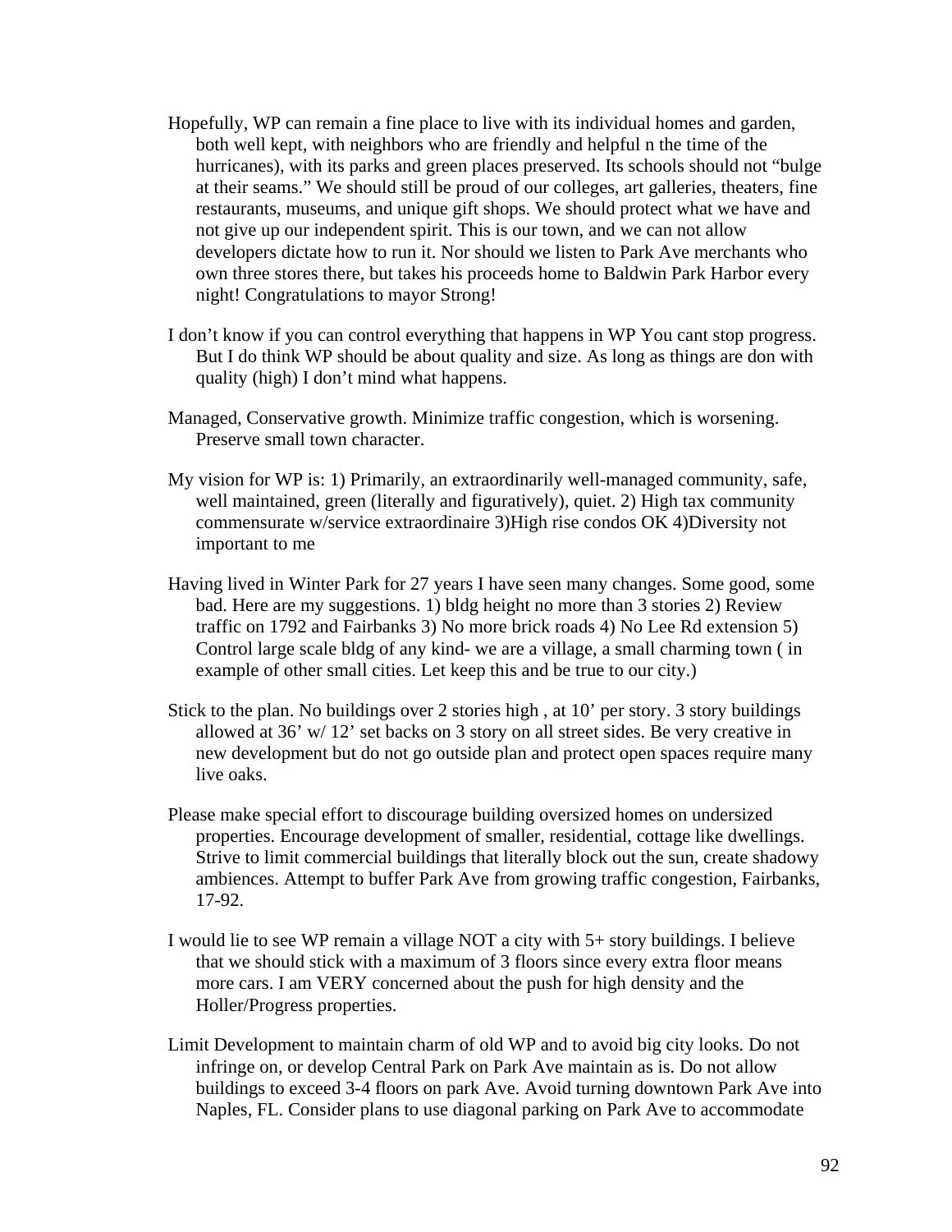Hopefully, WP can remain a fine place to live with its individual homes and garden, both well kept, with neighbors who are friendly and helpful n the time of the hurricanes), with its parks and green places preserved. Its schools should not "bulge at their seams." We should still be proud of our colleges, art galleries, theaters, fine restaurants, museums, and unique gift shops. We should protect what we have and not give up our independent spirit. This is our town, and we can not allow developers dictate how to run it. Nor should we listen to Park Ave merchants who own three stores there, but takes his proceeds home to Baldwin Park Harbor every night! Congratulations to mayor Strong!

I don't know if you can control everything that happens in WP You cant stop progress. But I do think WP should be about quality and size. As long as things are don with quality (high) I don't mind what happens.

Managed, Conservative growth. Minimize traffic congestion, which is worsening. Preserve small town character.

My vision for WP is: 1) Primarily, an extraordinarily well-managed community, safe, well maintained, green (literally and figuratively), quiet. 2) High tax community commensurate w/service extraordinaire 3)High rise condos OK 4)Diversity not important to me

Having lived in Winter Park for 27 years I have seen many changes. Some good, some bad. Here are my suggestions. 1) bldg height no more than 3 stories 2) Review traffic on 1792 and Fairbanks 3) No more brick roads 4) No Lee Rd extension 5) Control large scale bldg of any kind- we are a village, a small charming town ( in example of other small cities. Let keep this and be true to our city.)

Stick to the plan. No buildings over 2 stories high , at 10' per story. 3 story buildings allowed at 36' w/ 12' set backs on 3 story on all street sides. Be very creative in new development but do not go outside plan and protect open spaces require many live oaks.

Please make special effort to discourage building oversized homes on undersized properties. Encourage development of smaller, residential, cottage like dwellings. Strive to limit commercial buildings that literally block out the sun, create shadowy ambiences. Attempt to buffer Park Ave from growing traffic congestion, Fairbanks, 17-92.

I would lie to see WP remain a village NOT a city with 5+ story buildings. I believe that we should stick with a maximum of 3 floors since every extra floor means more cars. I am VERY concerned about the push for high density and the Holler/Progress properties.

Limit Development to maintain charm of old WP and to avoid big city looks. Do not infringe on, or develop Central Park on Park Ave maintain as is. Do not allow buildings to exceed 3-4 floors on park Ave. Avoid turning downtown Park Ave into Naples, FL. Consider plans to use diagonal parking on Park Ave to accommodate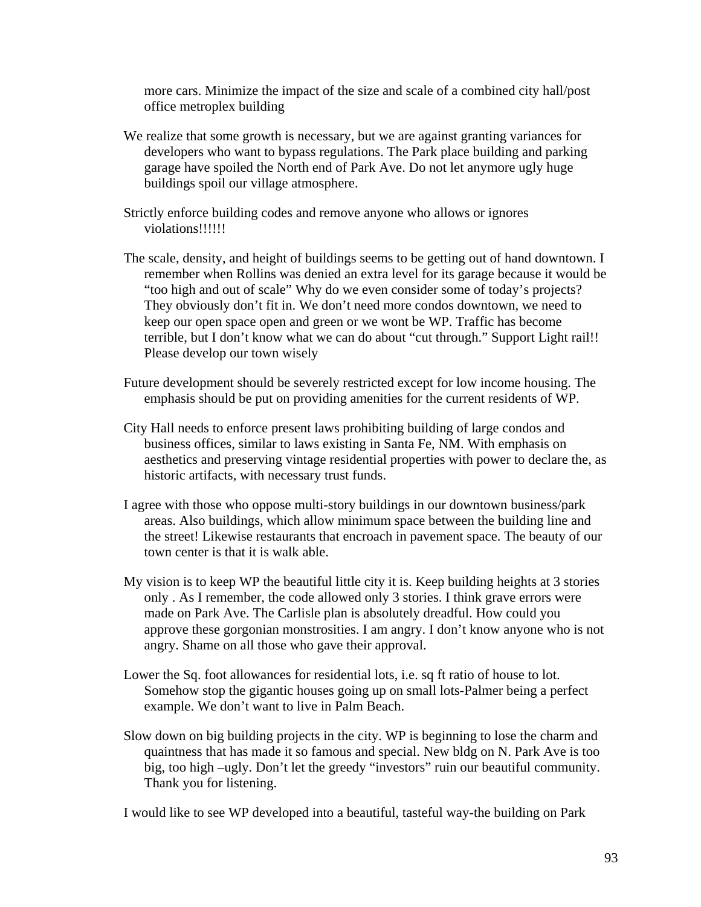more cars. Minimize the impact of the size and scale of a combined city hall/post office metroplex building

We realize that some growth is necessary, but we are against granting variances for developers who want to bypass regulations. The Park place building and parking garage have spoiled the North end of Park Ave. Do not let anymore ugly huge buildings spoil our village atmosphere.

Strictly enforce building codes and remove anyone who allows or ignores violations!!!!!!

The scale, density, and height of buildings seems to be getting out of hand downtown. I remember when Rollins was denied an extra level for its garage because it would be "too high and out of scale" Why do we even consider some of today's projects? They obviously don't fit in. We don't need more condos downtown, we need to keep our open space open and green or we wont be WP. Traffic has become terrible, but I don't know what we can do about "cut through." Support Light rail!! Please develop our town wisely

Future development should be severely restricted except for low income housing. The emphasis should be put on providing amenities for the current residents of WP.

City Hall needs to enforce present laws prohibiting building of large condos and business offices, similar to laws existing in Santa Fe, NM. With emphasis on aesthetics and preserving vintage residential properties with power to declare the, as historic artifacts, with necessary trust funds.

I agree with those who oppose multi-story buildings in our downtown business/park areas. Also buildings, which allow minimum space between the building line and the street! Likewise restaurants that encroach in pavement space. The beauty of our town center is that it is walk able.

My vision is to keep WP the beautiful little city it is. Keep building heights at 3 stories only . As I remember, the code allowed only 3 stories. I think grave errors were made on Park Ave. The Carlisle plan is absolutely dreadful. How could you approve these gorgonian monstrosities. I am angry. I don't know anyone who is not angry. Shame on all those who gave their approval.

Lower the Sq. foot allowances for residential lots, i.e. sq ft ratio of house to lot. Somehow stop the gigantic houses going up on small lots-Palmer being a perfect example. We don't want to live in Palm Beach.

Slow down on big building projects in the city. WP is beginning to lose the charm and quaintness that has made it so famous and special. New bldg on N. Park Ave is too big, too high –ugly. Don't let the greedy "investors" ruin our beautiful community. Thank you for listening.

I would like to see WP developed into a beautiful, tasteful way-the building on Park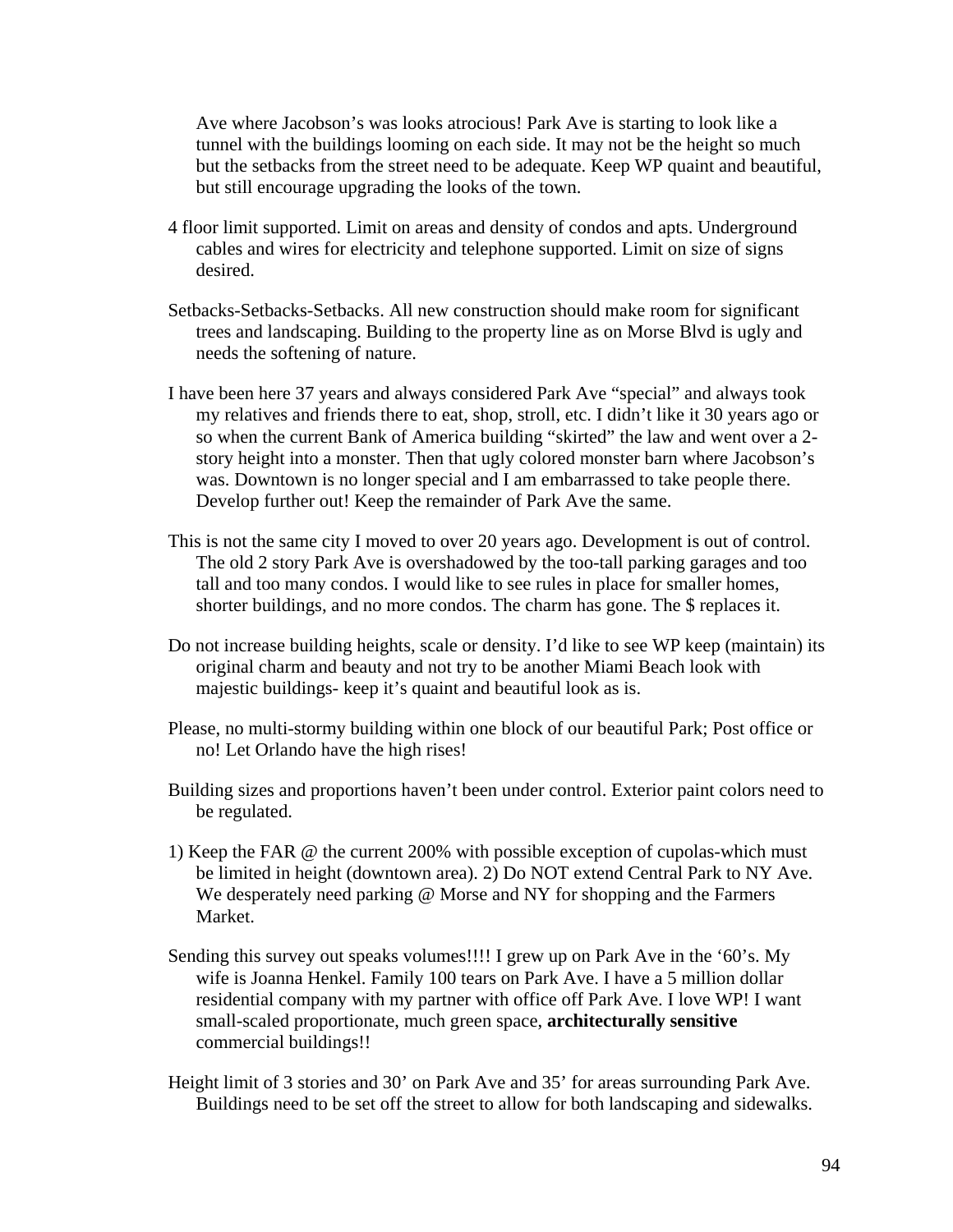Ave where Jacobson's was looks atrocious! Park Ave is starting to look like a tunnel with the buildings looming on each side. It may not be the height so much but the setbacks from the street need to be adequate. Keep WP quaint and beautiful, but still encourage upgrading the looks of the town.

4 floor limit supported. Limit on areas and density of condos and apts. Underground cables and wires for electricity and telephone supported. Limit on size of signs desired.

Setbacks-Setbacks-Setbacks. All new construction should make room for significant trees and landscaping. Building to the property line as on Morse Blvd is ugly and needs the softening of nature.

I have been here 37 years and always considered Park Ave "special" and always took my relatives and friends there to eat, shop, stroll, etc. I didn't like it 30 years ago or so when the current Bank of America building "skirted" the law and went over a 2-story height into a monster. Then that ugly colored monster barn where Jacobson's was. Downtown is no longer special and I am embarrassed to take people there. Develop further out! Keep the remainder of Park Ave the same.

This is not the same city I moved to over 20 years ago. Development is out of control. The old 2 story Park Ave is overshadowed by the too-tall parking garages and too tall and too many condos. I would like to see rules in place for smaller homes, shorter buildings, and no more condos. The charm has gone. The $ replaces it.

Do not increase building heights, scale or density. I'd like to see WP keep (maintain) its original charm and beauty and not try to be another Miami Beach look with majestic buildings- keep it's quaint and beautiful look as is.

Please, no multi-stormy building within one block of our beautiful Park; Post office or no! Let Orlando have the high rises!

Building sizes and proportions haven't been under control. Exterior paint colors need to be regulated.

1) Keep the FAR @ the current 200% with possible exception of cupolas-which must be limited in height (downtown area). 2) Do NOT extend Central Park to NY Ave. We desperately need parking @ Morse and NY for shopping and the Farmers Market.

Sending this survey out speaks volumes!!!! I grew up on Park Ave in the '60's. My wife is Joanna Henkel. Family 100 tears on Park Ave. I have a 5 million dollar residential company with my partner with office off Park Ave. I love WP! I want small-scaled proportionate, much green space, **architecturally sensitive** commercial buildings!!

Height limit of 3 stories and 30' on Park Ave and 35' for areas surrounding Park Ave. Buildings need to be set off the street to allow for both landscaping and sidewalks.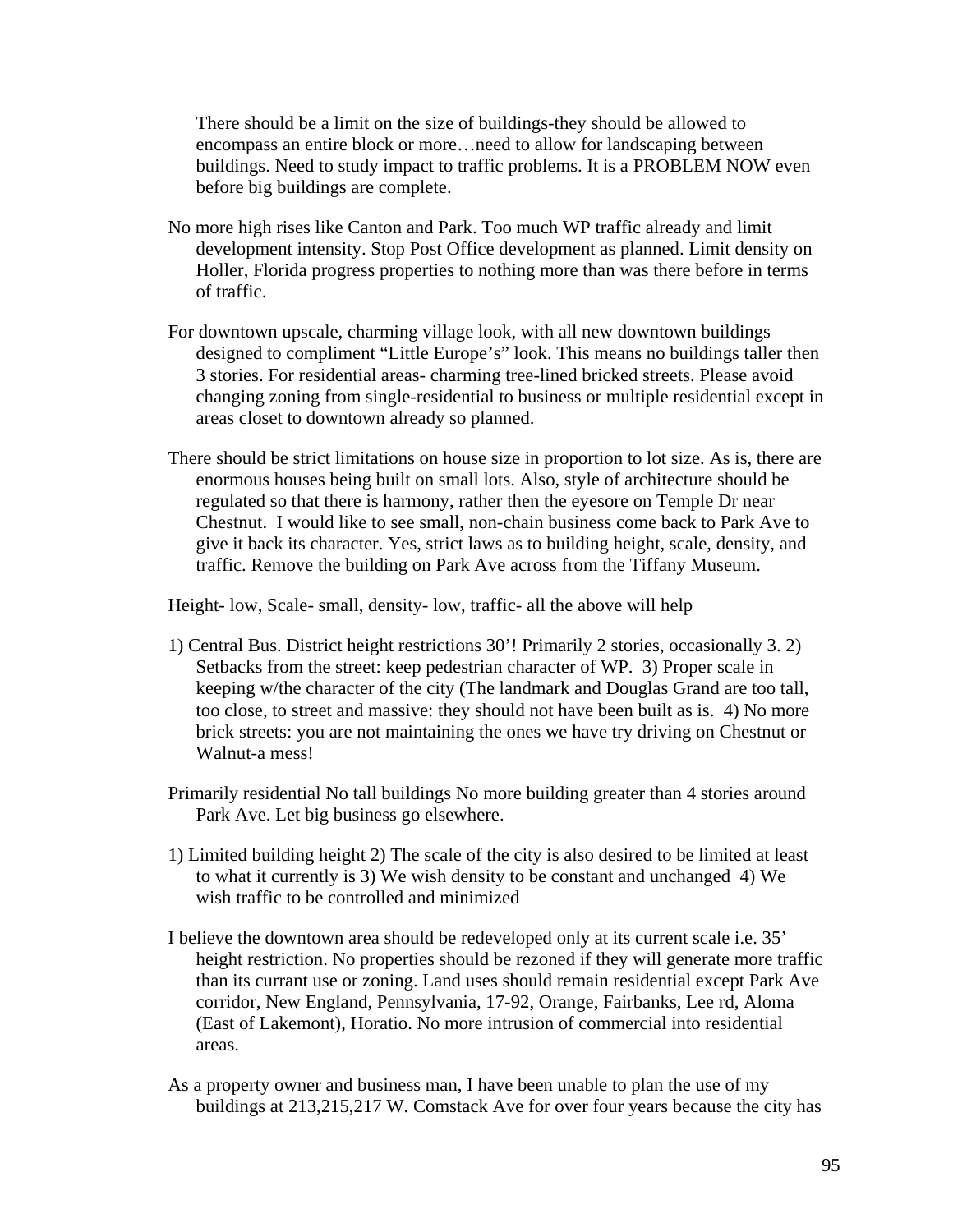There should be a limit on the size of buildings-they should be allowed to encompass an entire block or more…need to allow for landscaping between buildings. Need to study impact to traffic problems. It is a PROBLEM NOW even before big buildings are complete.

No more high rises like Canton and Park. Too much WP traffic already and limit development intensity. Stop Post Office development as planned. Limit density on Holler, Florida progress properties to nothing more than was there before in terms of traffic.

For downtown upscale, charming village look, with all new downtown buildings designed to compliment "Little Europe's" look. This means no buildings taller then 3 stories. For residential areas- charming tree-lined bricked streets. Please avoid changing zoning from single-residential to business or multiple residential except in areas closet to downtown already so planned.

There should be strict limitations on house size in proportion to lot size. As is, there are enormous houses being built on small lots. Also, style of architecture should be regulated so that there is harmony, rather then the eyesore on Temple Dr near Chestnut. I would like to see small, non-chain business come back to Park Ave to give it back its character. Yes, strict laws as to building height, scale, density, and traffic. Remove the building on Park Ave across from the Tiffany Museum.

Height- low, Scale- small, density- low, traffic- all the above will help

1) Central Bus. District height restrictions 30'! Primarily 2 stories, occasionally 3. 2) Setbacks from the street: keep pedestrian character of WP. 3) Proper scale in keeping w/the character of the city (The landmark and Douglas Grand are too tall, too close, to street and massive: they should not have been built as is. 4) No more brick streets: you are not maintaining the ones we have try driving on Chestnut or Walnut-a mess!

Primarily residential No tall buildings No more building greater than 4 stories around Park Ave. Let big business go elsewhere.

1) Limited building height 2) The scale of the city is also desired to be limited at least to what it currently is 3) We wish density to be constant and unchanged 4) We wish traffic to be controlled and minimized

I believe the downtown area should be redeveloped only at its current scale i.e. 35' height restriction. No properties should be rezoned if they will generate more traffic than its currant use or zoning. Land uses should remain residential except Park Ave corridor, New England, Pennsylvania, 17-92, Orange, Fairbanks, Lee rd, Aloma (East of Lakemont), Horatio. No more intrusion of commercial into residential areas.

As a property owner and business man, I have been unable to plan the use of my buildings at 213,215,217 W. Comstack Ave for over four years because the city has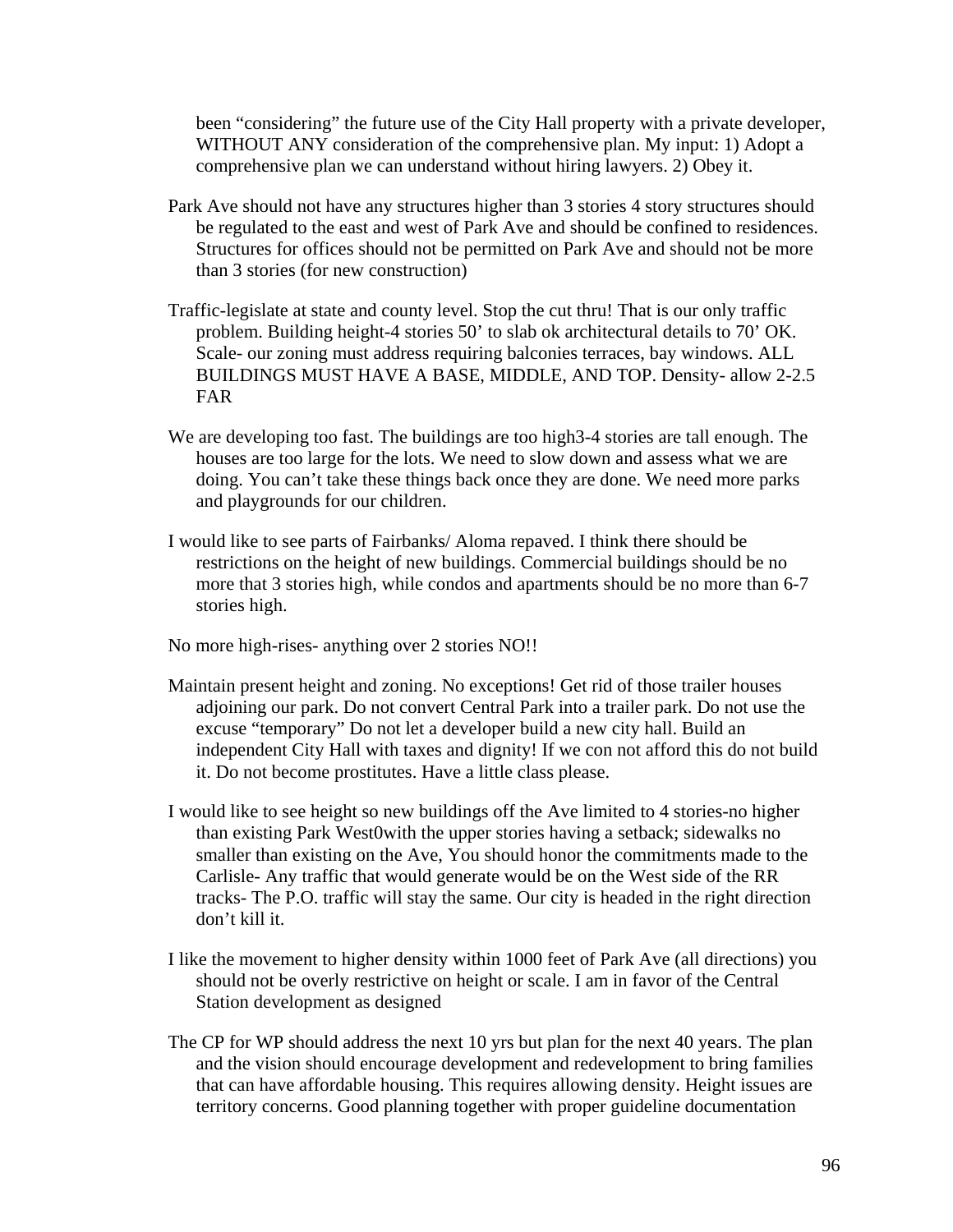been "considering" the future use of the City Hall property with a private developer, WITHOUT ANY consideration of the comprehensive plan. My input: 1) Adopt a comprehensive plan we can understand without hiring lawyers. 2) Obey it.

Park Ave should not have any structures higher than 3 stories 4 story structures should be regulated to the east and west of Park Ave and should be confined to residences. Structures for offices should not be permitted on Park Ave and should not be more than 3 stories (for new construction)

Traffic-legislate at state and county level. Stop the cut thru! That is our only traffic problem. Building height-4 stories 50' to slab ok architectural details to 70' OK. Scale- our zoning must address requiring balconies terraces, bay windows. ALL BUILDINGS MUST HAVE A BASE, MIDDLE, AND TOP. Density- allow 2-2.5 FAR

We are developing too fast. The buildings are too high3-4 stories are tall enough. The houses are too large for the lots. We need to slow down and assess what we are doing. You can't take these things back once they are done. We need more parks and playgrounds for our children.

I would like to see parts of Fairbanks/ Aloma repaved. I think there should be restrictions on the height of new buildings. Commercial buildings should be no more that 3 stories high, while condos and apartments should be no more than 6-7 stories high.

No more high-rises- anything over 2 stories NO!!

Maintain present height and zoning. No exceptions! Get rid of those trailer houses adjoining our park. Do not convert Central Park into a trailer park. Do not use the excuse "temporary" Do not let a developer build a new city hall. Build an independent City Hall with taxes and dignity! If we con not afford this do not build it. Do not become prostitutes. Have a little class please.

I would like to see height so new buildings off the Ave limited to 4 stories-no higher than existing Park West0with the upper stories having a setback; sidewalks no smaller than existing on the Ave, You should honor the commitments made to the Carlisle- Any traffic that would generate would be on the West side of the RR tracks- The P.O. traffic will stay the same. Our city is headed in the right direction don't kill it.

I like the movement to higher density within 1000 feet of Park Ave (all directions) you should not be overly restrictive on height or scale. I am in favor of the Central Station development as designed

The CP for WP should address the next 10 yrs but plan for the next 40 years. The plan and the vision should encourage development and redevelopment to bring families that can have affordable housing. This requires allowing density. Height issues are territory concerns. Good planning together with proper guideline documentation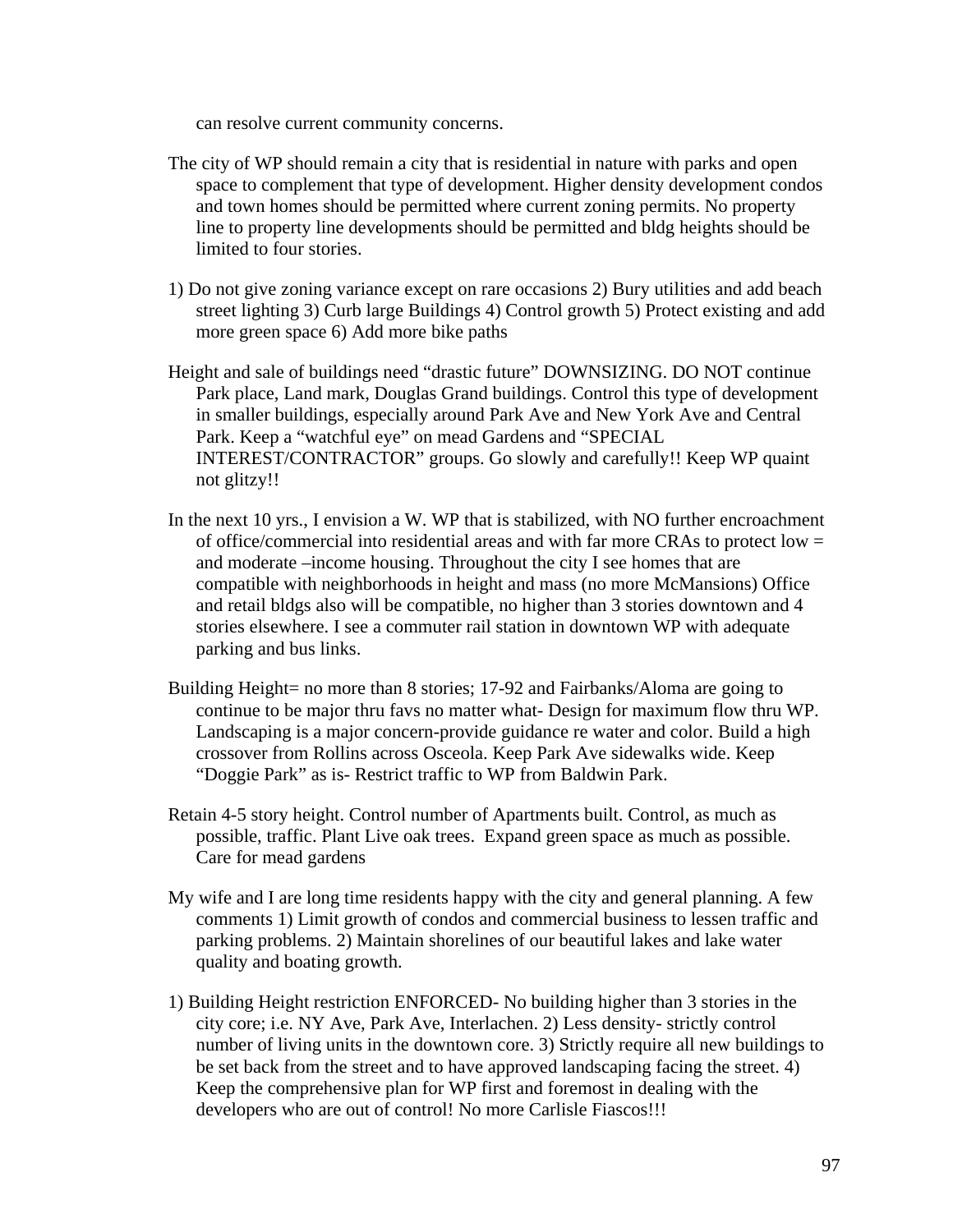can resolve current community concerns.

The city of WP should remain a city that is residential in nature with parks and open space to complement that type of development. Higher density development condos and town homes should be permitted where current zoning permits. No property line to property line developments should be permitted and bldg heights should be limited to four stories.

1) Do not give zoning variance except on rare occasions 2) Bury utilities and add beach street lighting 3) Curb large Buildings 4) Control growth 5) Protect existing and add more green space 6) Add more bike paths

Height and sale of buildings need "drastic future" DOWNSIZING. DO NOT continue Park place, Land mark, Douglas Grand buildings. Control this type of development in smaller buildings, especially around Park Ave and New York Ave and Central Park. Keep a "watchful eye" on mead Gardens and "SPECIAL INTEREST/CONTRACTOR" groups. Go slowly and carefully!! Keep WP quaint not glitzy!!

In the next 10 yrs., I envision a W. WP that is stabilized, with NO further encroachment of office/commercial into residential areas and with far more CRAs to protect low = and moderate –income housing. Throughout the city I see homes that are compatible with neighborhoods in height and mass (no more McMansions) Office and retail bldgs also will be compatible, no higher than 3 stories downtown and 4 stories elsewhere. I see a commuter rail station in downtown WP with adequate parking and bus links.

Building Height= no more than 8 stories; 17-92 and Fairbanks/Aloma are going to continue to be major thru favs no matter what- Design for maximum flow thru WP. Landscaping is a major concern-provide guidance re water and color. Build a high crossover from Rollins across Osceola. Keep Park Ave sidewalks wide. Keep "Doggie Park" as is- Restrict traffic to WP from Baldwin Park.

Retain 4-5 story height. Control number of Apartments built. Control, as much as possible, traffic. Plant Live oak trees. Expand green space as much as possible. Care for mead gardens

My wife and I are long time residents happy with the city and general planning. A few comments 1) Limit growth of condos and commercial business to lessen traffic and parking problems. 2) Maintain shorelines of our beautiful lakes and lake water quality and boating growth.

1) Building Height restriction ENFORCED- No building higher than 3 stories in the city core; i.e. NY Ave, Park Ave, Interlachen. 2) Less density- strictly control number of living units in the downtown core. 3) Strictly require all new buildings to be set back from the street and to have approved landscaping facing the street. 4) Keep the comprehensive plan for WP first and foremost in dealing with the developers who are out of control! No more Carlisle Fiascos!!!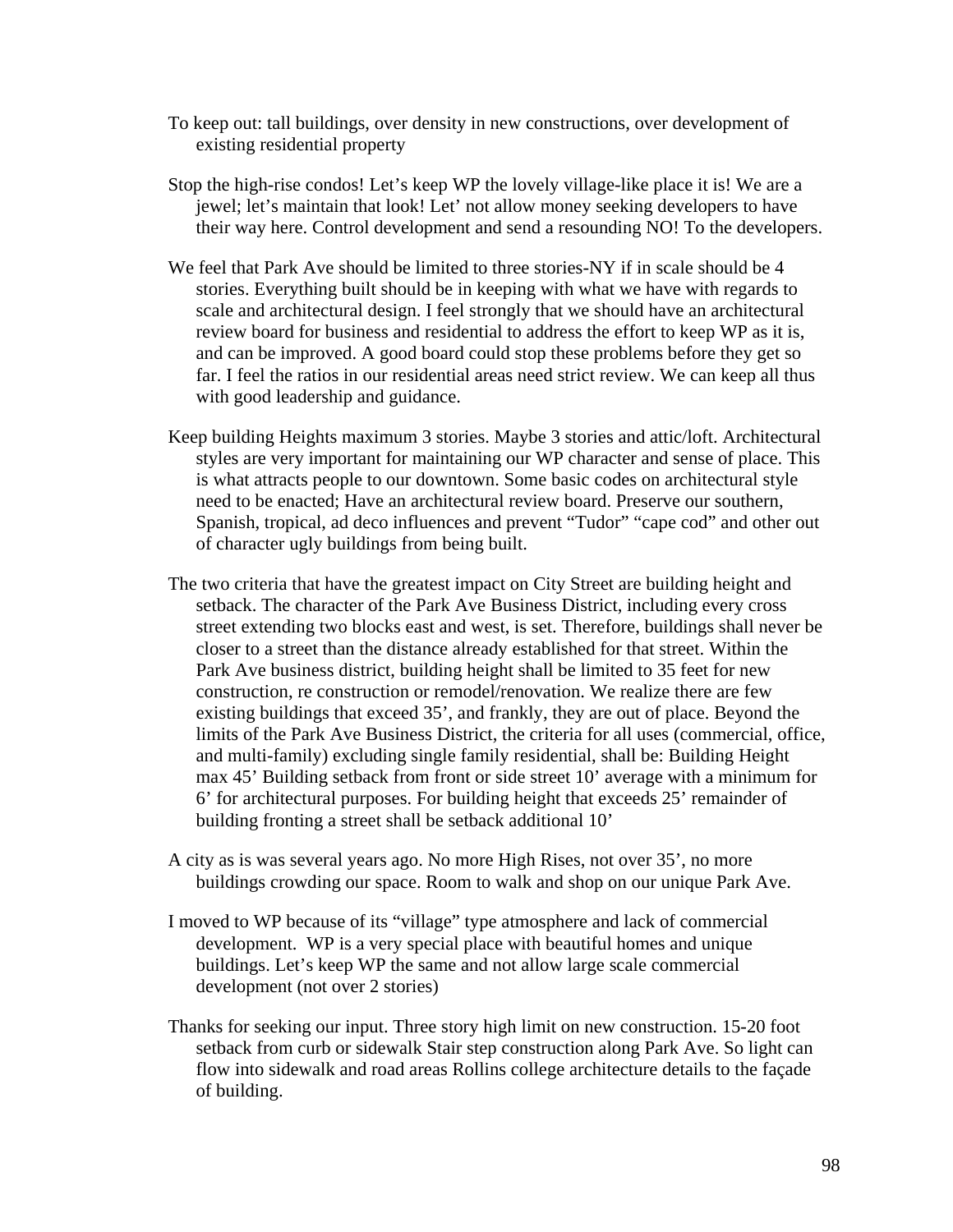To keep out: tall buildings, over density in new constructions, over development of existing residential property

Stop the high-rise condos! Let's keep WP the lovely village-like place it is! We are a jewel; let's maintain that look! Let' not allow money seeking developers to have their way here. Control development and send a resounding NO! To the developers.

We feel that Park Ave should be limited to three stories-NY if in scale should be 4 stories. Everything built should be in keeping with what we have with regards to scale and architectural design. I feel strongly that we should have an architectural review board for business and residential to address the effort to keep WP as it is, and can be improved. A good board could stop these problems before they get so far. I feel the ratios in our residential areas need strict review. We can keep all thus with good leadership and guidance.

Keep building Heights maximum 3 stories. Maybe 3 stories and attic/loft. Architectural styles are very important for maintaining our WP character and sense of place. This is what attracts people to our downtown. Some basic codes on architectural style need to be enacted; Have an architectural review board. Preserve our southern, Spanish, tropical, ad deco influences and prevent "Tudor" "cape cod" and other out of character ugly buildings from being built.

The two criteria that have the greatest impact on City Street are building height and setback. The character of the Park Ave Business District, including every cross street extending two blocks east and west, is set. Therefore, buildings shall never be closer to a street than the distance already established for that street. Within the Park Ave business district, building height shall be limited to 35 feet for new construction, re construction or remodel/renovation. We realize there are few existing buildings that exceed 35', and frankly, they are out of place. Beyond the limits of the Park Ave Business District, the criteria for all uses (commercial, office, and multi-family) excluding single family residential, shall be: Building Height max 45' Building setback from front or side street 10' average with a minimum for 6' for architectural purposes. For building height that exceeds 25' remainder of building fronting a street shall be setback additional 10'

A city as is was several years ago. No more High Rises, not over 35', no more buildings crowding our space. Room to walk and shop on our unique Park Ave.

I moved to WP because of its "village" type atmosphere and lack of commercial development. WP is a very special place with beautiful homes and unique buildings. Let's keep WP the same and not allow large scale commercial development (not over 2 stories)

Thanks for seeking our input. Three story high limit on new construction. 15-20 foot setback from curb or sidewalk Stair step construction along Park Ave. So light can flow into sidewalk and road areas Rollins college architecture details to the façade of building.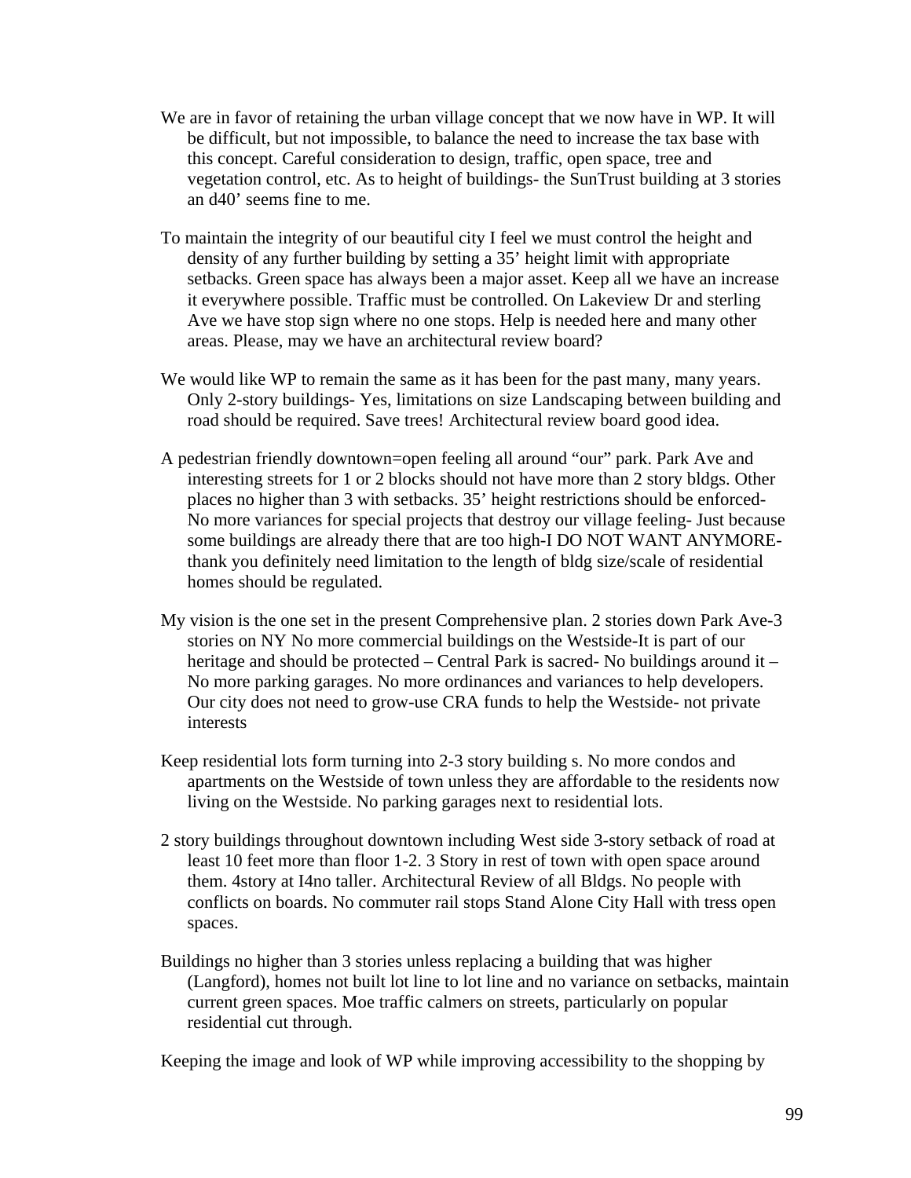We are in favor of retaining the urban village concept that we now have in WP. It will be difficult, but not impossible, to balance the need to increase the tax base with this concept. Careful consideration to design, traffic, open space, tree and vegetation control, etc. As to height of buildings- the SunTrust building at 3 stories an d40' seems fine to me.

To maintain the integrity of our beautiful city I feel we must control the height and density of any further building by setting a 35' height limit with appropriate setbacks. Green space has always been a major asset. Keep all we have an increase it everywhere possible. Traffic must be controlled. On Lakeview Dr and sterling Ave we have stop sign where no one stops. Help is needed here and many other areas. Please, may we have an architectural review board?

We would like WP to remain the same as it has been for the past many, many years. Only 2-story buildings- Yes, limitations on size Landscaping between building and road should be required. Save trees! Architectural review board good idea.

A pedestrian friendly downtown=open feeling all around "our" park. Park Ave and interesting streets for 1 or 2 blocks should not have more than 2 story bldgs. Other places no higher than 3 with setbacks. 35' height restrictions should be enforced- No more variances for special projects that destroy our village feeling- Just because some buildings are already there that are too high-I DO NOT WANT ANYMORE- thank you definitely need limitation to the length of bldg size/scale of residential homes should be regulated.

My vision is the one set in the present Comprehensive plan. 2 stories down Park Ave-3 stories on NY No more commercial buildings on the Westside-It is part of our heritage and should be protected – Central Park is sacred- No buildings around it – No more parking garages. No more ordinances and variances to help developers. Our city does not need to grow-use CRA funds to help the Westside- not private interests

Keep residential lots form turning into 2-3 story building s. No more condos and apartments on the Westside of town unless they are affordable to the residents now living on the Westside. No parking garages next to residential lots.

2 story buildings throughout downtown including West side 3-story setback of road at least 10 feet more than floor 1-2. 3 Story in rest of town with open space around them. 4story at I4no taller. Architectural Review of all Bldgs. No people with conflicts on boards. No commuter rail stops Stand Alone City Hall with tress open spaces.

Buildings no higher than 3 stories unless replacing a building that was higher (Langford), homes not built lot line to lot line and no variance on setbacks, maintain current green spaces. Moe traffic calmers on streets, particularly on popular residential cut through.

Keeping the image and look of WP while improving accessibility to the shopping by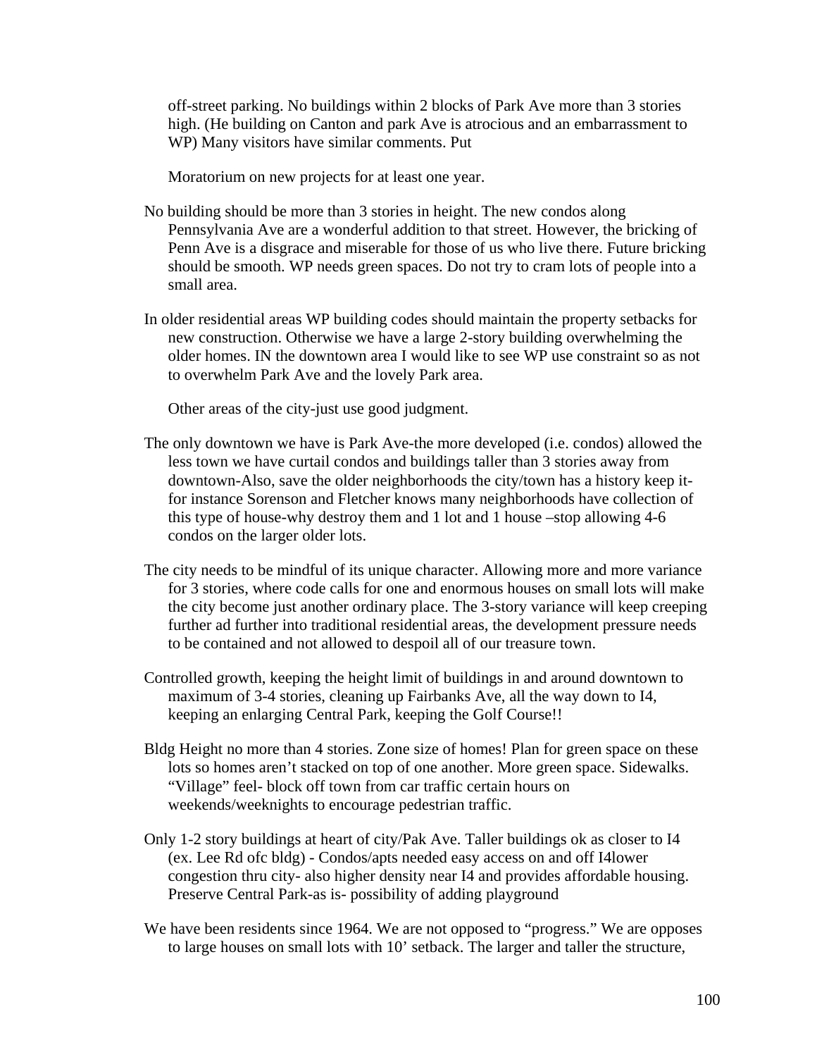off-street parking. No buildings within 2 blocks of Park Ave more than 3 stories high. (He building on Canton and park Ave is atrocious and an embarrassment to WP) Many visitors have similar comments. Put

Moratorium on new projects for at least one year.

No building should be more than 3 stories in height. The new condos along Pennsylvania Ave are a wonderful addition to that street. However, the bricking of Penn Ave is a disgrace and miserable for those of us who live there. Future bricking should be smooth. WP needs green spaces. Do not try to cram lots of people into a small area.

In older residential areas WP building codes should maintain the property setbacks for new construction. Otherwise we have a large 2-story building overwhelming the older homes. IN the downtown area I would like to see WP use constraint so as not to overwhelm Park Ave and the lovely Park area.

Other areas of the city-just use good judgment.

The only downtown we have is Park Ave-the more developed (i.e. condos) allowed the less town we have curtail condos and buildings taller than 3 stories away from downtown-Also, save the older neighborhoods the city/town has a history keep it-for instance Sorenson and Fletcher knows many neighborhoods have collection of this type of house-why destroy them and 1 lot and 1 house –stop allowing 4-6 condos on the larger older lots.

The city needs to be mindful of its unique character. Allowing more and more variance for 3 stories, where code calls for one and enormous houses on small lots will make the city become just another ordinary place. The 3-story variance will keep creeping further ad further into traditional residential areas, the development pressure needs to be contained and not allowed to despoil all of our treasure town.

Controlled growth, keeping the height limit of buildings in and around downtown to maximum of 3-4 stories, cleaning up Fairbanks Ave, all the way down to I4, keeping an enlarging Central Park, keeping the Golf Course!!

Bldg Height no more than 4 stories. Zone size of homes! Plan for green space on these lots so homes aren't stacked on top of one another. More green space. Sidewalks. "Village" feel- block off town from car traffic certain hours on weekends/weeknights to encourage pedestrian traffic.

Only 1-2 story buildings at heart of city/Pak Ave. Taller buildings ok as closer to I4 (ex. Lee Rd ofc bldg) - Condos/apts needed easy access on and off I4lower congestion thru city- also higher density near I4 and provides affordable housing. Preserve Central Park-as is- possibility of adding playground

We have been residents since 1964. We are not opposed to "progress." We are opposes to large houses on small lots with 10' setback. The larger and taller the structure,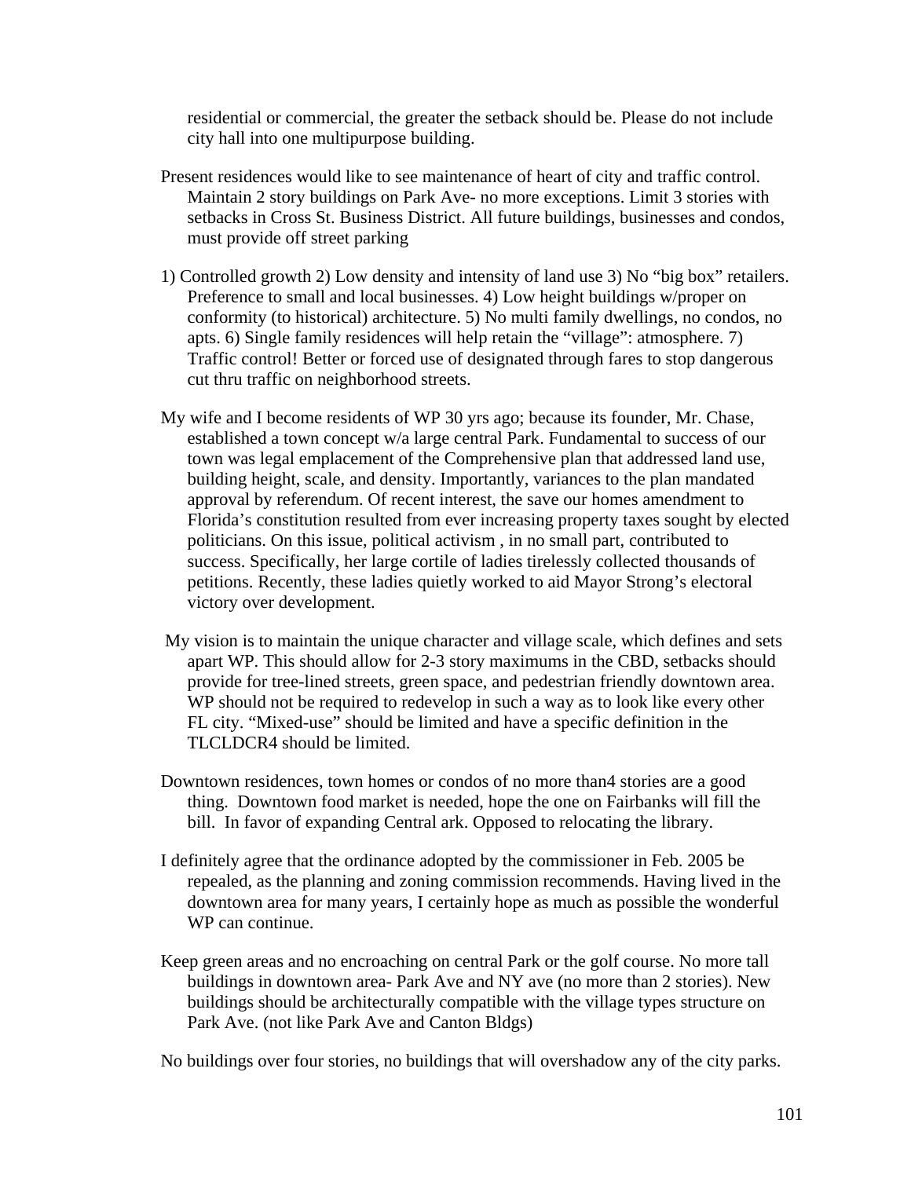residential or commercial, the greater the setback should be. Please do not include city hall into one multipurpose building.

Present residences would like to see maintenance of heart of city and traffic control. Maintain 2 story buildings on Park Ave- no more exceptions. Limit 3 stories with setbacks in Cross St. Business District. All future buildings, businesses and condos, must provide off street parking

1) Controlled growth 2) Low density and intensity of land use 3) No "big box" retailers. Preference to small and local businesses. 4) Low height buildings w/proper on conformity (to historical) architecture. 5) No multi family dwellings, no condos, no apts. 6) Single family residences will help retain the "village": atmosphere. 7) Traffic control! Better or forced use of designated through fares to stop dangerous cut thru traffic on neighborhood streets.

My wife and I become residents of WP 30 yrs ago; because its founder, Mr. Chase, established a town concept w/a large central Park. Fundamental to success of our town was legal emplacement of the Comprehensive plan that addressed land use, building height, scale, and density. Importantly, variances to the plan mandated approval by referendum. Of recent interest, the save our homes amendment to Florida's constitution resulted from ever increasing property taxes sought by elected politicians. On this issue, political activism , in no small part, contributed to success. Specifically, her large cortile of ladies tirelessly collected thousands of petitions. Recently, these ladies quietly worked to aid Mayor Strong's electoral victory over development.

My vision is to maintain the unique character and village scale, which defines and sets apart WP. This should allow for 2-3 story maximums in the CBD, setbacks should provide for tree-lined streets, green space, and pedestrian friendly downtown area. WP should not be required to redevelop in such a way as to look like every other FL city. "Mixed-use" should be limited and have a specific definition in the TLCLDCR4 should be limited.

Downtown residences, town homes or condos of no more than4 stories are a good thing. Downtown food market is needed, hope the one on Fairbanks will fill the bill. In favor of expanding Central ark. Opposed to relocating the library.

I definitely agree that the ordinance adopted by the commissioner in Feb. 2005 be repealed, as the planning and zoning commission recommends. Having lived in the downtown area for many years, I certainly hope as much as possible the wonderful WP can continue.

Keep green areas and no encroaching on central Park or the golf course. No more tall buildings in downtown area- Park Ave and NY ave (no more than 2 stories). New buildings should be architecturally compatible with the village types structure on Park Ave. (not like Park Ave and Canton Bldgs)

No buildings over four stories, no buildings that will overshadow any of the city parks.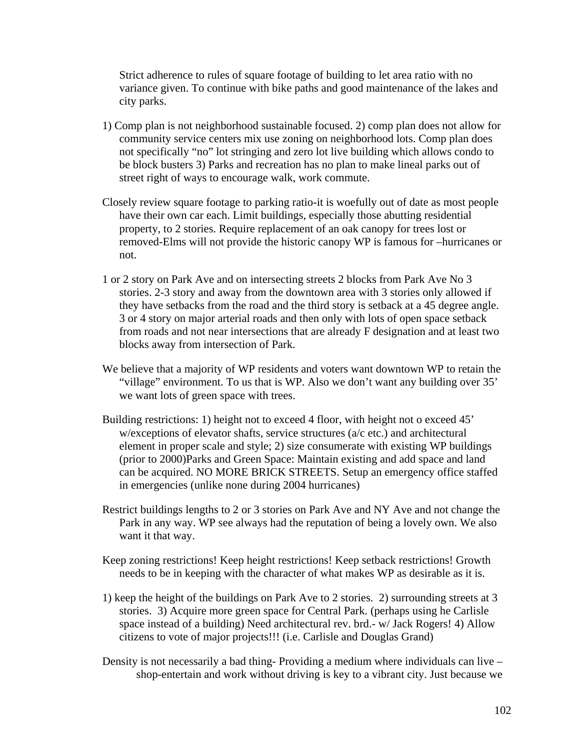Strict adherence to rules of square footage of building to let area ratio with no variance given. To continue with bike paths and good maintenance of the lakes and city parks.

1) Comp plan is not neighborhood sustainable focused. 2) comp plan does not allow for community service centers mix use zoning on neighborhood lots. Comp plan does not specifically "no" lot stringing and zero lot live building which allows condo to be block busters 3) Parks and recreation has no plan to make lineal parks out of street right of ways to encourage walk, work commute.

Closely review square footage to parking ratio-it is woefully out of date as most people have their own car each. Limit buildings, especially those abutting residential property, to 2 stories. Require replacement of an oak canopy for trees lost or removed-Elms will not provide the historic canopy WP is famous for –hurricanes or not.

1 or 2 story on Park Ave and on intersecting streets 2 blocks from Park Ave No 3 stories. 2-3 story and away from the downtown area with 3 stories only allowed if they have setbacks from the road and the third story is setback at a 45 degree angle. 3 or 4 story on major arterial roads and then only with lots of open space setback from roads and not near intersections that are already F designation and at least two blocks away from intersection of Park.

We believe that a majority of WP residents and voters want downtown WP to retain the "village" environment. To us that is WP. Also we don't want any building over 35' we want lots of green space with trees.

Building restrictions: 1) height not to exceed 4 floor, with height not o exceed 45' w/exceptions of elevator shafts, service structures (a/c etc.) and architectural element in proper scale and style; 2) size consumerate with existing WP buildings (prior to 2000)Parks and Green Space: Maintain existing and add space and land can be acquired. NO MORE BRICK STREETS. Setup an emergency office staffed in emergencies (unlike none during 2004 hurricanes)

Restrict buildings lengths to 2 or 3 stories on Park Ave and NY Ave and not change the Park in any way. WP see always had the reputation of being a lovely own. We also want it that way.

Keep zoning restrictions! Keep height restrictions! Keep setback restrictions! Growth needs to be in keeping with the character of what makes WP as desirable as it is.

1) keep the height of the buildings on Park Ave to 2 stories. 2) surrounding streets at 3 stories. 3) Acquire more green space for Central Park. (perhaps using he Carlisle space instead of a building) Need architectural rev. brd.- w/ Jack Rogers! 4) Allow citizens to vote of major projects!!! (i.e. Carlisle and Douglas Grand)

Density is not necessarily a bad thing- Providing a medium where individuals can live – shop-entertain and work without driving is key to a vibrant city. Just because we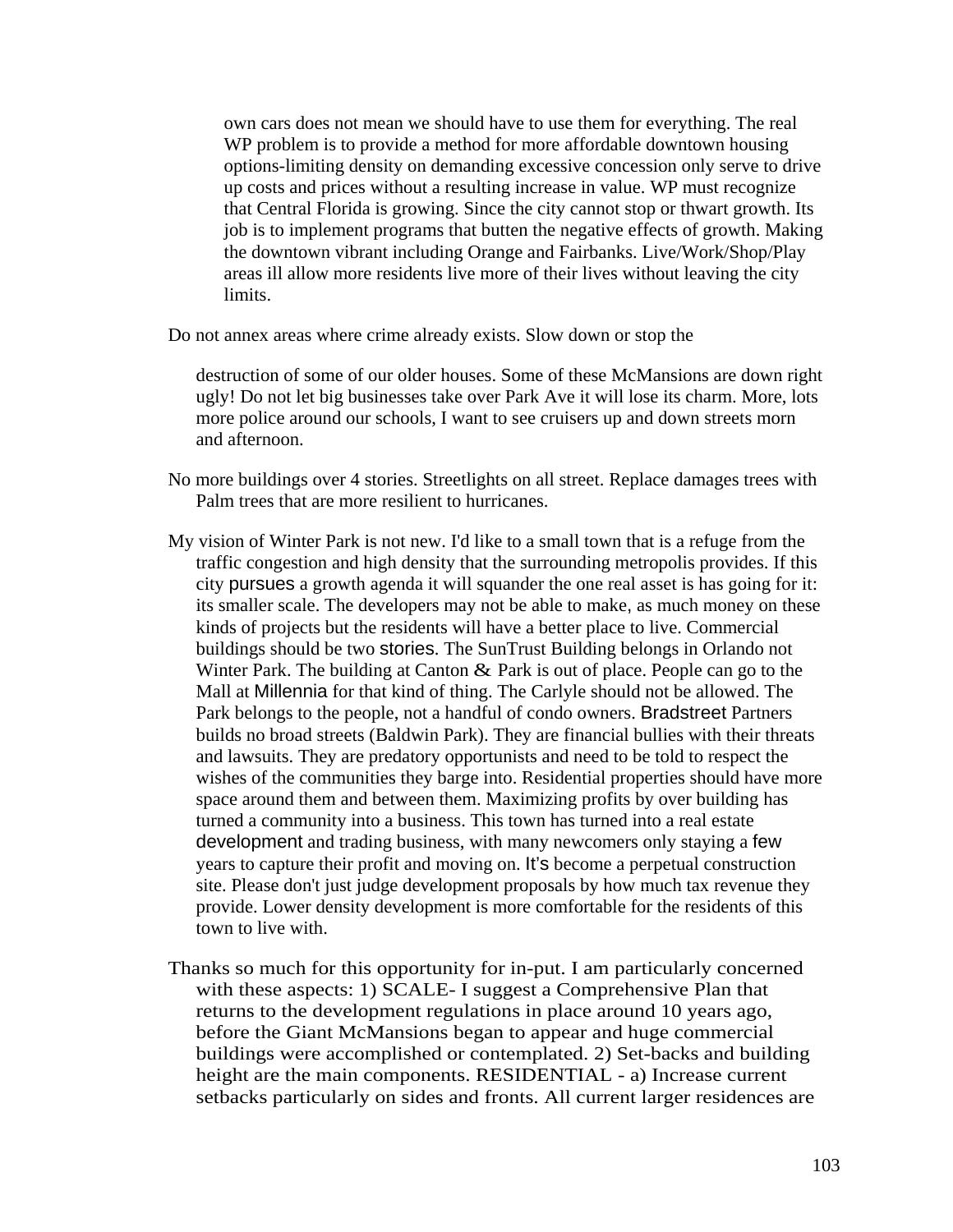own cars does not mean we should have to use them for everything. The real WP problem is to provide a method for more affordable downtown housing options-limiting density on demanding excessive concession only serve to drive up costs and prices without a resulting increase in value. WP must recognize that Central Florida is growing. Since the city cannot stop or thwart growth. Its job is to implement programs that butten the negative effects of growth. Making the downtown vibrant including Orange and Fairbanks. Live/Work/Shop/Play areas ill allow more residents live more of their lives without leaving the city limits.

Do not annex areas where crime already exists. Slow down or stop the destruction of some of our older houses. Some of these McMansions are down right ugly! Do not let big businesses take over Park Ave it will lose its charm. More, lots more police around our schools, I want to see cruisers up and down streets morn and afternoon.

No more buildings over 4 stories. Streetlights on all street. Replace damages trees with Palm trees that are more resilient to hurricanes.

My vision of Winter Park is not new. I'd like to a small town that is a refuge from the traffic congestion and high density that the surrounding metropolis provides. If this city pursues a growth agenda it will squander the one real asset is has going for it: its smaller scale. The developers may not be able to make, as much money on these kinds of projects but the residents will have a better place to live. Commercial buildings should be two stories. The SunTrust Building belongs in Orlando not Winter Park. The building at Canton & Park is out of place. People can go to the Mall at Millennia for that kind of thing. The Carlyle should not be allowed. The Park belongs to the people, not a handful of condo owners. Bradstreet Partners builds no broad streets (Baldwin Park). They are financial bullies with their threats and lawsuits. They are predatory opportunists and need to be told to respect the wishes of the communities they barge into. Residential properties should have more space around them and between them. Maximizing profits by over building has turned a community into a business. This town has turned into a real estate development and trading business, with many newcomers only staying a few years to capture their profit and moving on. It's become a perpetual construction site. Please don't just judge development proposals by how much tax revenue they provide. Lower density development is more comfortable for the residents of this town to live with.

Thanks so much for this opportunity for in-put. I am particularly concerned with these aspects: 1) SCALE- I suggest a Comprehensive Plan that returns to the development regulations in place around 10 years ago, before the Giant McMansions began to appear and huge commercial buildings were accomplished or contemplated. 2) Set-backs and building height are the main components. RESIDENTIAL - a) Increase current setbacks particularly on sides and fronts. All current larger residences are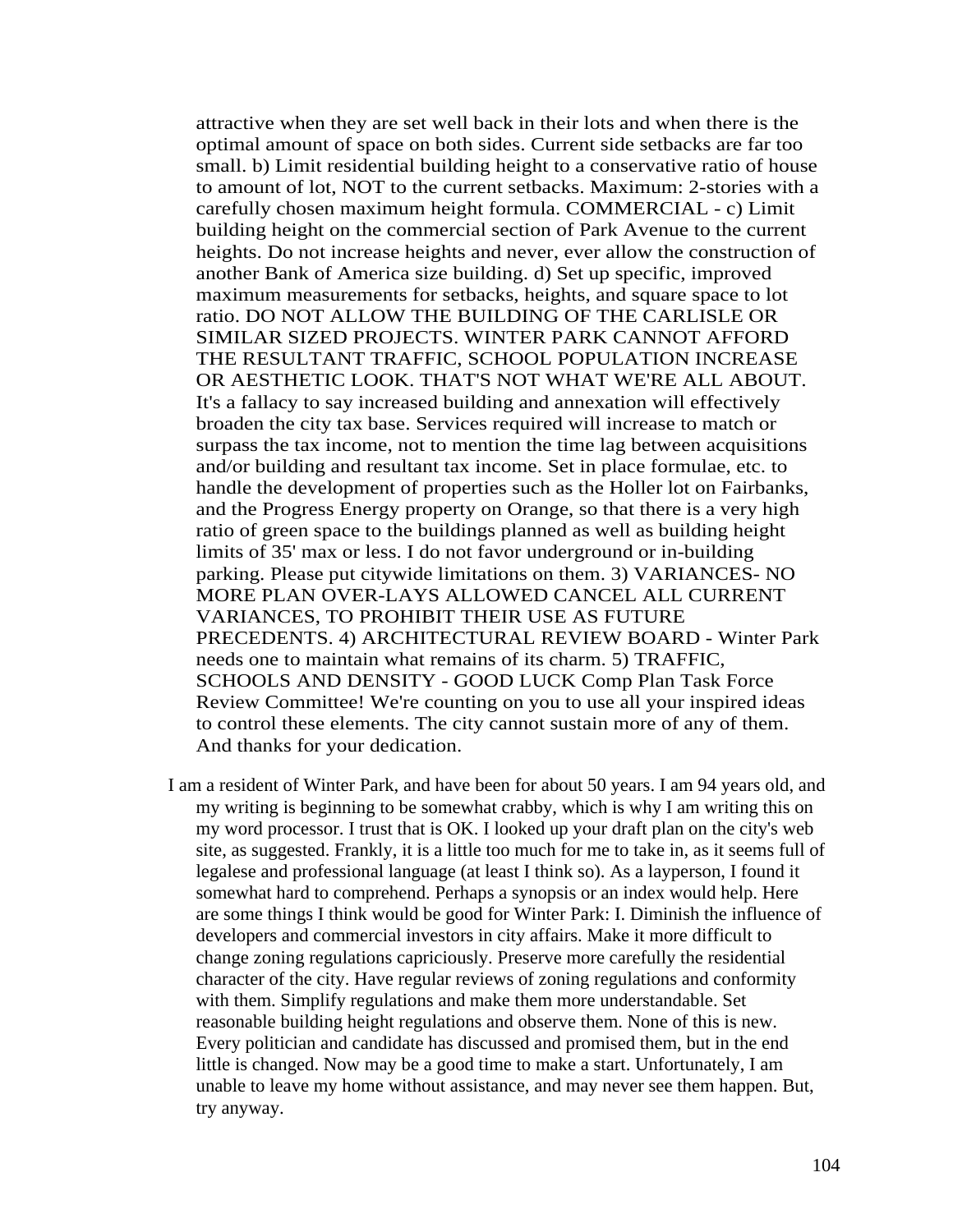attractive when they are set well back in their lots and when there is the optimal amount of space on both sides. Current side setbacks are far too small. b) Limit residential building height to a conservative ratio of house to amount of lot, NOT to the current setbacks. Maximum: 2-stories with a carefully chosen maximum height formula. COMMERCIAL - c) Limit building height on the commercial section of Park Avenue to the current heights. Do not increase heights and never, ever allow the construction of another Bank of America size building. d) Set up specific, improved maximum measurements for setbacks, heights, and square space to lot ratio. DO NOT ALLOW THE BUILDING OF THE CARLISLE OR SIMILAR SIZED PROJECTS. WINTER PARK CANNOT AFFORD THE RESULTANT TRAFFIC, SCHOOL POPULATION INCREASE OR AESTHETIC LOOK. THAT'S NOT WHAT WE'RE ALL ABOUT. It's a fallacy to say increased building and annexation will effectively broaden the city tax base. Services required will increase to match or surpass the tax income, not to mention the time lag between acquisitions and/or building and resultant tax income. Set in place formulae, etc. to handle the development of properties such as the Holler lot on Fairbanks, and the Progress Energy property on Orange, so that there is a very high ratio of green space to the buildings planned as well as building height limits of 35' max or less. I do not favor underground or in-building parking. Please put citywide limitations on them. 3) VARIANCES- NO MORE PLAN OVER-LAYS ALLOWED CANCEL ALL CURRENT VARIANCES, TO PROHIBIT THEIR USE AS FUTURE PRECEDENTS. 4) ARCHITECTURAL REVIEW BOARD - Winter Park needs one to maintain what remains of its charm. 5) TRAFFIC, SCHOOLS AND DENSITY - GOOD LUCK Comp Plan Task Force Review Committee! We're counting on you to use all your inspired ideas to control these elements. The city cannot sustain more of any of them. And thanks for your dedication.

I am a resident of Winter Park, and have been for about 50 years. I am 94 years old, and my writing is beginning to be somewhat crabby, which is why I am writing this on my word processor. I trust that is OK. I looked up your draft plan on the city's web site, as suggested. Frankly, it is a little too much for me to take in, as it seems full of legalese and professional language (at least I think so). As a layperson, I found it somewhat hard to comprehend. Perhaps a synopsis or an index would help. Here are some things I think would be good for Winter Park: I. Diminish the influence of developers and commercial investors in city affairs. Make it more difficult to change zoning regulations capriciously. Preserve more carefully the residential character of the city. Have regular reviews of zoning regulations and conformity with them. Simplify regulations and make them more understandable. Set reasonable building height regulations and observe them. None of this is new. Every politician and candidate has discussed and promised them, but in the end little is changed. Now may be a good time to make a start. Unfortunately, I am unable to leave my home without assistance, and may never see them happen. But, try anyway.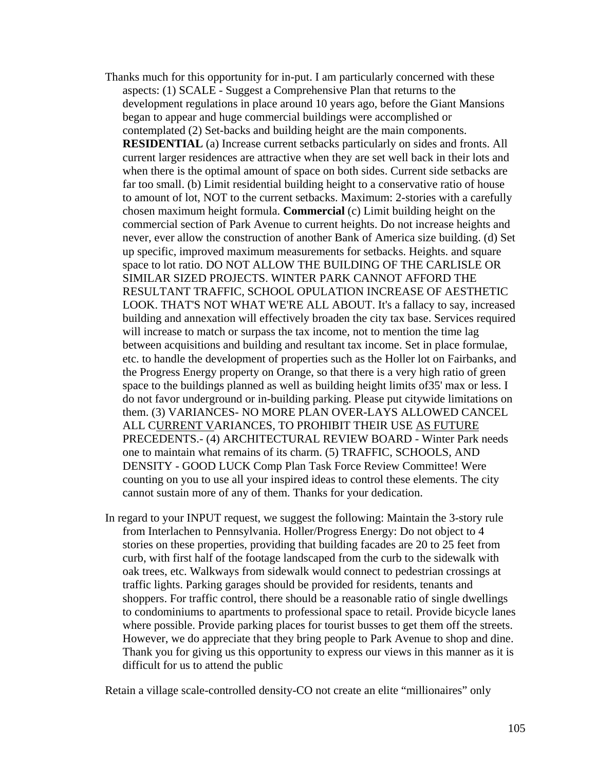Thanks much for this opportunity for in-put. I am particularly concerned with these aspects: (1) SCALE - Suggest a Comprehensive Plan that returns to the development regulations in place around 10 years ago, before the Giant Mansions began to appear and huge commercial buildings were accomplished or contemplated (2) Set-backs and building height are the main components. **RESIDENTIAL** (a) Increase current setbacks particularly on sides and fronts. All current larger residences are attractive when they are set well back in their lots and when there is the optimal amount of space on both sides. Current side setbacks are far too small. (b) Limit residential building height to a conservative ratio of house to amount of lot, NOT to the current setbacks. Maximum: 2-stories with a carefully chosen maximum height formula. **Commercial** (c) Limit building height on the commercial section of Park Avenue to current heights. Do not increase heights and never, ever allow the construction of another Bank of America size building. (d) Set up specific, improved maximum measurements for setbacks. Heights. and square space to lot ratio. DO NOT ALLOW THE BUILDING OF THE CARLISLE OR SIMILAR SIZED PROJECTS. WINTER PARK CANNOT AFFORD THE RESULTANT TRAFFIC, SCHOOL OPULATION INCREASE OF AESTHETIC LOOK. THAT'S NOT WHAT WE'RE ALL ABOUT. It's a fallacy to say, increased building and annexation will effectively broaden the city tax base. Services required will increase to match or surpass the tax income, not to mention the time lag between acquisitions and building and resultant tax income. Set in place formulae, etc. to handle the development of properties such as the Holler lot on Fairbanks, and the Progress Energy property on Orange, so that there is a very high ratio of green space to the buildings planned as well as building height limits of35' max or less. I do not favor underground or in-building parking. Please put citywide limitations on them. (3) VARIANCES- NO MORE PLAN OVER-LAYS ALLOWED CANCEL ALL CURRENT VARIANCES, TO PROHIBIT THEIR USE AS FUTURE PRECEDENTS.- (4) ARCHITECTURAL REVIEW BOARD - Winter Park needs one to maintain what remains of its charm. (5) TRAFFIC, SCHOOLS, AND DENSITY - GOOD LUCK Comp Plan Task Force Review Committee! Were counting on you to use all your inspired ideas to control these elements. The city cannot sustain more of any of them. Thanks for your dedication.

In regard to your INPUT request, we suggest the following: Maintain the 3-story rule from Interlachen to Pennsylvania. Holler/Progress Energy: Do not object to 4 stories on these properties, providing that building facades are 20 to 25 feet from curb, with first half of the footage landscaped from the curb to the sidewalk with oak trees, etc. Walkways from sidewalk would connect to pedestrian crossings at traffic lights. Parking garages should be provided for residents, tenants and shoppers. For traffic control, there should be a reasonable ratio of single dwellings to condominiums to apartments to professional space to retail. Provide bicycle lanes where possible. Provide parking places for tourist busses to get them off the streets. However, we do appreciate that they bring people to Park Avenue to shop and dine. Thank you for giving us this opportunity to express our views in this manner as it is difficult for us to attend the public

Retain a village scale-controlled density-CO not create an elite “millionaires” only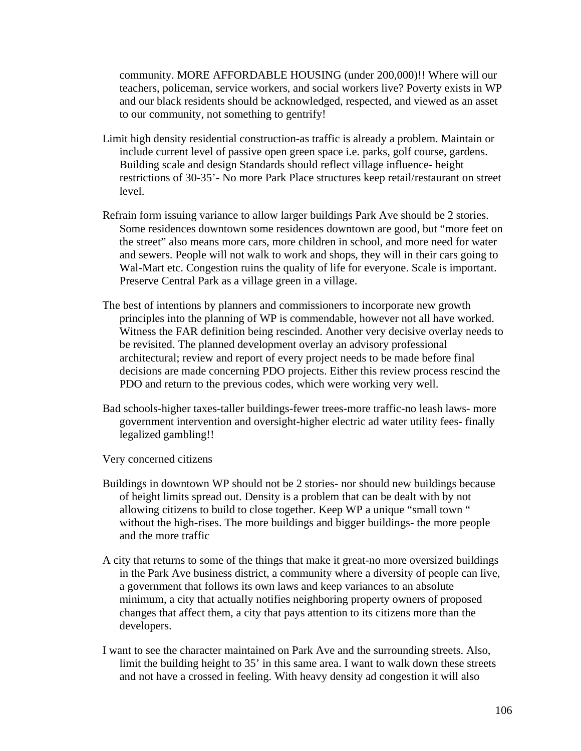community. MORE AFFORDABLE HOUSING (under 200,000)!! Where will our teachers, policeman, service workers, and social workers live? Poverty exists in WP and our black residents should be acknowledged, respected, and viewed as an asset to our community, not something to gentrify!

Limit high density residential construction-as traffic is already a problem. Maintain or include current level of passive open green space i.e. parks, golf course, gardens. Building scale and design Standards should reflect village influence- height restrictions of 30-35'- No more Park Place structures keep retail/restaurant on street level.

Refrain form issuing variance to allow larger buildings Park Ave should be 2 stories. Some residences downtown some residences downtown are good, but "more feet on the street" also means more cars, more children in school, and more need for water and sewers. People will not walk to work and shops, they will in their cars going to Wal-Mart etc. Congestion ruins the quality of life for everyone. Scale is important. Preserve Central Park as a village green in a village.

The best of intentions by planners and commissioners to incorporate new growth principles into the planning of WP is commendable, however not all have worked. Witness the FAR definition being rescinded. Another very decisive overlay needs to be revisited. The planned development overlay an advisory professional architectural; review and report of every project needs to be made before final decisions are made concerning PDO projects. Either this review process rescind the PDO and return to the previous codes, which were working very well.

Bad schools-higher taxes-taller buildings-fewer trees-more traffic-no leash laws- more government intervention and oversight-higher electric ad water utility fees- finally legalized gambling!!

Very concerned citizens

Buildings in downtown WP should not be 2 stories- nor should new buildings because of height limits spread out. Density is a problem that can be dealt with by not allowing citizens to build to close together. Keep WP a unique "small town " without the high-rises. The more buildings and bigger buildings- the more people and the more traffic

A city that returns to some of the things that make it great-no more oversized buildings in the Park Ave business district, a community where a diversity of people can live, a government that follows its own laws and keep variances to an absolute minimum, a city that actually notifies neighboring property owners of proposed changes that affect them, a city that pays attention to its citizens more than the developers.

I want to see the character maintained on Park Ave and the surrounding streets. Also, limit the building height to 35' in this same area. I want to walk down these streets and not have a crossed in feeling. With heavy density ad congestion it will also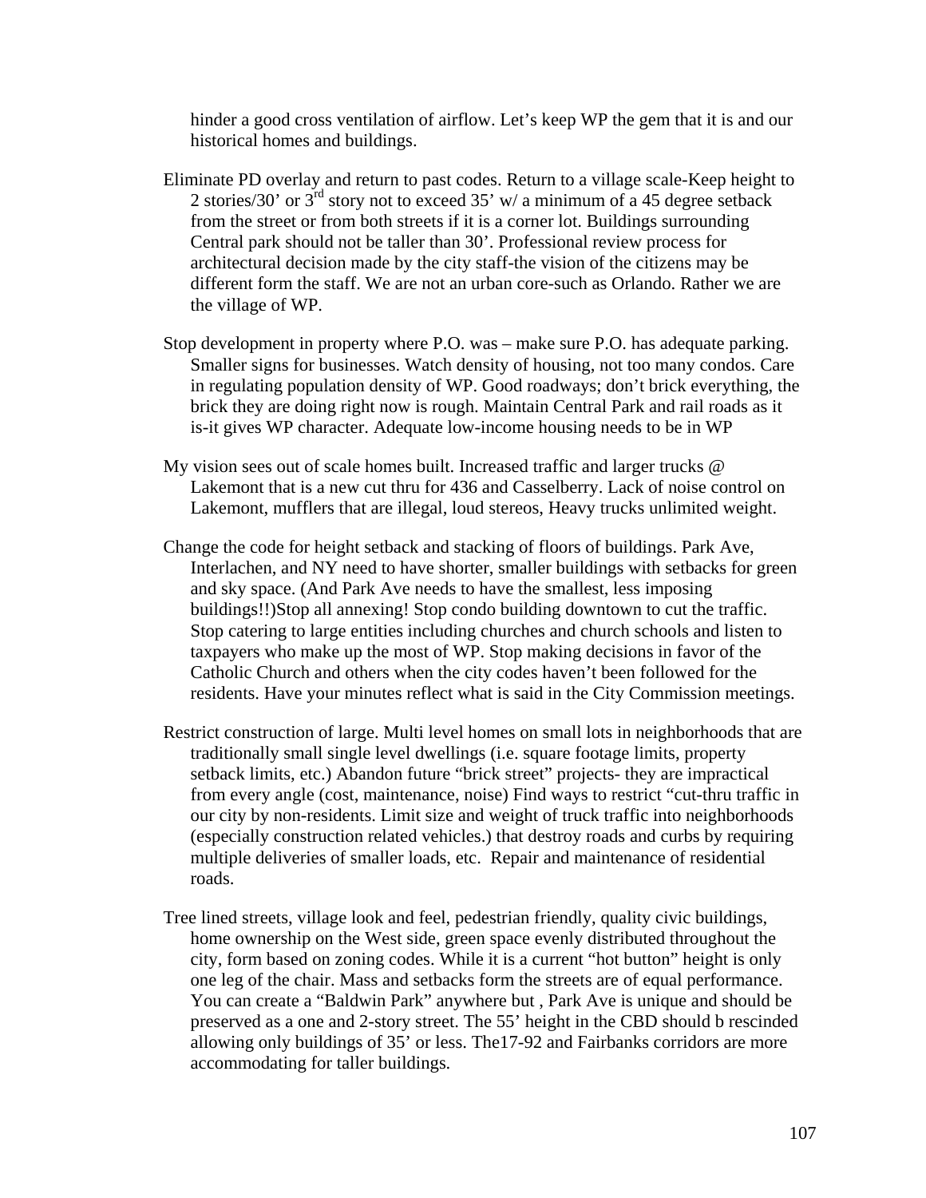hinder a good cross ventilation of airflow. Let's keep WP the gem that it is and our historical homes and buildings.

Eliminate PD overlay and return to past codes. Return to a village scale-Keep height to 2 stories/30' or 3rd story not to exceed 35' w/ a minimum of a 45 degree setback from the street or from both streets if it is a corner lot. Buildings surrounding Central park should not be taller than 30'. Professional review process for architectural decision made by the city staff-the vision of the citizens may be different form the staff. We are not an urban core-such as Orlando. Rather we are the village of WP.

Stop development in property where P.O. was – make sure P.O. has adequate parking. Smaller signs for businesses. Watch density of housing, not too many condos. Care in regulating population density of WP. Good roadways; don't brick everything, the brick they are doing right now is rough. Maintain Central Park and rail roads as it is-it gives WP character. Adequate low-income housing needs to be in WP

My vision sees out of scale homes built. Increased traffic and larger trucks @ Lakemont that is a new cut thru for 436 and Casselberry. Lack of noise control on Lakemont, mufflers that are illegal, loud stereos, Heavy trucks unlimited weight.

Change the code for height setback and stacking of floors of buildings. Park Ave, Interlachen, and NY need to have shorter, smaller buildings with setbacks for green and sky space. (And Park Ave needs to have the smallest, less imposing buildings!!)Stop all annexing! Stop condo building downtown to cut the traffic. Stop catering to large entities including churches and church schools and listen to taxpayers who make up the most of WP. Stop making decisions in favor of the Catholic Church and others when the city codes haven't been followed for the residents. Have your minutes reflect what is said in the City Commission meetings.

Restrict construction of large. Multi level homes on small lots in neighborhoods that are traditionally small single level dwellings (i.e. square footage limits, property setback limits, etc.) Abandon future "brick street" projects- they are impractical from every angle (cost, maintenance, noise) Find ways to restrict "cut-thru traffic in our city by non-residents. Limit size and weight of truck traffic into neighborhoods (especially construction related vehicles.) that destroy roads and curbs by requiring multiple deliveries of smaller loads, etc. Repair and maintenance of residential roads.

Tree lined streets, village look and feel, pedestrian friendly, quality civic buildings, home ownership on the West side, green space evenly distributed throughout the city, form based on zoning codes. While it is a current "hot button" height is only one leg of the chair. Mass and setbacks form the streets are of equal performance. You can create a "Baldwin Park" anywhere but , Park Ave is unique and should be preserved as a one and 2-story street. The 55' height in the CBD should b rescinded allowing only buildings of 35' or less. The17-92 and Fairbanks corridors are more accommodating for taller buildings.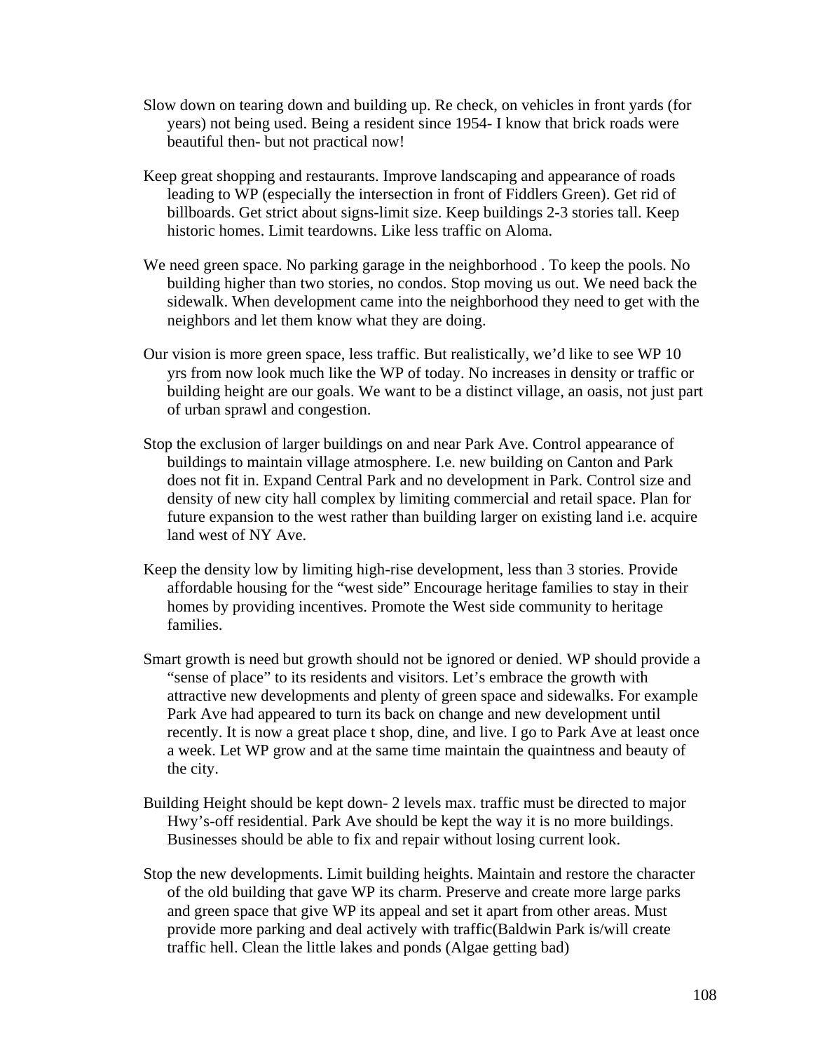Slow down on tearing down and building up. Re check, on vehicles in front yards (for years) not being used. Being a resident since 1954- I know that brick roads were beautiful then- but not practical now!

Keep great shopping and restaurants. Improve landscaping and appearance of roads leading to WP (especially the intersection in front of Fiddlers Green). Get rid of billboards. Get strict about signs-limit size. Keep buildings 2-3 stories tall. Keep historic homes. Limit teardowns. Like less traffic on Aloma.

We need green space. No parking garage in the neighborhood . To keep the pools. No building higher than two stories, no condos. Stop moving us out. We need back the sidewalk. When development came into the neighborhood they need to get with the neighbors and let them know what they are doing.

Our vision is more green space, less traffic. But realistically, we'd like to see WP 10 yrs from now look much like the WP of today. No increases in density or traffic or building height are our goals. We want to be a distinct village, an oasis, not just part of urban sprawl and congestion.

Stop the exclusion of larger buildings on and near Park Ave. Control appearance of buildings to maintain village atmosphere. I.e. new building on Canton and Park does not fit in. Expand Central Park and no development in Park. Control size and density of new city hall complex by limiting commercial and retail space. Plan for future expansion to the west rather than building larger on existing land i.e. acquire land west of NY Ave.

Keep the density low by limiting high-rise development, less than 3 stories. Provide affordable housing for the "west side" Encourage heritage families to stay in their homes by providing incentives. Promote the West side community to heritage families.

Smart growth is need but growth should not be ignored or denied. WP should provide a "sense of place" to its residents and visitors. Let's embrace the growth with attractive new developments and plenty of green space and sidewalks. For example Park Ave had appeared to turn its back on change and new development until recently. It is now a great place t shop, dine, and live. I go to Park Ave at least once a week. Let WP grow and at the same time maintain the quaintness and beauty of the city.

Building Height should be kept down- 2 levels max. traffic must be directed to major Hwy's-off residential. Park Ave should be kept the way it is no more buildings. Businesses should be able to fix and repair without losing current look.

Stop the new developments. Limit building heights. Maintain and restore the character of the old building that gave WP its charm. Preserve and create more large parks and green space that give WP its appeal and set it apart from other areas. Must provide more parking and deal actively with traffic(Baldwin Park is/will create traffic hell. Clean the little lakes and ponds (Algae getting bad)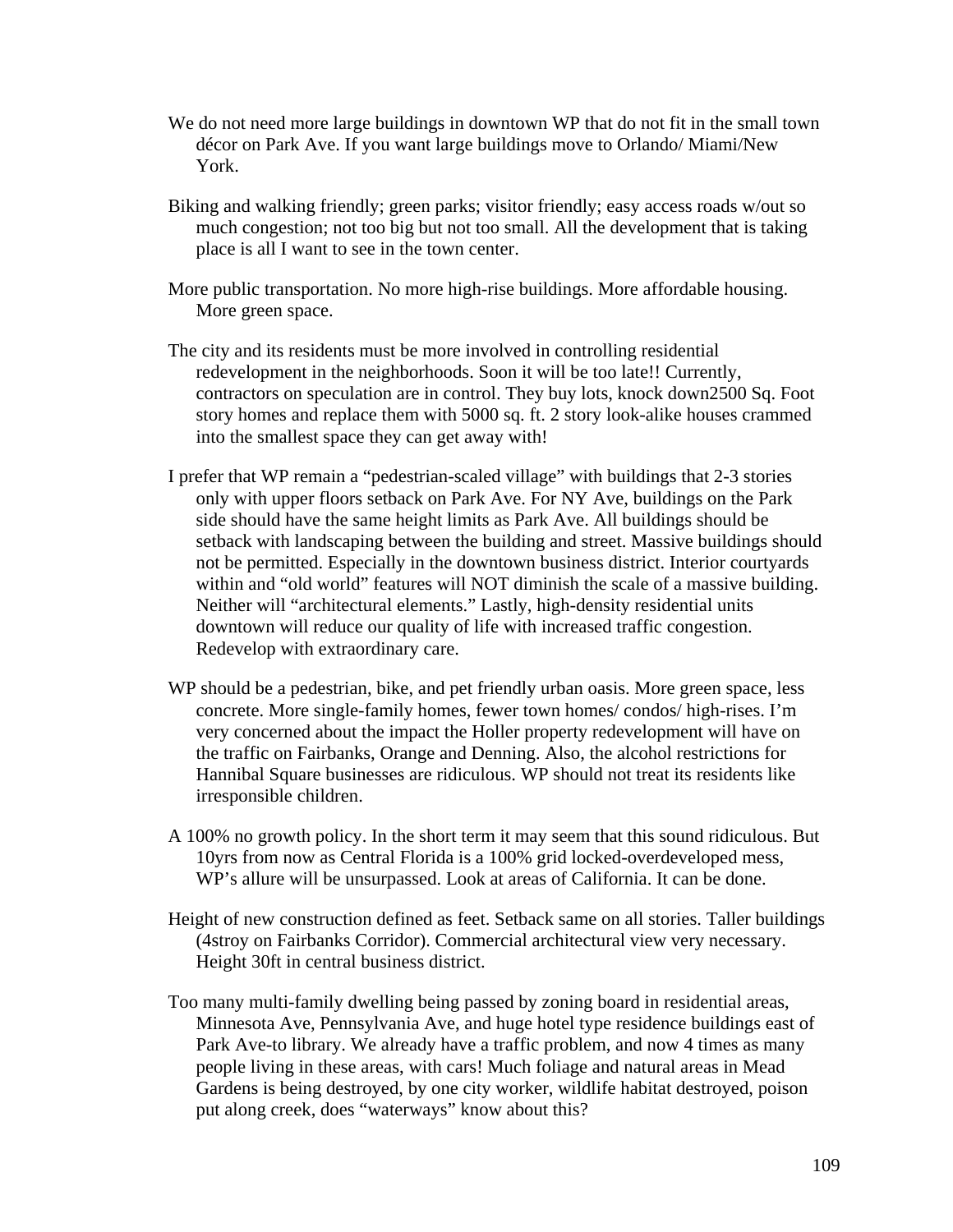We do not need more large buildings in downtown WP that do not fit in the small town décor on Park Ave. If you want large buildings move to Orlando/ Miami/New York.

Biking and walking friendly; green parks; visitor friendly; easy access roads w/out so much congestion; not too big but not too small. All the development that is taking place is all I want to see in the town center.

More public transportation. No more high-rise buildings. More affordable housing. More green space.

The city and its residents must be more involved in controlling residential redevelopment in the neighborhoods. Soon it will be too late!! Currently, contractors on speculation are in control. They buy lots, knock down2500 Sq. Foot story homes and replace them with 5000 sq. ft. 2 story look-alike houses crammed into the smallest space they can get away with!

I prefer that WP remain a "pedestrian-scaled village" with buildings that 2-3 stories only with upper floors setback on Park Ave. For NY Ave, buildings on the Park side should have the same height limits as Park Ave. All buildings should be setback with landscaping between the building and street. Massive buildings should not be permitted. Especially in the downtown business district. Interior courtyards within and "old world" features will NOT diminish the scale of a massive building. Neither will "architectural elements." Lastly, high-density residential units downtown will reduce our quality of life with increased traffic congestion. Redevelop with extraordinary care.

WP should be a pedestrian, bike, and pet friendly urban oasis. More green space, less concrete. More single-family homes, fewer town homes/ condos/ high-rises. I'm very concerned about the impact the Holler property redevelopment will have on the traffic on Fairbanks, Orange and Denning. Also, the alcohol restrictions for Hannibal Square businesses are ridiculous. WP should not treat its residents like irresponsible children.

A 100% no growth policy. In the short term it may seem that this sound ridiculous. But 10yrs from now as Central Florida is a 100% grid locked-overdeveloped mess, WP's allure will be unsurpassed. Look at areas of California. It can be done.

Height of new construction defined as feet. Setback same on all stories. Taller buildings (4stroy on Fairbanks Corridor). Commercial architectural view very necessary. Height 30ft in central business district.

Too many multi-family dwelling being passed by zoning board in residential areas, Minnesota Ave, Pennsylvania Ave, and huge hotel type residence buildings east of Park Ave-to library. We already have a traffic problem, and now 4 times as many people living in these areas, with cars! Much foliage and natural areas in Mead Gardens is being destroyed, by one city worker, wildlife habitat destroyed, poison put along creek, does "waterways" know about this?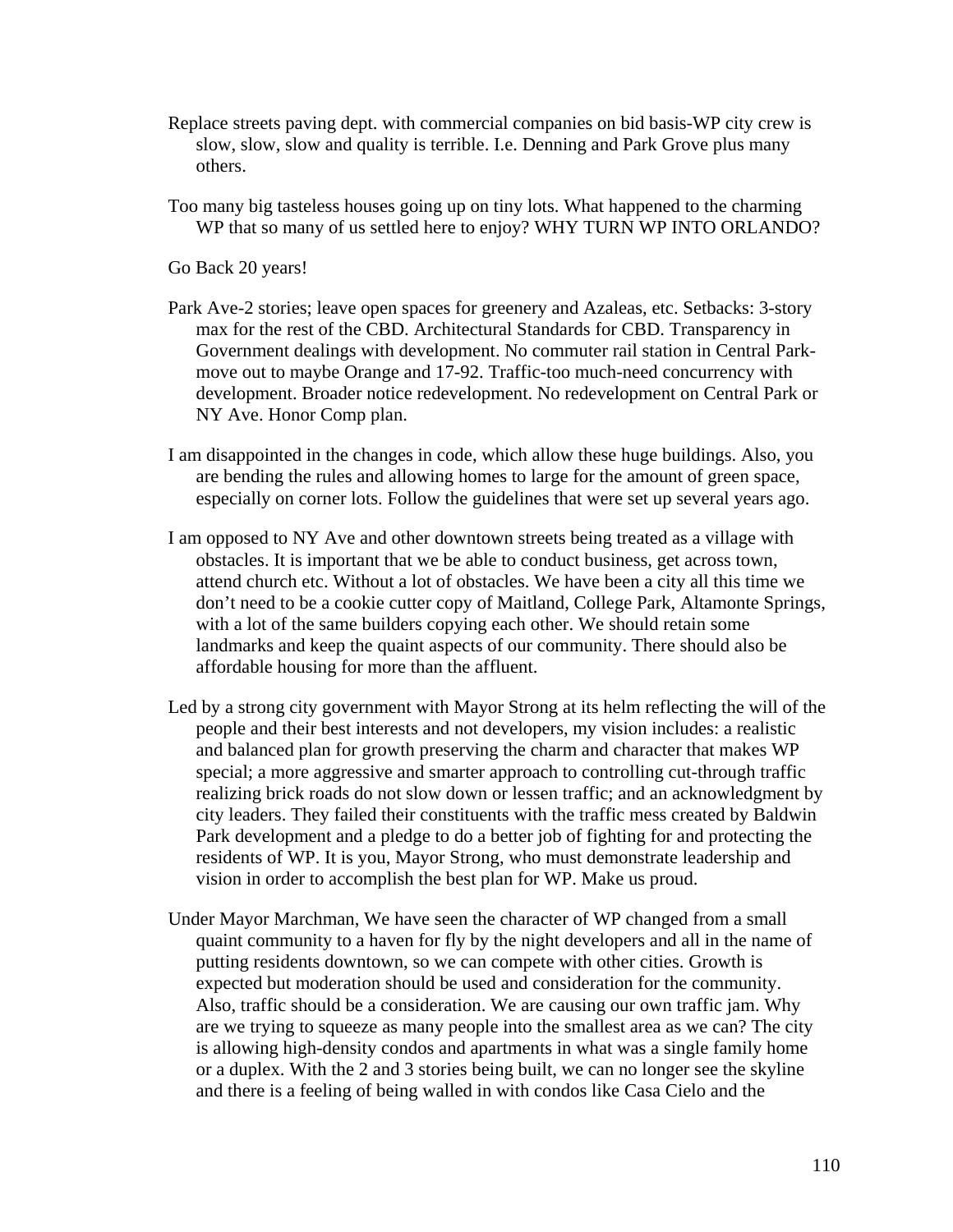Replace streets paving dept. with commercial companies on bid basis-WP city crew is slow, slow, slow and quality is terrible. I.e. Denning and Park Grove plus many others.

Too many big tasteless houses going up on tiny lots. What happened to the charming WP that so many of us settled here to enjoy? WHY TURN WP INTO ORLANDO?

Go Back 20 years!

Park Ave-2 stories; leave open spaces for greenery and Azaleas, etc. Setbacks: 3-story max for the rest of the CBD. Architectural Standards for CBD. Transparency in Government dealings with development. No commuter rail station in Central Park-move out to maybe Orange and 17-92. Traffic-too much-need concurrency with development. Broader notice redevelopment. No redevelopment on Central Park or NY Ave. Honor Comp plan.

I am disappointed in the changes in code, which allow these huge buildings. Also, you are bending the rules and allowing homes to large for the amount of green space, especially on corner lots. Follow the guidelines that were set up several years ago.

I am opposed to NY Ave and other downtown streets being treated as a village with obstacles. It is important that we be able to conduct business, get across town, attend church etc. Without a lot of obstacles. We have been a city all this time we don't need to be a cookie cutter copy of Maitland, College Park, Altamonte Springs, with a lot of the same builders copying each other. We should retain some landmarks and keep the quaint aspects of our community. There should also be affordable housing for more than the affluent.

Led by a strong city government with Mayor Strong at its helm reflecting the will of the people and their best interests and not developers, my vision includes: a realistic and balanced plan for growth preserving the charm and character that makes WP special; a more aggressive and smarter approach to controlling cut-through traffic realizing brick roads do not slow down or lessen traffic; and an acknowledgment by city leaders. They failed their constituents with the traffic mess created by Baldwin Park development and a pledge to do a better job of fighting for and protecting the residents of WP. It is you, Mayor Strong, who must demonstrate leadership and vision in order to accomplish the best plan for WP. Make us proud.

Under Mayor Marchman, We have seen the character of WP changed from a small quaint community to a haven for fly by the night developers and all in the name of putting residents downtown, so we can compete with other cities. Growth is expected but moderation should be used and consideration for the community. Also, traffic should be a consideration. We are causing our own traffic jam. Why are we trying to squeeze as many people into the smallest area as we can? The city is allowing high-density condos and apartments in what was a single family home or a duplex. With the 2 and 3 stories being built, we can no longer see the skyline and there is a feeling of being walled in with condos like Casa Cielo and the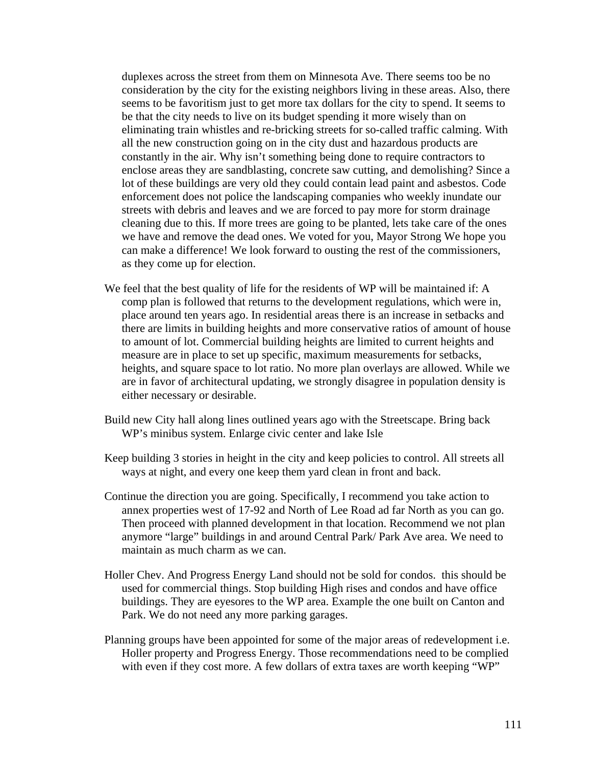duplexes across the street from them on Minnesota Ave. There seems too be no consideration by the city for the existing neighbors living in these areas. Also, there seems to be favoritism just to get more tax dollars for the city to spend. It seems to be that the city needs to live on its budget spending it more wisely than on eliminating train whistles and re-bricking streets for so-called traffic calming. With all the new construction going on in the city dust and hazardous products are constantly in the air. Why isn't something being done to require contractors to enclose areas they are sandblasting, concrete saw cutting, and demolishing? Since a lot of these buildings are very old they could contain lead paint and asbestos. Code enforcement does not police the landscaping companies who weekly inundate our streets with debris and leaves and we are forced to pay more for storm drainage cleaning due to this. If more trees are going to be planted, lets take care of the ones we have and remove the dead ones. We voted for you, Mayor Strong We hope you can make a difference! We look forward to ousting the rest of the commissioners, as they come up for election.

We feel that the best quality of life for the residents of WP will be maintained if: A comp plan is followed that returns to the development regulations, which were in, place around ten years ago. In residential areas there is an increase in setbacks and there are limits in building heights and more conservative ratios of amount of house to amount of lot. Commercial building heights are limited to current heights and measure are in place to set up specific, maximum measurements for setbacks, heights, and square space to lot ratio. No more plan overlays are allowed. While we are in favor of architectural updating, we strongly disagree in population density is either necessary or desirable.

Build new City hall along lines outlined years ago with the Streetscape. Bring back WP's minibus system. Enlarge civic center and lake Isle

Keep building 3 stories in height in the city and keep policies to control. All streets all ways at night, and every one keep them yard clean in front and back.

Continue the direction you are going. Specifically, I recommend you take action to annex properties west of 17-92 and North of Lee Road ad far North as you can go. Then proceed with planned development in that location. Recommend we not plan anymore "large" buildings in and around Central Park/ Park Ave area. We need to maintain as much charm as we can.

Holler Chev. And Progress Energy Land should not be sold for condos. this should be used for commercial things. Stop building High rises and condos and have office buildings. They are eyesores to the WP area. Example the one built on Canton and Park. We do not need any more parking garages.

Planning groups have been appointed for some of the major areas of redevelopment i.e. Holler property and Progress Energy. Those recommendations need to be complied with even if they cost more. A few dollars of extra taxes are worth keeping "WP"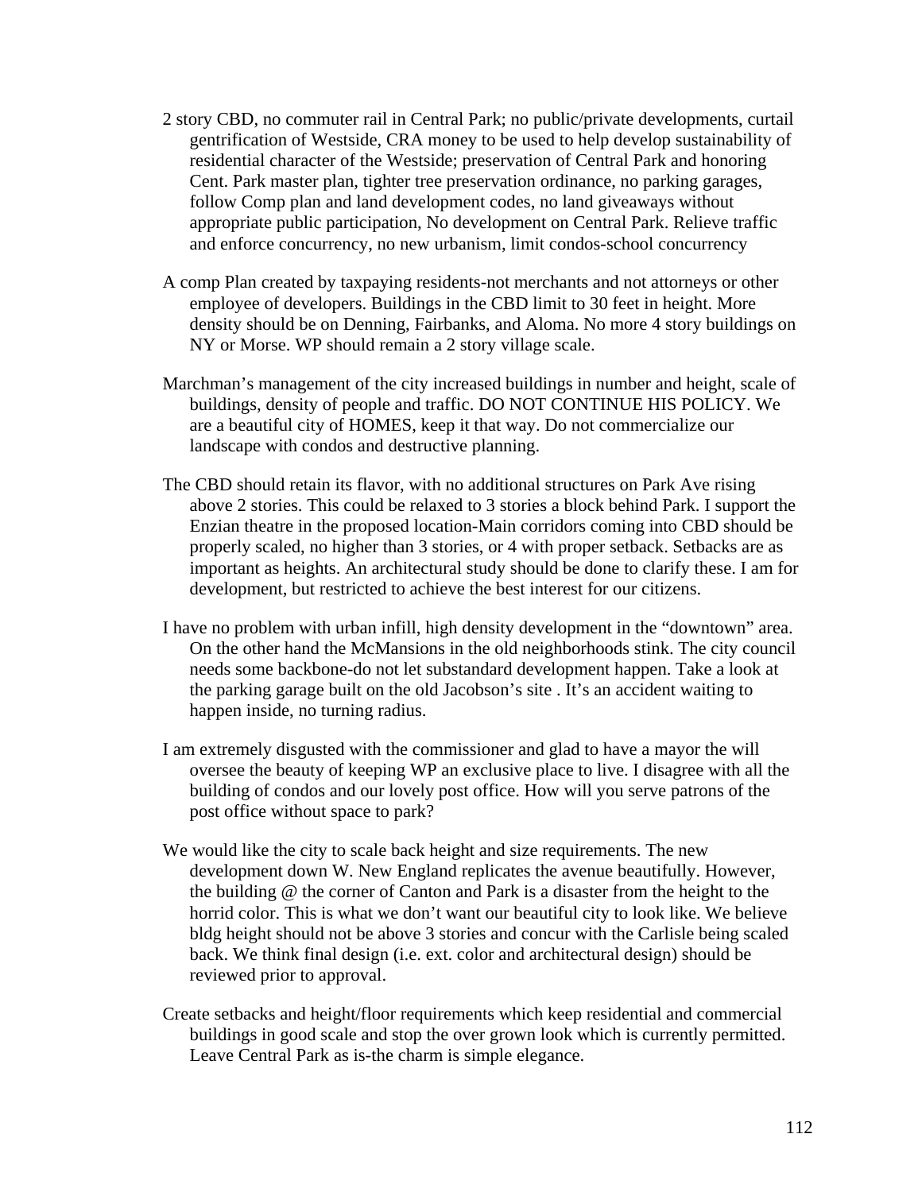2 story CBD, no commuter rail in Central Park; no public/private developments, curtail gentrification of Westside, CRA money to be used to help develop sustainability of residential character of the Westside; preservation of Central Park and honoring Cent. Park master plan, tighter tree preservation ordinance, no parking garages, follow Comp plan and land development codes, no land giveaways without appropriate public participation, No development on Central Park. Relieve traffic and enforce concurrency, no new urbanism, limit condos-school concurrency

A comp Plan created by taxpaying residents-not merchants and not attorneys or other employee of developers. Buildings in the CBD limit to 30 feet in height. More density should be on Denning, Fairbanks, and Aloma. No more 4 story buildings on NY or Morse. WP should remain a 2 story village scale.

Marchman's management of the city increased buildings in number and height, scale of buildings, density of people and traffic. DO NOT CONTINUE HIS POLICY. We are a beautiful city of HOMES, keep it that way. Do not commercialize our landscape with condos and destructive planning.

The CBD should retain its flavor, with no additional structures on Park Ave rising above 2 stories. This could be relaxed to 3 stories a block behind Park. I support the Enzian theatre in the proposed location-Main corridors coming into CBD should be properly scaled, no higher than 3 stories, or 4 with proper setback. Setbacks are as important as heights. An architectural study should be done to clarify these. I am for development, but restricted to achieve the best interest for our citizens.

I have no problem with urban infill, high density development in the "downtown" area. On the other hand the McMansions in the old neighborhoods stink. The city council needs some backbone-do not let substandard development happen. Take a look at the parking garage built on the old Jacobson's site . It's an accident waiting to happen inside, no turning radius.

I am extremely disgusted with the commissioner and glad to have a mayor the will oversee the beauty of keeping WP an exclusive place to live. I disagree with all the building of condos and our lovely post office. How will you serve patrons of the post office without space to park?

We would like the city to scale back height and size requirements. The new development down W. New England replicates the avenue beautifully. However, the building @ the corner of Canton and Park is a disaster from the height to the horrid color. This is what we don't want our beautiful city to look like. We believe bldg height should not be above 3 stories and concur with the Carlisle being scaled back. We think final design (i.e. ext. color and architectural design) should be reviewed prior to approval.

Create setbacks and height/floor requirements which keep residential and commercial buildings in good scale and stop the over grown look which is currently permitted. Leave Central Park as is-the charm is simple elegance.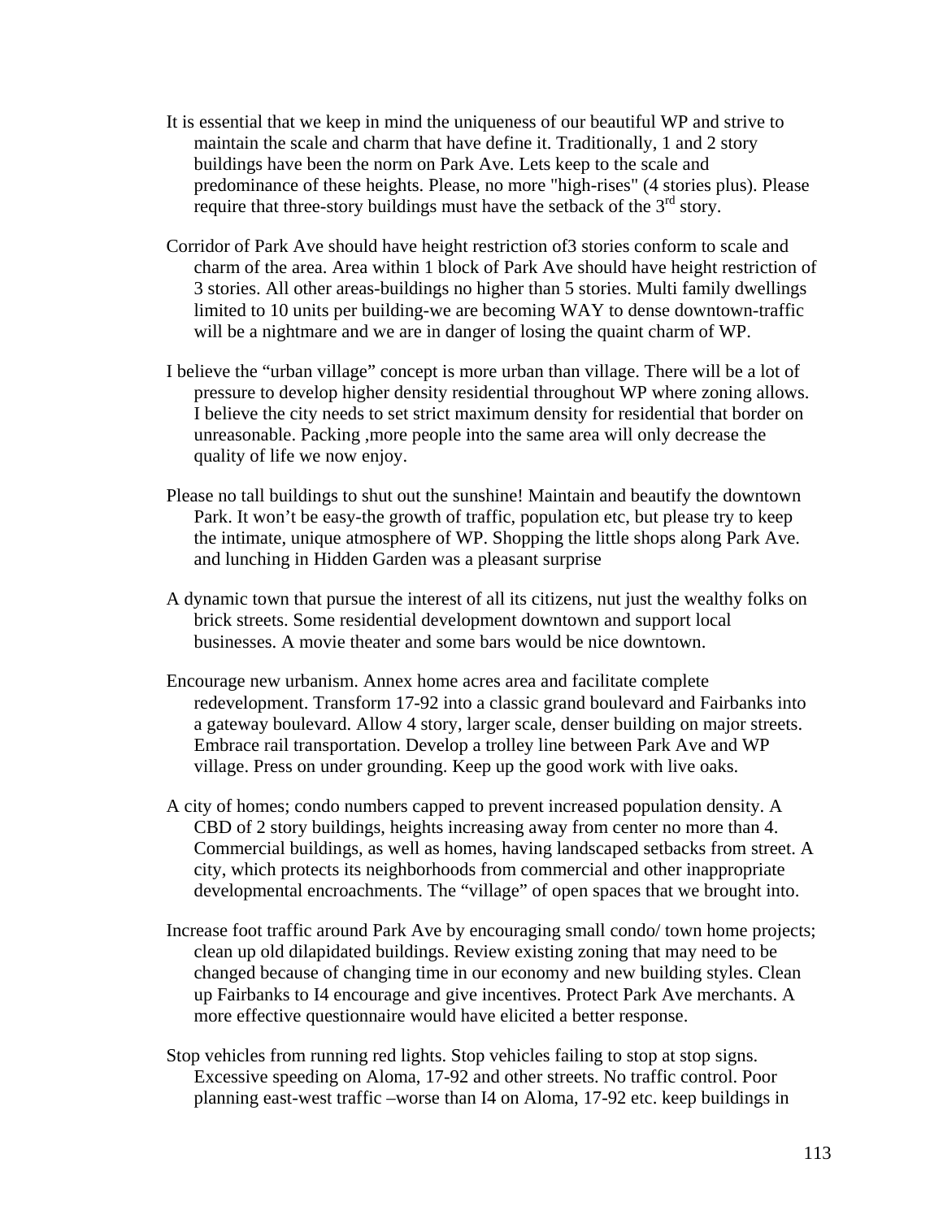It is essential that we keep in mind the uniqueness of our beautiful WP and strive to maintain the scale and charm that have define it. Traditionally, 1 and 2 story buildings have been the norm on Park Ave. Lets keep to the scale and predominance of these heights. Please, no more "high-rises" (4 stories plus). Please require that three-story buildings must have the setback of the 3rd story.

Corridor of Park Ave should have height restriction of3 stories conform to scale and charm of the area. Area within 1 block of Park Ave should have height restriction of 3 stories. All other areas-buildings no higher than 5 stories. Multi family dwellings limited to 10 units per building-we are becoming WAY to dense downtown-traffic will be a nightmare and we are in danger of losing the quaint charm of WP.

I believe the "urban village" concept is more urban than village. There will be a lot of pressure to develop higher density residential throughout WP where zoning allows. I believe the city needs to set strict maximum density for residential that border on unreasonable. Packing ,more people into the same area will only decrease the quality of life we now enjoy.

Please no tall buildings to shut out the sunshine! Maintain and beautify the downtown Park. It won't be easy-the growth of traffic, population etc, but please try to keep the intimate, unique atmosphere of WP. Shopping the little shops along Park Ave. and lunching in Hidden Garden was a pleasant surprise

A dynamic town that pursue the interest of all its citizens, nut just the wealthy folks on brick streets. Some residential development downtown and support local businesses. A movie theater and some bars would be nice downtown.

Encourage new urbanism. Annex home acres area and facilitate complete redevelopment. Transform 17-92 into a classic grand boulevard and Fairbanks into a gateway boulevard. Allow 4 story, larger scale, denser building on major streets. Embrace rail transportation. Develop a trolley line between Park Ave and WP village. Press on under grounding. Keep up the good work with live oaks.

A city of homes; condo numbers capped to prevent increased population density. A CBD of 2 story buildings, heights increasing away from center no more than 4. Commercial buildings, as well as homes, having landscaped setbacks from street. A city, which protects its neighborhoods from commercial and other inappropriate developmental encroachments. The "village" of open spaces that we brought into.

Increase foot traffic around Park Ave by encouraging small condo/ town home projects; clean up old dilapidated buildings. Review existing zoning that may need to be changed because of changing time in our economy and new building styles. Clean up Fairbanks to I4 encourage and give incentives. Protect Park Ave merchants. A more effective questionnaire would have elicited a better response.

Stop vehicles from running red lights. Stop vehicles failing to stop at stop signs. Excessive speeding on Aloma, 17-92 and other streets. No traffic control. Poor planning east-west traffic –worse than I4 on Aloma, 17-92 etc. keep buildings in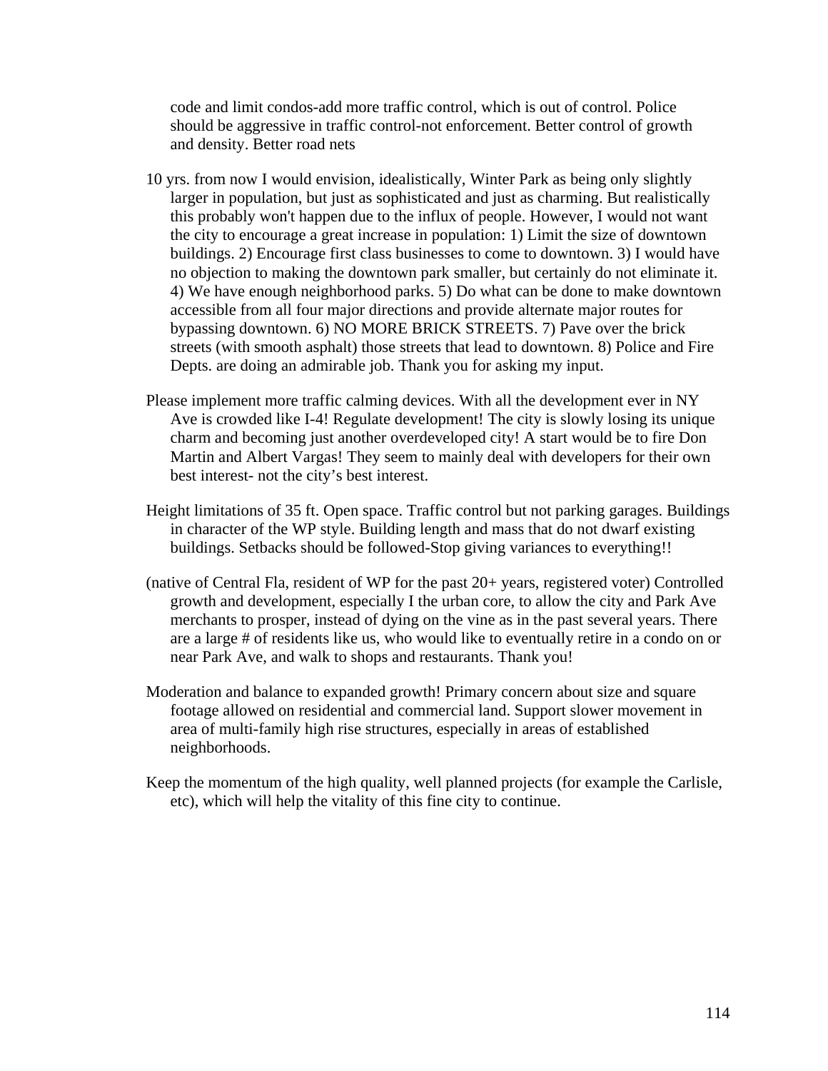code and limit condos-add more traffic control, which is out of control. Police should be aggressive in traffic control-not enforcement. Better control of growth and density. Better road nets

10 yrs. from now I would envision, idealistically, Winter Park as being only slightly larger in population, but just as sophisticated and just as charming. But realistically this probably won't happen due to the influx of people. However, I would not want the city to encourage a great increase in population: 1) Limit the size of downtown buildings. 2) Encourage first class businesses to come to downtown. 3) I would have no objection to making the downtown park smaller, but certainly do not eliminate it. 4) We have enough neighborhood parks. 5) Do what can be done to make downtown accessible from all four major directions and provide alternate major routes for bypassing downtown. 6) NO MORE BRICK STREETS. 7) Pave over the brick streets (with smooth asphalt) those streets that lead to downtown. 8) Police and Fire Depts. are doing an admirable job. Thank you for asking my input.

Please implement more traffic calming devices. With all the development ever in NY Ave is crowded like I-4! Regulate development! The city is slowly losing its unique charm and becoming just another overdeveloped city! A start would be to fire Don Martin and Albert Vargas! They seem to mainly deal with developers for their own best interest- not the city's best interest.

Height limitations of 35 ft. Open space. Traffic control but not parking garages. Buildings in character of the WP style. Building length and mass that do not dwarf existing buildings. Setbacks should be followed-Stop giving variances to everything!!

(native of Central Fla, resident of WP for the past 20+ years, registered voter) Controlled growth and development, especially I the urban core, to allow the city and Park Ave merchants to prosper, instead of dying on the vine as in the past several years. There are a large # of residents like us, who would like to eventually retire in a condo on or near Park Ave, and walk to shops and restaurants. Thank you!

Moderation and balance to expanded growth! Primary concern about size and square footage allowed on residential and commercial land. Support slower movement in area of multi-family high rise structures, especially in areas of established neighborhoods.

Keep the momentum of the high quality, well planned projects (for example the Carlisle, etc), which will help the vitality of this fine city to continue.